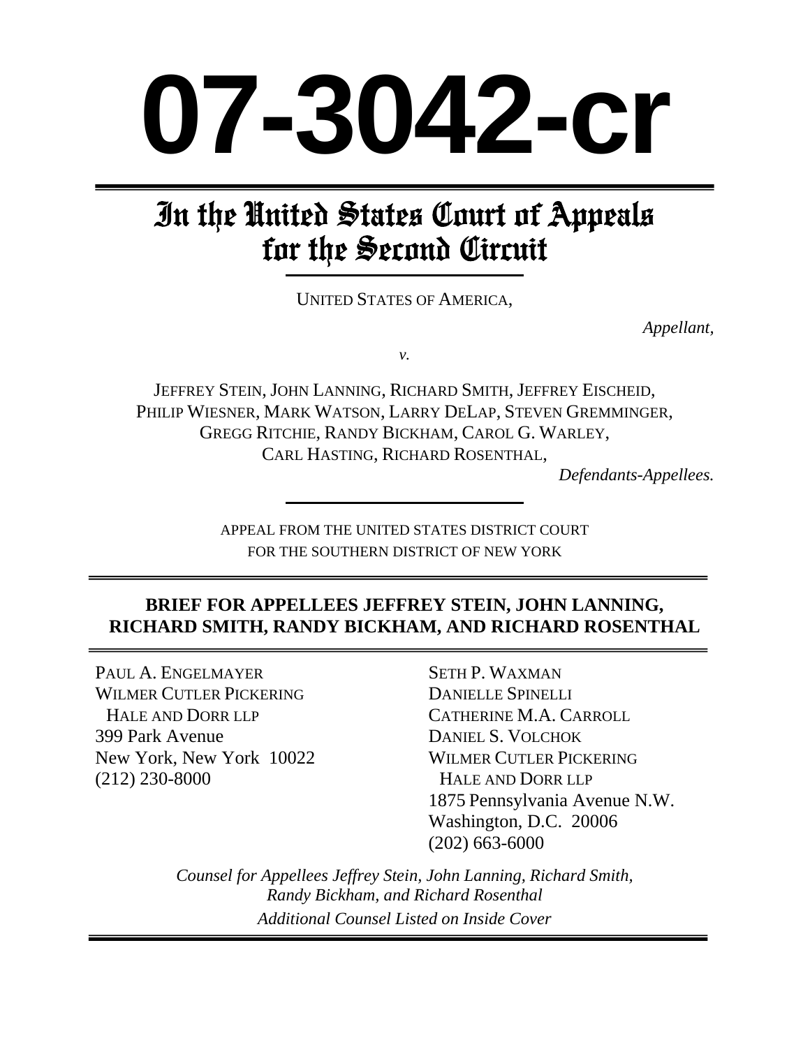# 07-3042-cr

## In the United States Court of Appeals for the Second Circuit

UNITED STATES OF AMERICA,

*Appellant,*

*v.*

JEFFREY STEIN, JOHN LANNING, RICHARD SMITH, JEFFREY EISCHEID, PHILIP WIESNER, MARK WATSON, LARRY DELAP, STEVEN GREMMINGER, GREGG RITCHIE, RANDY BICKHAM, CAROL G. WARLEY, CARL HASTING, RICHARD ROSENTHAL,

*Defendants-Appellees.*

APPEAL FROM THE UNITED STATES DISTRICT COURT FOR THE SOUTHERN DISTRICT OF NEW YORK

**BRIEF FOR APPELLEES JEFFREY STEIN, JOHN LANNING, RICHARD SMITH, RANDY BICKHAM, AND RICHARD ROSENTHAL**

PAUL A. ENGELMAYER
WILMER CUTLER PICKERING HALE AND DORR LLP
399 Park Avenue
New York, New York 10022
(212) 230-8000

SETH P. WAXMAN
DANIELLE SPINELLI
CATHERINE M.A. CARROLL
DANIEL S. VOLCHOK
WILMER CUTLER PICKERING HALE AND DORR LLP
1875 Pennsylvania Avenue N.W.
Washington, D.C. 20006
(202) 663-6000

*Counsel for Appellees Jeffrey Stein, John Lanning, Richard Smith, Randy Bickham, and Richard Rosenthal*

*Additional Counsel Listed on Inside Cover*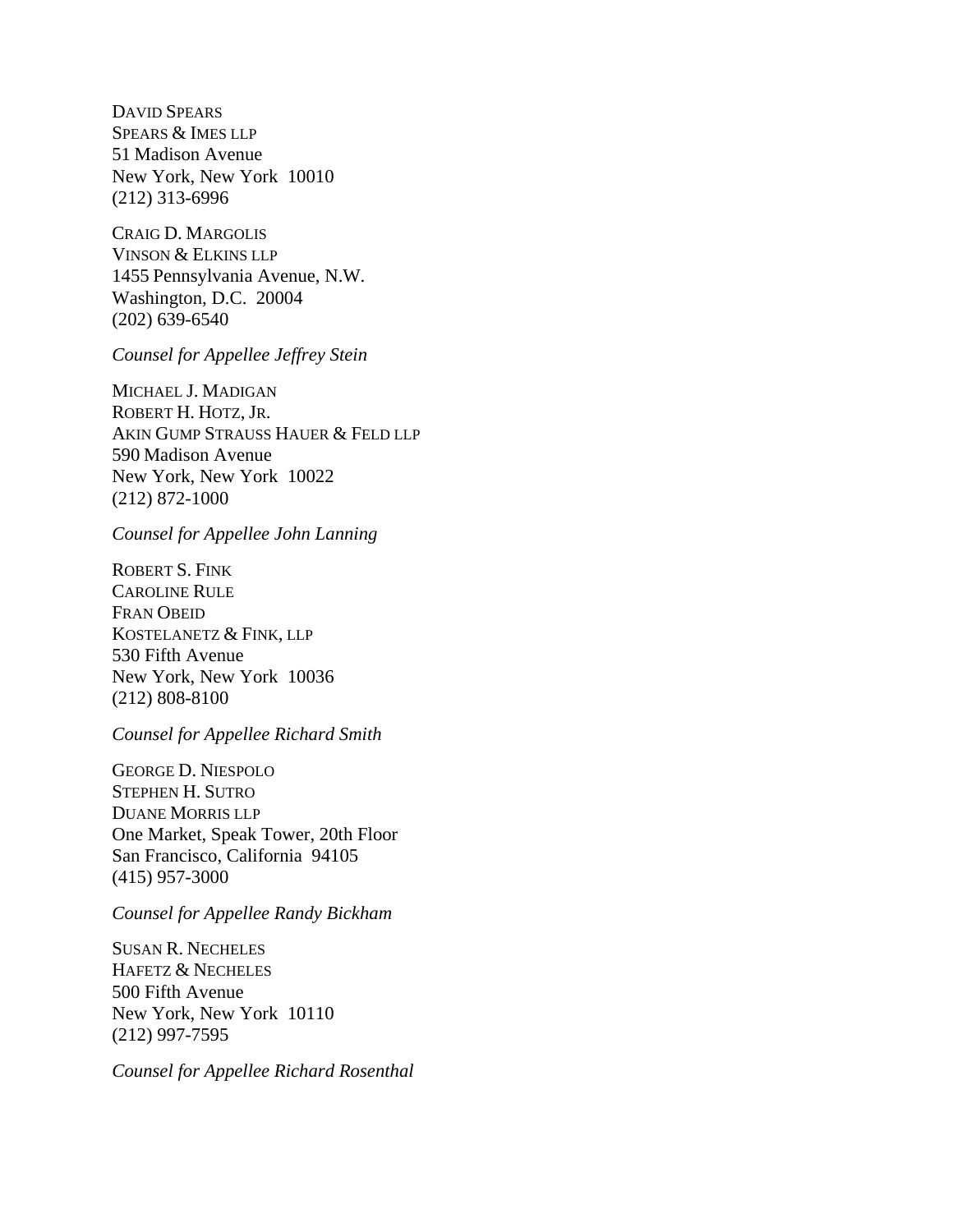DAVID SPEARS
SPEARS & IMES LLP
51 Madison Avenue
New York, New York 10010
(212) 313-6996

CRAIG D. MARGOLIS
VINSON & ELKINS LLP
1455 Pennsylvania Avenue, N.W.
Washington, D.C. 20004
(202) 639-6540

*Counsel for Appellee Jeffrey Stein*

MICHAEL J. MADIGAN
ROBERT H. HOTZ, JR.
AKIN GUMP STRAUSS HAUER & FELD LLP
590 Madison Avenue
New York, New York 10022
(212) 872-1000

*Counsel for Appellee John Lanning*

ROBERT S. FINK
CAROLINE RULE
FRAN OBEID
KOSTELANETZ & FINK, LLP
530 Fifth Avenue
New York, New York 10036
(212) 808-8100

*Counsel for Appellee Richard Smith*

GEORGE D. NIESPOLO
STEPHEN H. SUTRO
DUANE MORRIS LLP
One Market, Speak Tower, 20th Floor
San Francisco, California 94105
(415) 957-3000

*Counsel for Appellee Randy Bickham*

SUSAN R. NECHELES
HAFETZ & NECHELES
500 Fifth Avenue
New York, New York 10110
(212) 997-7595

*Counsel for Appellee Richard Rosenthal*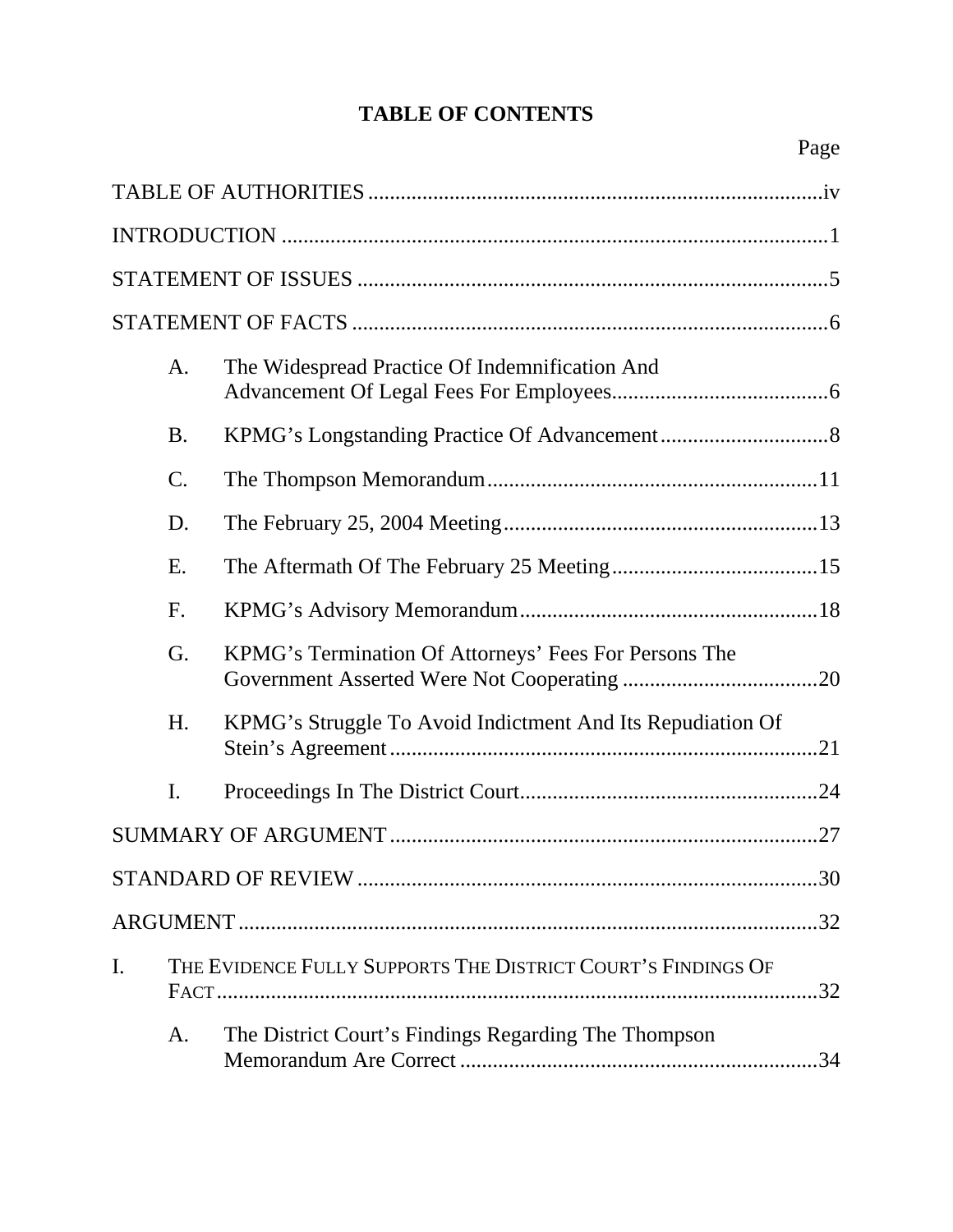# TABLE OF CONTENTS

| | Page |
|---|---|
| TABLE OF AUTHORITIES | iv |
| INTRODUCTION | 1 |
| STATEMENT OF ISSUES | 5 |
| STATEMENT OF FACTS | 6 |
| A. The Widespread Practice Of Indemnification And Advancement Of Legal Fees For Employees | 6 |
| B. KPMG's Longstanding Practice Of Advancement | 8 |
| C. The Thompson Memorandum | 11 |
| D. The February 25, 2004 Meeting | 13 |
| E. The Aftermath Of The February 25 Meeting | 15 |
| F. KPMG's Advisory Memorandum | 18 |
| G. KPMG's Termination Of Attorneys' Fees For Persons The Government Asserted Were Not Cooperating | 20 |
| H. KPMG's Struggle To Avoid Indictment And Its Repudiation Of Stein's Agreement | 21 |
| I. Proceedings In The District Court | 24 |
| SUMMARY OF ARGUMENT | 27 |
| STANDARD OF REVIEW | 30 |
| ARGUMENT | 32 |
| I. THE EVIDENCE FULLY SUPPORTS THE DISTRICT COURT'S FINDINGS OF FACT | 32 |
| A. The District Court's Findings Regarding The Thompson Memorandum Are Correct | 34 |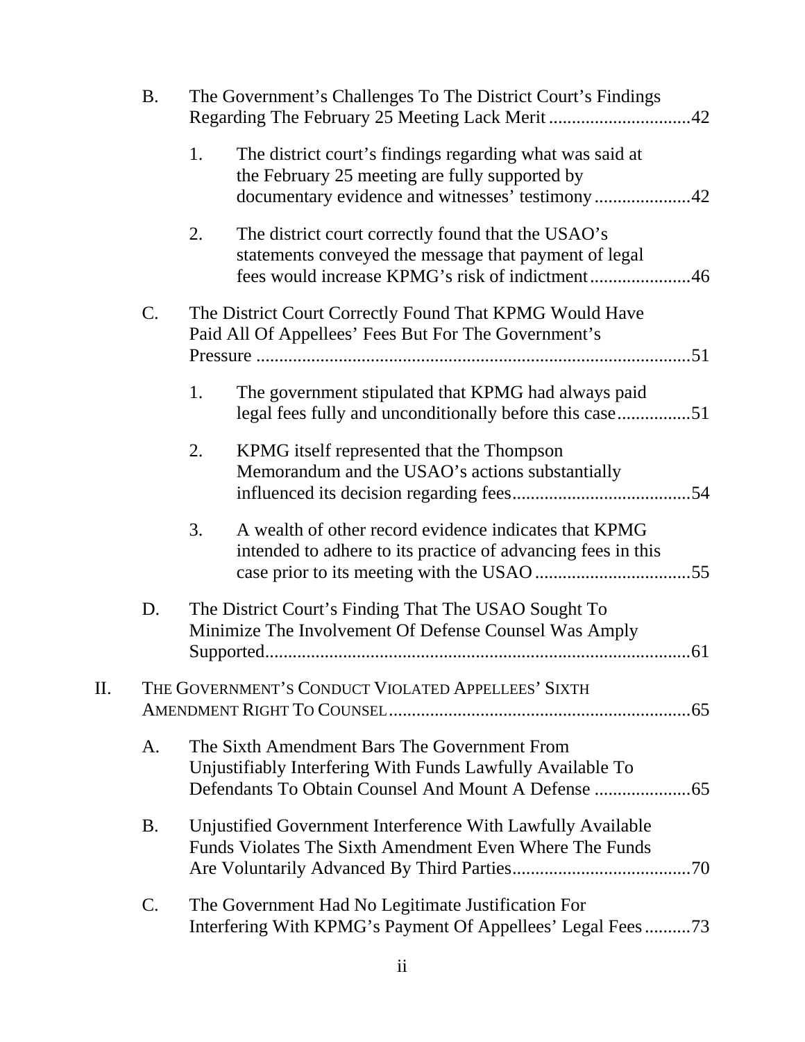B. The Government's Challenges To The District Court's Findings Regarding The February 25 Meeting Lack Merit ...............................42

1. The district court's findings regarding what was said at the February 25 meeting are fully supported by documentary evidence and witnesses' testimony .....................42

2. The district court correctly found that the USAO's statements conveyed the message that payment of legal fees would increase KPMG's risk of indictment......................46

C. The District Court Correctly Found That KPMG Would Have Paid All Of Appellees' Fees But For The Government's Pressure ..............................................................................................51

1. The government stipulated that KPMG had always paid legal fees fully and unconditionally before this case................51

2. KPMG itself represented that the Thompson Memorandum and the USAO's actions substantially influenced its decision regarding fees.......................................54

3. A wealth of other record evidence indicates that KPMG intended to adhere to its practice of advancing fees in this case prior to its meeting with the USAO ..................................55

D. The District Court's Finding That The USAO Sought To Minimize The Involvement Of Defense Counsel Was Amply Supported............................................................................................61

II. THE GOVERNMENT'S CONDUCT VIOLATED APPELLEES' SIXTH AMENDMENT RIGHT TO COUNSEL..................................................................65

A. The Sixth Amendment Bars The Government From Unjustifiably Interfering With Funds Lawfully Available To Defendants To Obtain Counsel And Mount A Defense .....................65

B. Unjustified Government Interference With Lawfully Available Funds Violates The Sixth Amendment Even Where The Funds Are Voluntarily Advanced By Third Parties.......................................70

C. The Government Had No Legitimate Justification For Interfering With KPMG's Payment Of Appellees' Legal Fees ..........73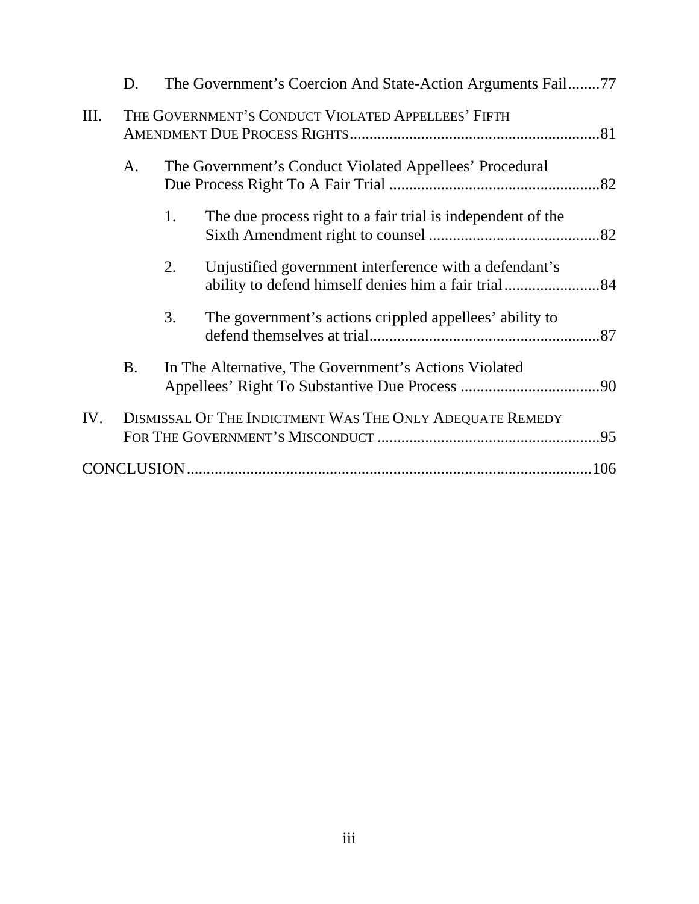D. The Government's Coercion And State-Action Arguments Fail........77

III. THE GOVERNMENT'S CONDUCT VIOLATED APPELLEES' FIFTH AMENDMENT DUE PROCESS RIGHTS...............................................................81

A. The Government's Conduct Violated Appellees' Procedural Due Process Right To A Fair Trial .....................................................82

1. The due process right to a fair trial is independent of the Sixth Amendment right to counsel ...........................................82

2. Unjustified government interference with a defendant's ability to defend himself denies him a fair trial........................84

3. The government's actions crippled appellees' ability to defend themselves at trial..........................................................87

B. In The Alternative, The Government's Actions Violated Appellees' Right To Substantive Due Process ...................................90

IV. DISMISSAL OF THE INDICTMENT WAS THE ONLY ADEQUATE REMEDY FOR THE GOVERNMENT'S MISCONDUCT ........................................................95

CONCLUSION.....................................................................................................106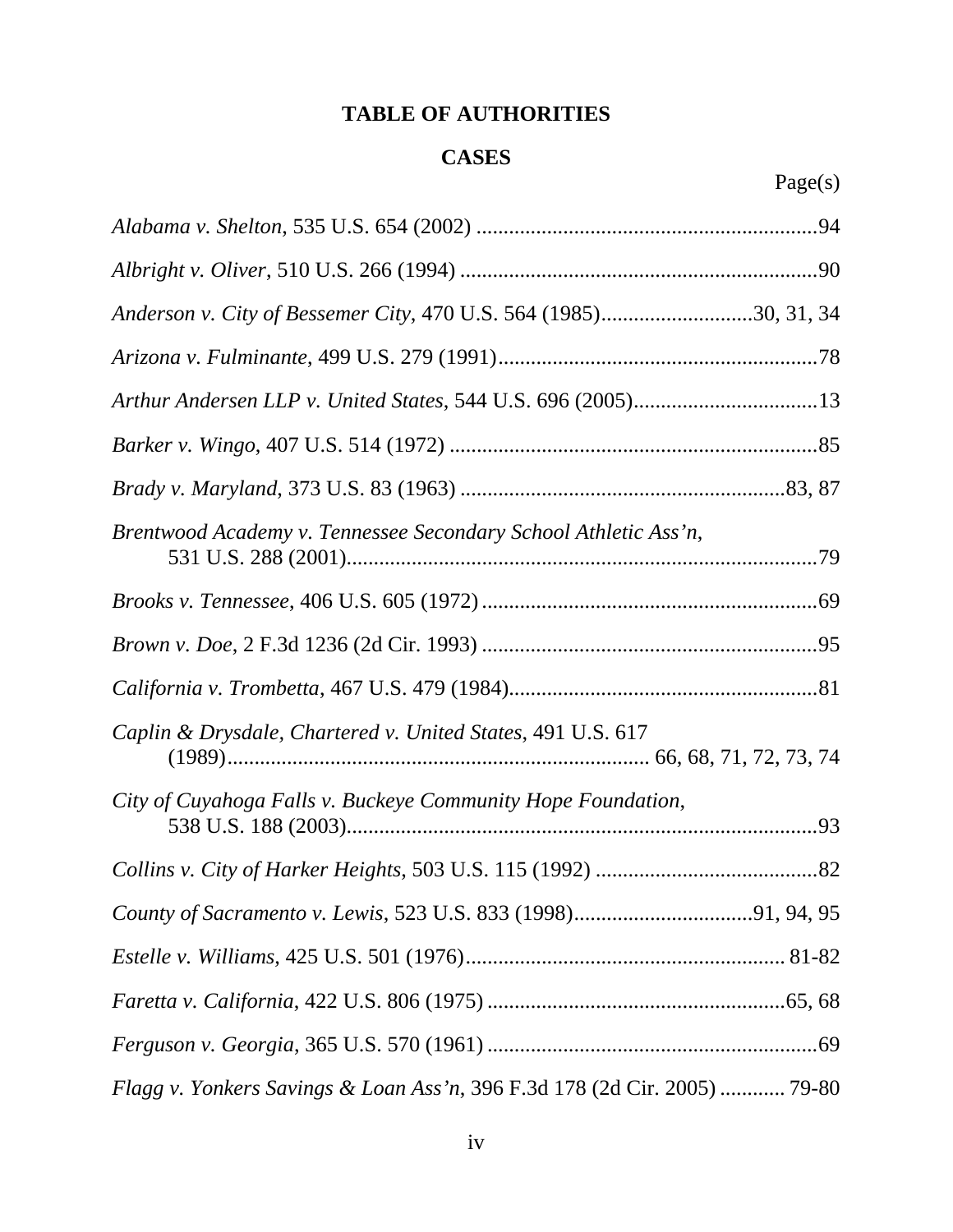# TABLE OF AUTHORITIES

## CASES

Page(s)

*Alabama v. Shelton*, 535 U.S. 654 (2002) ...............................................................94

*Albright v. Oliver*, 510 U.S. 266 (1994) ..................................................................90

*Anderson v. City of Bessemer City*, 470 U.S. 564 (1985)............................30, 31, 34

*Arizona v. Fulminante*, 499 U.S. 279 (1991)...........................................................78

*Arthur Andersen LLP v. United States*, 544 U.S. 696 (2005)..................................13

*Barker v. Wingo*, 407 U.S. 514 (1972) ....................................................................85

*Brady v. Maryland*, 373 U.S. 83 (1963) ............................................................83, 87

*Brentwood Academy v. Tennessee Secondary School Athletic Ass'n*, 531 U.S. 288 (2001).......................................................................................79

*Brooks v. Tennessee*, 406 U.S. 605 (1972) ..............................................................69

*Brown v. Doe*, 2 F.3d 1236 (2d Cir. 1993) ..............................................................95

*California v. Trombetta*, 467 U.S. 479 (1984)..........................................................81

*Caplin & Drysdale, Chartered v. United States*, 491 U.S. 617 (1989)............................................................................ 66, 68, 71, 72, 73, 74

*City of Cuyahoga Falls v. Buckeye Community Hope Foundation*, 538 U.S. 188 (2003).......................................................................................93

*Collins v. City of Harker Heights*, 503 U.S. 115 (1992) ..........................................82

*County of Sacramento v. Lewis*, 523 U.S. 833 (1998).................................91, 94, 95

*Estelle v. Williams*, 425 U.S. 501 (1976)........................................................... 81-82

*Faretta v. California*, 422 U.S. 806 (1975) .......................................................65, 68

*Ferguson v. Georgia*, 365 U.S. 570 (1961) .............................................................69

*Flagg v. Yonkers Savings & Loan Ass'n*, 396 F.3d 178 (2d Cir. 2005) ............ 79-80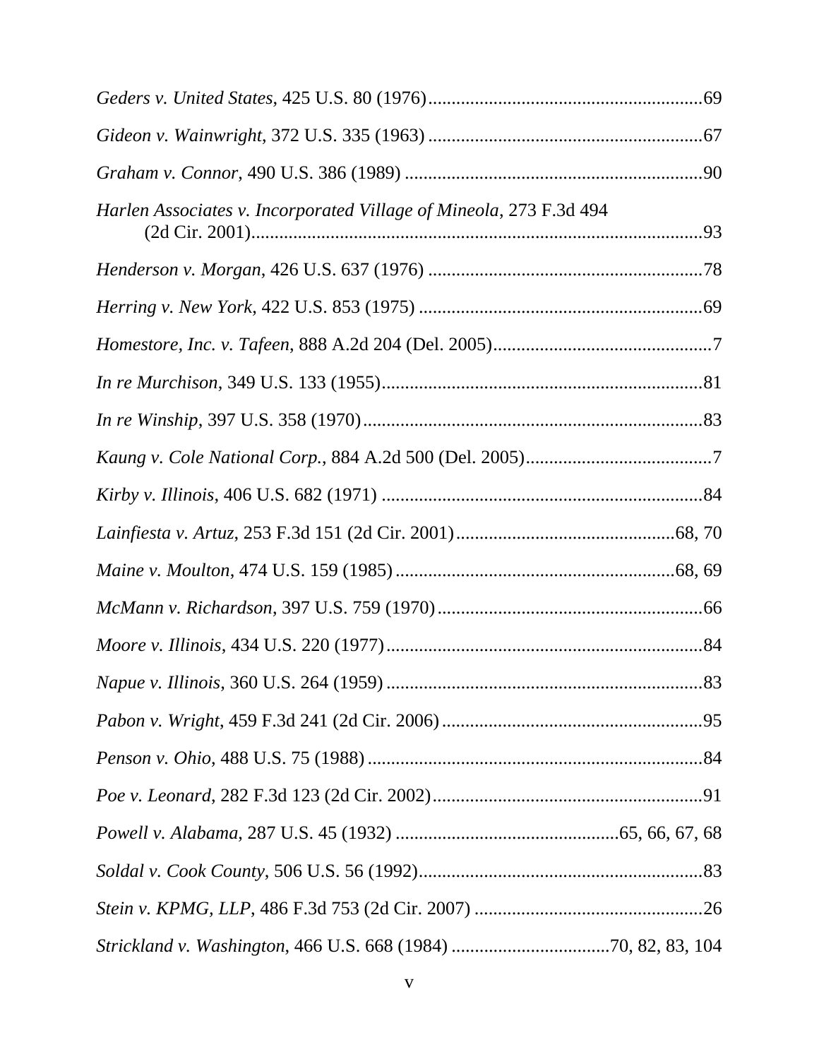*Geders v. United States*, 425 U.S. 80 (1976)...........................................................69

*Gideon v. Wainwright,* 372 U.S. 335 (1963) ...........................................................67

*Graham v. Connor,* 490 U.S. 386 (1989) ................................................................90

*Harlen Associates v. Incorporated Village of Mineola*, 273 F.3d 494 (2d Cir. 2001).................................................................................................93

*Henderson v. Morgan,* 426 U.S. 637 (1976) ...........................................................78

*Herring v. New York*, 422 U.S. 853 (1975) .............................................................69

*Homestore, Inc. v. Tafeen*, 888 A.2d 204 (Del. 2005)...............................................7

*In re Murchison*, 349 U.S. 133 (1955).....................................................................81

*In re Winship*, 397 U.S. 358 (1970).........................................................................83

*Kaung v. Cole National Corp.*, 884 A.2d 500 (Del. 2005)........................................7

*Kirby v. Illinois*, 406 U.S. 682 (1971) .....................................................................84

*Lainfiesta v. Artuz,* 253 F.3d 151 (2d Cir. 2001)...............................................68, 70

*Maine v. Moulton*, 474 U.S. 159 (1985) ............................................................68, 69

*McMann v. Richardson*, 397 U.S. 759 (1970).........................................................66

*Moore v. Illinois*, 434 U.S. 220 (1977)....................................................................84

*Napue v. Illinois*, 360 U.S. 264 (1959) ....................................................................83

*Pabon v. Wright*, 459 F.3d 241 (2d Cir. 2006) ........................................................95

*Penson v. Ohio*, 488 U.S. 75 (1988) ........................................................................84

*Poe v. Leonard,* 282 F.3d 123 (2d Cir. 2002)...........................................................91

*Powell v. Alabama*, 287 U.S. 45 (1932) ................................................65, 66, 67, 68

*Soldal v. Cook County,* 506 U.S. 56 (1992).............................................................83

*Stein v. KPMG, LLP*, 486 F.3d 753 (2d Cir. 2007) .................................................26

*Strickland v. Washington*, 466 U.S. 668 (1984) ..................................70, 82, 83, 104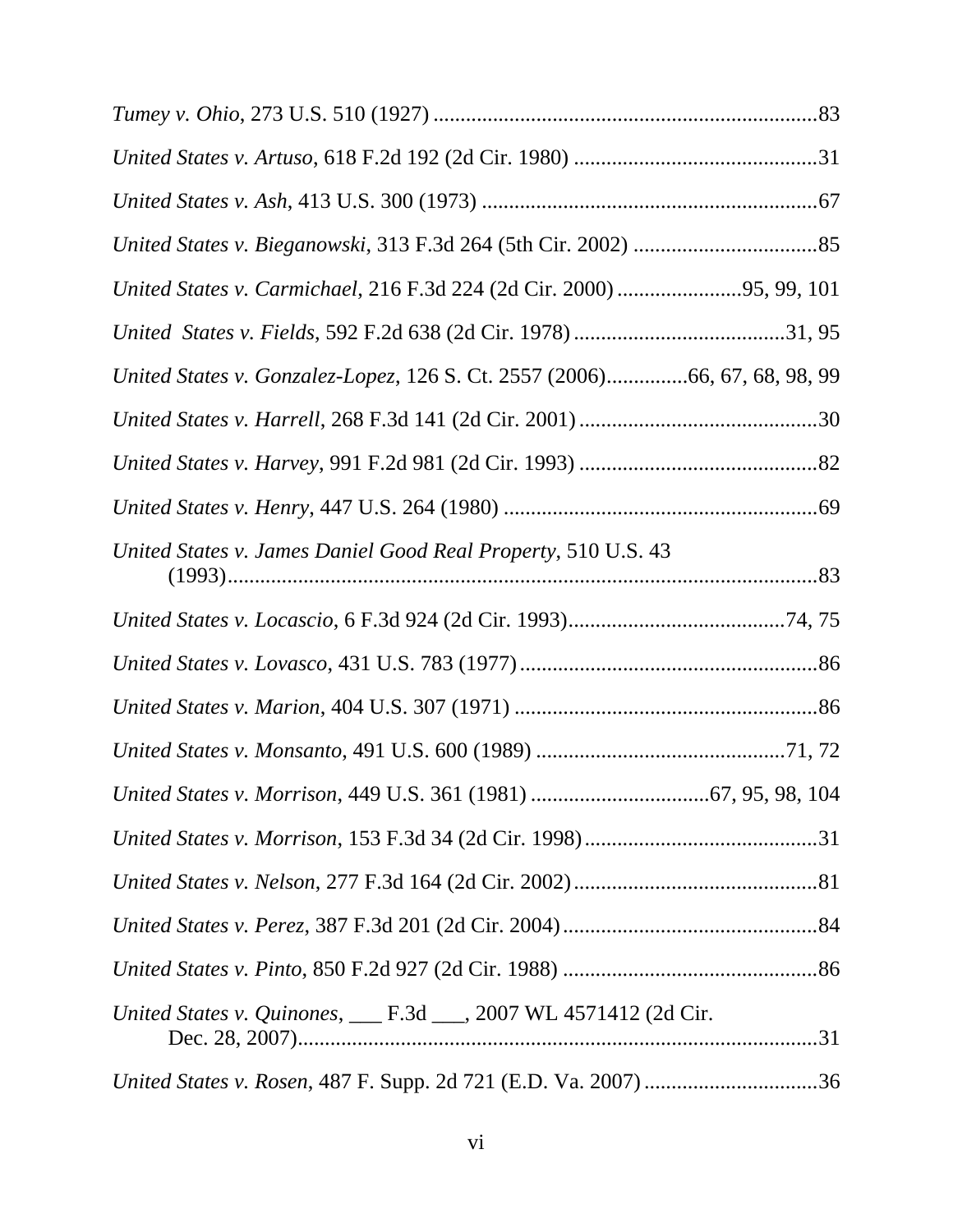*Tumey v. Ohio*, 273 U.S. 510 (1927) .......................................................................83

*United States v. Artuso*, 618 F.2d 192 (2d Cir. 1980) .............................................31

*United States v. Ash*, 413 U.S. 300 (1973) ..............................................................67

*United States v. Bieganowski*, 313 F.3d 264 (5th Cir. 2002) ..................................85

*United States v. Carmichael*, 216 F.3d 224 (2d Cir. 2000) .......................95, 99, 101

*United States v. Fields*, 592 F.2d 638 (2d Cir. 1978).......................................31, 95

*United States v. Gonzalez-Lopez*, 126 S. Ct. 2557 (2006)..............66, 67, 68, 98, 99

*United States v. Harrell*, 268 F.3d 141 (2d Cir. 2001).............................................30

*United States v. Harvey*, 991 F.2d 981 (2d Cir. 1993) ............................................82

*United States v. Henry*, 447 U.S. 264 (1980) ..........................................................69

*United States v. James Daniel Good Real Property*, 510 U.S. 43 (1993).............................................................................................................83

*United States v. Locascio*, 6 F.3d 924 (2d Cir. 1993)........................................74, 75

*United States v. Lovasco*, 431 U.S. 783 (1977).......................................................86

*United States v. Marion*, 404 U.S. 307 (1971) ........................................................86

*United States v. Monsanto*, 491 U.S. 600 (1989) ..............................................71, 72

*United States v. Morrison*, 449 U.S. 361 (1981) ................................67, 95, 98, 104

*United States v. Morrison*, 153 F.3d 34 (2d Cir. 1998)...........................................31

*United States v. Nelson*, 277 F.3d 164 (2d Cir. 2002).............................................81

*United States v. Perez*, 387 F.3d 201 (2d Cir. 2004)...............................................84

*United States v. Pinto*, 850 F.2d 927 (2d Cir. 1988) ...............................................86

*United States v. Quinones*, ___ F.3d ___, 2007 WL 4571412 (2d Cir. Dec. 28, 2007)................................................................................................31

*United States v. Rosen*, 487 F. Supp. 2d 721 (E.D. Va. 2007) ................................36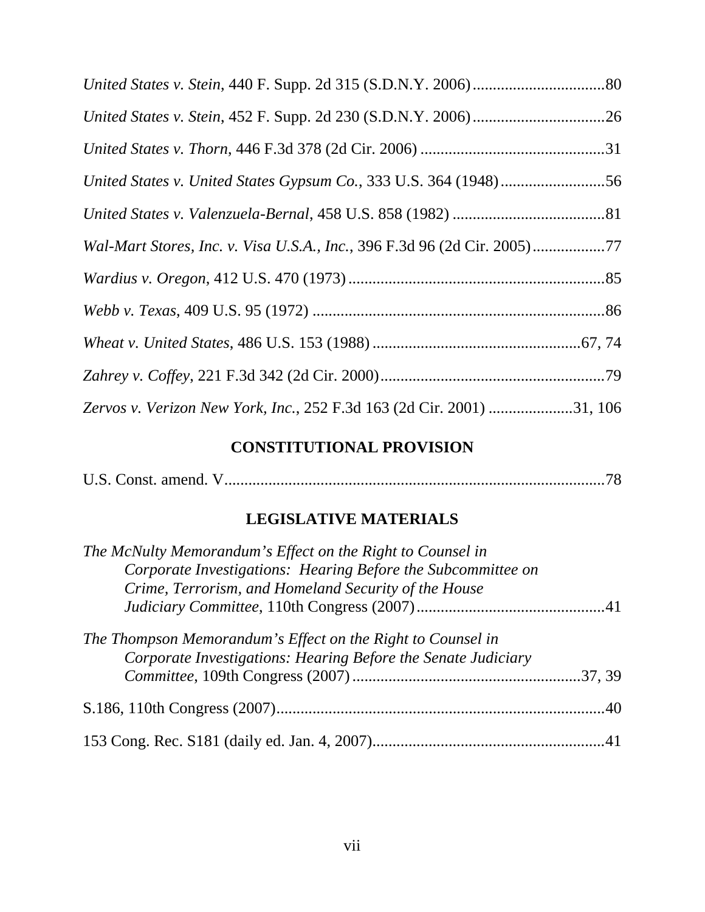*United States v. Stein*, 440 F. Supp. 2d 315 (S.D.N.Y. 2006).................................80

*United States v. Stein*, 452 F. Supp. 2d 230 (S.D.N.Y. 2006).................................26

*United States v. Thorn*, 446 F.3d 378 (2d Cir. 2006) ..............................................31

*United States v. United States Gypsum Co.*, 333 U.S. 364 (1948)..........................56

*United States v. Valenzuela-Bernal*, 458 U.S. 858 (1982) ......................................81

*Wal-Mart Stores, Inc. v. Visa U.S.A., Inc.*, 396 F.3d 96 (2d Cir. 2005).................77

*Wardius v. Oregon*, 412 U.S. 470 (1973)................................................................85

*Webb v. Texas*, 409 U.S. 95 (1972) .........................................................................86

*Wheat v. United States*, 486 U.S. 153 (1988) ....................................................67, 74

*Zahrey v. Coffey*, 221 F.3d 342 (2d Cir. 2000).......................................................79

*Zervos v. Verizon New York, Inc.*, 252 F.3d 163 (2d Cir. 2001) ....................31, 106

## CONSTITUTIONAL PROVISION

U.S. Const. amend. V...............................................................................................78

## LEGISLATIVE MATERIALS

*The McNulty Memorandum's Effect on the Right to Counsel in Corporate Investigations: Hearing Before the Subcommittee on Crime, Terrorism, and Homeland Security of the House Judiciary Committee*, 110th Congress (2007)...............................................41

*The Thompson Memorandum's Effect on the Right to Counsel in Corporate Investigations: Hearing Before the Senate Judiciary Committee*, 109th Congress (2007).........................................................37, 39

S.186, 110th Congress (2007).................................................................................40

153 Cong. Rec. S181 (daily ed. Jan. 4, 2007).........................................................41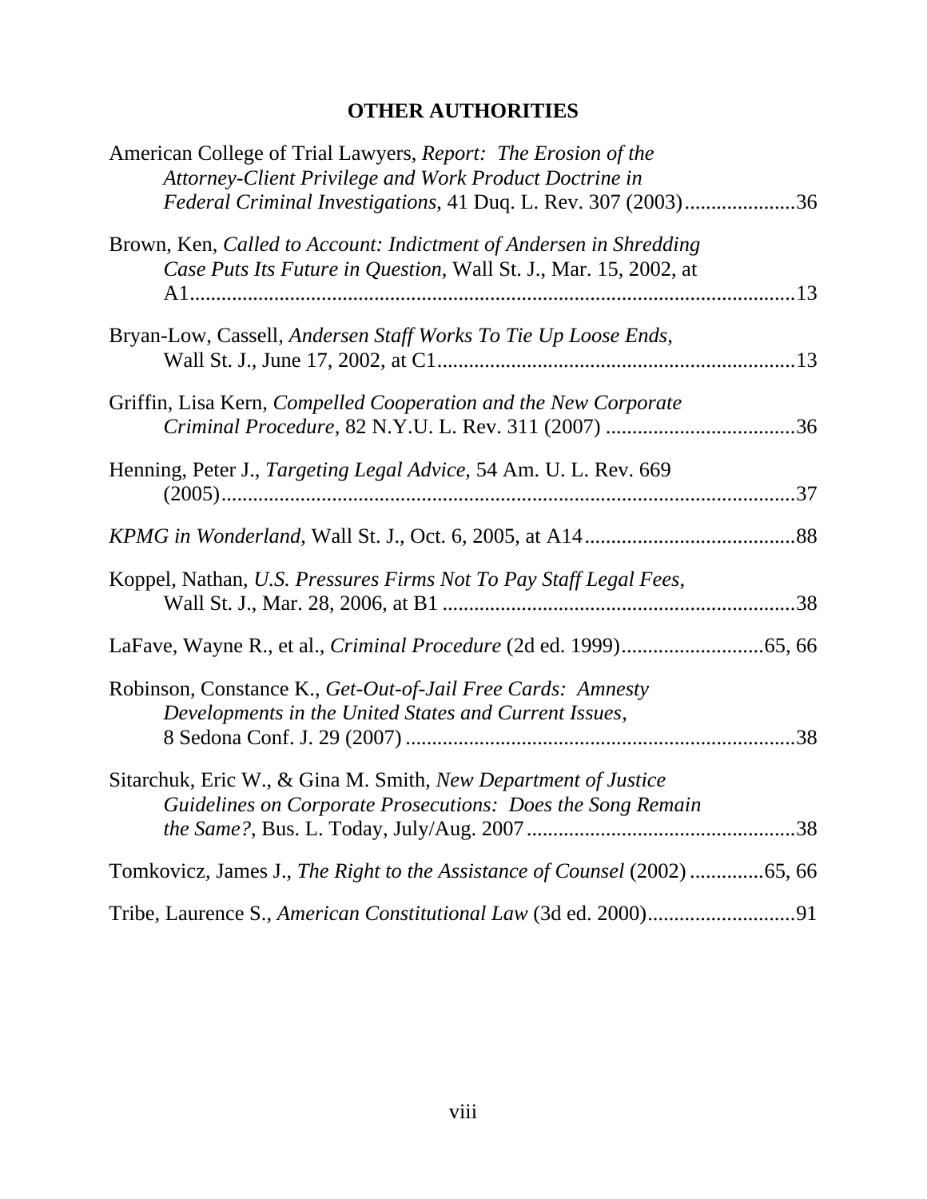## OTHER AUTHORITIES

American College of Trial Lawyers, *Report: The Erosion of the Attorney-Client Privilege and Work Product Doctrine in Federal Criminal Investigations*, 41 Duq. L. Rev. 307 (2003)....................36

Brown, Ken, *Called to Account: Indictment of Andersen in Shredding Case Puts Its Future in Question*, Wall St. J., Mar. 15, 2002, at A1.....................................................................................................13

Bryan-Low, Cassell, *Andersen Staff Works To Tie Up Loose Ends*, Wall St. J., June 17, 2002, at C1..................................................................13

Griffin, Lisa Kern, *Compelled Cooperation and the New Corporate Criminal Procedure*, 82 N.Y.U. L. Rev. 311 (2007) ....................................36

Henning, Peter J., *Targeting Legal Advice*, 54 Am. U. L. Rev. 669 (2005)............................................................................................................37

*KPMG in Wonderland*, Wall St. J., Oct. 6, 2005, at A14........................................88

Koppel, Nathan, *U.S. Pressures Firms Not To Pay Staff Legal Fees*, Wall St. J., Mar. 28, 2006, at B1 ..................................................................38

LaFave, Wayne R., et al., *Criminal Procedure* (2d ed. 1999)...........................65, 66

Robinson, Constance K., *Get-Out-of-Jail Free Cards: Amnesty Developments in the United States and Current Issues*, 8 Sedona Conf. J. 29 (2007) .........................................................................38

Sitarchuk, Eric W., & Gina M. Smith, *New Department of Justice Guidelines on Corporate Prosecutions: Does the Song Remain the Same?*, Bus. L. Today, July/Aug. 2007 ...................................................38

Tomkovicz, James J., *The Right to the Assistance of Counsel* (2002) .............65, 66

Tribe, Laurence S., *American Constitutional Law* (3d ed. 2000)............................91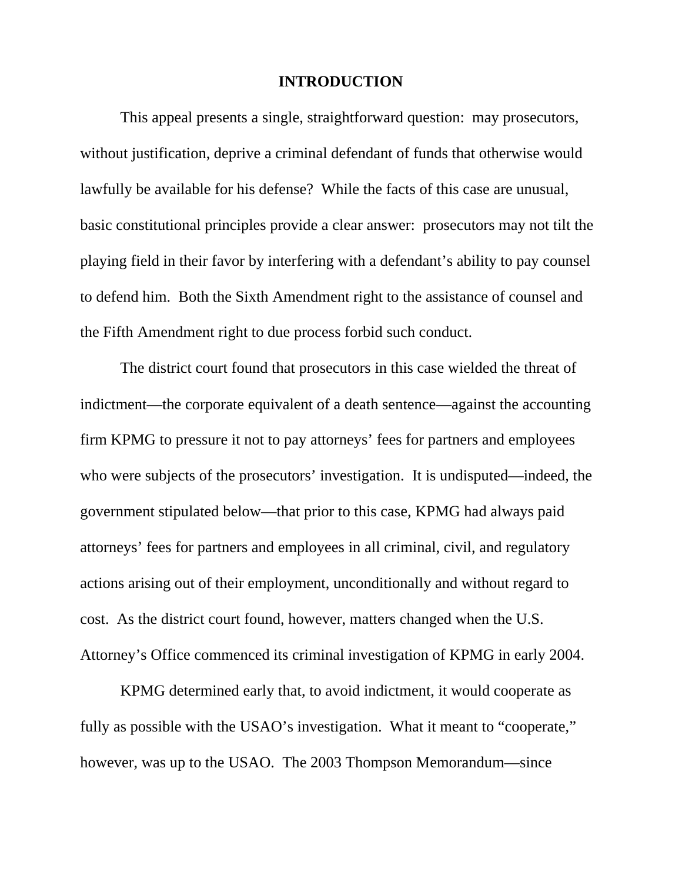## INTRODUCTION

This appeal presents a single, straightforward question: may prosecutors, without justification, deprive a criminal defendant of funds that otherwise would lawfully be available for his defense? While the facts of this case are unusual, basic constitutional principles provide a clear answer: prosecutors may not tilt the playing field in their favor by interfering with a defendant's ability to pay counsel to defend him. Both the Sixth Amendment right to the assistance of counsel and the Fifth Amendment right to due process forbid such conduct.

The district court found that prosecutors in this case wielded the threat of indictment—the corporate equivalent of a death sentence—against the accounting firm KPMG to pressure it not to pay attorneys' fees for partners and employees who were subjects of the prosecutors' investigation. It is undisputed—indeed, the government stipulated below—that prior to this case, KPMG had always paid attorneys' fees for partners and employees in all criminal, civil, and regulatory actions arising out of their employment, unconditionally and without regard to cost. As the district court found, however, matters changed when the U.S. Attorney's Office commenced its criminal investigation of KPMG in early 2004.

KPMG determined early that, to avoid indictment, it would cooperate as fully as possible with the USAO's investigation. What it meant to "cooperate," however, was up to the USAO. The 2003 Thompson Memorandum—since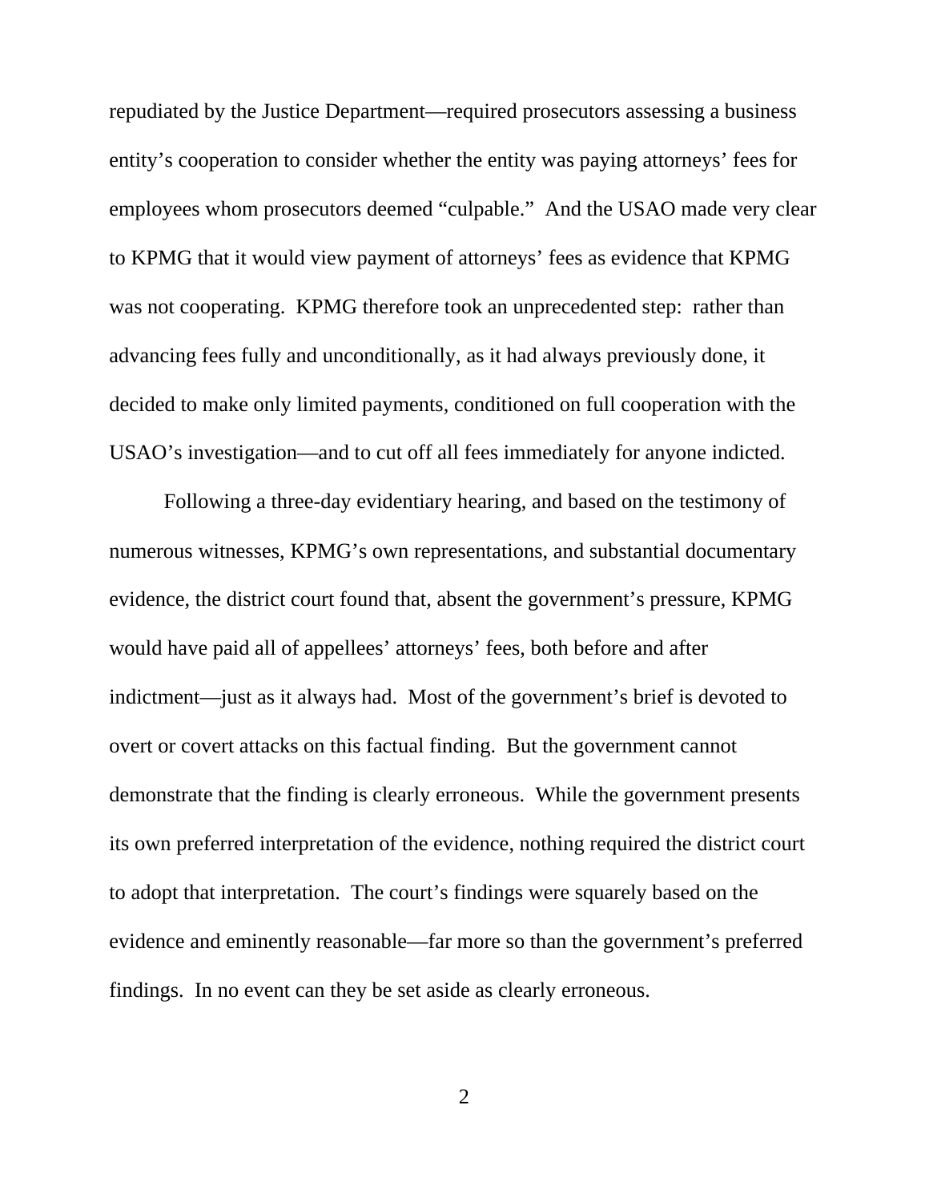repudiated by the Justice Department—required prosecutors assessing a business entity's cooperation to consider whether the entity was paying attorneys' fees for employees whom prosecutors deemed "culpable." And the USAO made very clear to KPMG that it would view payment of attorneys' fees as evidence that KPMG was not cooperating. KPMG therefore took an unprecedented step: rather than advancing fees fully and unconditionally, as it had always previously done, it decided to make only limited payments, conditioned on full cooperation with the USAO's investigation—and to cut off all fees immediately for anyone indicted.

Following a three-day evidentiary hearing, and based on the testimony of numerous witnesses, KPMG's own representations, and substantial documentary evidence, the district court found that, absent the government's pressure, KPMG would have paid all of appellees' attorneys' fees, both before and after indictment—just as it always had. Most of the government's brief is devoted to overt or covert attacks on this factual finding. But the government cannot demonstrate that the finding is clearly erroneous. While the government presents its own preferred interpretation of the evidence, nothing required the district court to adopt that interpretation. The court's findings were squarely based on the evidence and eminently reasonable—far more so than the government's preferred findings. In no event can they be set aside as clearly erroneous.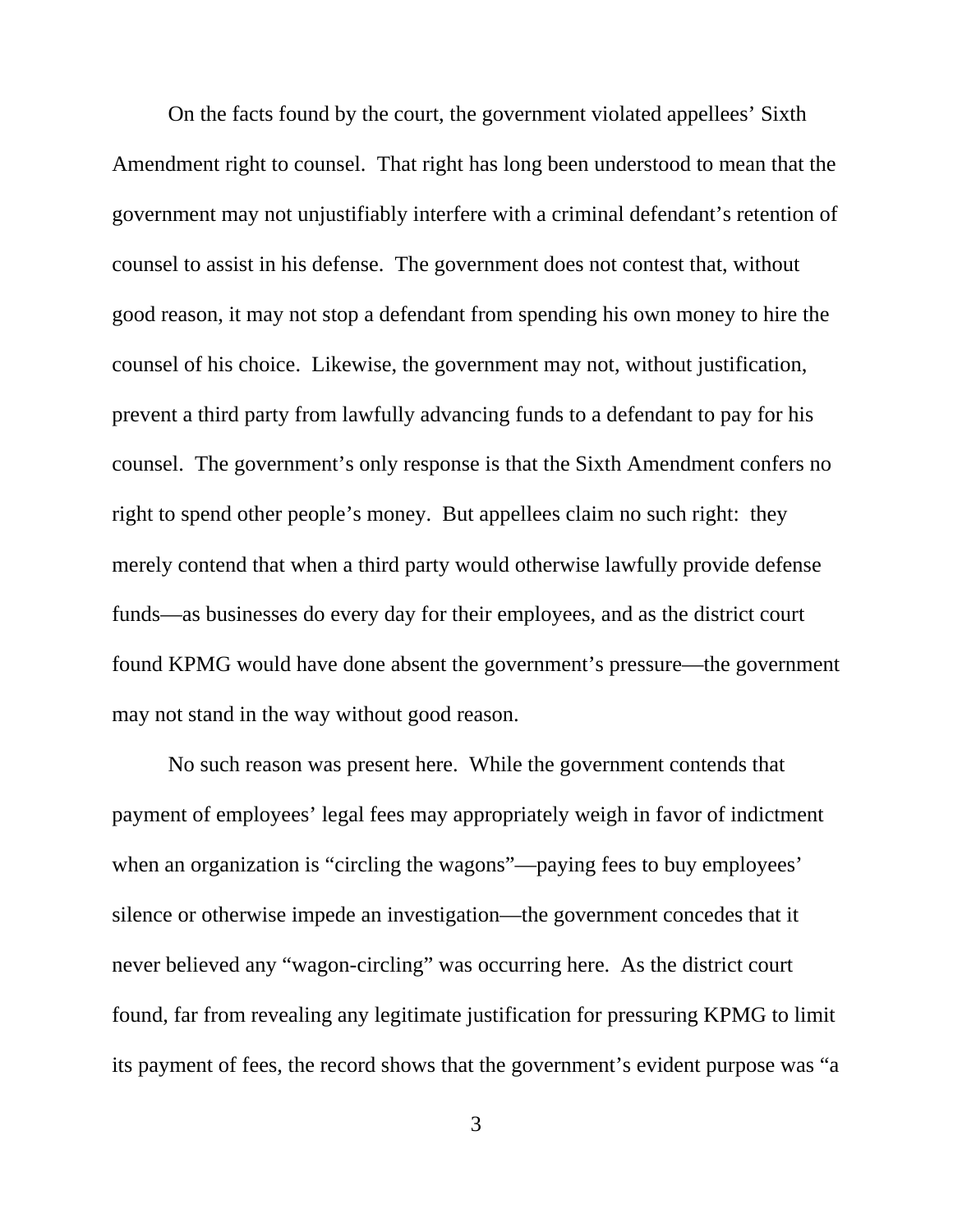On the facts found by the court, the government violated appellees' Sixth Amendment right to counsel. That right has long been understood to mean that the government may not unjustifiably interfere with a criminal defendant's retention of counsel to assist in his defense. The government does not contest that, without good reason, it may not stop a defendant from spending his own money to hire the counsel of his choice. Likewise, the government may not, without justification, prevent a third party from lawfully advancing funds to a defendant to pay for his counsel. The government's only response is that the Sixth Amendment confers no right to spend other people's money. But appellees claim no such right: they merely contend that when a third party would otherwise lawfully provide defense funds—as businesses do every day for their employees, and as the district court found KPMG would have done absent the government's pressure—the government may not stand in the way without good reason.

No such reason was present here. While the government contends that payment of employees' legal fees may appropriately weigh in favor of indictment when an organization is "circling the wagons"—paying fees to buy employees' silence or otherwise impede an investigation—the government concedes that it never believed any "wagon-circling" was occurring here. As the district court found, far from revealing any legitimate justification for pressuring KPMG to limit its payment of fees, the record shows that the government's evident purpose was "a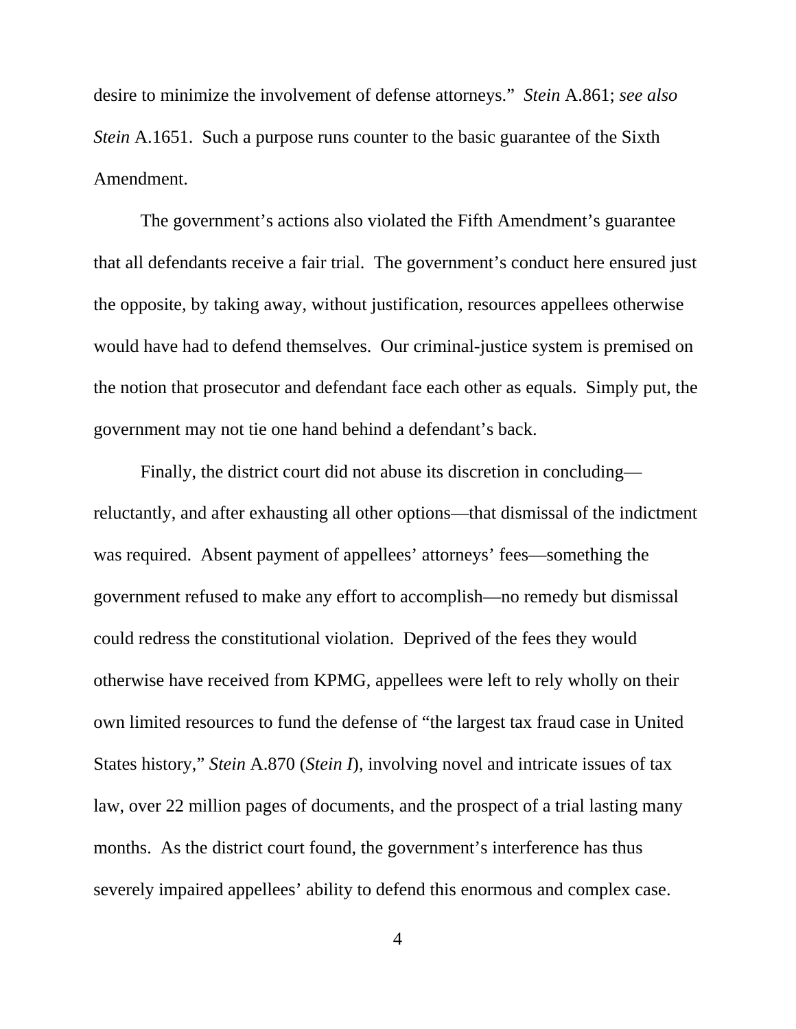desire to minimize the involvement of defense attorneys." *Stein* A.861; *see also Stein* A.1651. Such a purpose runs counter to the basic guarantee of the Sixth Amendment.

The government's actions also violated the Fifth Amendment's guarantee that all defendants receive a fair trial. The government's conduct here ensured just the opposite, by taking away, without justification, resources appellees otherwise would have had to defend themselves. Our criminal-justice system is premised on the notion that prosecutor and defendant face each other as equals. Simply put, the government may not tie one hand behind a defendant's back.

Finally, the district court did not abuse its discretion in concluding—reluctantly, and after exhausting all other options—that dismissal of the indictment was required. Absent payment of appellees' attorneys' fees—something the government refused to make any effort to accomplish—no remedy but dismissal could redress the constitutional violation. Deprived of the fees they would otherwise have received from KPMG, appellees were left to rely wholly on their own limited resources to fund the defense of "the largest tax fraud case in United States history," *Stein* A.870 (*Stein I*), involving novel and intricate issues of tax law, over 22 million pages of documents, and the prospect of a trial lasting many months. As the district court found, the government's interference has thus severely impaired appellees' ability to defend this enormous and complex case.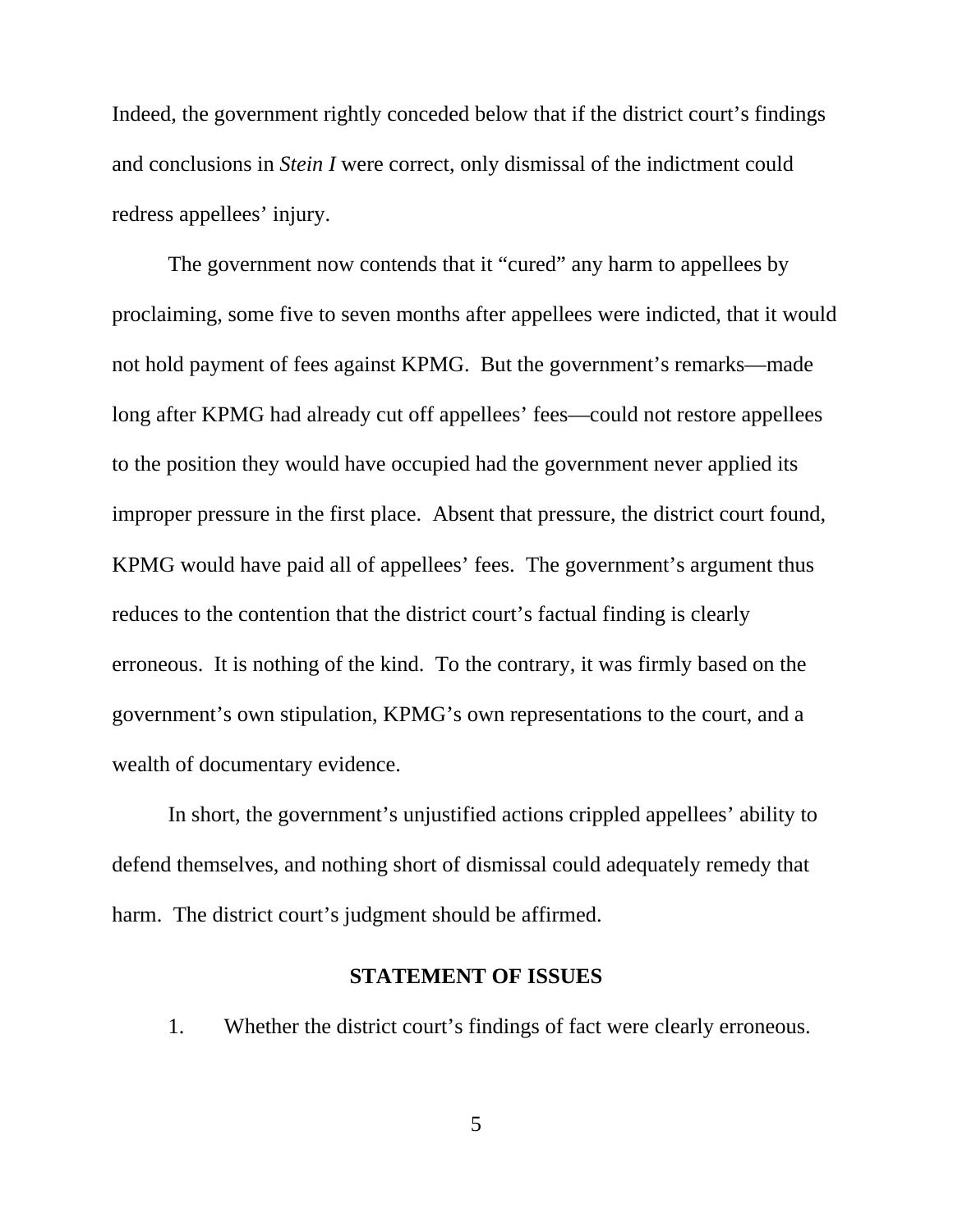Indeed, the government rightly conceded below that if the district court's findings and conclusions in *Stein I* were correct, only dismissal of the indictment could redress appellees' injury.

The government now contends that it "cured" any harm to appellees by proclaiming, some five to seven months after appellees were indicted, that it would not hold payment of fees against KPMG. But the government's remarks—made long after KPMG had already cut off appellees' fees—could not restore appellees to the position they would have occupied had the government never applied its improper pressure in the first place. Absent that pressure, the district court found, KPMG would have paid all of appellees' fees. The government's argument thus reduces to the contention that the district court's factual finding is clearly erroneous. It is nothing of the kind. To the contrary, it was firmly based on the government's own stipulation, KPMG's own representations to the court, and a wealth of documentary evidence.

In short, the government's unjustified actions crippled appellees' ability to defend themselves, and nothing short of dismissal could adequately remedy that harm. The district court's judgment should be affirmed.

## STATEMENT OF ISSUES

1. Whether the district court's findings of fact were clearly erroneous.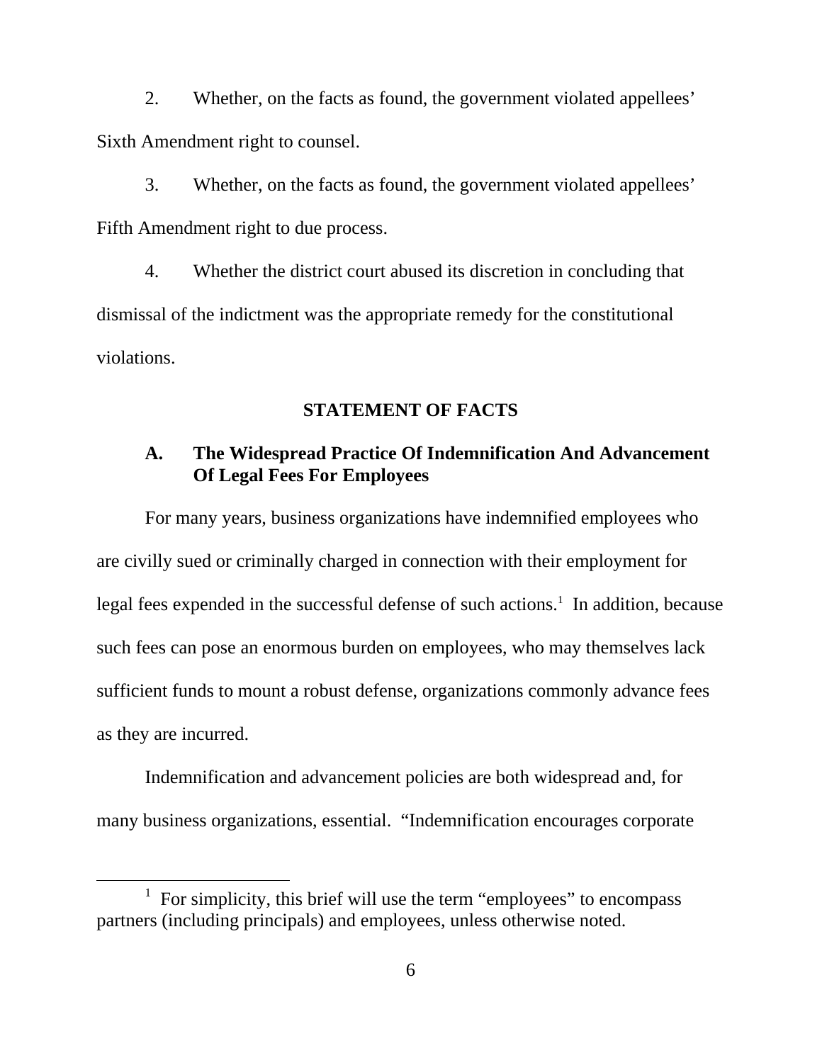2. Whether, on the facts as found, the government violated appellees' Sixth Amendment right to counsel.

3. Whether, on the facts as found, the government violated appellees' Fifth Amendment right to due process.

4. Whether the district court abused its discretion in concluding that dismissal of the indictment was the appropriate remedy for the constitutional violations.

## STATEMENT OF FACTS

### A. The Widespread Practice Of Indemnification And Advancement Of Legal Fees For Employees

For many years, business organizations have indemnified employees who are civilly sued or criminally charged in connection with their employment for legal fees expended in the successful defense of such actions.[1] In addition, because such fees can pose an enormous burden on employees, who may themselves lack sufficient funds to mount a robust defense, organizations commonly advance fees as they are incurred.

Indemnification and advancement policies are both widespread and, for many business organizations, essential. "Indemnification encourages corporate

[1] For simplicity, this brief will use the term "employees" to encompass partners (including principals) and employees, unless otherwise noted.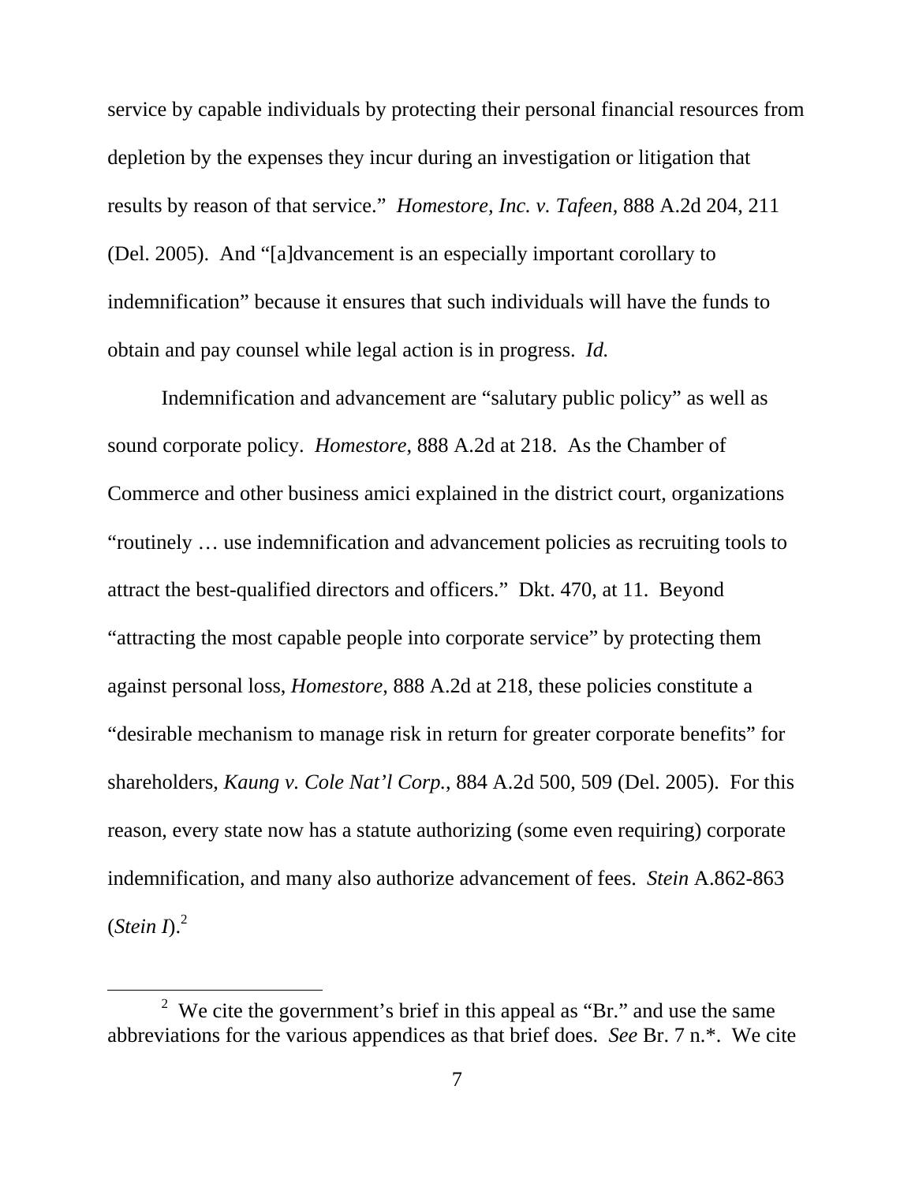service by capable individuals by protecting their personal financial resources from depletion by the expenses they incur during an investigation or litigation that results by reason of that service." *Homestore, Inc. v. Tafeen*, 888 A.2d 204, 211 (Del. 2005). And "[a]dvancement is an especially important corollary to indemnification" because it ensures that such individuals will have the funds to obtain and pay counsel while legal action is in progress. *Id.*

Indemnification and advancement are "salutary public policy" as well as sound corporate policy. *Homestore*, 888 A.2d at 218. As the Chamber of Commerce and other business amici explained in the district court, organizations "routinely … use indemnification and advancement policies as recruiting tools to attract the best-qualified directors and officers." Dkt. 470, at 11. Beyond "attracting the most capable people into corporate service" by protecting them against personal loss, *Homestore*, 888 A.2d at 218, these policies constitute a "desirable mechanism to manage risk in return for greater corporate benefits" for shareholders, *Kaung v. Cole Nat'l Corp.*, 884 A.2d 500, 509 (Del. 2005). For this reason, every state now has a statute authorizing (some even requiring) corporate indemnification, and many also authorize advancement of fees. *Stein* A.862-863 (*Stein I*).[2]

[2] We cite the government's brief in this appeal as "Br." and use the same abbreviations for the various appendices as that brief does. *See* Br. 7 n.*. We cite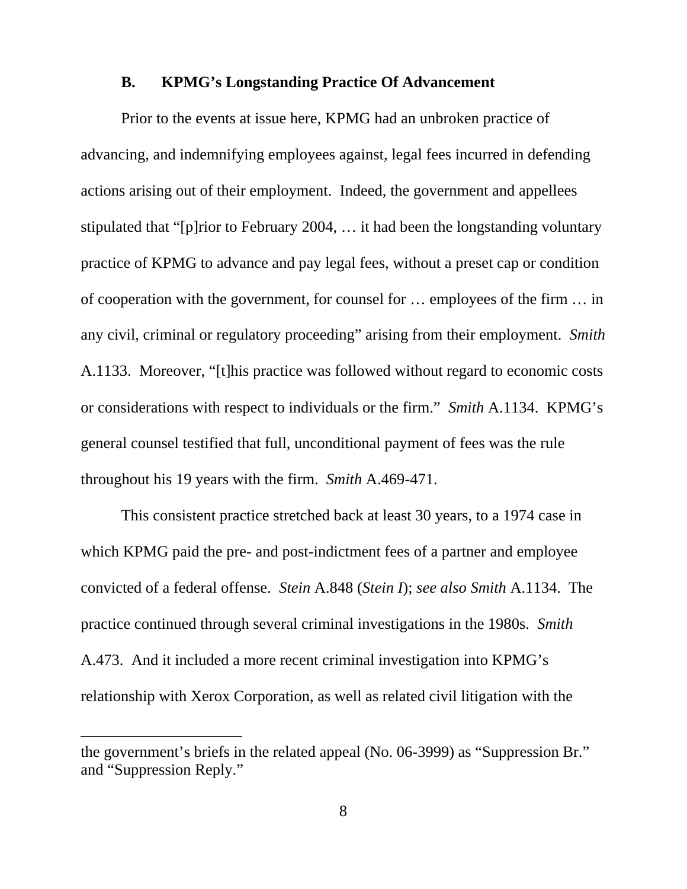### B. KPMG's Longstanding Practice Of Advancement

Prior to the events at issue here, KPMG had an unbroken practice of advancing, and indemnifying employees against, legal fees incurred in defending actions arising out of their employment. Indeed, the government and appellees stipulated that "[p]rior to February 2004, … it had been the longstanding voluntary practice of KPMG to advance and pay legal fees, without a preset cap or condition of cooperation with the government, for counsel for … employees of the firm … in any civil, criminal or regulatory proceeding" arising from their employment. *Smith* A.1133. Moreover, "[t]his practice was followed without regard to economic costs or considerations with respect to individuals or the firm." *Smith* A.1134. KPMG's general counsel testified that full, unconditional payment of fees was the rule throughout his 19 years with the firm. *Smith* A.469-471.

This consistent practice stretched back at least 30 years, to a 1974 case in which KPMG paid the pre- and post-indictment fees of a partner and employee convicted of a federal offense. *Stein* A.848 (*Stein I*); *see also Smith* A.1134. The practice continued through several criminal investigations in the 1980s. *Smith* A.473. And it included a more recent criminal investigation into KPMG's relationship with Xerox Corporation, as well as related civil litigation with the

---

the government's briefs in the related appeal (No. 06-3999) as "Suppression Br." and "Suppression Reply."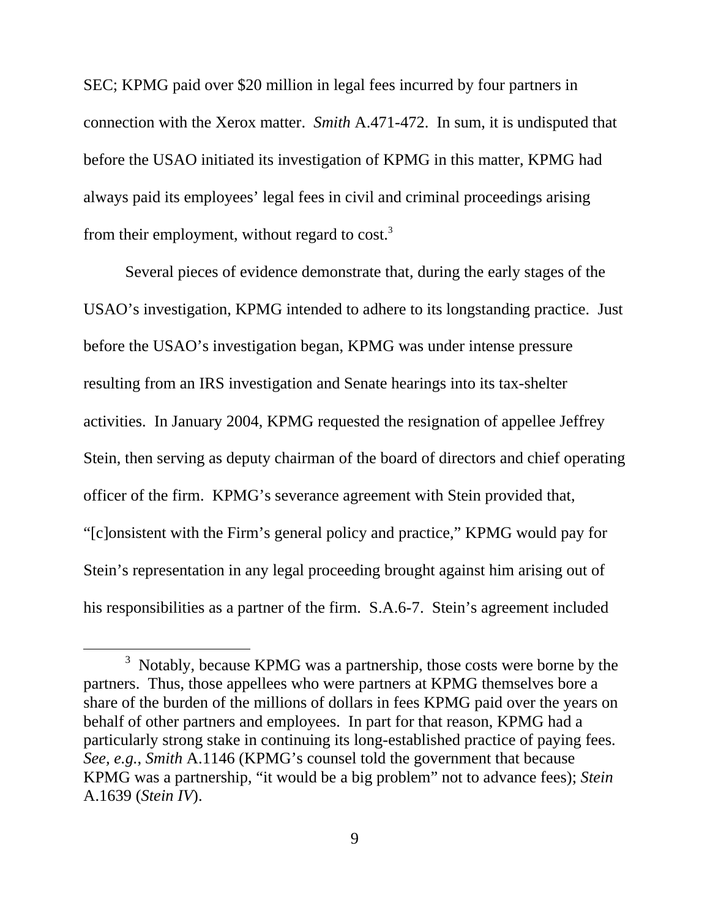SEC; KPMG paid over $20 million in legal fees incurred by four partners in connection with the Xerox matter. *Smith* A.471-472. In sum, it is undisputed that before the USAO initiated its investigation of KPMG in this matter, KPMG had always paid its employees' legal fees in civil and criminal proceedings arising from their employment, without regard to cost.[3]

Several pieces of evidence demonstrate that, during the early stages of the USAO's investigation, KPMG intended to adhere to its longstanding practice. Just before the USAO's investigation began, KPMG was under intense pressure resulting from an IRS investigation and Senate hearings into its tax-shelter activities. In January 2004, KPMG requested the resignation of appellee Jeffrey Stein, then serving as deputy chairman of the board of directors and chief operating officer of the firm. KPMG's severance agreement with Stein provided that, "[c]onsistent with the Firm's general policy and practice," KPMG would pay for Stein's representation in any legal proceeding brought against him arising out of his responsibilities as a partner of the firm. S.A.6-7. Stein's agreement included

---

[3] Notably, because KPMG was a partnership, those costs were borne by the partners. Thus, those appellees who were partners at KPMG themselves bore a share of the burden of the millions of dollars in fees KPMG paid over the years on behalf of other partners and employees. In part for that reason, KPMG had a particularly strong stake in continuing its long-established practice of paying fees. *See, e.g.*, *Smith* A.1146 (KPMG's counsel told the government that because KPMG was a partnership, "it would be a big problem" not to advance fees); *Stein* A.1639 (*Stein IV*).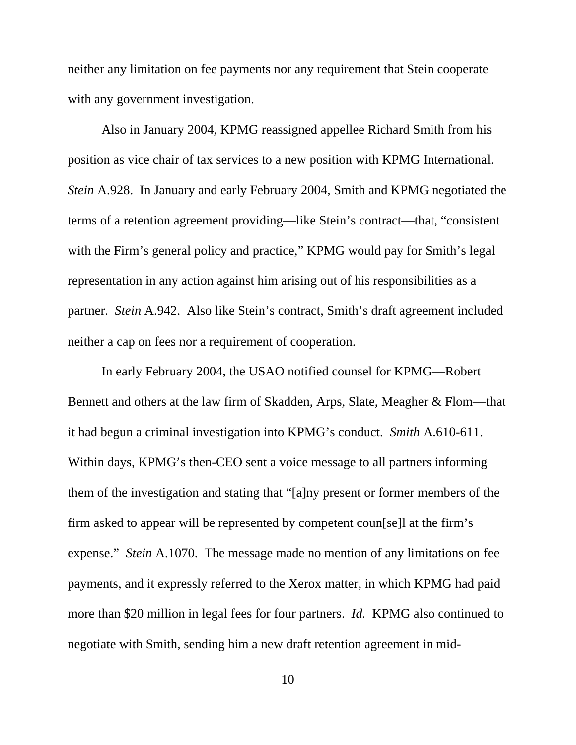neither any limitation on fee payments nor any requirement that Stein cooperate with any government investigation.

Also in January 2004, KPMG reassigned appellee Richard Smith from his position as vice chair of tax services to a new position with KPMG International. *Stein* A.928. In January and early February 2004, Smith and KPMG negotiated the terms of a retention agreement providing—like Stein's contract—that, "consistent with the Firm's general policy and practice," KPMG would pay for Smith's legal representation in any action against him arising out of his responsibilities as a partner. *Stein* A.942. Also like Stein's contract, Smith's draft agreement included neither a cap on fees nor a requirement of cooperation.

In early February 2004, the USAO notified counsel for KPMG—Robert Bennett and others at the law firm of Skadden, Arps, Slate, Meagher & Flom—that it had begun a criminal investigation into KPMG's conduct. *Smith* A.610-611. Within days, KPMG's then-CEO sent a voice message to all partners informing them of the investigation and stating that "[a]ny present or former members of the firm asked to appear will be represented by competent coun[se]l at the firm's expense." *Stein* A.1070. The message made no mention of any limitations on fee payments, and it expressly referred to the Xerox matter, in which KPMG had paid more than $20 million in legal fees for four partners. *Id.* KPMG also continued to negotiate with Smith, sending him a new draft retention agreement in mid-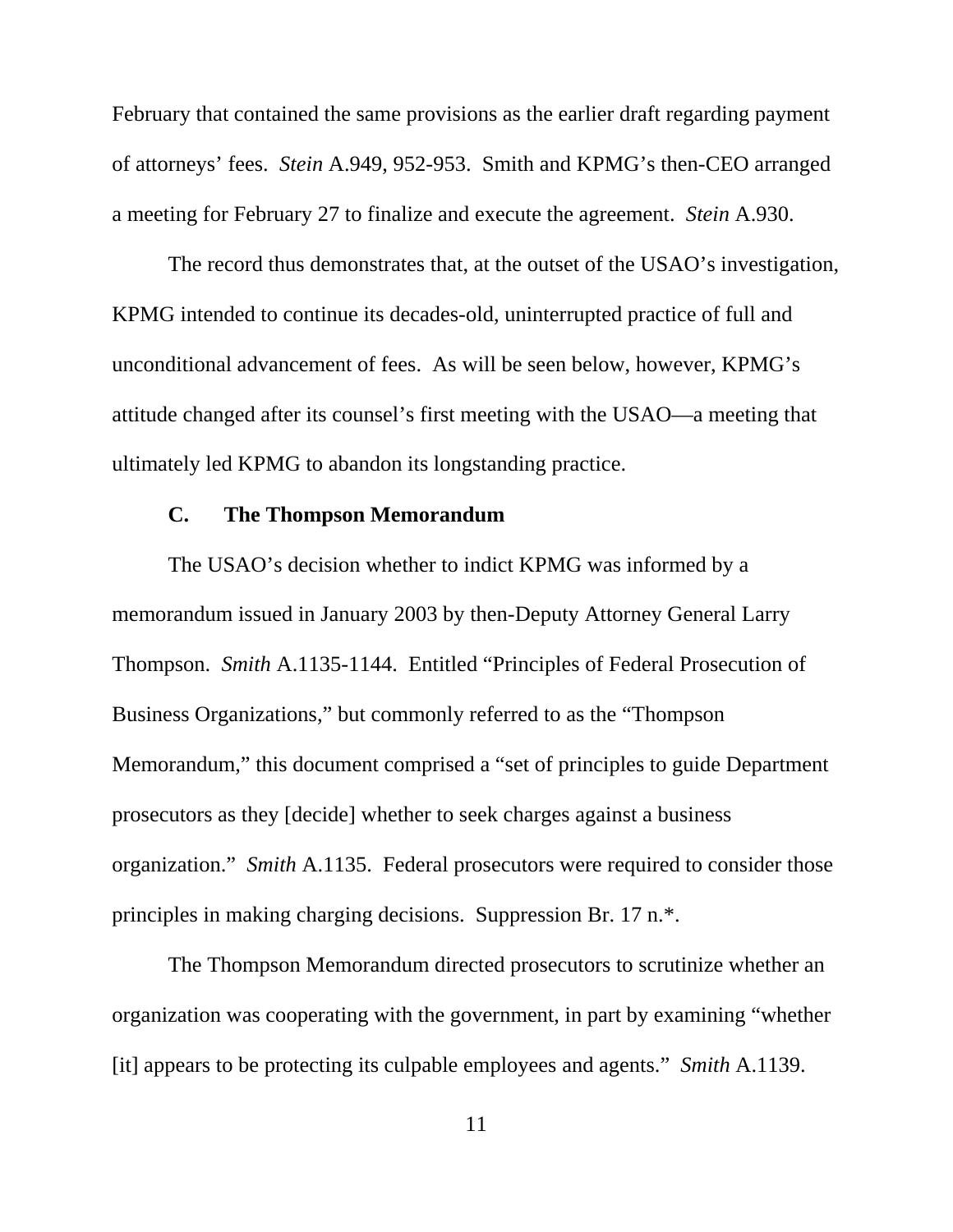February that contained the same provisions as the earlier draft regarding payment of attorneys' fees. *Stein* A.949, 952-953. Smith and KPMG's then-CEO arranged a meeting for February 27 to finalize and execute the agreement. *Stein* A.930.

The record thus demonstrates that, at the outset of the USAO's investigation, KPMG intended to continue its decades-old, uninterrupted practice of full and unconditional advancement of fees. As will be seen below, however, KPMG's attitude changed after its counsel's first meeting with the USAO—a meeting that ultimately led KPMG to abandon its longstanding practice.

### C. The Thompson Memorandum

The USAO's decision whether to indict KPMG was informed by a memorandum issued in January 2003 by then-Deputy Attorney General Larry Thompson. *Smith* A.1135-1144. Entitled "Principles of Federal Prosecution of Business Organizations," but commonly referred to as the "Thompson Memorandum," this document comprised a "set of principles to guide Department prosecutors as they [decide] whether to seek charges against a business organization." *Smith* A.1135. Federal prosecutors were required to consider those principles in making charging decisions. Suppression Br. 17 n.*.

The Thompson Memorandum directed prosecutors to scrutinize whether an organization was cooperating with the government, in part by examining "whether [it] appears to be protecting its culpable employees and agents." *Smith* A.1139.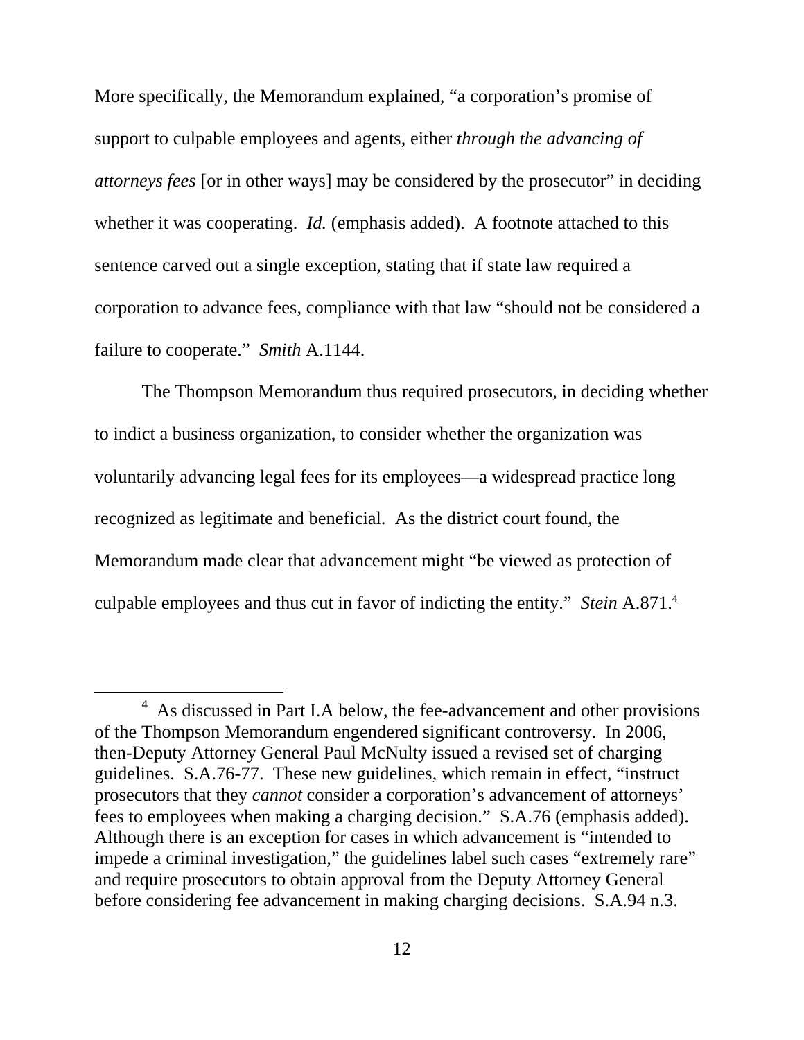More specifically, the Memorandum explained, "a corporation's promise of support to culpable employees and agents, either *through the advancing of attorneys fees* [or in other ways] may be considered by the prosecutor" in deciding whether it was cooperating. *Id.* (emphasis added). A footnote attached to this sentence carved out a single exception, stating that if state law required a corporation to advance fees, compliance with that law "should not be considered a failure to cooperate." *Smith* A.1144.

The Thompson Memorandum thus required prosecutors, in deciding whether to indict a business organization, to consider whether the organization was voluntarily advancing legal fees for its employees—a widespread practice long recognized as legitimate and beneficial. As the district court found, the Memorandum made clear that advancement might "be viewed as protection of culpable employees and thus cut in favor of indicting the entity." *Stein* A.871.[4]

[4] As discussed in Part I.A below, the fee-advancement and other provisions of the Thompson Memorandum engendered significant controversy. In 2006, then-Deputy Attorney General Paul McNulty issued a revised set of charging guidelines. S.A.76-77. These new guidelines, which remain in effect, "instruct prosecutors that they *cannot* consider a corporation's advancement of attorneys' fees to employees when making a charging decision." S.A.76 (emphasis added). Although there is an exception for cases in which advancement is "intended to impede a criminal investigation," the guidelines label such cases "extremely rare" and require prosecutors to obtain approval from the Deputy Attorney General before considering fee advancement in making charging decisions. S.A.94 n.3.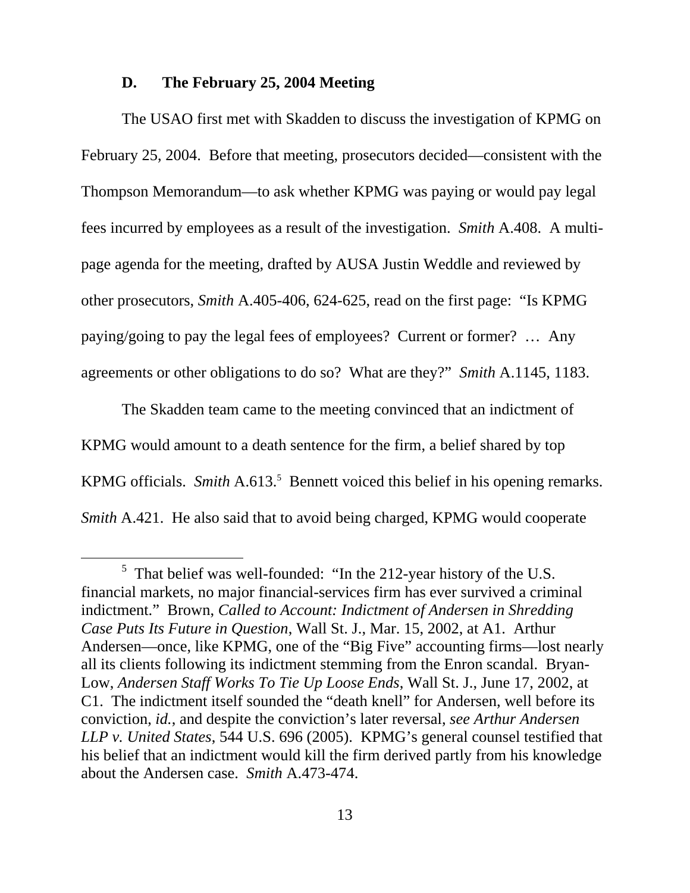### D. The February 25, 2004 Meeting

The USAO first met with Skadden to discuss the investigation of KPMG on February 25, 2004. Before that meeting, prosecutors decided—consistent with the Thompson Memorandum—to ask whether KPMG was paying or would pay legal fees incurred by employees as a result of the investigation. *Smith* A.408. A multi-page agenda for the meeting, drafted by AUSA Justin Weddle and reviewed by other prosecutors, *Smith* A.405-406, 624-625, read on the first page: "Is KPMG paying/going to pay the legal fees of employees? Current or former? … Any agreements or other obligations to do so? What are they?" *Smith* A.1145, 1183.

The Skadden team came to the meeting convinced that an indictment of KPMG would amount to a death sentence for the firm, a belief shared by top KPMG officials. *Smith* A.613.[5] Bennett voiced this belief in his opening remarks. *Smith* A.421. He also said that to avoid being charged, KPMG would cooperate

---

[5] That belief was well-founded: "In the 212-year history of the U.S. financial markets, no major financial-services firm has ever survived a criminal indictment." Brown, *Called to Account: Indictment of Andersen in Shredding Case Puts Its Future in Question*, Wall St. J., Mar. 15, 2002, at A1. Arthur Andersen—once, like KPMG, one of the "Big Five" accounting firms—lost nearly all its clients following its indictment stemming from the Enron scandal. Bryan-Low, *Andersen Staff Works To Tie Up Loose Ends*, Wall St. J., June 17, 2002, at C1. The indictment itself sounded the "death knell" for Andersen, well before its conviction, *id.*, and despite the conviction's later reversal, *see Arthur Andersen LLP v. United States*, 544 U.S. 696 (2005). KPMG's general counsel testified that his belief that an indictment would kill the firm derived partly from his knowledge about the Andersen case. *Smith* A.473-474.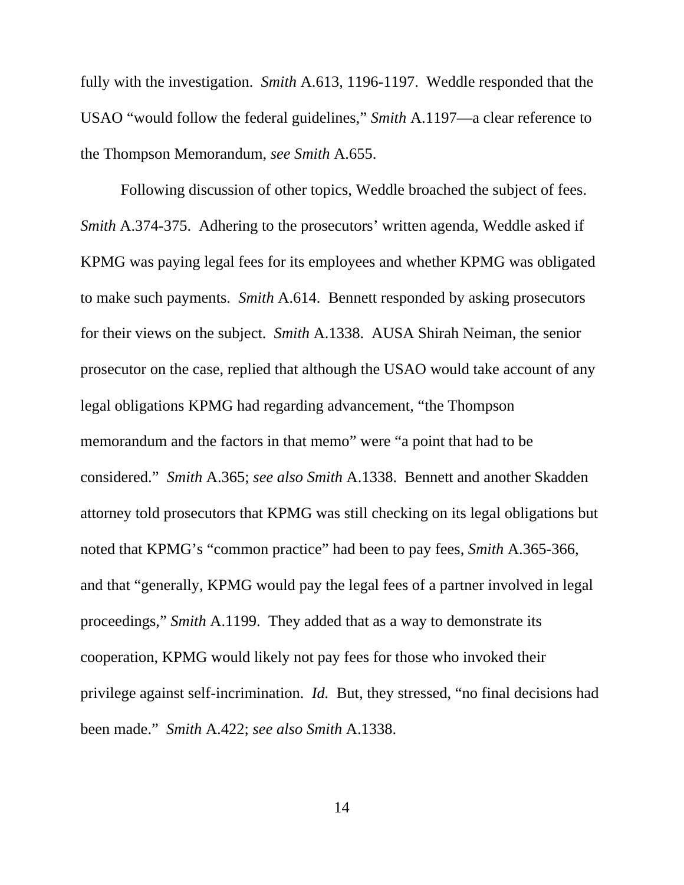fully with the investigation. *Smith* A.613, 1196-1197. Weddle responded that the USAO "would follow the federal guidelines," *Smith* A.1197—a clear reference to the Thompson Memorandum, *see Smith* A.655.

Following discussion of other topics, Weddle broached the subject of fees. *Smith* A.374-375. Adhering to the prosecutors' written agenda, Weddle asked if KPMG was paying legal fees for its employees and whether KPMG was obligated to make such payments. *Smith* A.614. Bennett responded by asking prosecutors for their views on the subject. *Smith* A.1338. AUSA Shirah Neiman, the senior prosecutor on the case, replied that although the USAO would take account of any legal obligations KPMG had regarding advancement, "the Thompson memorandum and the factors in that memo" were "a point that had to be considered." *Smith* A.365; *see also Smith* A.1338. Bennett and another Skadden attorney told prosecutors that KPMG was still checking on its legal obligations but noted that KPMG's "common practice" had been to pay fees, *Smith* A.365-366, and that "generally, KPMG would pay the legal fees of a partner involved in legal proceedings," *Smith* A.1199. They added that as a way to demonstrate its cooperation, KPMG would likely not pay fees for those who invoked their privilege against self-incrimination. *Id.* But, they stressed, "no final decisions had been made." *Smith* A.422; *see also Smith* A.1338.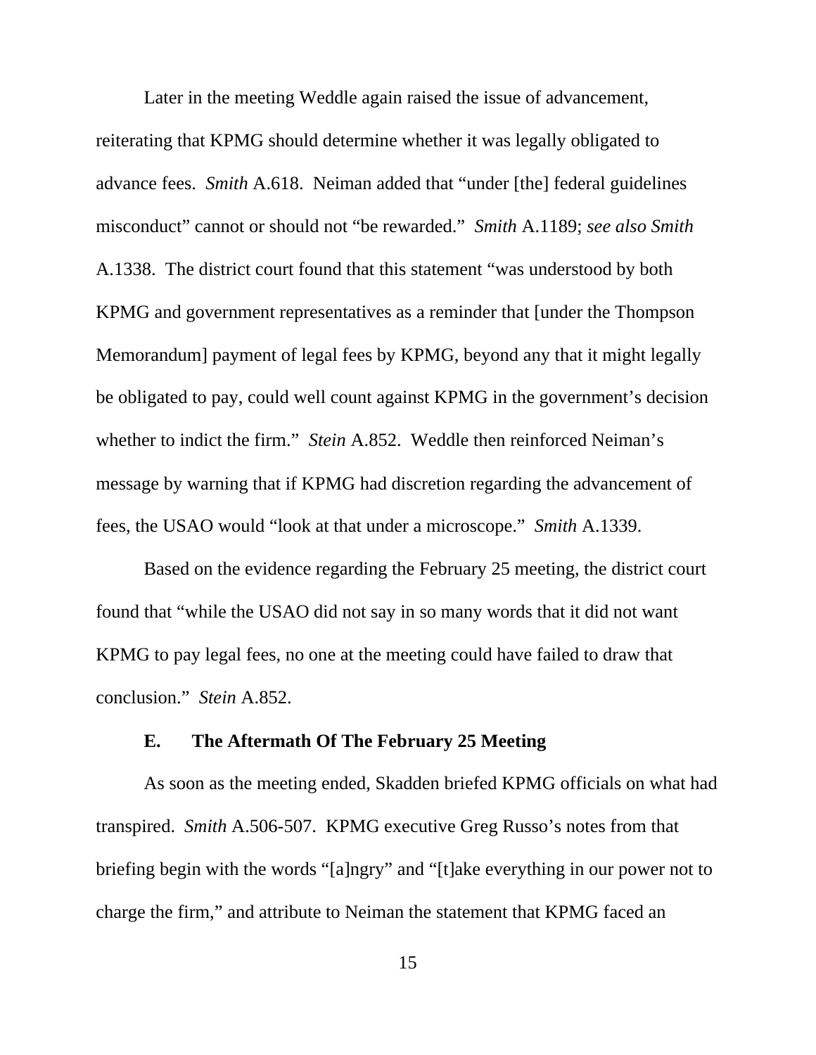Later in the meeting Weddle again raised the issue of advancement, reiterating that KPMG should determine whether it was legally obligated to advance fees. *Smith* A.618. Neiman added that "under [the] federal guidelines misconduct" cannot or should not "be rewarded." *Smith* A.1189; *see also Smith* A.1338. The district court found that this statement "was understood by both KPMG and government representatives as a reminder that [under the Thompson Memorandum] payment of legal fees by KPMG, beyond any that it might legally be obligated to pay, could well count against KPMG in the government's decision whether to indict the firm." *Stein* A.852. Weddle then reinforced Neiman's message by warning that if KPMG had discretion regarding the advancement of fees, the USAO would "look at that under a microscope." *Smith* A.1339.

Based on the evidence regarding the February 25 meeting, the district court found that "while the USAO did not say in so many words that it did not want KPMG to pay legal fees, no one at the meeting could have failed to draw that conclusion." *Stein* A.852.

### E. The Aftermath Of The February 25 Meeting

As soon as the meeting ended, Skadden briefed KPMG officials on what had transpired. *Smith* A.506-507. KPMG executive Greg Russo's notes from that briefing begin with the words "[a]ngry" and "[t]ake everything in our power not to charge the firm," and attribute to Neiman the statement that KPMG faced an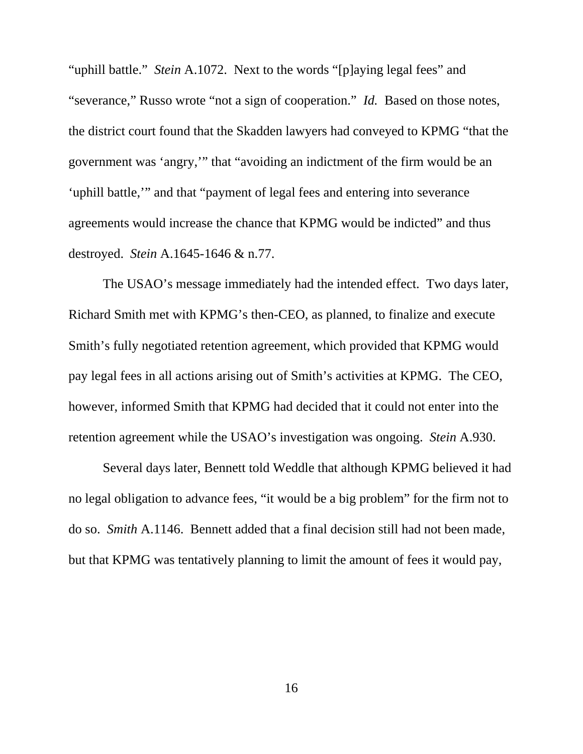"uphill battle." *Stein* A.1072. Next to the words "[p]aying legal fees" and "severance," Russo wrote "not a sign of cooperation." *Id.* Based on those notes, the district court found that the Skadden lawyers had conveyed to KPMG "that the government was 'angry,'" that "avoiding an indictment of the firm would be an 'uphill battle,'" and that "payment of legal fees and entering into severance agreements would increase the chance that KPMG would be indicted" and thus destroyed. *Stein* A.1645-1646 & n.77.

The USAO's message immediately had the intended effect. Two days later, Richard Smith met with KPMG's then-CEO, as planned, to finalize and execute Smith's fully negotiated retention agreement, which provided that KPMG would pay legal fees in all actions arising out of Smith's activities at KPMG. The CEO, however, informed Smith that KPMG had decided that it could not enter into the retention agreement while the USAO's investigation was ongoing. *Stein* A.930.

Several days later, Bennett told Weddle that although KPMG believed it had no legal obligation to advance fees, "it would be a big problem" for the firm not to do so. *Smith* A.1146. Bennett added that a final decision still had not been made, but that KPMG was tentatively planning to limit the amount of fees it would pay,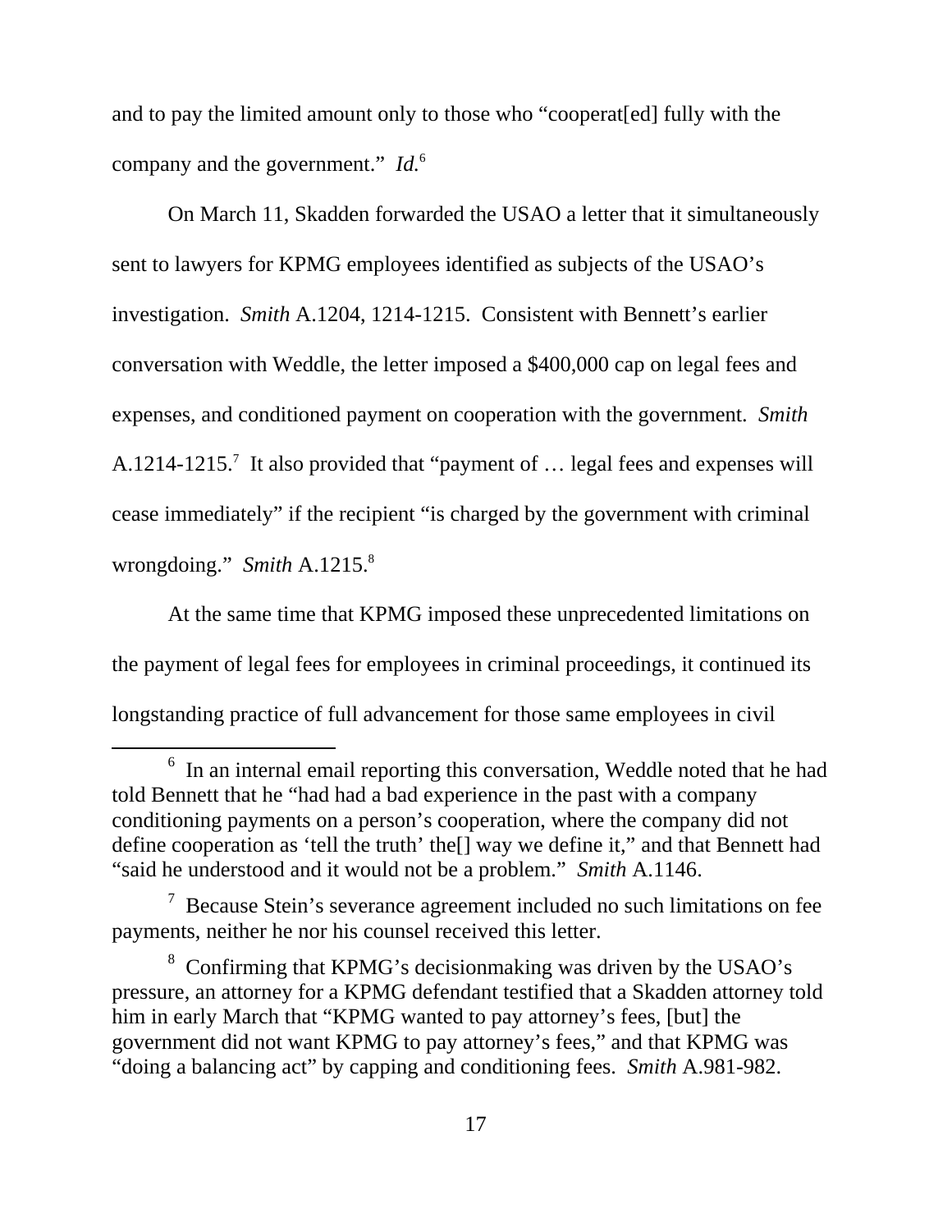and to pay the limited amount only to those who "cooperat[ed] fully with the company and the government." *Id.*[6]

On March 11, Skadden forwarded the USAO a letter that it simultaneously sent to lawyers for KPMG employees identified as subjects of the USAO's investigation. *Smith* A.1204, 1214-1215. Consistent with Bennett's earlier conversation with Weddle, the letter imposed a $400,000 cap on legal fees and expenses, and conditioned payment on cooperation with the government. *Smith* A.1214-1215.[7] It also provided that "payment of … legal fees and expenses will cease immediately" if the recipient "is charged by the government with criminal wrongdoing." *Smith* A.1215.[8]

At the same time that KPMG imposed these unprecedented limitations on the payment of legal fees for employees in criminal proceedings, it continued its longstanding practice of full advancement for those same employees in civil

---

[6] In an internal email reporting this conversation, Weddle noted that he had told Bennett that he "had had a bad experience in the past with a company conditioning payments on a person's cooperation, where the company did not define cooperation as 'tell the truth' the[] way we define it," and that Bennett had "said he understood and it would not be a problem." *Smith* A.1146.

[7] Because Stein's severance agreement included no such limitations on fee payments, neither he nor his counsel received this letter.

[8] Confirming that KPMG's decisionmaking was driven by the USAO's pressure, an attorney for a KPMG defendant testified that a Skadden attorney told him in early March that "KPMG wanted to pay attorney's fees, [but] the government did not want KPMG to pay attorney's fees," and that KPMG was "doing a balancing act" by capping and conditioning fees. *Smith* A.981-982.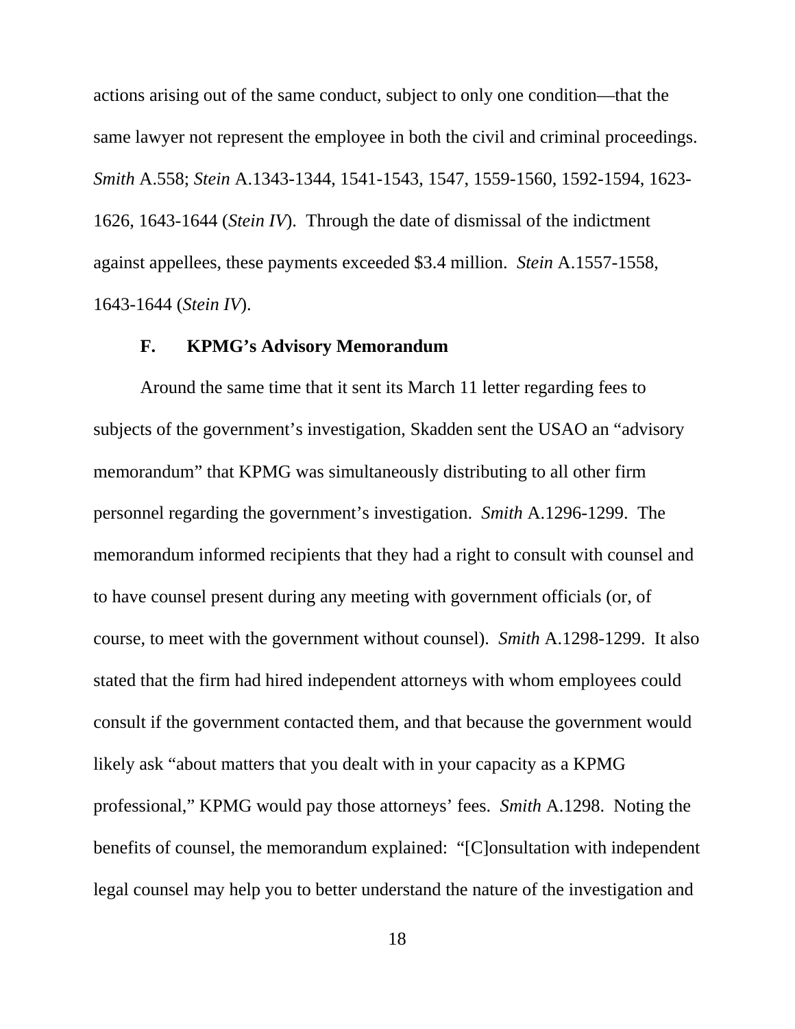actions arising out of the same conduct, subject to only one condition—that the same lawyer not represent the employee in both the civil and criminal proceedings. *Smith* A.558; *Stein* A.1343-1344, 1541-1543, 1547, 1559-1560, 1592-1594, 1623-1626, 1643-1644 (*Stein IV*). Through the date of dismissal of the indictment against appellees, these payments exceeded $3.4 million. *Stein* A.1557-1558, 1643-1644 (*Stein IV*).

### F. KPMG's Advisory Memorandum

Around the same time that it sent its March 11 letter regarding fees to subjects of the government's investigation, Skadden sent the USAO an "advisory memorandum" that KPMG was simultaneously distributing to all other firm personnel regarding the government's investigation. *Smith* A.1296-1299. The memorandum informed recipients that they had a right to consult with counsel and to have counsel present during any meeting with government officials (or, of course, to meet with the government without counsel). *Smith* A.1298-1299. It also stated that the firm had hired independent attorneys with whom employees could consult if the government contacted them, and that because the government would likely ask "about matters that you dealt with in your capacity as a KPMG professional," KPMG would pay those attorneys' fees. *Smith* A.1298. Noting the benefits of counsel, the memorandum explained: "[C]onsultation with independent legal counsel may help you to better understand the nature of the investigation and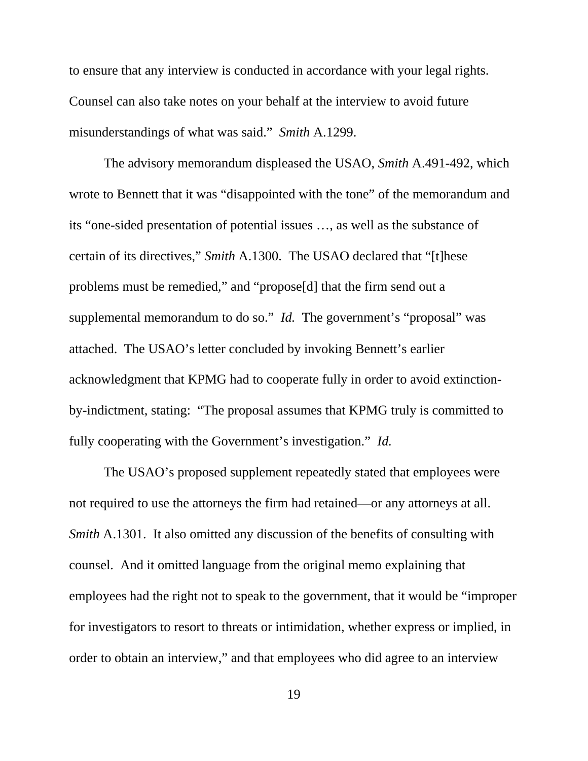to ensure that any interview is conducted in accordance with your legal rights. Counsel can also take notes on your behalf at the interview to avoid future misunderstandings of what was said." *Smith* A.1299.

The advisory memorandum displeased the USAO, *Smith* A.491-492, which wrote to Bennett that it was "disappointed with the tone" of the memorandum and its "one-sided presentation of potential issues …, as well as the substance of certain of its directives," *Smith* A.1300. The USAO declared that "[t]hese problems must be remedied," and "propose[d] that the firm send out a supplemental memorandum to do so." *Id.* The government's "proposal" was attached. The USAO's letter concluded by invoking Bennett's earlier acknowledgment that KPMG had to cooperate fully in order to avoid extinction-by-indictment, stating: "The proposal assumes that KPMG truly is committed to fully cooperating with the Government's investigation." *Id.*

The USAO's proposed supplement repeatedly stated that employees were not required to use the attorneys the firm had retained—or any attorneys at all. *Smith* A.1301. It also omitted any discussion of the benefits of consulting with counsel. And it omitted language from the original memo explaining that employees had the right not to speak to the government, that it would be "improper for investigators to resort to threats or intimidation, whether express or implied, in order to obtain an interview," and that employees who did agree to an interview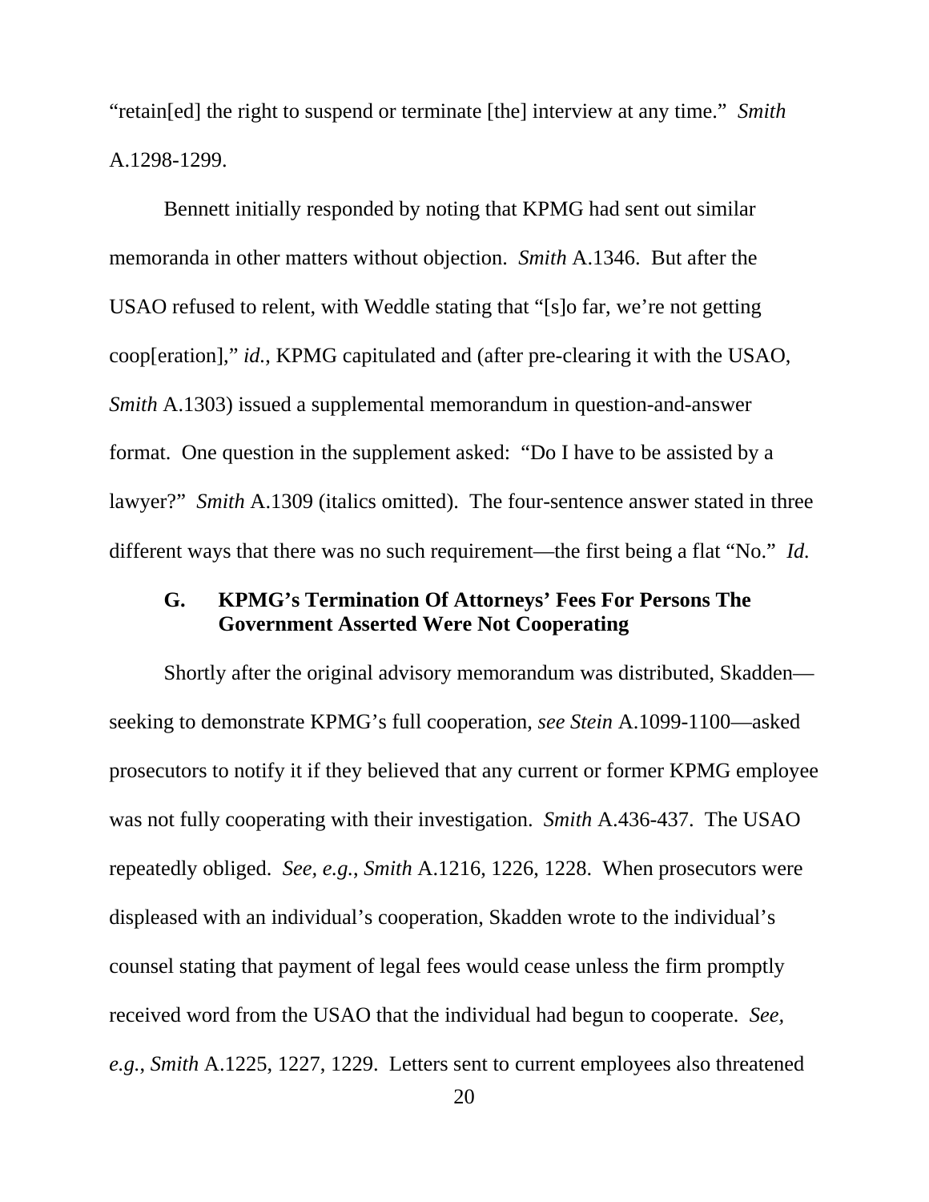"retain[ed] the right to suspend or terminate [the] interview at any time." *Smith* A.1298-1299.

Bennett initially responded by noting that KPMG had sent out similar memoranda in other matters without objection. *Smith* A.1346. But after the USAO refused to relent, with Weddle stating that "[s]o far, we're not getting coop[eration]," *id.*, KPMG capitulated and (after pre-clearing it with the USAO, *Smith* A.1303) issued a supplemental memorandum in question-and-answer format. One question in the supplement asked: "Do I have to be assisted by a lawyer?" *Smith* A.1309 (italics omitted). The four-sentence answer stated in three different ways that there was no such requirement—the first being a flat "No." *Id.*

### G. KPMG's Termination Of Attorneys' Fees For Persons The Government Asserted Were Not Cooperating

Shortly after the original advisory memorandum was distributed, Skadden—seeking to demonstrate KPMG's full cooperation, *see Stein* A.1099-1100—asked prosecutors to notify it if they believed that any current or former KPMG employee was not fully cooperating with their investigation. *Smith* A.436-437. The USAO repeatedly obliged. *See, e.g.*, *Smith* A.1216, 1226, 1228. When prosecutors were displeased with an individual's cooperation, Skadden wrote to the individual's counsel stating that payment of legal fees would cease unless the firm promptly received word from the USAO that the individual had begun to cooperate. *See, e.g.*, *Smith* A.1225, 1227, 1229. Letters sent to current employees also threatened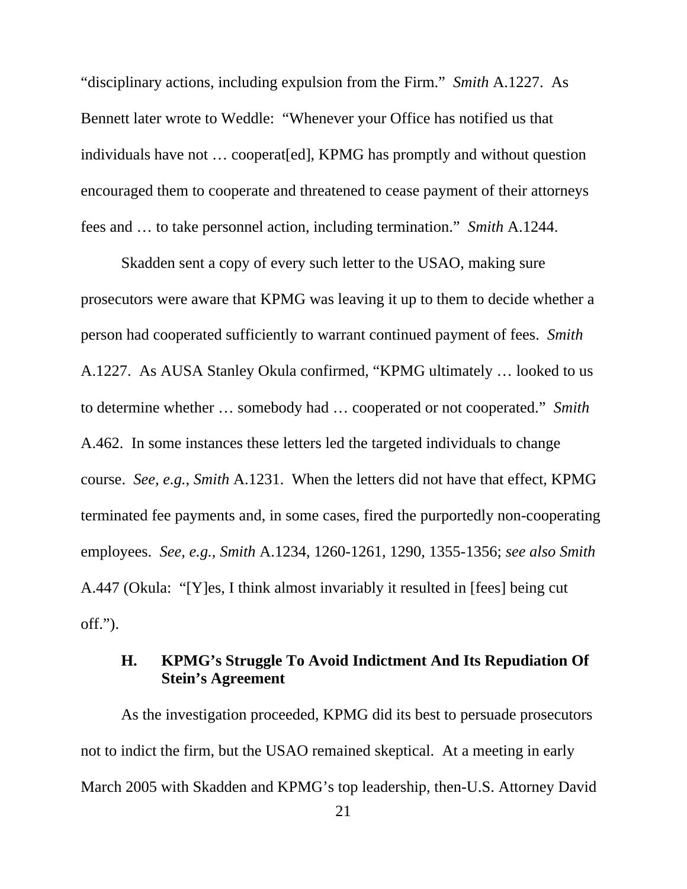"disciplinary actions, including expulsion from the Firm." *Smith* A.1227. As Bennett later wrote to Weddle: "Whenever your Office has notified us that individuals have not … cooperat[ed], KPMG has promptly and without question encouraged them to cooperate and threatened to cease payment of their attorneys fees and … to take personnel action, including termination." *Smith* A.1244.

Skadden sent a copy of every such letter to the USAO, making sure prosecutors were aware that KPMG was leaving it up to them to decide whether a person had cooperated sufficiently to warrant continued payment of fees. *Smith* A.1227. As AUSA Stanley Okula confirmed, "KPMG ultimately … looked to us to determine whether … somebody had … cooperated or not cooperated." *Smith* A.462. In some instances these letters led the targeted individuals to change course. *See, e.g.*, *Smith* A.1231. When the letters did not have that effect, KPMG terminated fee payments and, in some cases, fired the purportedly non-cooperating employees. *See, e.g.*, *Smith* A.1234, 1260-1261, 1290, 1355-1356; *see also Smith* A.447 (Okula: "[Y]es, I think almost invariably it resulted in [fees] being cut off.").

### H. KPMG's Struggle To Avoid Indictment And Its Repudiation Of Stein's Agreement

As the investigation proceeded, KPMG did its best to persuade prosecutors not to indict the firm, but the USAO remained skeptical. At a meeting in early March 2005 with Skadden and KPMG's top leadership, then-U.S. Attorney David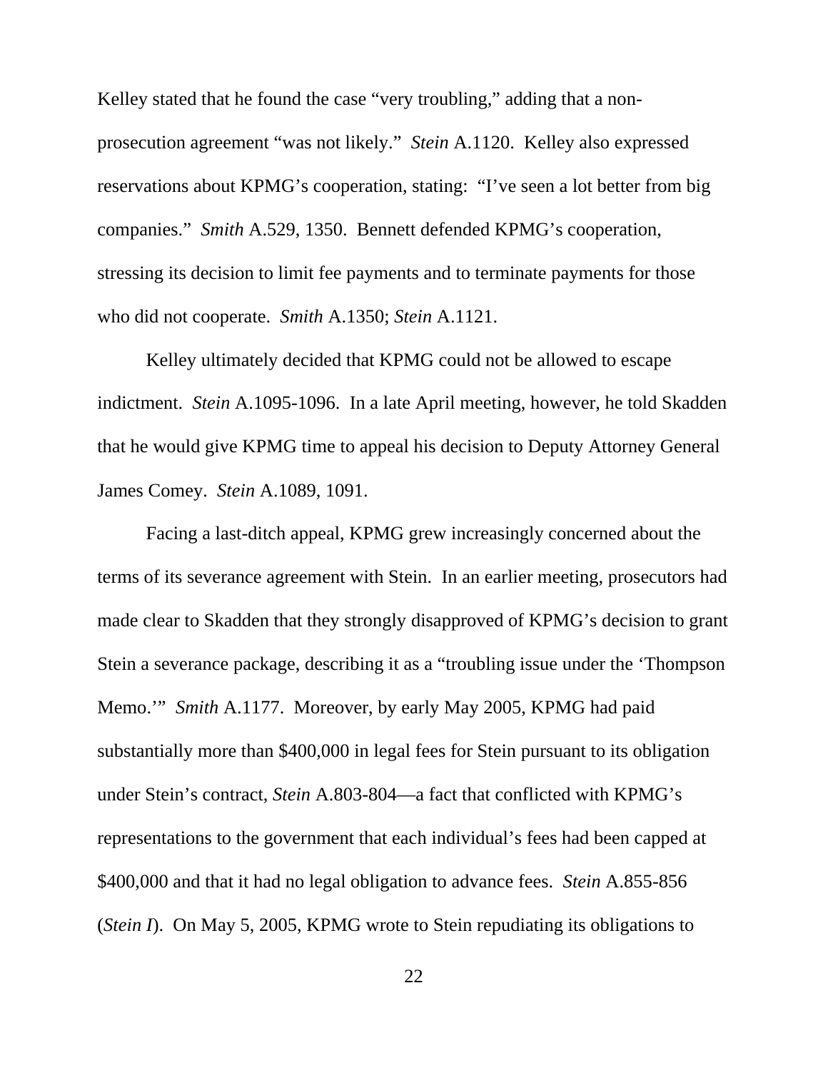Kelley stated that he found the case "very troubling," adding that a non-prosecution agreement "was not likely." *Stein* A.1120. Kelley also expressed reservations about KPMG's cooperation, stating: "I've seen a lot better from big companies." *Smith* A.529, 1350. Bennett defended KPMG's cooperation, stressing its decision to limit fee payments and to terminate payments for those who did not cooperate. *Smith* A.1350; *Stein* A.1121.

Kelley ultimately decided that KPMG could not be allowed to escape indictment. *Stein* A.1095-1096. In a late April meeting, however, he told Skadden that he would give KPMG time to appeal his decision to Deputy Attorney General James Comey. *Stein* A.1089, 1091.

Facing a last-ditch appeal, KPMG grew increasingly concerned about the terms of its severance agreement with Stein. In an earlier meeting, prosecutors had made clear to Skadden that they strongly disapproved of KPMG's decision to grant Stein a severance package, describing it as a "troubling issue under the 'Thompson Memo.'" *Smith* A.1177. Moreover, by early May 2005, KPMG had paid substantially more than $400,000 in legal fees for Stein pursuant to its obligation under Stein's contract, *Stein* A.803-804—a fact that conflicted with KPMG's representations to the government that each individual's fees had been capped at $400,000 and that it had no legal obligation to advance fees. *Stein* A.855-856 (*Stein I*). On May 5, 2005, KPMG wrote to Stein repudiating its obligations to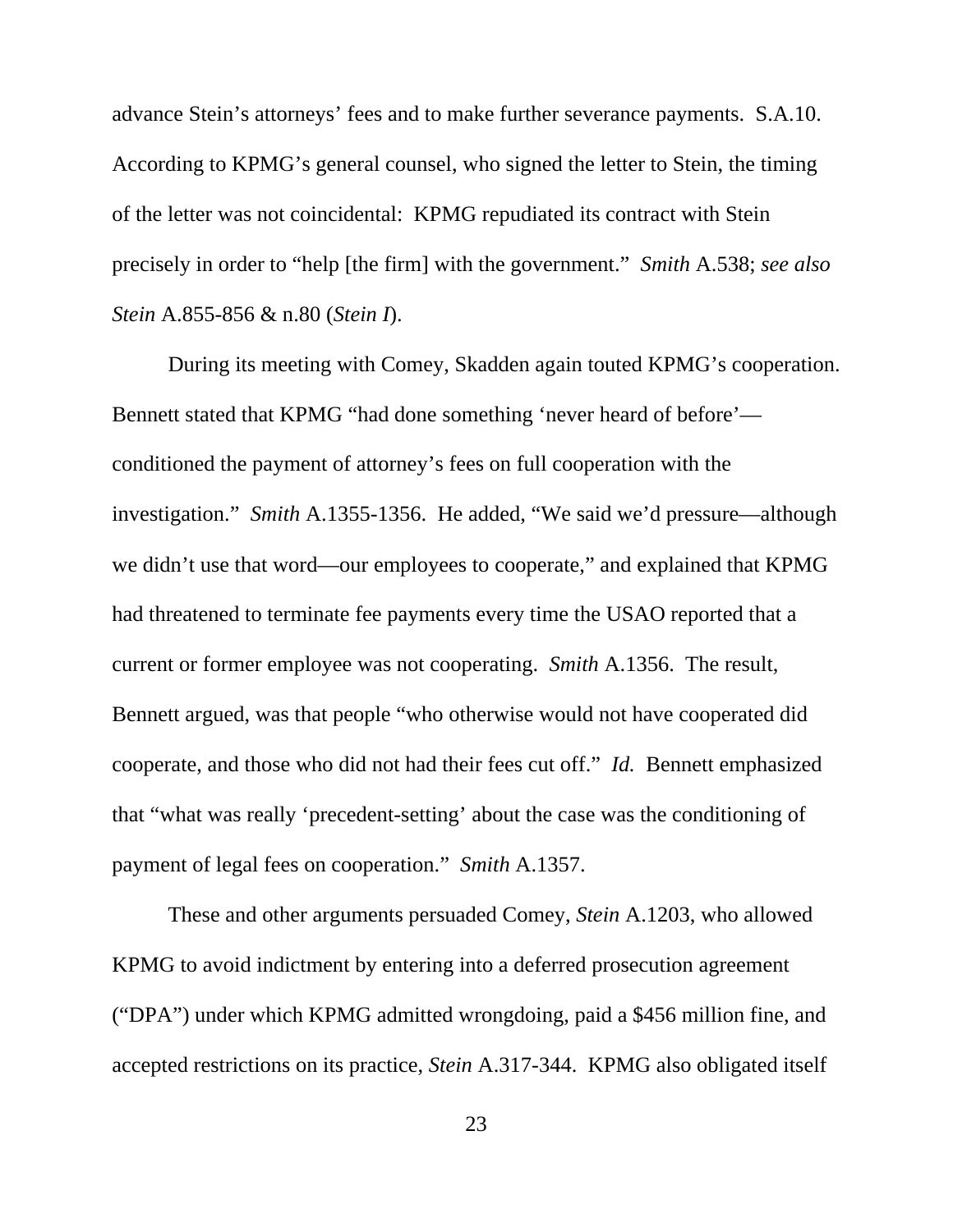advance Stein's attorneys' fees and to make further severance payments. S.A.10. According to KPMG's general counsel, who signed the letter to Stein, the timing of the letter was not coincidental: KPMG repudiated its contract with Stein precisely in order to "help [the firm] with the government." *Smith* A.538; *see also Stein* A.855-856 & n.80 (*Stein I*).

During its meeting with Comey, Skadden again touted KPMG's cooperation. Bennett stated that KPMG "had done something 'never heard of before'—conditioned the payment of attorney's fees on full cooperation with the investigation." *Smith* A.1355-1356. He added, "We said we'd pressure—although we didn't use that word—our employees to cooperate," and explained that KPMG had threatened to terminate fee payments every time the USAO reported that a current or former employee was not cooperating. *Smith* A.1356. The result, Bennett argued, was that people "who otherwise would not have cooperated did cooperate, and those who did not had their fees cut off." *Id.* Bennett emphasized that "what was really 'precedent-setting' about the case was the conditioning of payment of legal fees on cooperation." *Smith* A.1357.

These and other arguments persuaded Comey, *Stein* A.1203, who allowed KPMG to avoid indictment by entering into a deferred prosecution agreement ("DPA") under which KPMG admitted wrongdoing, paid a $456 million fine, and accepted restrictions on its practice, *Stein* A.317-344. KPMG also obligated itself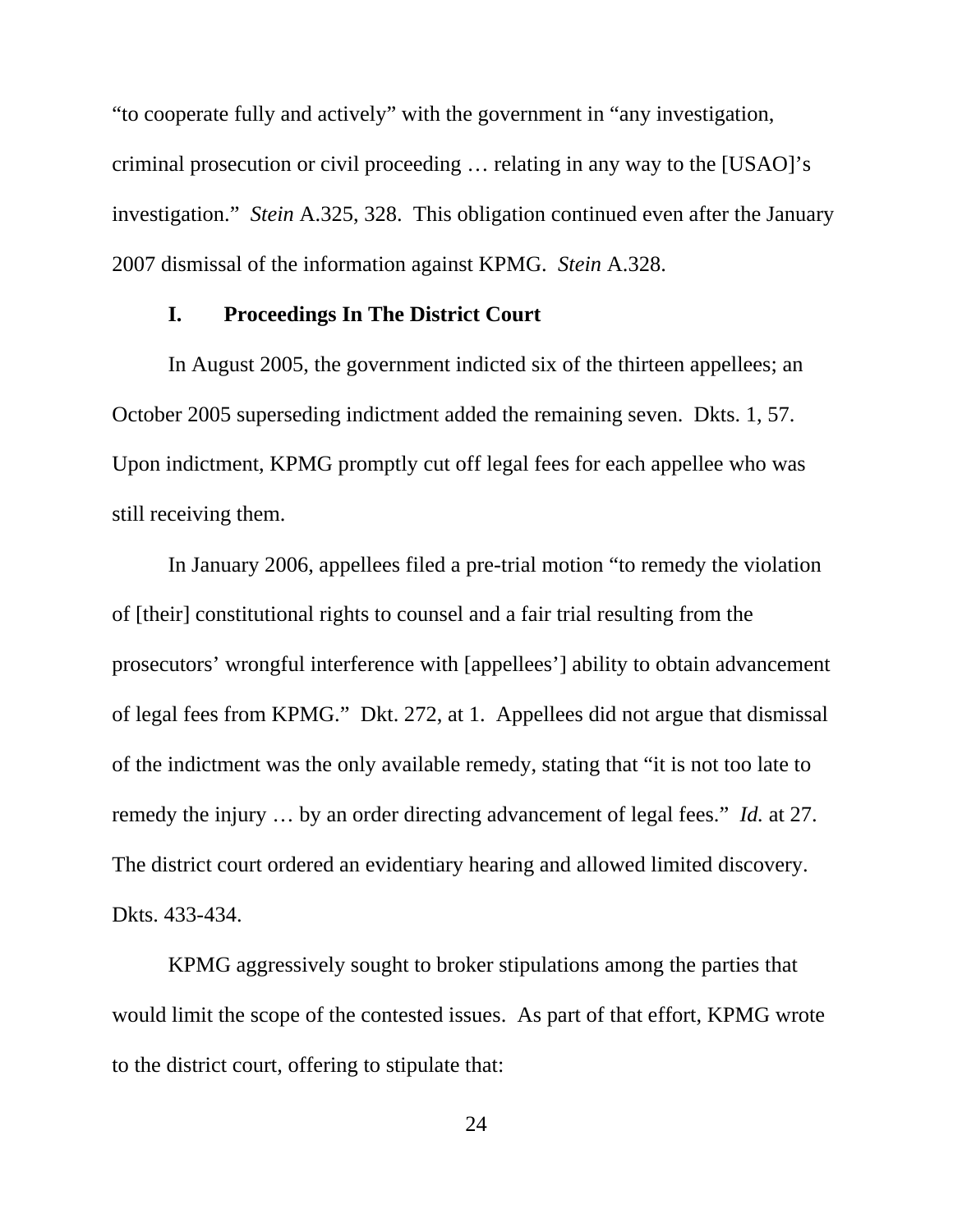"to cooperate fully and actively" with the government in "any investigation, criminal prosecution or civil proceeding … relating in any way to the [USAO]'s investigation." *Stein* A.325, 328. This obligation continued even after the January 2007 dismissal of the information against KPMG. *Stein* A.328.

### I. Proceedings In The District Court

In August 2005, the government indicted six of the thirteen appellees; an October 2005 superseding indictment added the remaining seven. Dkts. 1, 57. Upon indictment, KPMG promptly cut off legal fees for each appellee who was still receiving them.

In January 2006, appellees filed a pre-trial motion "to remedy the violation of [their] constitutional rights to counsel and a fair trial resulting from the prosecutors' wrongful interference with [appellees'] ability to obtain advancement of legal fees from KPMG." Dkt. 272, at 1. Appellees did not argue that dismissal of the indictment was the only available remedy, stating that "it is not too late to remedy the injury … by an order directing advancement of legal fees." *Id.* at 27. The district court ordered an evidentiary hearing and allowed limited discovery. Dkts. 433-434.

KPMG aggressively sought to broker stipulations among the parties that would limit the scope of the contested issues. As part of that effort, KPMG wrote to the district court, offering to stipulate that: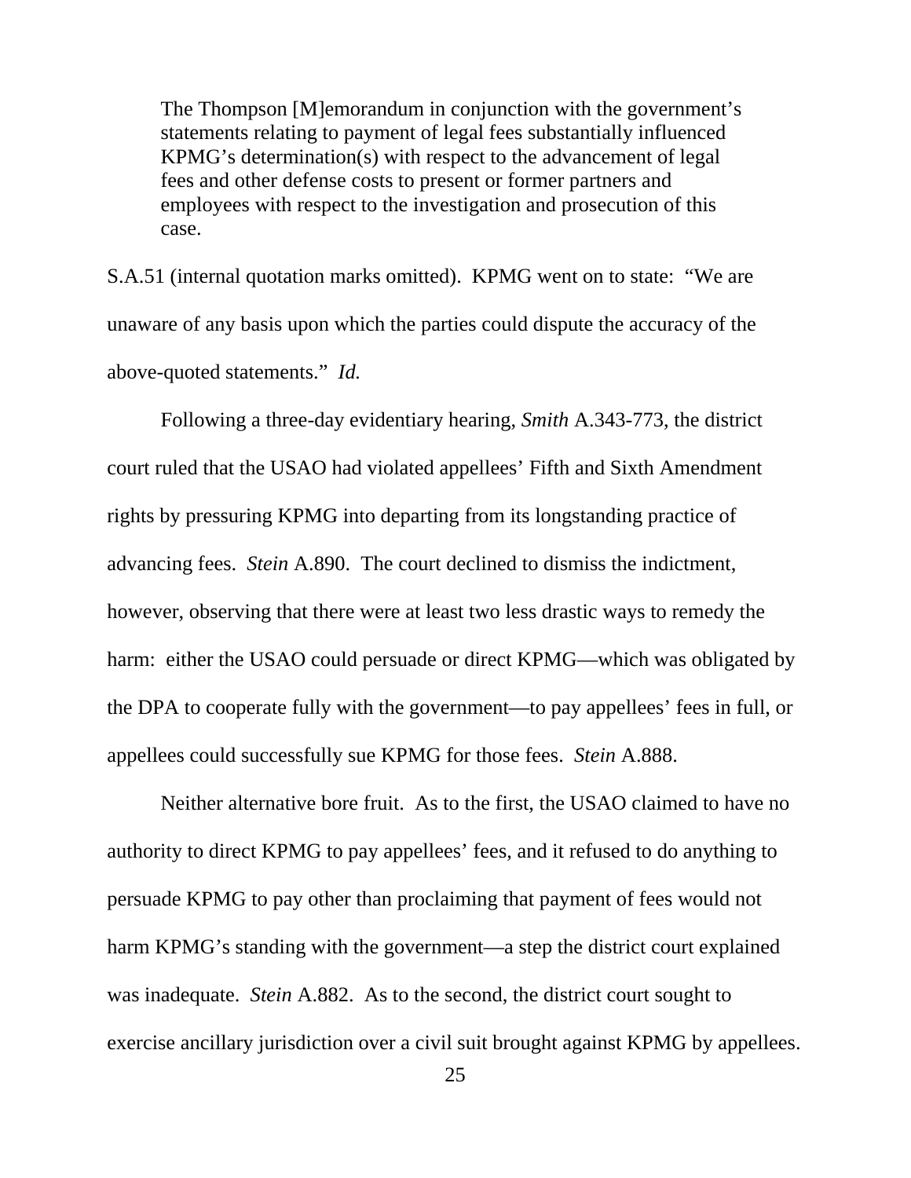> The Thompson [M]emorandum in conjunction with the government's statements relating to payment of legal fees substantially influenced KPMG's determination(s) with respect to the advancement of legal fees and other defense costs to present or former partners and employees with respect to the investigation and prosecution of this case.

S.A.51 (internal quotation marks omitted). KPMG went on to state: "We are unaware of any basis upon which the parties could dispute the accuracy of the above-quoted statements." *Id.*

Following a three-day evidentiary hearing, *Smith* A.343-773, the district court ruled that the USAO had violated appellees' Fifth and Sixth Amendment rights by pressuring KPMG into departing from its longstanding practice of advancing fees. *Stein* A.890. The court declined to dismiss the indictment, however, observing that there were at least two less drastic ways to remedy the harm: either the USAO could persuade or direct KPMG—which was obligated by the DPA to cooperate fully with the government—to pay appellees' fees in full, or appellees could successfully sue KPMG for those fees. *Stein* A.888.

Neither alternative bore fruit. As to the first, the USAO claimed to have no authority to direct KPMG to pay appellees' fees, and it refused to do anything to persuade KPMG to pay other than proclaiming that payment of fees would not harm KPMG's standing with the government—a step the district court explained was inadequate. *Stein* A.882. As to the second, the district court sought to exercise ancillary jurisdiction over a civil suit brought against KPMG by appellees.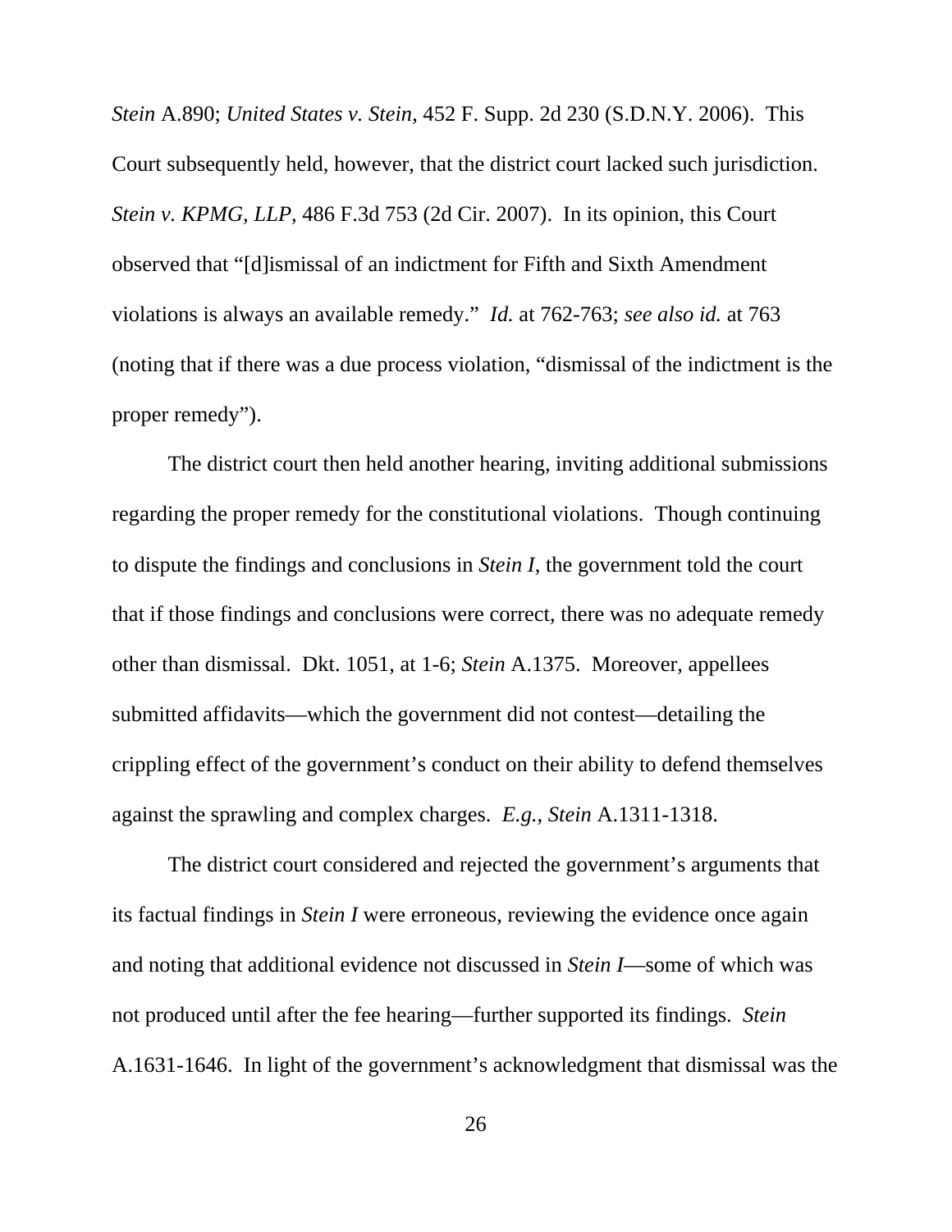*Stein* A.890; *United States v. Stein*, 452 F. Supp. 2d 230 (S.D.N.Y. 2006). This Court subsequently held, however, that the district court lacked such jurisdiction. *Stein v. KPMG, LLP*, 486 F.3d 753 (2d Cir. 2007). In its opinion, this Court observed that "[d]ismissal of an indictment for Fifth and Sixth Amendment violations is always an available remedy." *Id.* at 762-763; *see also id.* at 763 (noting that if there was a due process violation, "dismissal of the indictment is the proper remedy").

The district court then held another hearing, inviting additional submissions regarding the proper remedy for the constitutional violations. Though continuing to dispute the findings and conclusions in *Stein I*, the government told the court that if those findings and conclusions were correct, there was no adequate remedy other than dismissal. Dkt. 1051, at 1-6; *Stein* A.1375. Moreover, appellees submitted affidavits—which the government did not contest—detailing the crippling effect of the government's conduct on their ability to defend themselves against the sprawling and complex charges. *E.g.*, *Stein* A.1311-1318.

The district court considered and rejected the government's arguments that its factual findings in *Stein I* were erroneous, reviewing the evidence once again and noting that additional evidence not discussed in *Stein I*—some of which was not produced until after the fee hearing—further supported its findings. *Stein* A.1631-1646. In light of the government's acknowledgment that dismissal was the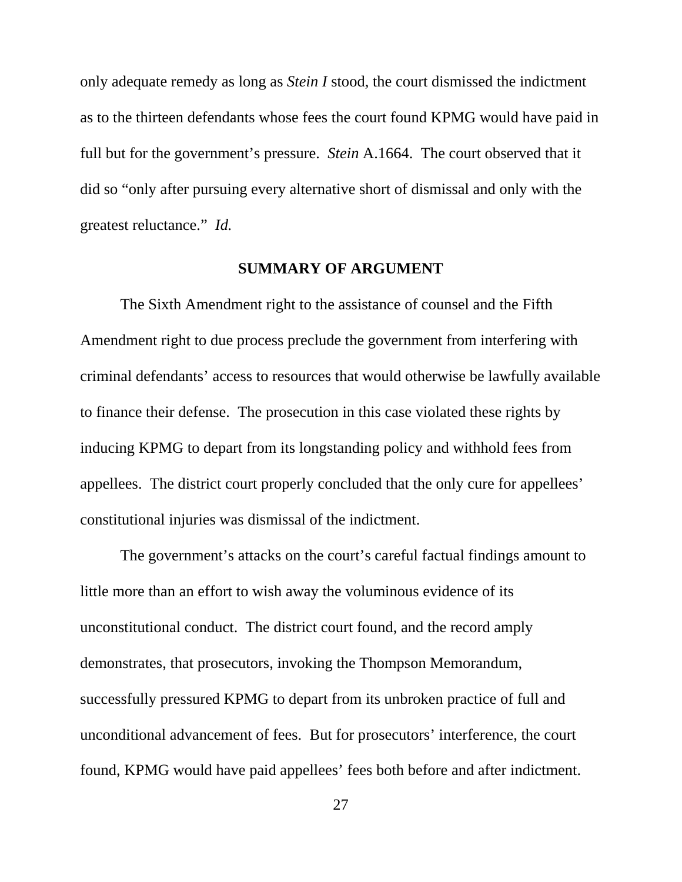only adequate remedy as long as *Stein I* stood, the court dismissed the indictment as to the thirteen defendants whose fees the court found KPMG would have paid in full but for the government's pressure. *Stein* A.1664. The court observed that it did so "only after pursuing every alternative short of dismissal and only with the greatest reluctance." *Id.*

## SUMMARY OF ARGUMENT

The Sixth Amendment right to the assistance of counsel and the Fifth Amendment right to due process preclude the government from interfering with criminal defendants' access to resources that would otherwise be lawfully available to finance their defense. The prosecution in this case violated these rights by inducing KPMG to depart from its longstanding policy and withhold fees from appellees. The district court properly concluded that the only cure for appellees' constitutional injuries was dismissal of the indictment.

The government's attacks on the court's careful factual findings amount to little more than an effort to wish away the voluminous evidence of its unconstitutional conduct. The district court found, and the record amply demonstrates, that prosecutors, invoking the Thompson Memorandum, successfully pressured KPMG to depart from its unbroken practice of full and unconditional advancement of fees. But for prosecutors' interference, the court found, KPMG would have paid appellees' fees both before and after indictment.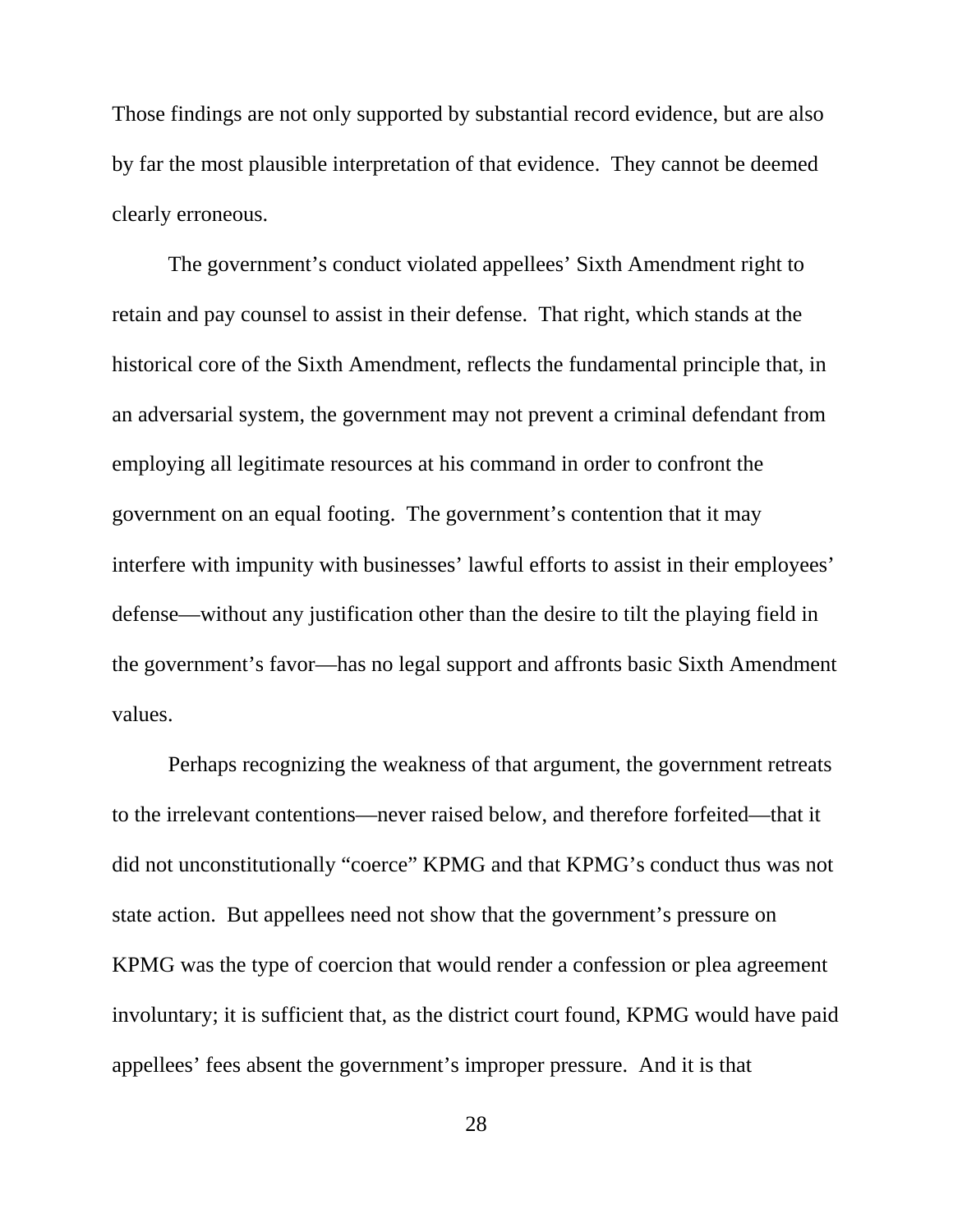Those findings are not only supported by substantial record evidence, but are also by far the most plausible interpretation of that evidence. They cannot be deemed clearly erroneous.

The government's conduct violated appellees' Sixth Amendment right to retain and pay counsel to assist in their defense. That right, which stands at the historical core of the Sixth Amendment, reflects the fundamental principle that, in an adversarial system, the government may not prevent a criminal defendant from employing all legitimate resources at his command in order to confront the government on an equal footing. The government's contention that it may interfere with impunity with businesses' lawful efforts to assist in their employees' defense—without any justification other than the desire to tilt the playing field in the government's favor—has no legal support and affronts basic Sixth Amendment values.

Perhaps recognizing the weakness of that argument, the government retreats to the irrelevant contentions—never raised below, and therefore forfeited—that it did not unconstitutionally "coerce" KPMG and that KPMG's conduct thus was not state action. But appellees need not show that the government's pressure on KPMG was the type of coercion that would render a confession or plea agreement involuntary; it is sufficient that, as the district court found, KPMG would have paid appellees' fees absent the government's improper pressure. And it is that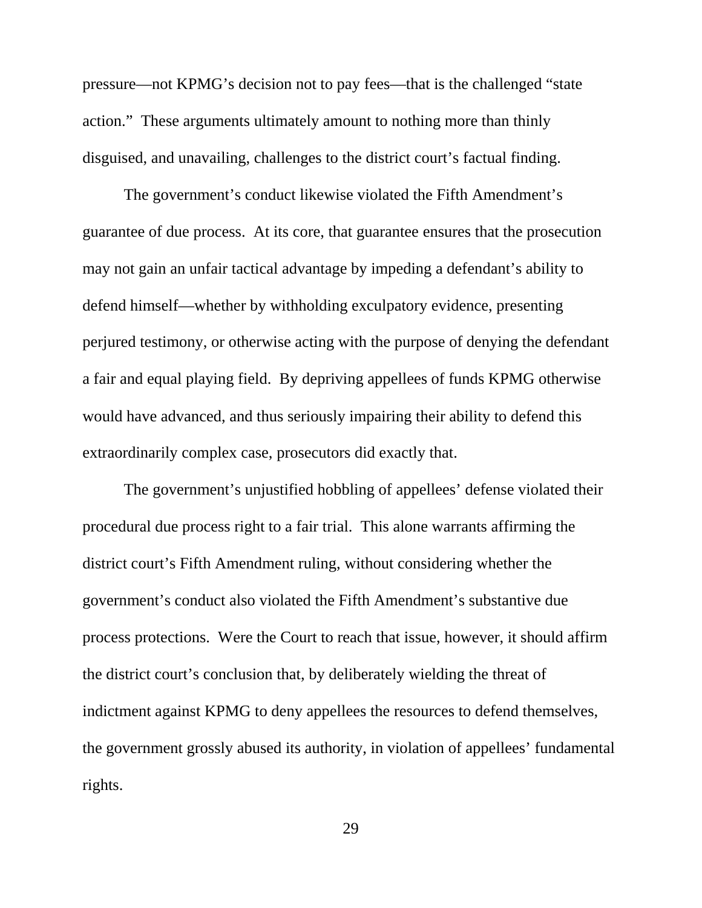pressure—not KPMG's decision not to pay fees—that is the challenged "state action." These arguments ultimately amount to nothing more than thinly disguised, and unavailing, challenges to the district court's factual finding.

The government's conduct likewise violated the Fifth Amendment's guarantee of due process. At its core, that guarantee ensures that the prosecution may not gain an unfair tactical advantage by impeding a defendant's ability to defend himself—whether by withholding exculpatory evidence, presenting perjured testimony, or otherwise acting with the purpose of denying the defendant a fair and equal playing field. By depriving appellees of funds KPMG otherwise would have advanced, and thus seriously impairing their ability to defend this extraordinarily complex case, prosecutors did exactly that.

The government's unjustified hobbling of appellees' defense violated their procedural due process right to a fair trial. This alone warrants affirming the district court's Fifth Amendment ruling, without considering whether the government's conduct also violated the Fifth Amendment's substantive due process protections. Were the Court to reach that issue, however, it should affirm the district court's conclusion that, by deliberately wielding the threat of indictment against KPMG to deny appellees the resources to defend themselves, the government grossly abused its authority, in violation of appellees' fundamental rights.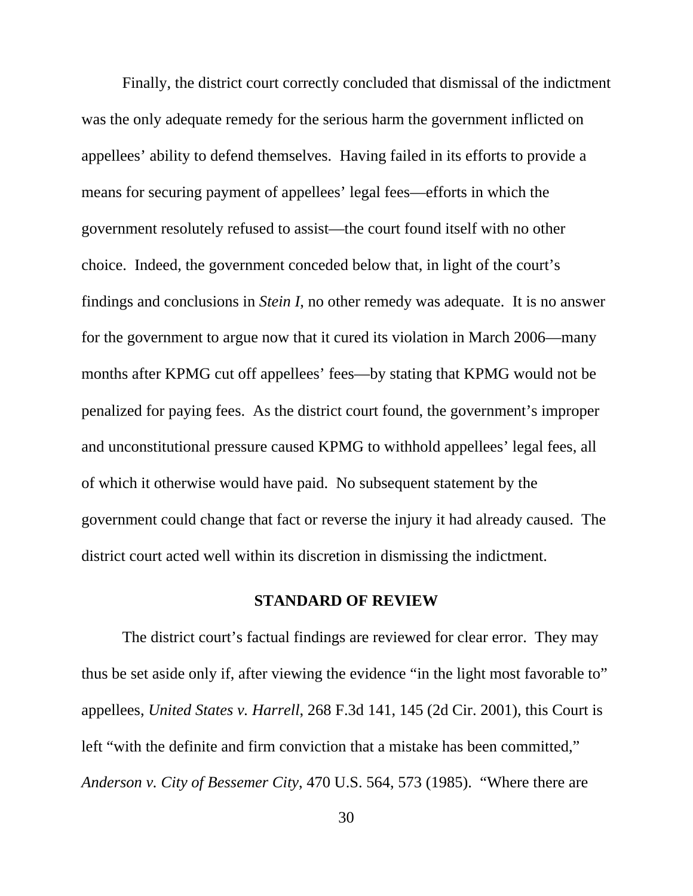Finally, the district court correctly concluded that dismissal of the indictment was the only adequate remedy for the serious harm the government inflicted on appellees' ability to defend themselves. Having failed in its efforts to provide a means for securing payment of appellees' legal fees—efforts in which the government resolutely refused to assist—the court found itself with no other choice. Indeed, the government conceded below that, in light of the court's findings and conclusions in *Stein I*, no other remedy was adequate. It is no answer for the government to argue now that it cured its violation in March 2006—many months after KPMG cut off appellees' fees—by stating that KPMG would not be penalized for paying fees. As the district court found, the government's improper and unconstitutional pressure caused KPMG to withhold appellees' legal fees, all of which it otherwise would have paid. No subsequent statement by the government could change that fact or reverse the injury it had already caused. The district court acted well within its discretion in dismissing the indictment.

## STANDARD OF REVIEW

The district court's factual findings are reviewed for clear error. They may thus be set aside only if, after viewing the evidence "in the light most favorable to" appellees, *United States v. Harrell*, 268 F.3d 141, 145 (2d Cir. 2001), this Court is left "with the definite and firm conviction that a mistake has been committed," *Anderson v. City of Bessemer City*, 470 U.S. 564, 573 (1985). "Where there are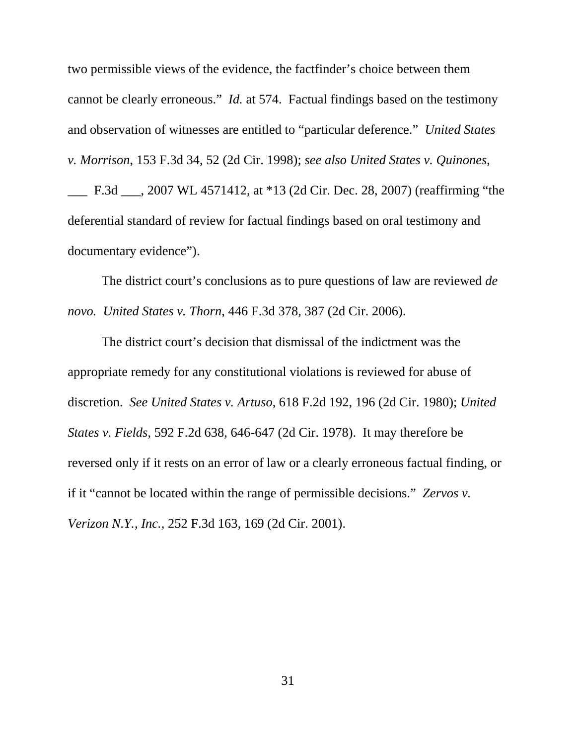two permissible views of the evidence, the factfinder's choice between them cannot be clearly erroneous." *Id.* at 574. Factual findings based on the testimony and observation of witnesses are entitled to "particular deference." *United States v. Morrison*, 153 F.3d 34, 52 (2d Cir. 1998); *see also United States v. Quinones*, ___ F.3d ___, 2007 WL 4571412, at *13 (2d Cir. Dec. 28, 2007) (reaffirming "the deferential standard of review for factual findings based on oral testimony and documentary evidence").

The district court's conclusions as to pure questions of law are reviewed *de novo*. *United States v. Thorn*, 446 F.3d 378, 387 (2d Cir. 2006).

The district court's decision that dismissal of the indictment was the appropriate remedy for any constitutional violations is reviewed for abuse of discretion. *See United States v. Artuso*, 618 F.2d 192, 196 (2d Cir. 1980); *United States v. Fields*, 592 F.2d 638, 646-647 (2d Cir. 1978). It may therefore be reversed only if it rests on an error of law or a clearly erroneous factual finding, or if it "cannot be located within the range of permissible decisions." *Zervos v. Verizon N.Y., Inc.*, 252 F.3d 163, 169 (2d Cir. 2001).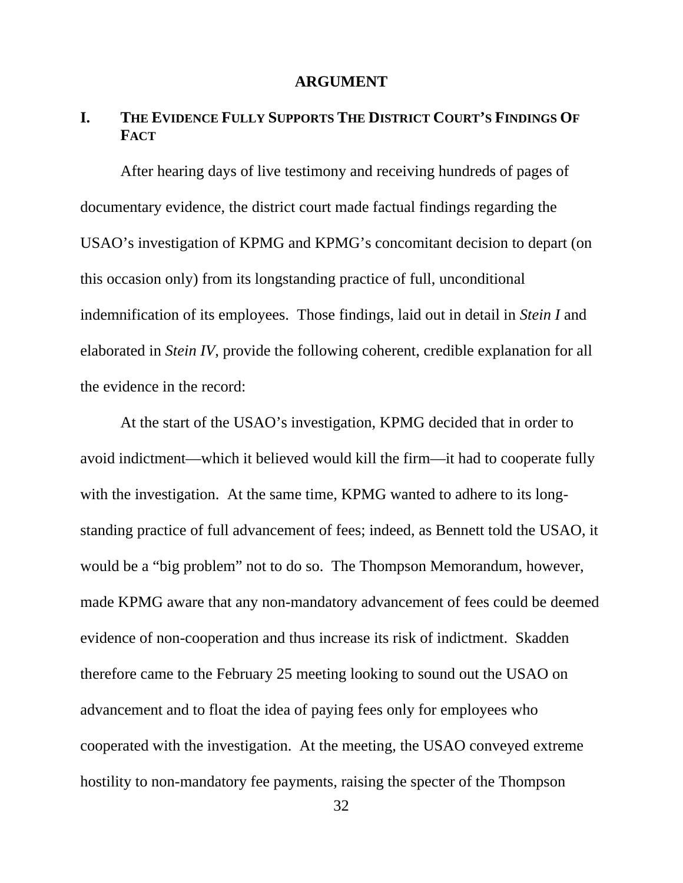# ARGUMENT

## I. THE EVIDENCE FULLY SUPPORTS THE DISTRICT COURT'S FINDINGS OF FACT

After hearing days of live testimony and receiving hundreds of pages of documentary evidence, the district court made factual findings regarding the USAO's investigation of KPMG and KPMG's concomitant decision to depart (on this occasion only) from its longstanding practice of full, unconditional indemnification of its employees. Those findings, laid out in detail in *Stein I* and elaborated in *Stein IV*, provide the following coherent, credible explanation for all the evidence in the record:

At the start of the USAO's investigation, KPMG decided that in order to avoid indictment—which it believed would kill the firm—it had to cooperate fully with the investigation. At the same time, KPMG wanted to adhere to its long-standing practice of full advancement of fees; indeed, as Bennett told the USAO, it would be a "big problem" not to do so. The Thompson Memorandum, however, made KPMG aware that any non-mandatory advancement of fees could be deemed evidence of non-cooperation and thus increase its risk of indictment. Skadden therefore came to the February 25 meeting looking to sound out the USAO on advancement and to float the idea of paying fees only for employees who cooperated with the investigation. At the meeting, the USAO conveyed extreme hostility to non-mandatory fee payments, raising the specter of the Thompson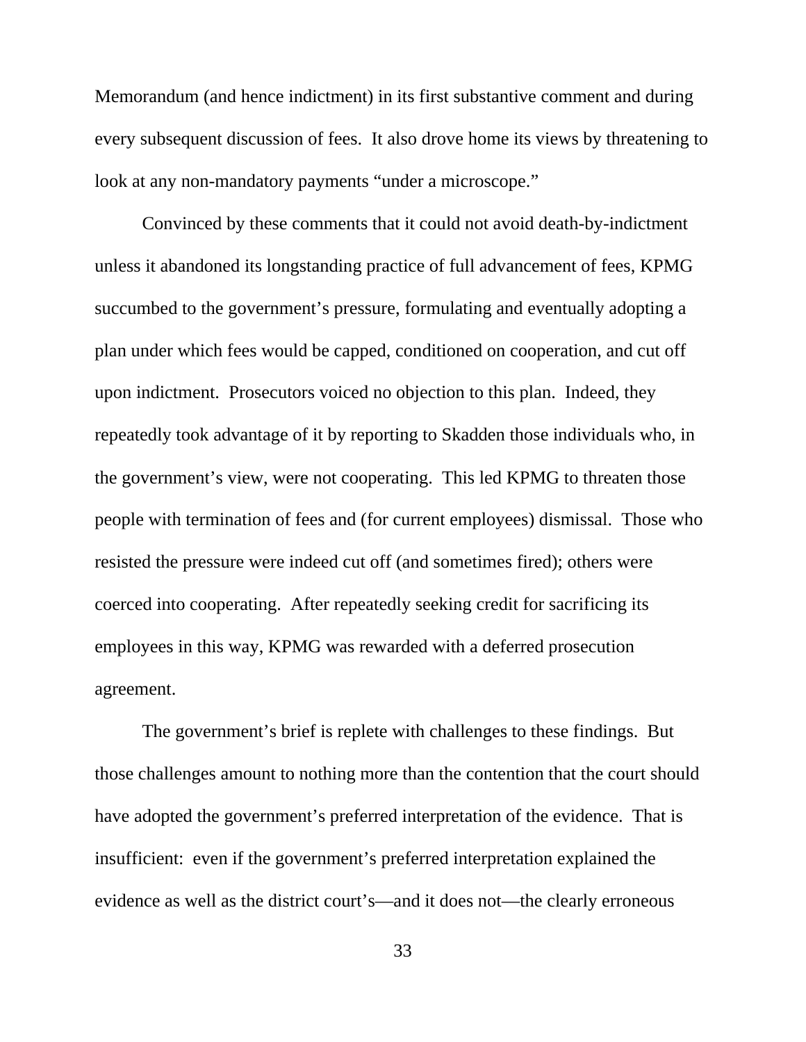Memorandum (and hence indictment) in its first substantive comment and during every subsequent discussion of fees. It also drove home its views by threatening to look at any non-mandatory payments "under a microscope."

Convinced by these comments that it could not avoid death-by-indictment unless it abandoned its longstanding practice of full advancement of fees, KPMG succumbed to the government's pressure, formulating and eventually adopting a plan under which fees would be capped, conditioned on cooperation, and cut off upon indictment. Prosecutors voiced no objection to this plan. Indeed, they repeatedly took advantage of it by reporting to Skadden those individuals who, in the government's view, were not cooperating. This led KPMG to threaten those people with termination of fees and (for current employees) dismissal. Those who resisted the pressure were indeed cut off (and sometimes fired); others were coerced into cooperating. After repeatedly seeking credit for sacrificing its employees in this way, KPMG was rewarded with a deferred prosecution agreement.

The government's brief is replete with challenges to these findings. But those challenges amount to nothing more than the contention that the court should have adopted the government's preferred interpretation of the evidence. That is insufficient: even if the government's preferred interpretation explained the evidence as well as the district court's—and it does not—the clearly erroneous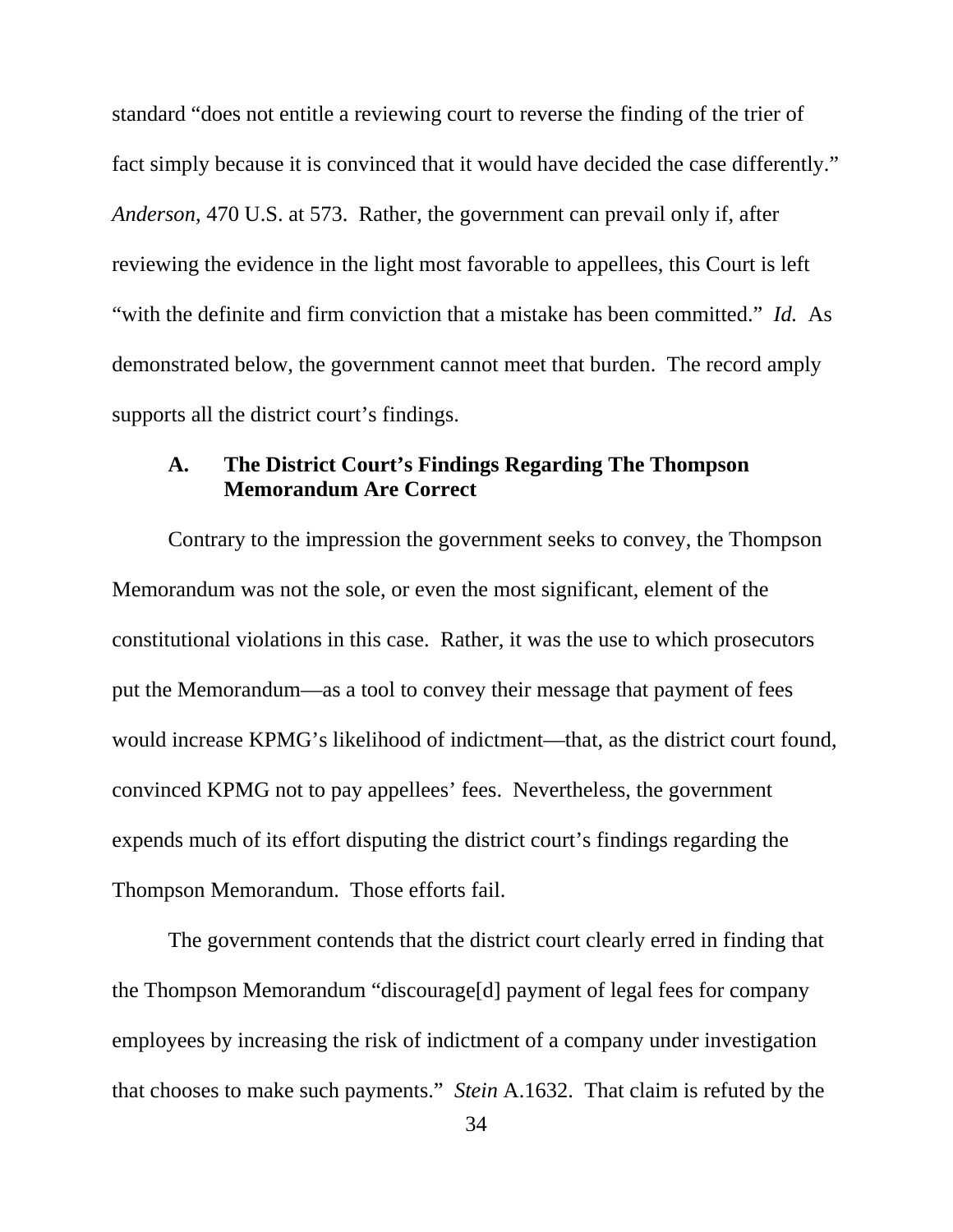standard "does not entitle a reviewing court to reverse the finding of the trier of fact simply because it is convinced that it would have decided the case differently." *Anderson*, 470 U.S. at 573. Rather, the government can prevail only if, after reviewing the evidence in the light most favorable to appellees, this Court is left "with the definite and firm conviction that a mistake has been committed." *Id.* As demonstrated below, the government cannot meet that burden. The record amply supports all the district court's findings.

### A. The District Court's Findings Regarding The Thompson Memorandum Are Correct

Contrary to the impression the government seeks to convey, the Thompson Memorandum was not the sole, or even the most significant, element of the constitutional violations in this case. Rather, it was the use to which prosecutors put the Memorandum—as a tool to convey their message that payment of fees would increase KPMG's likelihood of indictment—that, as the district court found, convinced KPMG not to pay appellees' fees. Nevertheless, the government expends much of its effort disputing the district court's findings regarding the Thompson Memorandum. Those efforts fail.

The government contends that the district court clearly erred in finding that the Thompson Memorandum "discourage[d] payment of legal fees for company employees by increasing the risk of indictment of a company under investigation that chooses to make such payments." *Stein* A.1632. That claim is refuted by the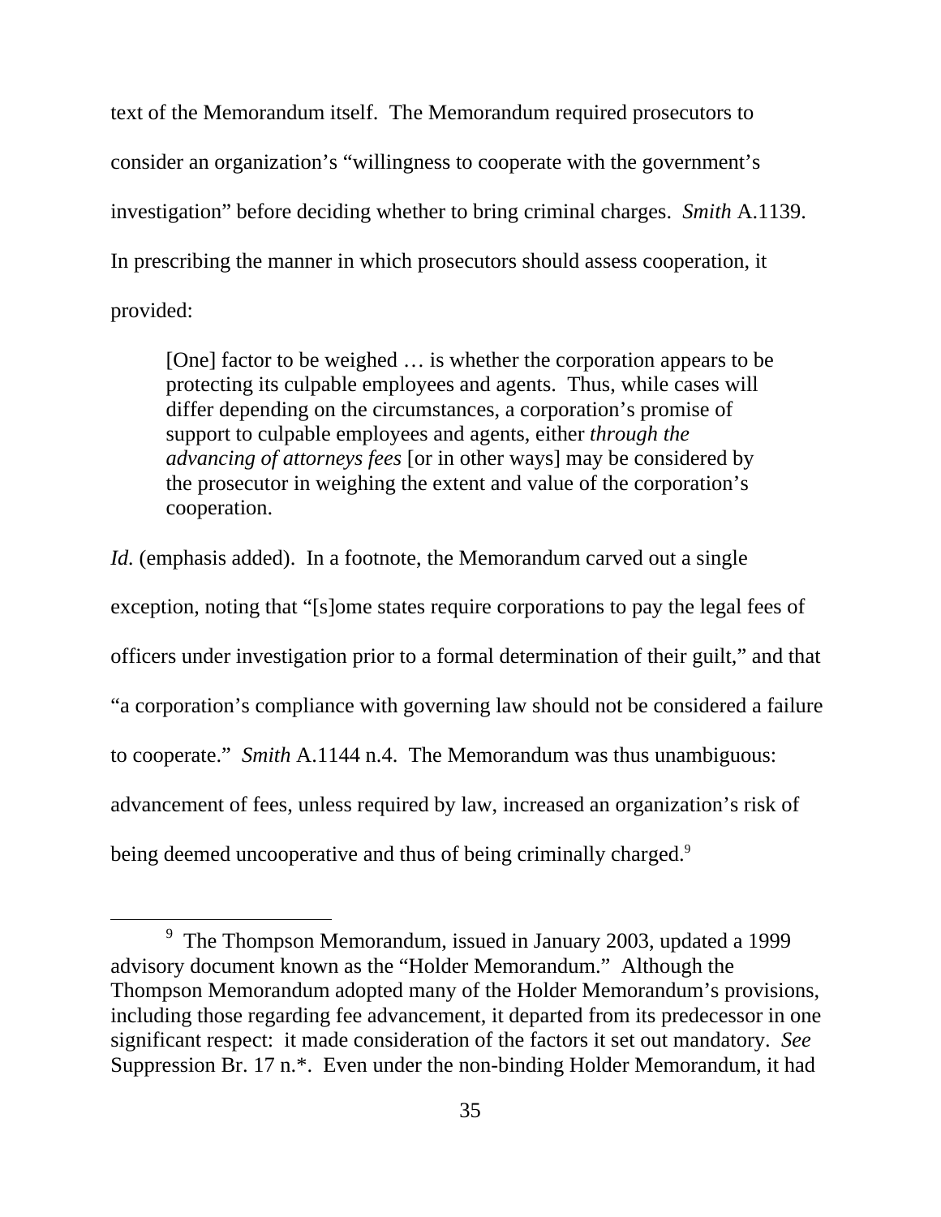text of the Memorandum itself. The Memorandum required prosecutors to consider an organization's "willingness to cooperate with the government's investigation" before deciding whether to bring criminal charges. *Smith* A.1139. In prescribing the manner in which prosecutors should assess cooperation, it provided:

> [One] factor to be weighed … is whether the corporation appears to be protecting its culpable employees and agents. Thus, while cases will differ depending on the circumstances, a corporation's promise of support to culpable employees and agents, either *through the advancing of attorneys fees* [or in other ways] may be considered by the prosecutor in weighing the extent and value of the corporation's cooperation.

*Id.* (emphasis added). In a footnote, the Memorandum carved out a single exception, noting that "[s]ome states require corporations to pay the legal fees of officers under investigation prior to a formal determination of their guilt," and that "a corporation's compliance with governing law should not be considered a failure to cooperate." *Smith* A.1144 n.4. The Memorandum was thus unambiguous: advancement of fees, unless required by law, increased an organization's risk of being deemed uncooperative and thus of being criminally charged.[9]

[9] The Thompson Memorandum, issued in January 2003, updated a 1999 advisory document known as the "Holder Memorandum." Although the Thompson Memorandum adopted many of the Holder Memorandum's provisions, including those regarding fee advancement, it departed from its predecessor in one significant respect: it made consideration of the factors it set out mandatory. *See* Suppression Br. 17 n.*. Even under the non-binding Holder Memorandum, it had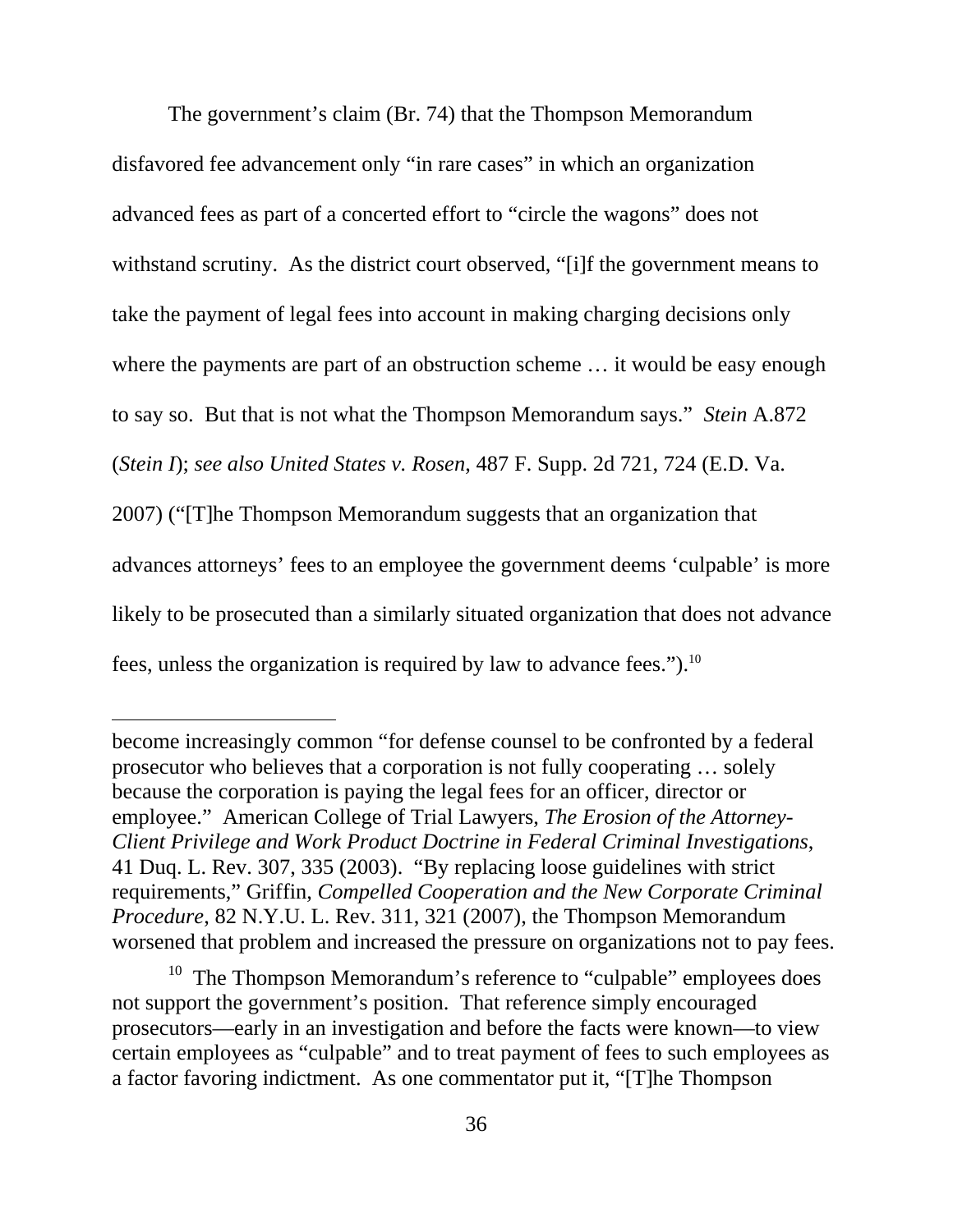The government's claim (Br. 74) that the Thompson Memorandum disfavored fee advancement only "in rare cases" in which an organization advanced fees as part of a concerted effort to "circle the wagons" does not withstand scrutiny. As the district court observed, "[i]f the government means to take the payment of legal fees into account in making charging decisions only where the payments are part of an obstruction scheme … it would be easy enough to say so. But that is not what the Thompson Memorandum says." *Stein* A.872 (*Stein I*); *see also United States v. Rosen,* 487 F. Supp. 2d 721, 724 (E.D. Va. 2007) ("[T]he Thompson Memorandum suggests that an organization that advances attorneys' fees to an employee the government deems 'culpable' is more likely to be prosecuted than a similarly situated organization that does not advance fees, unless the organization is required by law to advance fees.").[10]

---

become increasingly common "for defense counsel to be confronted by a federal prosecutor who believes that a corporation is not fully cooperating … solely because the corporation is paying the legal fees for an officer, director or employee." American College of Trial Lawyers, *The Erosion of the Attorney-Client Privilege and Work Product Doctrine in Federal Criminal Investigations*, 41 Duq. L. Rev. 307, 335 (2003). "By replacing loose guidelines with strict requirements," Griffin, *Compelled Cooperation and the New Corporate Criminal Procedure,* 82 N.Y.U. L. Rev. 311, 321 (2007), the Thompson Memorandum worsened that problem and increased the pressure on organizations not to pay fees.

[10] The Thompson Memorandum's reference to "culpable" employees does not support the government's position. That reference simply encouraged prosecutors—early in an investigation and before the facts were known—to view certain employees as "culpable" and to treat payment of fees to such employees as a factor favoring indictment. As one commentator put it, "[T]he Thompson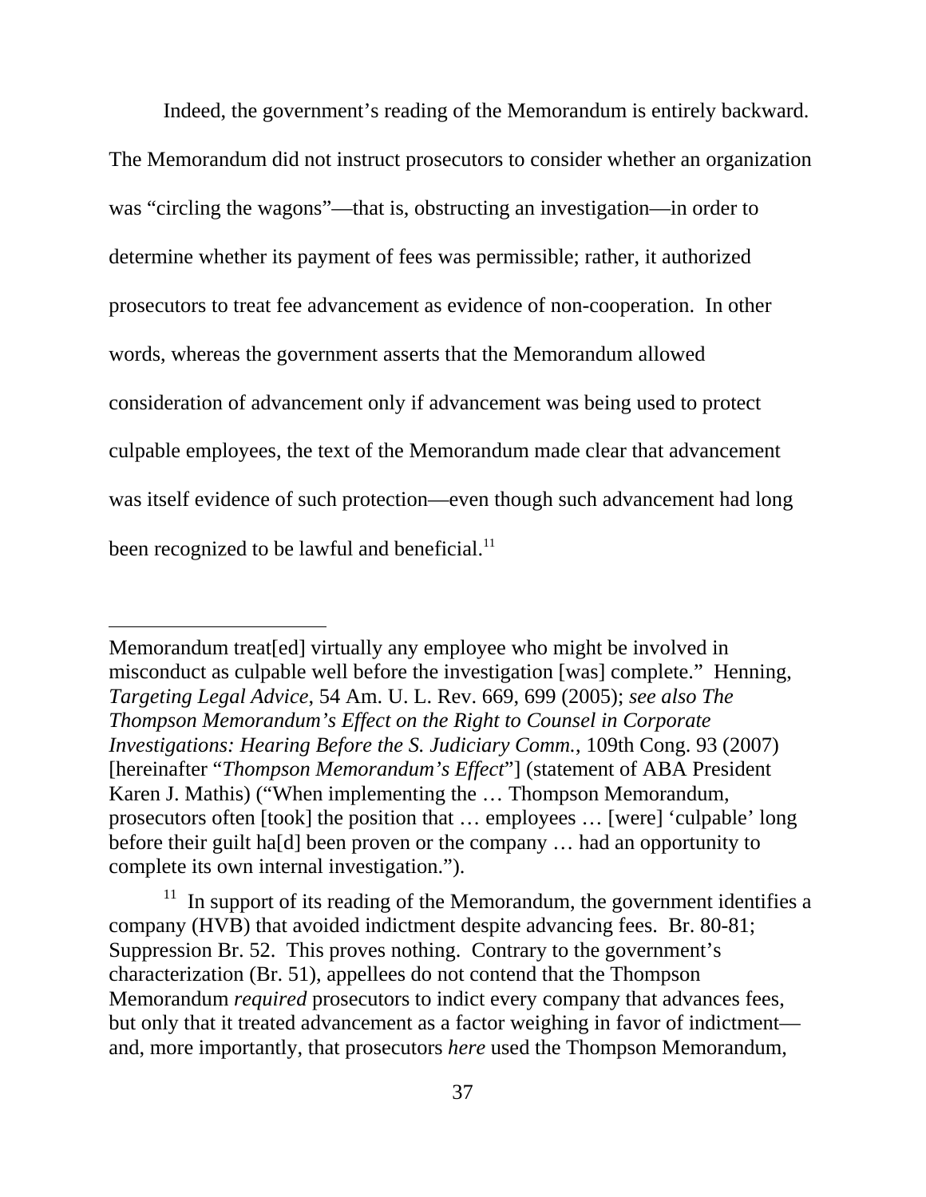Indeed, the government's reading of the Memorandum is entirely backward. The Memorandum did not instruct prosecutors to consider whether an organization was "circling the wagons"—that is, obstructing an investigation—in order to determine whether its payment of fees was permissible; rather, it authorized prosecutors to treat fee advancement as evidence of non-cooperation. In other words, whereas the government asserts that the Memorandum allowed consideration of advancement only if advancement was being used to protect culpable employees, the text of the Memorandum made clear that advancement was itself evidence of such protection—even though such advancement had long been recognized to be lawful and beneficial.[11]

---

Memorandum treat[ed] virtually any employee who might be involved in misconduct as culpable well before the investigation [was] complete." Henning, *Targeting Legal Advice*, 54 Am. U. L. Rev. 669, 699 (2005); *see also The Thompson Memorandum's Effect on the Right to Counsel in Corporate Investigations: Hearing Before the S. Judiciary Comm.*, 109th Cong. 93 (2007) [hereinafter "*Thompson Memorandum's Effect*"] (statement of ABA President Karen J. Mathis) ("When implementing the … Thompson Memorandum, prosecutors often [took] the position that … employees … [were] 'culpable' long before their guilt ha[d] been proven or the company … had an opportunity to complete its own internal investigation.").

[11] In support of its reading of the Memorandum, the government identifies a company (HVB) that avoided indictment despite advancing fees. Br. 80-81; Suppression Br. 52. This proves nothing. Contrary to the government's characterization (Br. 51), appellees do not contend that the Thompson Memorandum *required* prosecutors to indict every company that advances fees, but only that it treated advancement as a factor weighing in favor of indictment—and, more importantly, that prosecutors *here* used the Thompson Memorandum,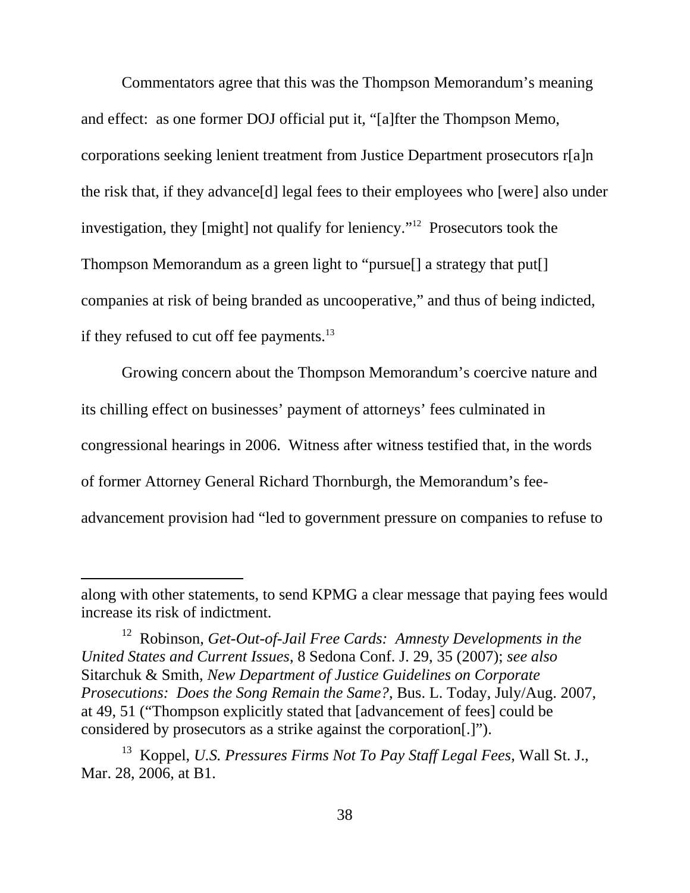Commentators agree that this was the Thompson Memorandum's meaning and effect: as one former DOJ official put it, "[a]fter the Thompson Memo, corporations seeking lenient treatment from Justice Department prosecutors r[a]n the risk that, if they advance[d] legal fees to their employees who [were] also under investigation, they [might] not qualify for leniency."[12] Prosecutors took the Thompson Memorandum as a green light to "pursue[] a strategy that put[] companies at risk of being branded as uncooperative," and thus of being indicted, if they refused to cut off fee payments.[13]

Growing concern about the Thompson Memorandum's coercive nature and its chilling effect on businesses' payment of attorneys' fees culminated in congressional hearings in 2006. Witness after witness testified that, in the words of former Attorney General Richard Thornburgh, the Memorandum's fee-advancement provision had "led to government pressure on companies to refuse to

---

along with other statements, to send KPMG a clear message that paying fees would increase its risk of indictment.

[12] Robinson, *Get-Out-of-Jail Free Cards: Amnesty Developments in the United States and Current Issues*, 8 Sedona Conf. J. 29, 35 (2007); *see also* Sitarchuk & Smith, *New Department of Justice Guidelines on Corporate Prosecutions: Does the Song Remain the Same?*, Bus. L. Today, July/Aug. 2007, at 49, 51 ("Thompson explicitly stated that [advancement of fees] could be considered by prosecutors as a strike against the corporation[.]").

[13] Koppel, *U.S. Pressures Firms Not To Pay Staff Legal Fees*, Wall St. J., Mar. 28, 2006, at B1.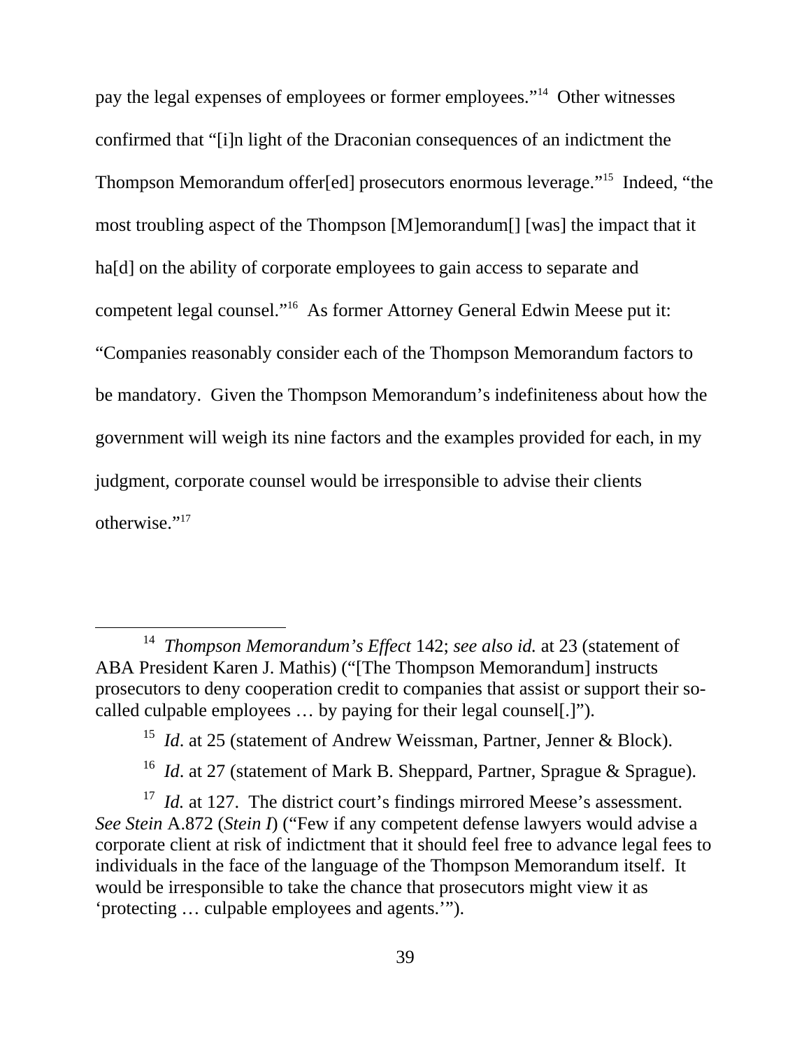pay the legal expenses of employees or former employees."[14] Other witnesses confirmed that "[i]n light of the Draconian consequences of an indictment the Thompson Memorandum offer[ed] prosecutors enormous leverage."[15] Indeed, "the most troubling aspect of the Thompson [M]emorandum[] [was] the impact that it ha[d] on the ability of corporate employees to gain access to separate and competent legal counsel."[16] As former Attorney General Edwin Meese put it: "Companies reasonably consider each of the Thompson Memorandum factors to be mandatory. Given the Thompson Memorandum's indefiniteness about how the government will weigh its nine factors and the examples provided for each, in my judgment, corporate counsel would be irresponsible to advise their clients otherwise."[17]

---

[14] *Thompson Memorandum's Effect* 142; *see also id.* at 23 (statement of ABA President Karen J. Mathis) ("[The Thompson Memorandum] instructs prosecutors to deny cooperation credit to companies that assist or support their so-called culpable employees … by paying for their legal counsel[.]").

[15] *Id*. at 25 (statement of Andrew Weissman, Partner, Jenner & Block).

[16] *Id*. at 27 (statement of Mark B. Sheppard, Partner, Sprague & Sprague).

[17] *Id.* at 127. The district court's findings mirrored Meese's assessment. *See Stein* A.872 (*Stein I*) ("Few if any competent defense lawyers would advise a corporate client at risk of indictment that it should feel free to advance legal fees to individuals in the face of the language of the Thompson Memorandum itself. It would be irresponsible to take the chance that prosecutors might view it as 'protecting … culpable employees and agents.'").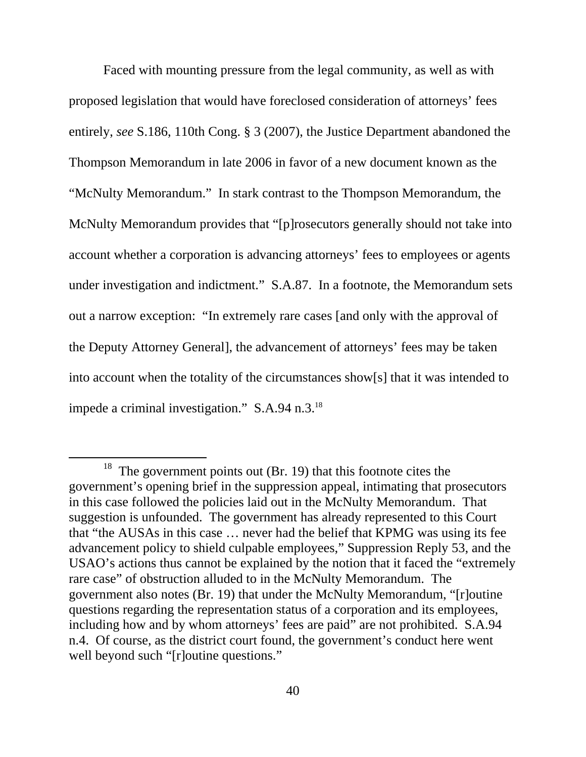Faced with mounting pressure from the legal community, as well as with proposed legislation that would have foreclosed consideration of attorneys' fees entirely, *see* S.186, 110th Cong. § 3 (2007), the Justice Department abandoned the Thompson Memorandum in late 2006 in favor of a new document known as the "McNulty Memorandum." In stark contrast to the Thompson Memorandum, the McNulty Memorandum provides that "[p]rosecutors generally should not take into account whether a corporation is advancing attorneys' fees to employees or agents under investigation and indictment." S.A.87. In a footnote, the Memorandum sets out a narrow exception: "In extremely rare cases [and only with the approval of the Deputy Attorney General], the advancement of attorneys' fees may be taken into account when the totality of the circumstances show[s] that it was intended to impede a criminal investigation." S.A.94 n.3.[18]

---

[18] The government points out (Br. 19) that this footnote cites the government's opening brief in the suppression appeal, intimating that prosecutors in this case followed the policies laid out in the McNulty Memorandum. That suggestion is unfounded. The government has already represented to this Court that "the AUSAs in this case … never had the belief that KPMG was using its fee advancement policy to shield culpable employees," Suppression Reply 53, and the USAO's actions thus cannot be explained by the notion that it faced the "extremely rare case" of obstruction alluded to in the McNulty Memorandum. The government also notes (Br. 19) that under the McNulty Memorandum, "[r]outine questions regarding the representation status of a corporation and its employees, including how and by whom attorneys' fees are paid" are not prohibited. S.A.94 n.4. Of course, as the district court found, the government's conduct here went well beyond such "[r]outine questions."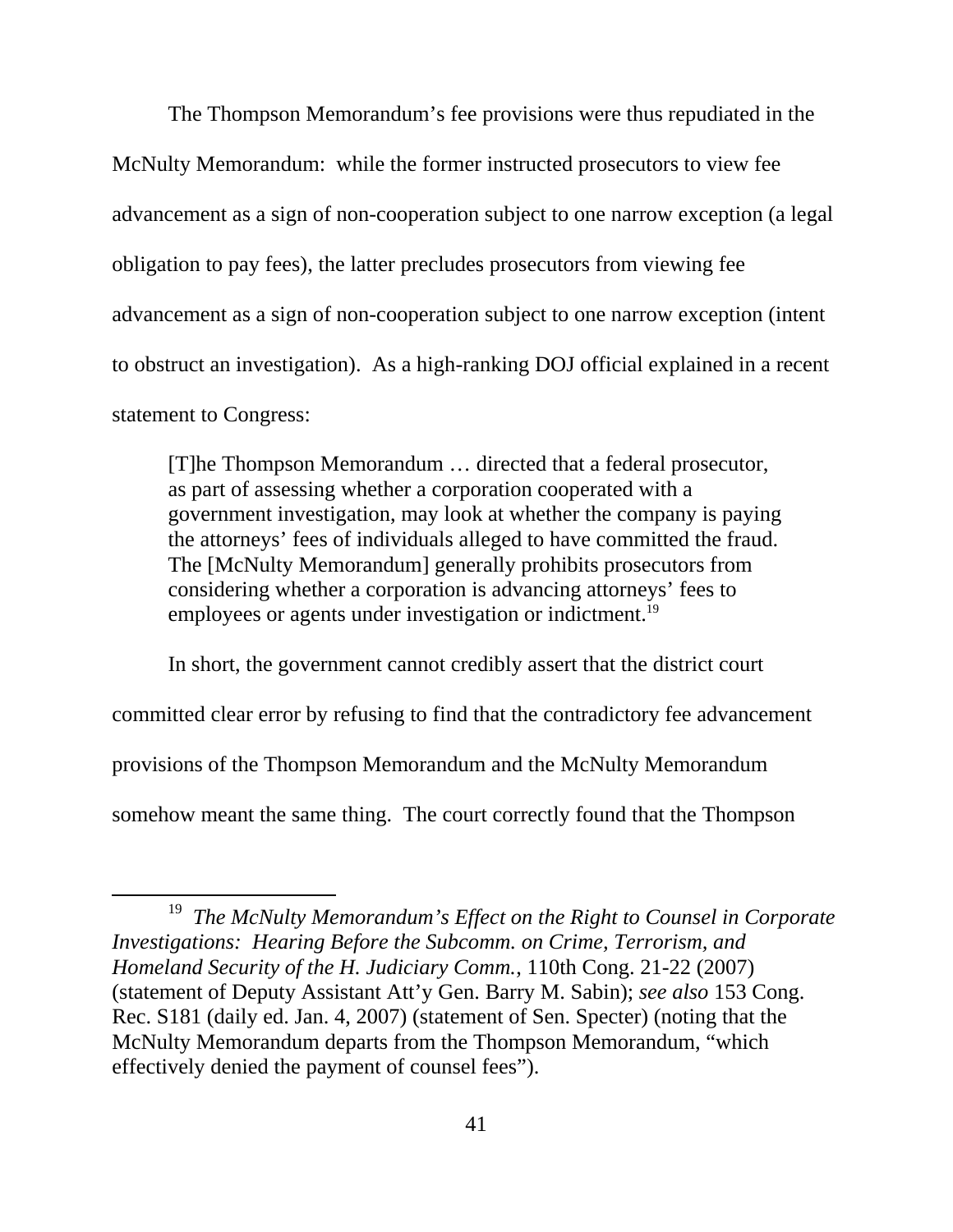The Thompson Memorandum's fee provisions were thus repudiated in the McNulty Memorandum: while the former instructed prosecutors to view fee advancement as a sign of non-cooperation subject to one narrow exception (a legal obligation to pay fees), the latter precludes prosecutors from viewing fee advancement as a sign of non-cooperation subject to one narrow exception (intent to obstruct an investigation). As a high-ranking DOJ official explained in a recent statement to Congress:

> [T]he Thompson Memorandum … directed that a federal prosecutor, as part of assessing whether a corporation cooperated with a government investigation, may look at whether the company is paying the attorneys' fees of individuals alleged to have committed the fraud. The [McNulty Memorandum] generally prohibits prosecutors from considering whether a corporation is advancing attorneys' fees to employees or agents under investigation or indictment.[19]

In short, the government cannot credibly assert that the district court committed clear error by refusing to find that the contradictory fee advancement provisions of the Thompson Memorandum and the McNulty Memorandum somehow meant the same thing. The court correctly found that the Thompson

---

[19] *The McNulty Memorandum's Effect on the Right to Counsel in Corporate Investigations: Hearing Before the Subcomm. on Crime, Terrorism, and Homeland Security of the H. Judiciary Comm.*, 110th Cong. 21-22 (2007) (statement of Deputy Assistant Att'y Gen. Barry M. Sabin); *see also* 153 Cong. Rec. S181 (daily ed. Jan. 4, 2007) (statement of Sen. Specter) (noting that the McNulty Memorandum departs from the Thompson Memorandum, "which effectively denied the payment of counsel fees").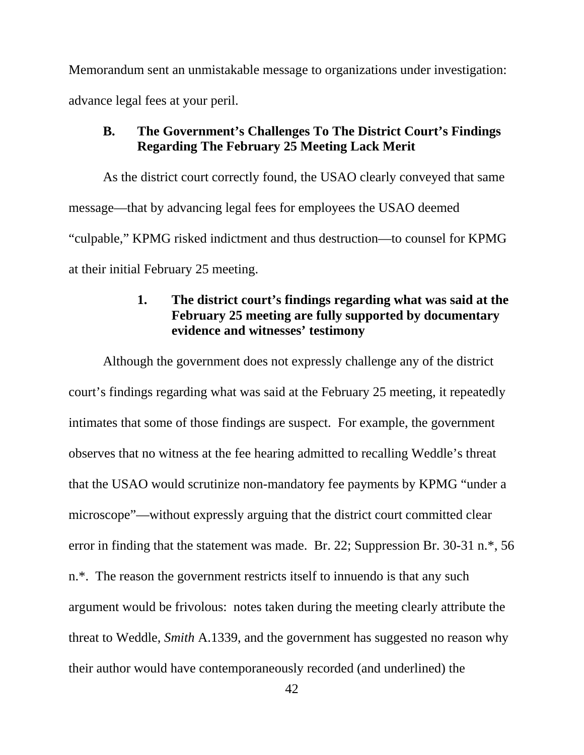Memorandum sent an unmistakable message to organizations under investigation: advance legal fees at your peril.

### B. The Government's Challenges To The District Court's Findings Regarding The February 25 Meeting Lack Merit

As the district court correctly found, the USAO clearly conveyed that same message—that by advancing legal fees for employees the USAO deemed "culpable," KPMG risked indictment and thus destruction—to counsel for KPMG at their initial February 25 meeting.

#### 1. The district court's findings regarding what was said at the February 25 meeting are fully supported by documentary evidence and witnesses' testimony

Although the government does not expressly challenge any of the district court's findings regarding what was said at the February 25 meeting, it repeatedly intimates that some of those findings are suspect. For example, the government observes that no witness at the fee hearing admitted to recalling Weddle's threat that the USAO would scrutinize non-mandatory fee payments by KPMG "under a microscope"—without expressly arguing that the district court committed clear error in finding that the statement was made. Br. 22; Suppression Br. 30-31 n.*, 56 n.*. The reason the government restricts itself to innuendo is that any such argument would be frivolous: notes taken during the meeting clearly attribute the threat to Weddle, *Smith* A.1339, and the government has suggested no reason why their author would have contemporaneously recorded (and underlined) the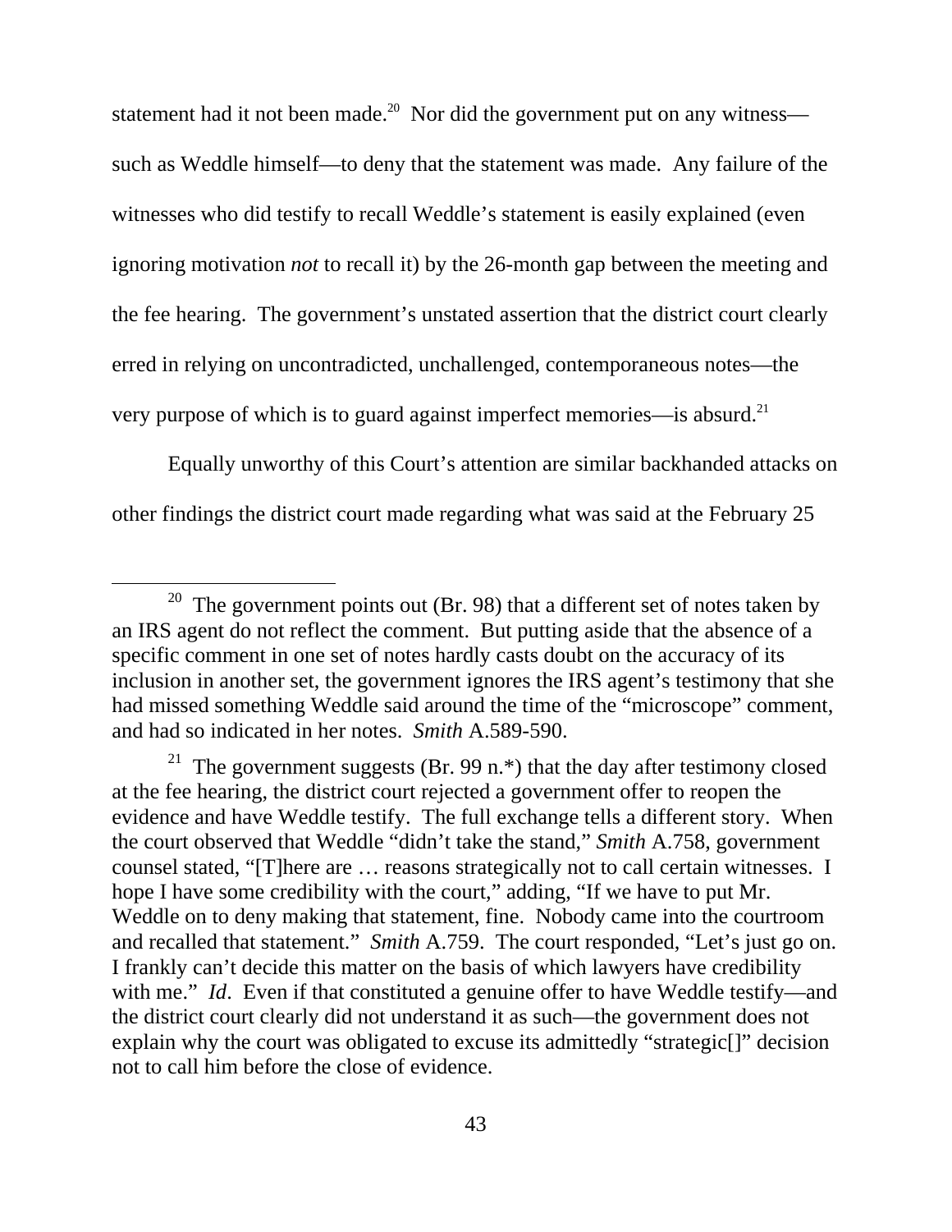statement had it not been made.[20] Nor did the government put on any witness—such as Weddle himself—to deny that the statement was made. Any failure of the witnesses who did testify to recall Weddle's statement is easily explained (even ignoring motivation *not* to recall it) by the 26-month gap between the meeting and the fee hearing. The government's unstated assertion that the district court clearly erred in relying on uncontradicted, unchallenged, contemporaneous notes—the very purpose of which is to guard against imperfect memories—is absurd.[21]

Equally unworthy of this Court's attention are similar backhanded attacks on other findings the district court made regarding what was said at the February 25

---

[20] The government points out (Br. 98) that a different set of notes taken by an IRS agent do not reflect the comment. But putting aside that the absence of a specific comment in one set of notes hardly casts doubt on the accuracy of its inclusion in another set, the government ignores the IRS agent's testimony that she had missed something Weddle said around the time of the "microscope" comment, and had so indicated in her notes. *Smith* A.589-590.

[21] The government suggests (Br. 99 n.*) that the day after testimony closed at the fee hearing, the district court rejected a government offer to reopen the evidence and have Weddle testify. The full exchange tells a different story. When the court observed that Weddle "didn't take the stand," *Smith* A.758, government counsel stated, "[T]here are … reasons strategically not to call certain witnesses. I hope I have some credibility with the court," adding, "If we have to put Mr. Weddle on to deny making that statement, fine. Nobody came into the courtroom and recalled that statement." *Smith* A.759. The court responded, "Let's just go on. I frankly can't decide this matter on the basis of which lawyers have credibility with me." *Id*. Even if that constituted a genuine offer to have Weddle testify—and the district court clearly did not understand it as such—the government does not explain why the court was obligated to excuse its admittedly "strategic[]" decision not to call him before the close of evidence.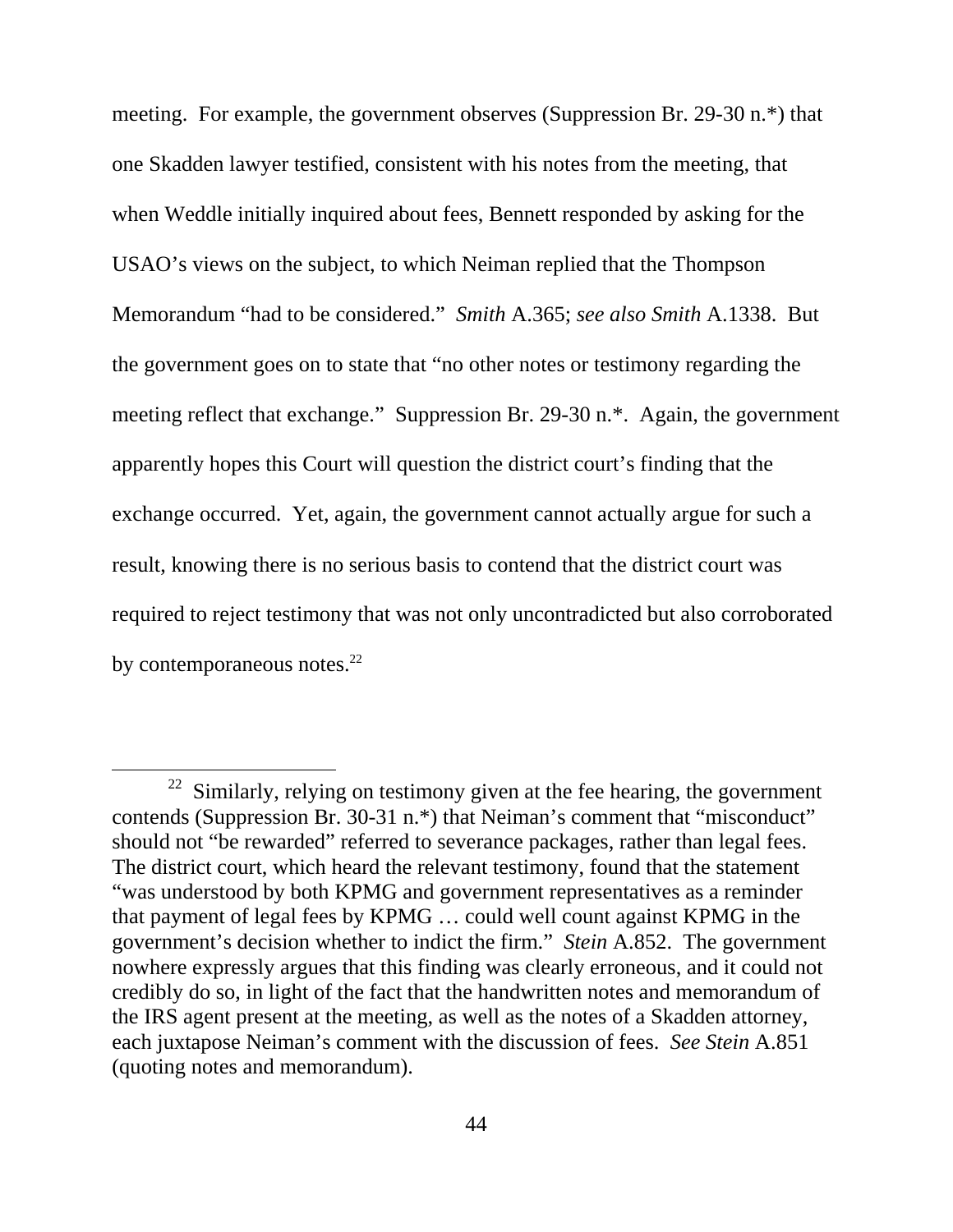meeting. For example, the government observes (Suppression Br. 29-30 n.*) that one Skadden lawyer testified, consistent with his notes from the meeting, that when Weddle initially inquired about fees, Bennett responded by asking for the USAO's views on the subject, to which Neiman replied that the Thompson Memorandum "had to be considered." *Smith* A.365; *see also Smith* A.1338. But the government goes on to state that "no other notes or testimony regarding the meeting reflect that exchange." Suppression Br. 29-30 n.*. Again, the government apparently hopes this Court will question the district court's finding that the exchange occurred. Yet, again, the government cannot actually argue for such a result, knowing there is no serious basis to contend that the district court was required to reject testimony that was not only uncontradicted but also corroborated by contemporaneous notes.[22]

---

[22] Similarly, relying on testimony given at the fee hearing, the government contends (Suppression Br. 30-31 n.*) that Neiman's comment that "misconduct" should not "be rewarded" referred to severance packages, rather than legal fees. The district court, which heard the relevant testimony, found that the statement "was understood by both KPMG and government representatives as a reminder that payment of legal fees by KPMG … could well count against KPMG in the government's decision whether to indict the firm." *Stein* A.852. The government nowhere expressly argues that this finding was clearly erroneous, and it could not credibly do so, in light of the fact that the handwritten notes and memorandum of the IRS agent present at the meeting, as well as the notes of a Skadden attorney, each juxtapose Neiman's comment with the discussion of fees. *See Stein* A.851 (quoting notes and memorandum).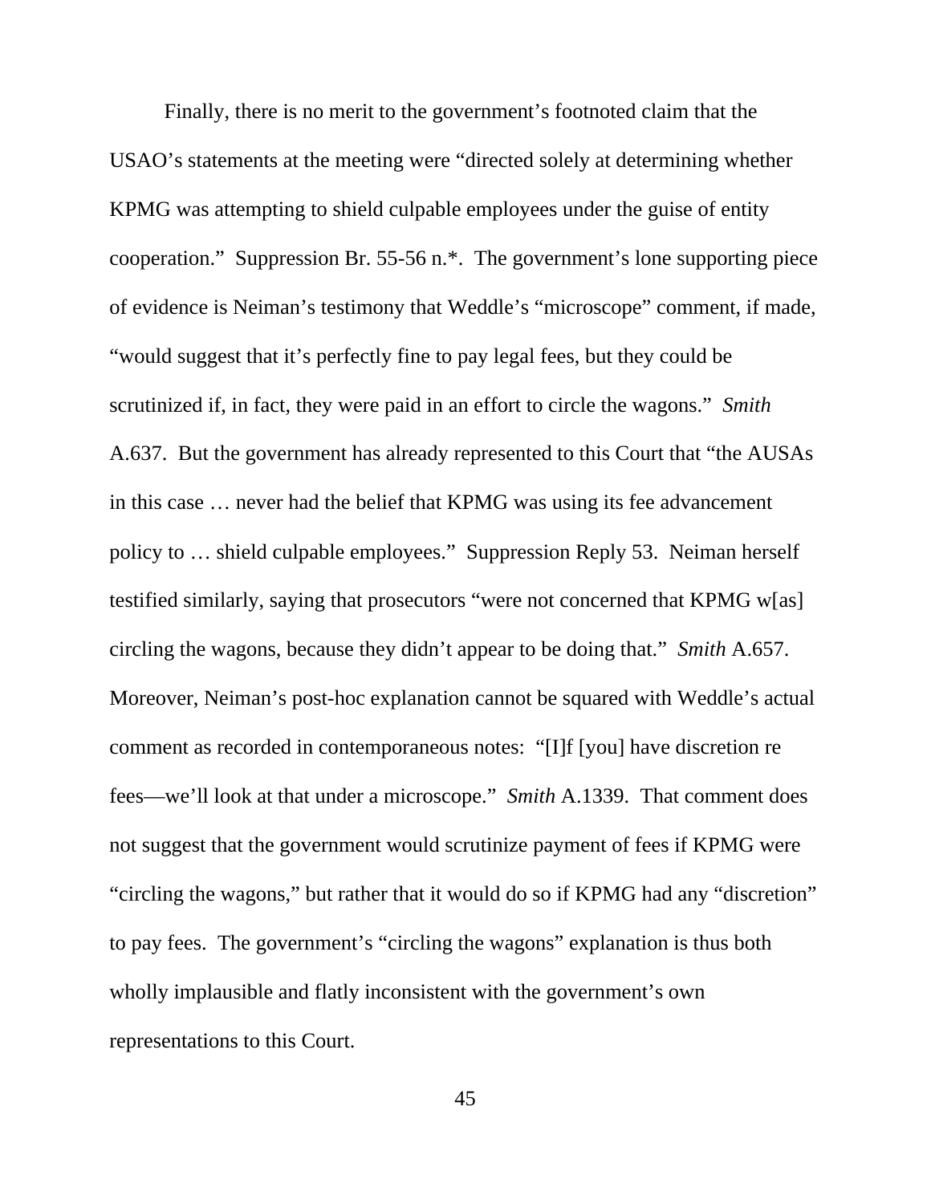Finally, there is no merit to the government's footnoted claim that the USAO's statements at the meeting were "directed solely at determining whether KPMG was attempting to shield culpable employees under the guise of entity cooperation." Suppression Br. 55-56 n.*. The government's lone supporting piece of evidence is Neiman's testimony that Weddle's "microscope" comment, if made, "would suggest that it's perfectly fine to pay legal fees, but they could be scrutinized if, in fact, they were paid in an effort to circle the wagons." *Smith* A.637. But the government has already represented to this Court that "the AUSAs in this case … never had the belief that KPMG was using its fee advancement policy to … shield culpable employees." Suppression Reply 53. Neiman herself testified similarly, saying that prosecutors "were not concerned that KPMG w[as] circling the wagons, because they didn't appear to be doing that." *Smith* A.657. Moreover, Neiman's post-hoc explanation cannot be squared with Weddle's actual comment as recorded in contemporaneous notes: "[I]f [you] have discretion re fees—we'll look at that under a microscope." *Smith* A.1339. That comment does not suggest that the government would scrutinize payment of fees if KPMG were "circling the wagons," but rather that it would do so if KPMG had any "discretion" to pay fees. The government's "circling the wagons" explanation is thus both wholly implausible and flatly inconsistent with the government's own representations to this Court.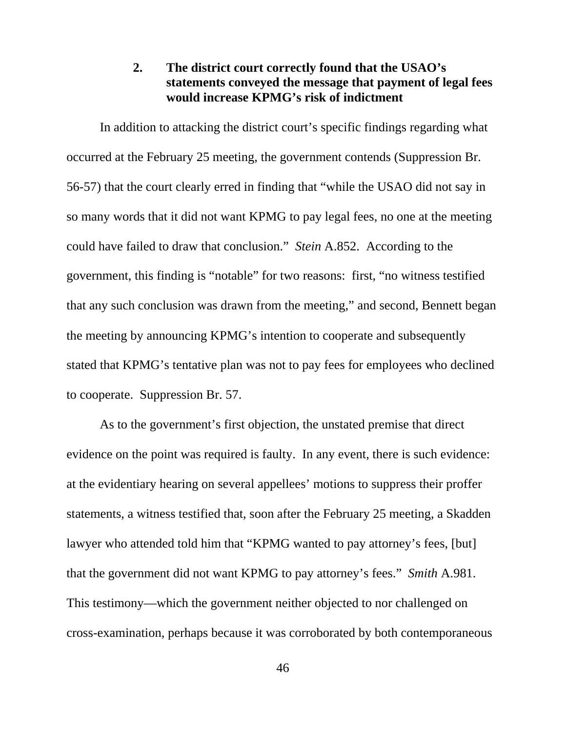### 2. The district court correctly found that the USAO's statements conveyed the message that payment of legal fees would increase KPMG's risk of indictment

In addition to attacking the district court's specific findings regarding what occurred at the February 25 meeting, the government contends (Suppression Br. 56-57) that the court clearly erred in finding that "while the USAO did not say in so many words that it did not want KPMG to pay legal fees, no one at the meeting could have failed to draw that conclusion." *Stein* A.852. According to the government, this finding is "notable" for two reasons: first, "no witness testified that any such conclusion was drawn from the meeting," and second, Bennett began the meeting by announcing KPMG's intention to cooperate and subsequently stated that KPMG's tentative plan was not to pay fees for employees who declined to cooperate. Suppression Br. 57.

As to the government's first objection, the unstated premise that direct evidence on the point was required is faulty. In any event, there is such evidence: at the evidentiary hearing on several appellees' motions to suppress their proffer statements, a witness testified that, soon after the February 25 meeting, a Skadden lawyer who attended told him that "KPMG wanted to pay attorney's fees, [but] that the government did not want KPMG to pay attorney's fees." *Smith* A.981. This testimony—which the government neither objected to nor challenged on cross-examination, perhaps because it was corroborated by both contemporaneous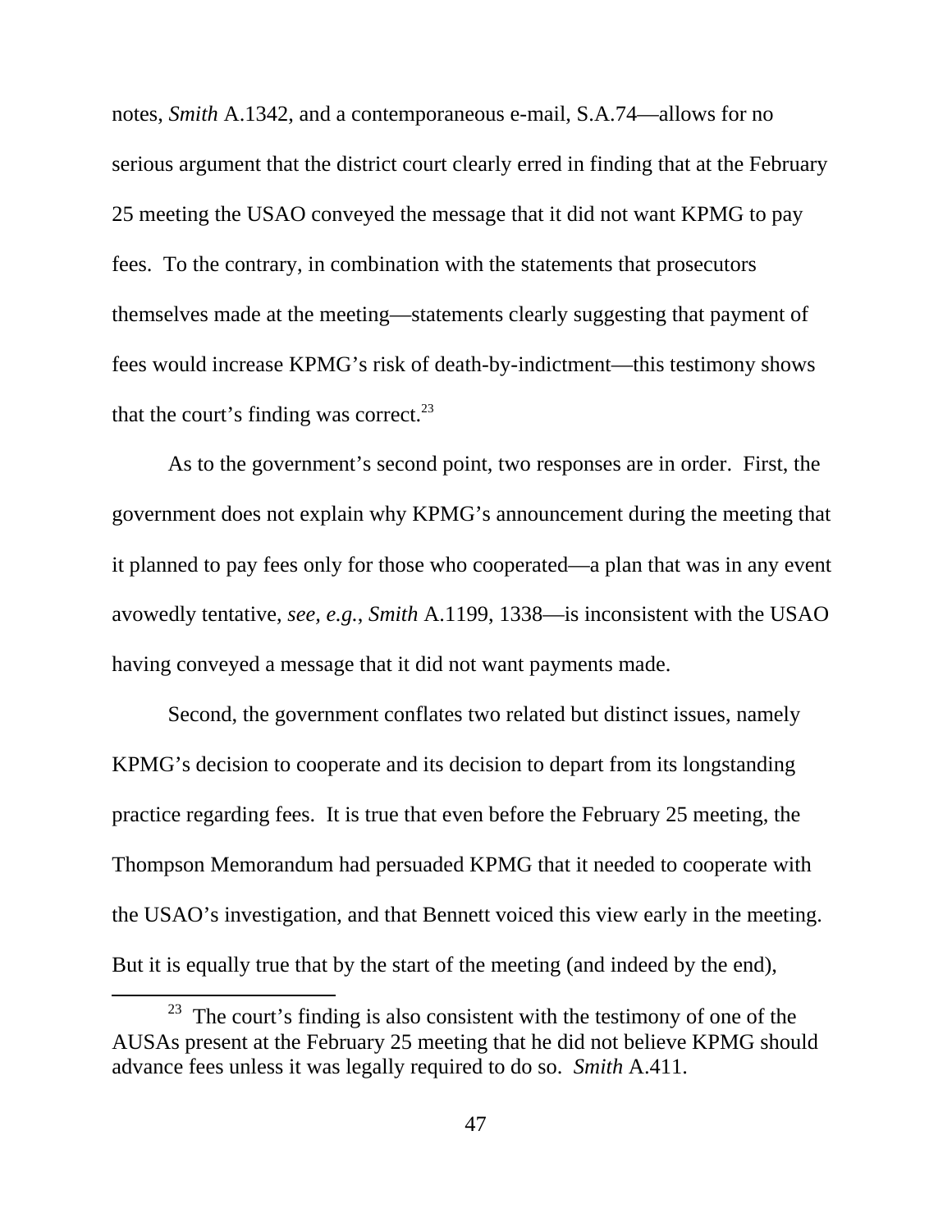notes, *Smith* A.1342, and a contemporaneous e-mail, S.A.74—allows for no serious argument that the district court clearly erred in finding that at the February 25 meeting the USAO conveyed the message that it did not want KPMG to pay fees. To the contrary, in combination with the statements that prosecutors themselves made at the meeting—statements clearly suggesting that payment of fees would increase KPMG's risk of death-by-indictment—this testimony shows that the court's finding was correct.[23]

As to the government's second point, two responses are in order. First, the government does not explain why KPMG's announcement during the meeting that it planned to pay fees only for those who cooperated—a plan that was in any event avowedly tentative, *see, e.g.*, *Smith* A.1199, 1338—is inconsistent with the USAO having conveyed a message that it did not want payments made.

Second, the government conflates two related but distinct issues, namely KPMG's decision to cooperate and its decision to depart from its longstanding practice regarding fees. It is true that even before the February 25 meeting, the Thompson Memorandum had persuaded KPMG that it needed to cooperate with the USAO's investigation, and that Bennett voiced this view early in the meeting. But it is equally true that by the start of the meeting (and indeed by the end),

---

[23] The court's finding is also consistent with the testimony of one of the AUSAs present at the February 25 meeting that he did not believe KPMG should advance fees unless it was legally required to do so. *Smith* A.411.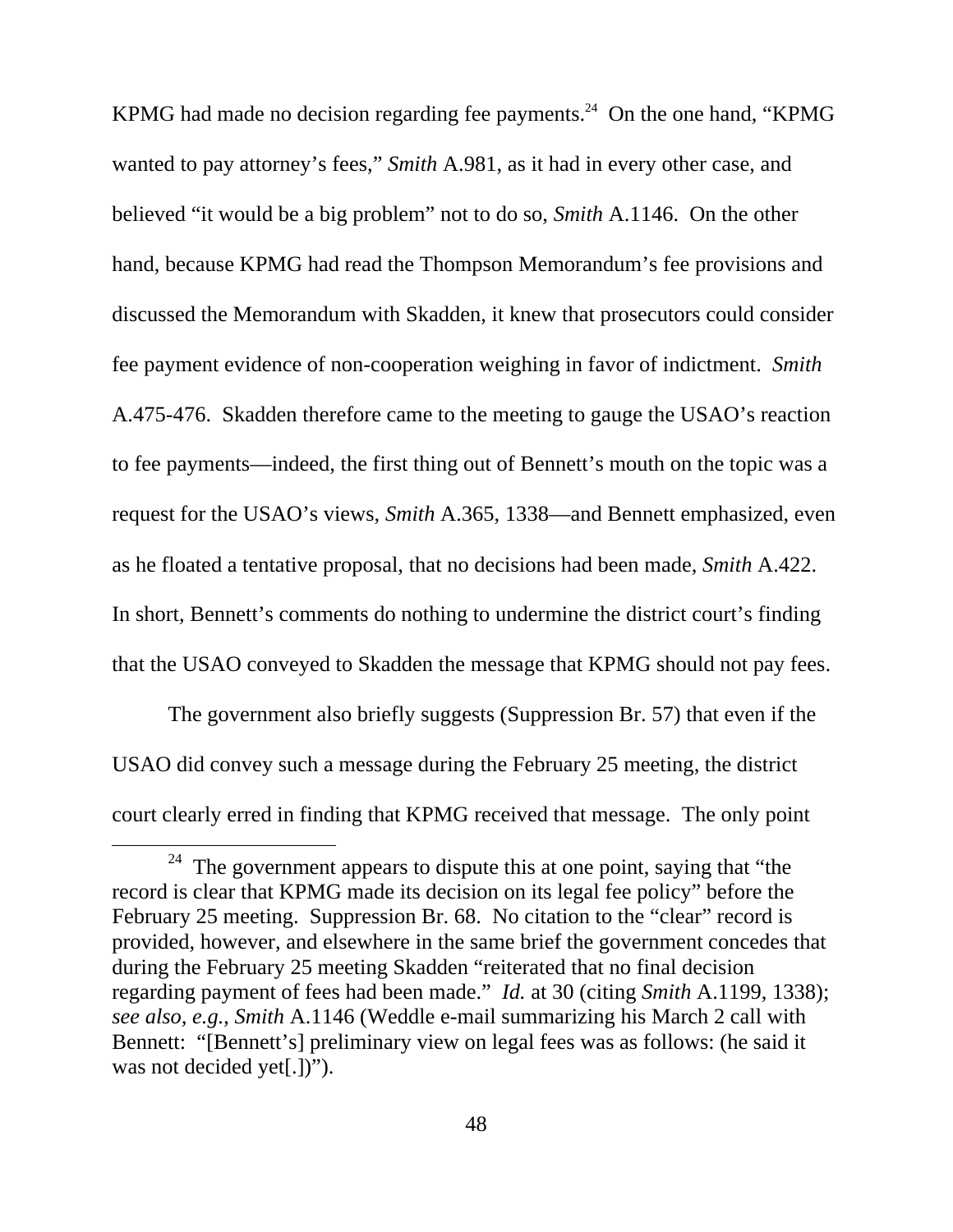KPMG had made no decision regarding fee payments.[24] On the one hand, "KPMG wanted to pay attorney's fees," *Smith* A.981, as it had in every other case, and believed "it would be a big problem" not to do so, *Smith* A.1146. On the other hand, because KPMG had read the Thompson Memorandum's fee provisions and discussed the Memorandum with Skadden, it knew that prosecutors could consider fee payment evidence of non-cooperation weighing in favor of indictment. *Smith* A.475-476. Skadden therefore came to the meeting to gauge the USAO's reaction to fee payments—indeed, the first thing out of Bennett's mouth on the topic was a request for the USAO's views, *Smith* A.365, 1338—and Bennett emphasized, even as he floated a tentative proposal, that no decisions had been made, *Smith* A.422. In short, Bennett's comments do nothing to undermine the district court's finding that the USAO conveyed to Skadden the message that KPMG should not pay fees.

The government also briefly suggests (Suppression Br. 57) that even if the USAO did convey such a message during the February 25 meeting, the district court clearly erred in finding that KPMG received that message. The only point

[24] The government appears to dispute this at one point, saying that "the record is clear that KPMG made its decision on its legal fee policy" before the February 25 meeting. Suppression Br. 68. No citation to the "clear" record is provided, however, and elsewhere in the same brief the government concedes that during the February 25 meeting Skadden "reiterated that no final decision regarding payment of fees had been made." *Id.* at 30 (citing *Smith* A.1199, 1338); *see also, e.g.*, *Smith* A.1146 (Weddle e-mail summarizing his March 2 call with Bennett: "[Bennett's] preliminary view on legal fees was as follows: (he said it was not decided yet[.])").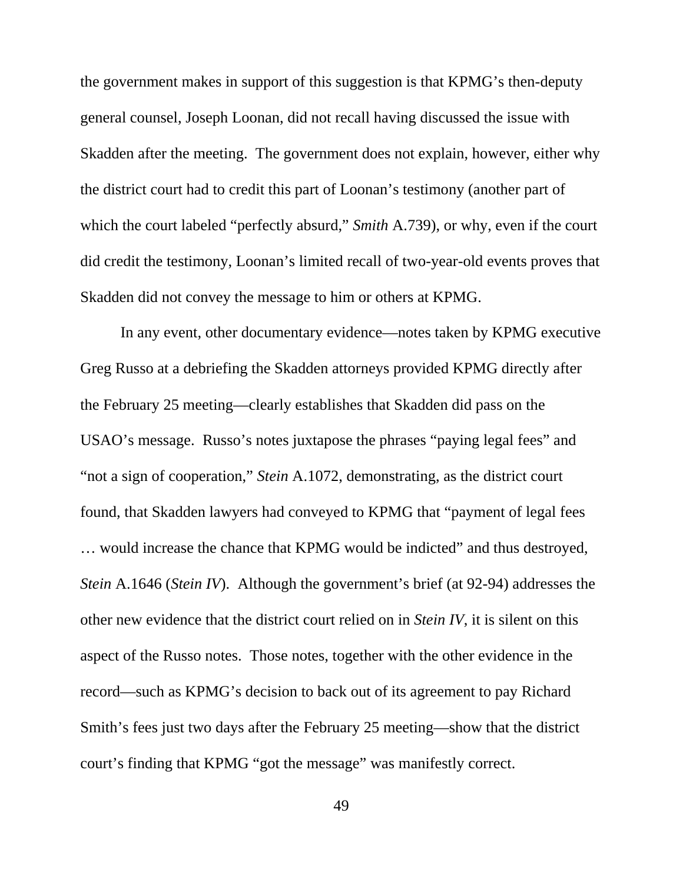the government makes in support of this suggestion is that KPMG's then-deputy general counsel, Joseph Loonan, did not recall having discussed the issue with Skadden after the meeting. The government does not explain, however, either why the district court had to credit this part of Loonan's testimony (another part of which the court labeled "perfectly absurd," *Smith* A.739), or why, even if the court did credit the testimony, Loonan's limited recall of two-year-old events proves that Skadden did not convey the message to him or others at KPMG.

In any event, other documentary evidence—notes taken by KPMG executive Greg Russo at a debriefing the Skadden attorneys provided KPMG directly after the February 25 meeting—clearly establishes that Skadden did pass on the USAO's message. Russo's notes juxtapose the phrases "paying legal fees" and "not a sign of cooperation," *Stein* A.1072, demonstrating, as the district court found, that Skadden lawyers had conveyed to KPMG that "payment of legal fees … would increase the chance that KPMG would be indicted" and thus destroyed, *Stein* A.1646 (*Stein IV*). Although the government's brief (at 92-94) addresses the other new evidence that the district court relied on in *Stein IV*, it is silent on this aspect of the Russo notes. Those notes, together with the other evidence in the record—such as KPMG's decision to back out of its agreement to pay Richard Smith's fees just two days after the February 25 meeting—show that the district court's finding that KPMG "got the message" was manifestly correct.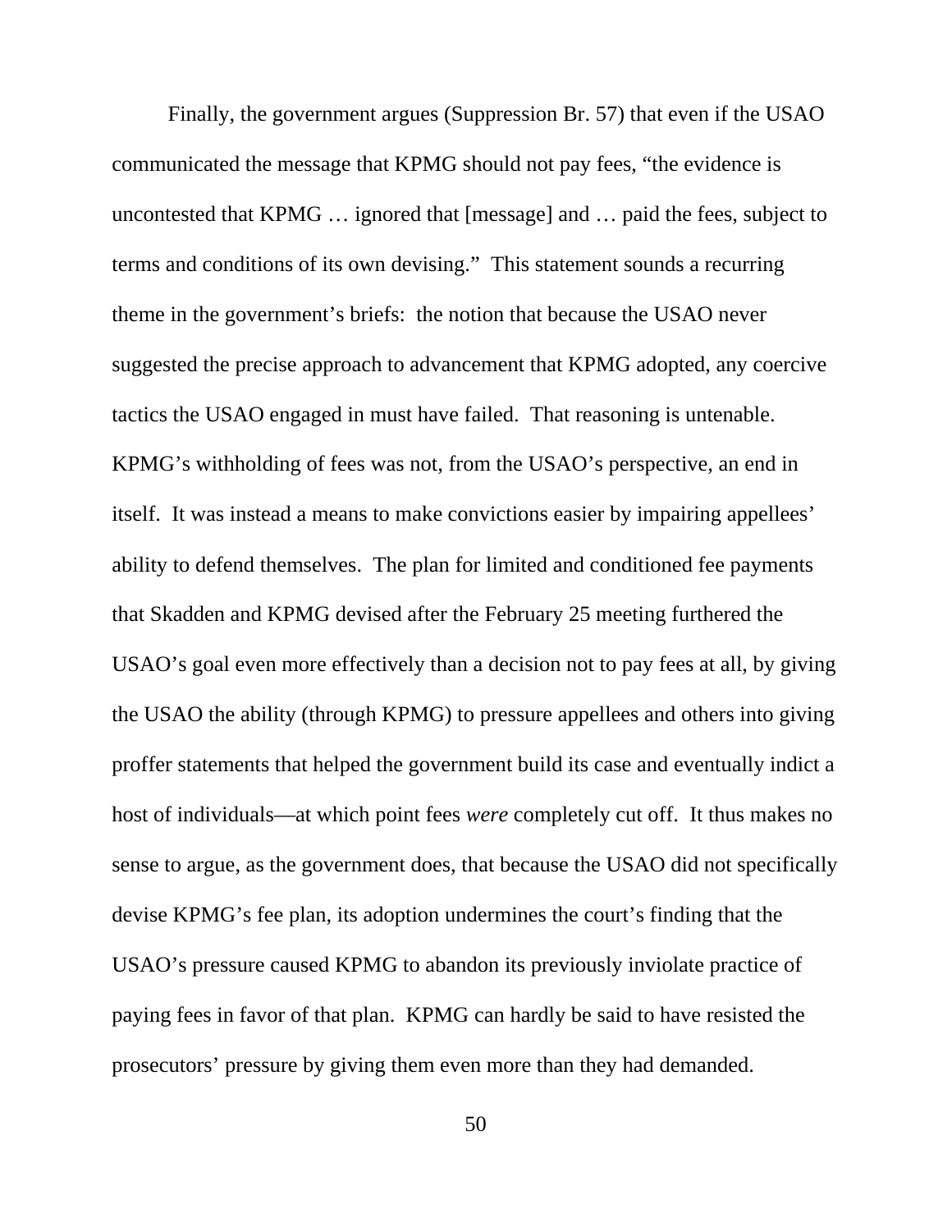Finally, the government argues (Suppression Br. 57) that even if the USAO communicated the message that KPMG should not pay fees, "the evidence is uncontested that KPMG … ignored that [message] and … paid the fees, subject to terms and conditions of its own devising." This statement sounds a recurring theme in the government's briefs: the notion that because the USAO never suggested the precise approach to advancement that KPMG adopted, any coercive tactics the USAO engaged in must have failed. That reasoning is untenable. KPMG's withholding of fees was not, from the USAO's perspective, an end in itself. It was instead a means to make convictions easier by impairing appellees' ability to defend themselves. The plan for limited and conditioned fee payments that Skadden and KPMG devised after the February 25 meeting furthered the USAO's goal even more effectively than a decision not to pay fees at all, by giving the USAO the ability (through KPMG) to pressure appellees and others into giving proffer statements that helped the government build its case and eventually indict a host of individuals—at which point fees *were* completely cut off. It thus makes no sense to argue, as the government does, that because the USAO did not specifically devise KPMG's fee plan, its adoption undermines the court's finding that the USAO's pressure caused KPMG to abandon its previously inviolate practice of paying fees in favor of that plan. KPMG can hardly be said to have resisted the prosecutors' pressure by giving them even more than they had demanded.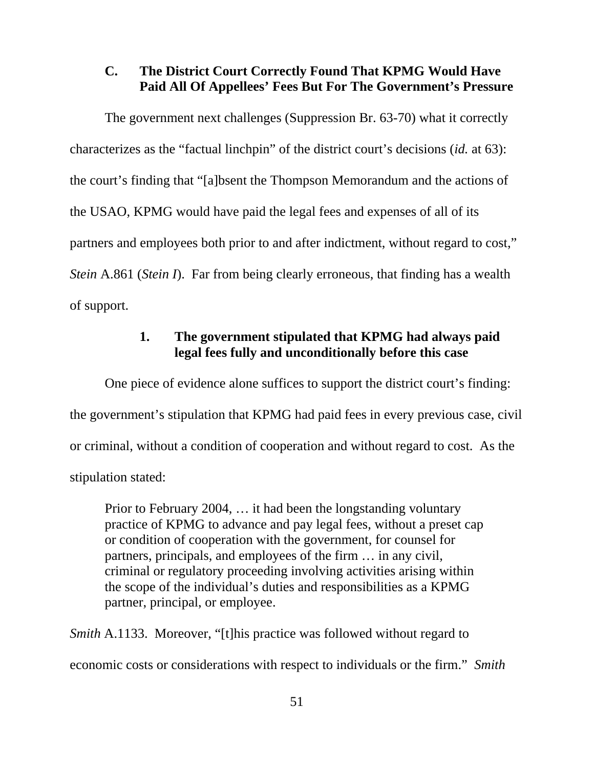### C. The District Court Correctly Found That KPMG Would Have Paid All Of Appellees' Fees But For The Government's Pressure

The government next challenges (Suppression Br. 63-70) what it correctly characterizes as the "factual linchpin" of the district court's decisions (*id.* at 63): the court's finding that "[a]bsent the Thompson Memorandum and the actions of the USAO, KPMG would have paid the legal fees and expenses of all of its partners and employees both prior to and after indictment, without regard to cost," *Stein* A.861 (*Stein I*). Far from being clearly erroneous, that finding has a wealth of support.

#### 1. The government stipulated that KPMG had always paid legal fees fully and unconditionally before this case

One piece of evidence alone suffices to support the district court's finding: the government's stipulation that KPMG had paid fees in every previous case, civil or criminal, without a condition of cooperation and without regard to cost. As the stipulation stated:

> Prior to February 2004, … it had been the longstanding voluntary practice of KPMG to advance and pay legal fees, without a preset cap or condition of cooperation with the government, for counsel for partners, principals, and employees of the firm … in any civil, criminal or regulatory proceeding involving activities arising within the scope of the individual's duties and responsibilities as a KPMG partner, principal, or employee.

*Smith* A.1133. Moreover, "[t]his practice was followed without regard to economic costs or considerations with respect to individuals or the firm." *Smith*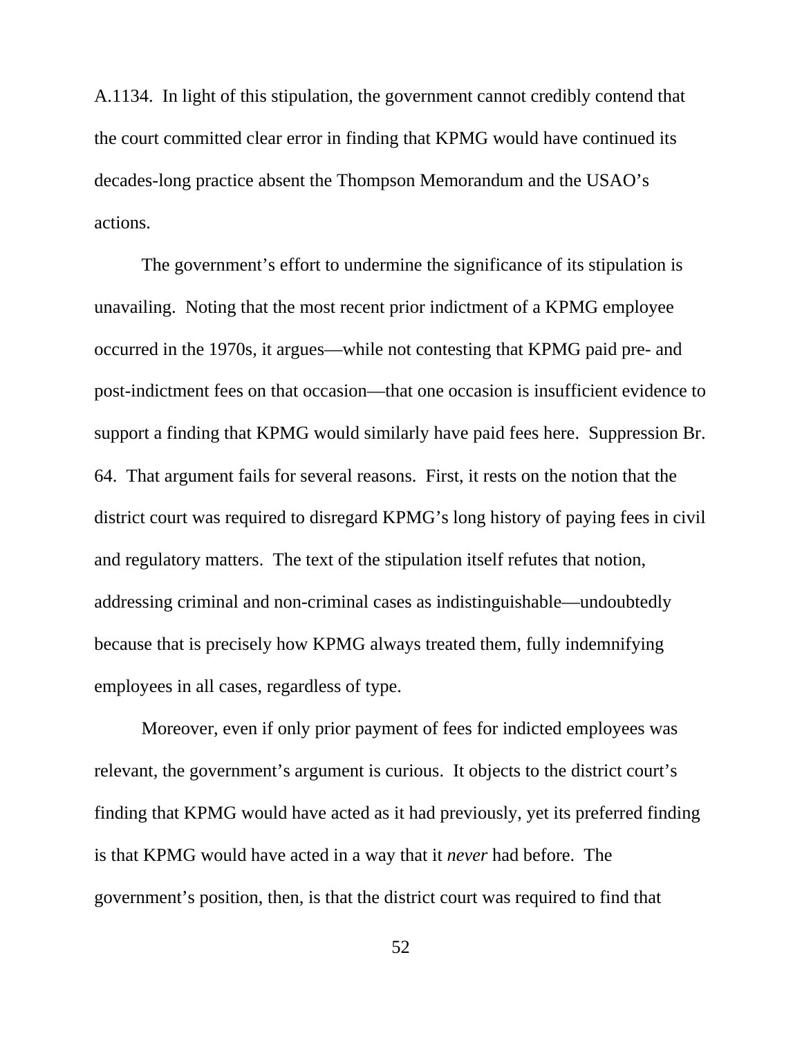A.1134. In light of this stipulation, the government cannot credibly contend that the court committed clear error in finding that KPMG would have continued its decades-long practice absent the Thompson Memorandum and the USAO's actions.

The government's effort to undermine the significance of its stipulation is unavailing. Noting that the most recent prior indictment of a KPMG employee occurred in the 1970s, it argues—while not contesting that KPMG paid pre- and post-indictment fees on that occasion—that one occasion is insufficient evidence to support a finding that KPMG would similarly have paid fees here. Suppression Br. 64. That argument fails for several reasons. First, it rests on the notion that the district court was required to disregard KPMG's long history of paying fees in civil and regulatory matters. The text of the stipulation itself refutes that notion, addressing criminal and non-criminal cases as indistinguishable—undoubtedly because that is precisely how KPMG always treated them, fully indemnifying employees in all cases, regardless of type.

Moreover, even if only prior payment of fees for indicted employees was relevant, the government's argument is curious. It objects to the district court's finding that KPMG would have acted as it had previously, yet its preferred finding is that KPMG would have acted in a way that it *never* had before. The government's position, then, is that the district court was required to find that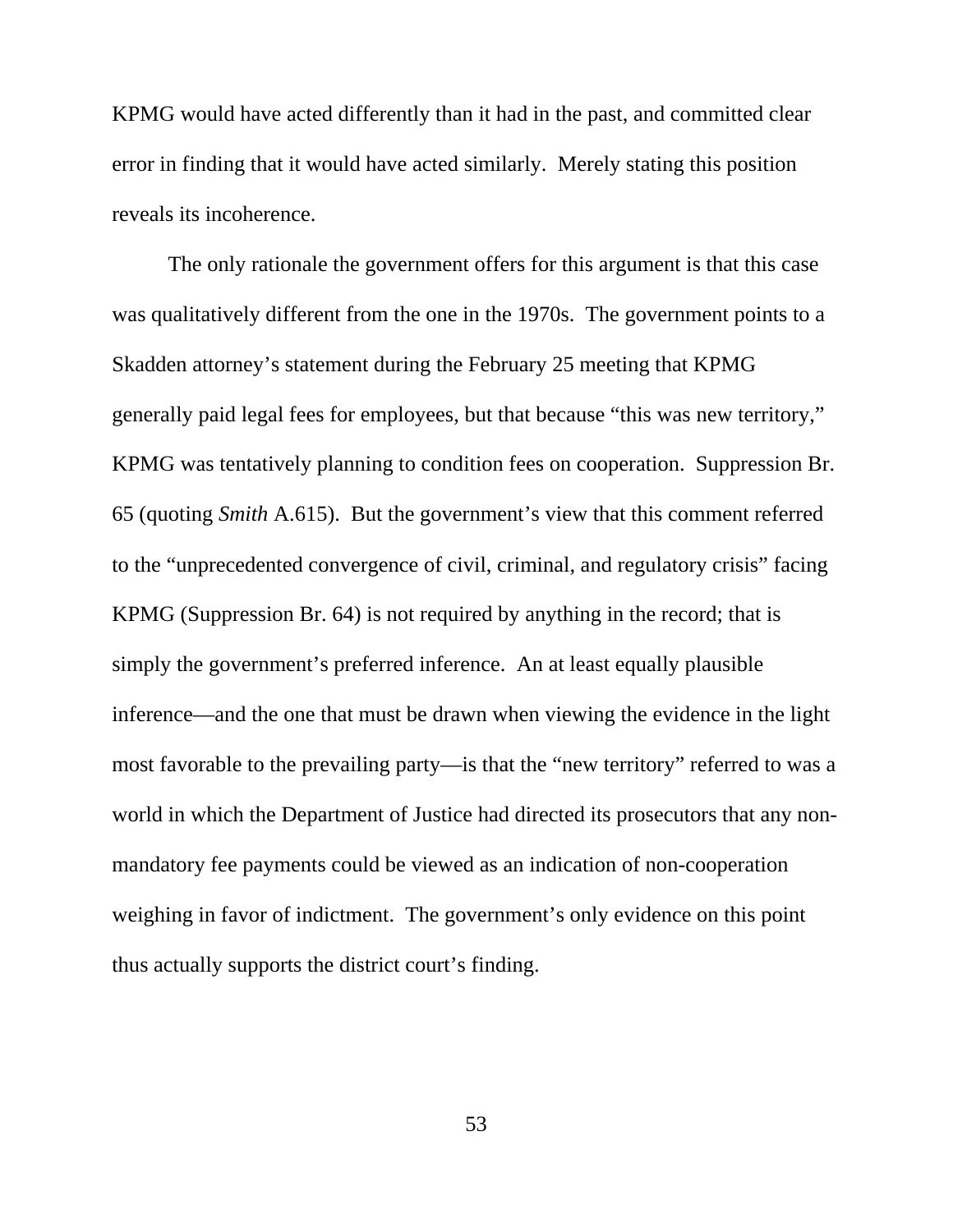KPMG would have acted differently than it had in the past, and committed clear error in finding that it would have acted similarly. Merely stating this position reveals its incoherence.

The only rationale the government offers for this argument is that this case was qualitatively different from the one in the 1970s. The government points to a Skadden attorney's statement during the February 25 meeting that KPMG generally paid legal fees for employees, but that because "this was new territory," KPMG was tentatively planning to condition fees on cooperation. Suppression Br. 65 (quoting *Smith* A.615). But the government's view that this comment referred to the "unprecedented convergence of civil, criminal, and regulatory crisis" facing KPMG (Suppression Br. 64) is not required by anything in the record; that is simply the government's preferred inference. An at least equally plausible inference—and the one that must be drawn when viewing the evidence in the light most favorable to the prevailing party—is that the "new territory" referred to was a world in which the Department of Justice had directed its prosecutors that any non-mandatory fee payments could be viewed as an indication of non-cooperation weighing in favor of indictment. The government's only evidence on this point thus actually supports the district court's finding.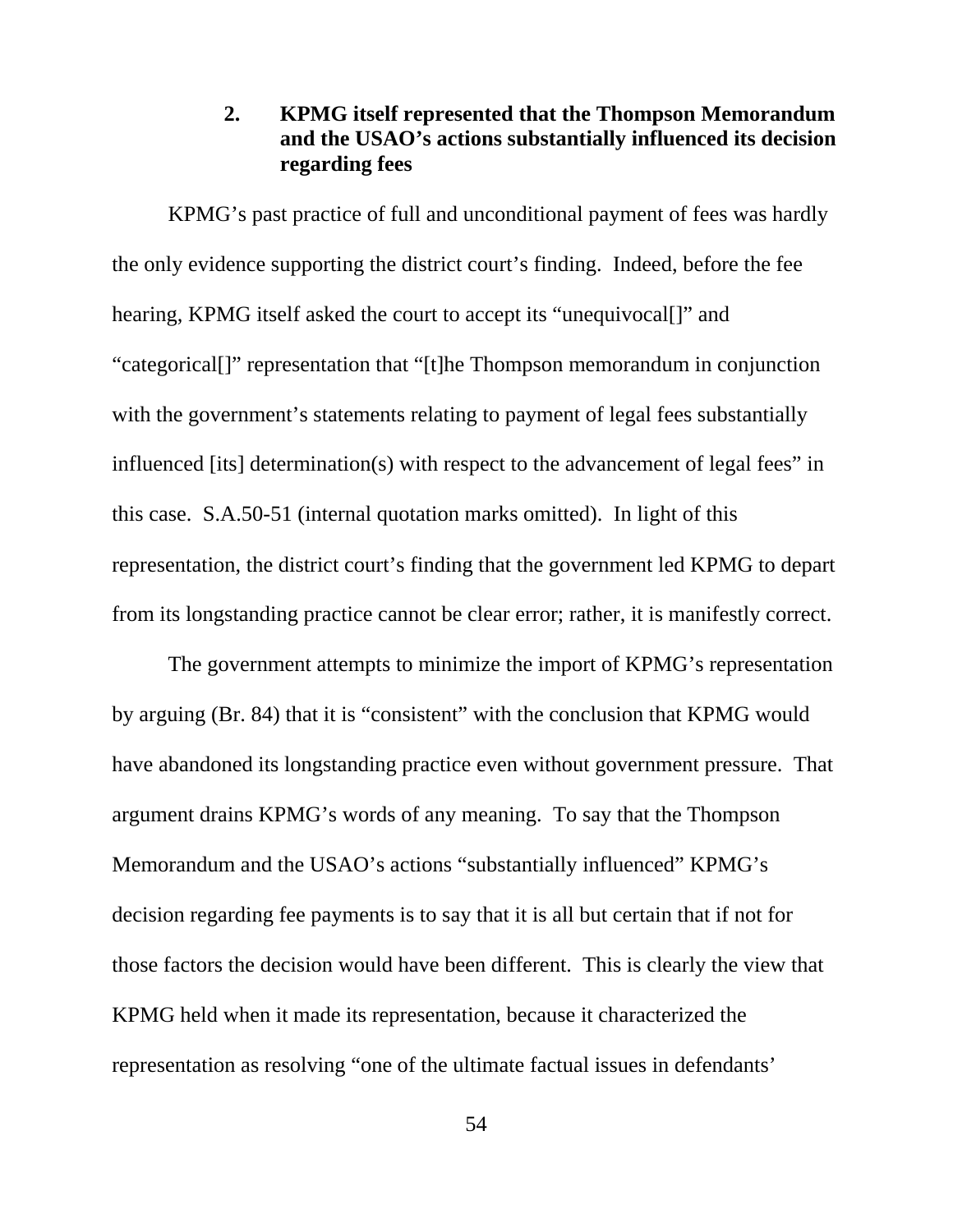### 2. KPMG itself represented that the Thompson Memorandum and the USAO's actions substantially influenced its decision regarding fees

KPMG's past practice of full and unconditional payment of fees was hardly the only evidence supporting the district court's finding. Indeed, before the fee hearing, KPMG itself asked the court to accept its "unequivocal[]" and "categorical[]" representation that "[t]he Thompson memorandum in conjunction with the government's statements relating to payment of legal fees substantially influenced [its] determination(s) with respect to the advancement of legal fees" in this case. S.A.50-51 (internal quotation marks omitted). In light of this representation, the district court's finding that the government led KPMG to depart from its longstanding practice cannot be clear error; rather, it is manifestly correct.

The government attempts to minimize the import of KPMG's representation by arguing (Br. 84) that it is "consistent" with the conclusion that KPMG would have abandoned its longstanding practice even without government pressure. That argument drains KPMG's words of any meaning. To say that the Thompson Memorandum and the USAO's actions "substantially influenced" KPMG's decision regarding fee payments is to say that it is all but certain that if not for those factors the decision would have been different. This is clearly the view that KPMG held when it made its representation, because it characterized the representation as resolving "one of the ultimate factual issues in defendants'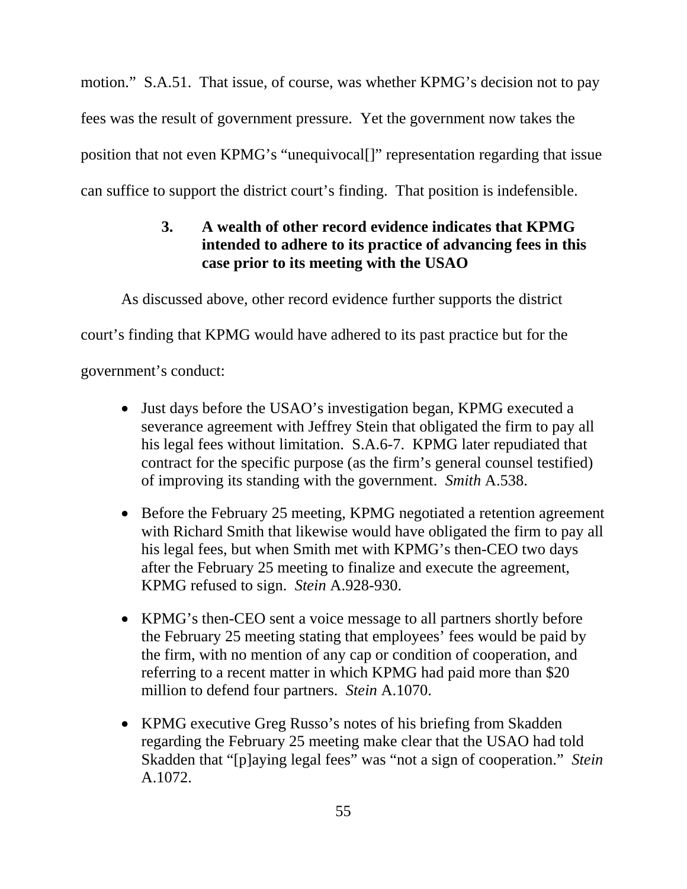motion." S.A.51. That issue, of course, was whether KPMG's decision not to pay fees was the result of government pressure. Yet the government now takes the position that not even KPMG's "unequivocal[]" representation regarding that issue can suffice to support the district court's finding. That position is indefensible.

### 3. A wealth of other record evidence indicates that KPMG intended to adhere to its practice of advancing fees in this case prior to its meeting with the USAO

As discussed above, other record evidence further supports the district court's finding that KPMG would have adhered to its past practice but for the government's conduct:

- Just days before the USAO's investigation began, KPMG executed a severance agreement with Jeffrey Stein that obligated the firm to pay all his legal fees without limitation. S.A.6-7. KPMG later repudiated that contract for the specific purpose (as the firm's general counsel testified) of improving its standing with the government. *Smith* A.538.

- Before the February 25 meeting, KPMG negotiated a retention agreement with Richard Smith that likewise would have obligated the firm to pay all his legal fees, but when Smith met with KPMG's then-CEO two days after the February 25 meeting to finalize and execute the agreement, KPMG refused to sign. *Stein* A.928-930.

- KPMG's then-CEO sent a voice message to all partners shortly before the February 25 meeting stating that employees' fees would be paid by the firm, with no mention of any cap or condition of cooperation, and referring to a recent matter in which KPMG had paid more than $20 million to defend four partners. *Stein* A.1070.

- KPMG executive Greg Russo's notes of his briefing from Skadden regarding the February 25 meeting make clear that the USAO had told Skadden that "[p]aying legal fees" was "not a sign of cooperation." *Stein* A.1072.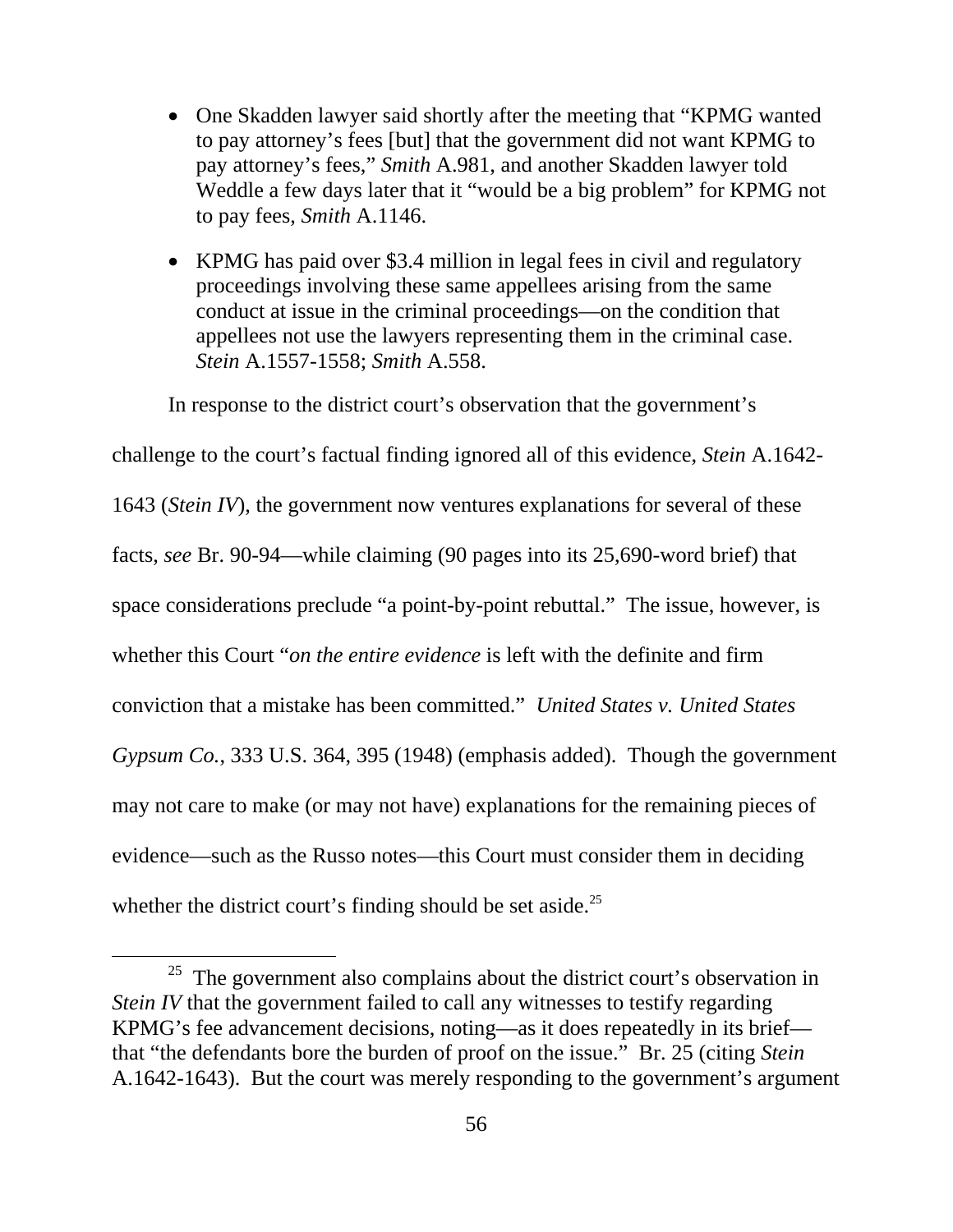- One Skadden lawyer said shortly after the meeting that "KPMG wanted to pay attorney's fees [but] that the government did not want KPMG to pay attorney's fees," *Smith* A.981, and another Skadden lawyer told Weddle a few days later that it "would be a big problem" for KPMG not to pay fees, *Smith* A.1146.

- KPMG has paid over $3.4 million in legal fees in civil and regulatory proceedings involving these same appellees arising from the same conduct at issue in the criminal proceedings—on the condition that appellees not use the lawyers representing them in the criminal case. *Stein* A.1557-1558; *Smith* A.558.

In response to the district court's observation that the government's challenge to the court's factual finding ignored all of this evidence, *Stein* A.1642-1643 (*Stein IV*), the government now ventures explanations for several of these facts, *see* Br. 90-94—while claiming (90 pages into its 25,690-word brief) that space considerations preclude "a point-by-point rebuttal." The issue, however, is whether this Court "*on the entire evidence* is left with the definite and firm conviction that a mistake has been committed." *United States v. United States Gypsum Co.*, 333 U.S. 364, 395 (1948) (emphasis added). Though the government may not care to make (or may not have) explanations for the remaining pieces of evidence—such as the Russo notes—this Court must consider them in deciding whether the district court's finding should be set aside.[25]

[25] The government also complains about the district court's observation in *Stein IV* that the government failed to call any witnesses to testify regarding KPMG's fee advancement decisions, noting—as it does repeatedly in its brief—that "the defendants bore the burden of proof on the issue." Br. 25 (citing *Stein* A.1642-1643). But the court was merely responding to the government's argument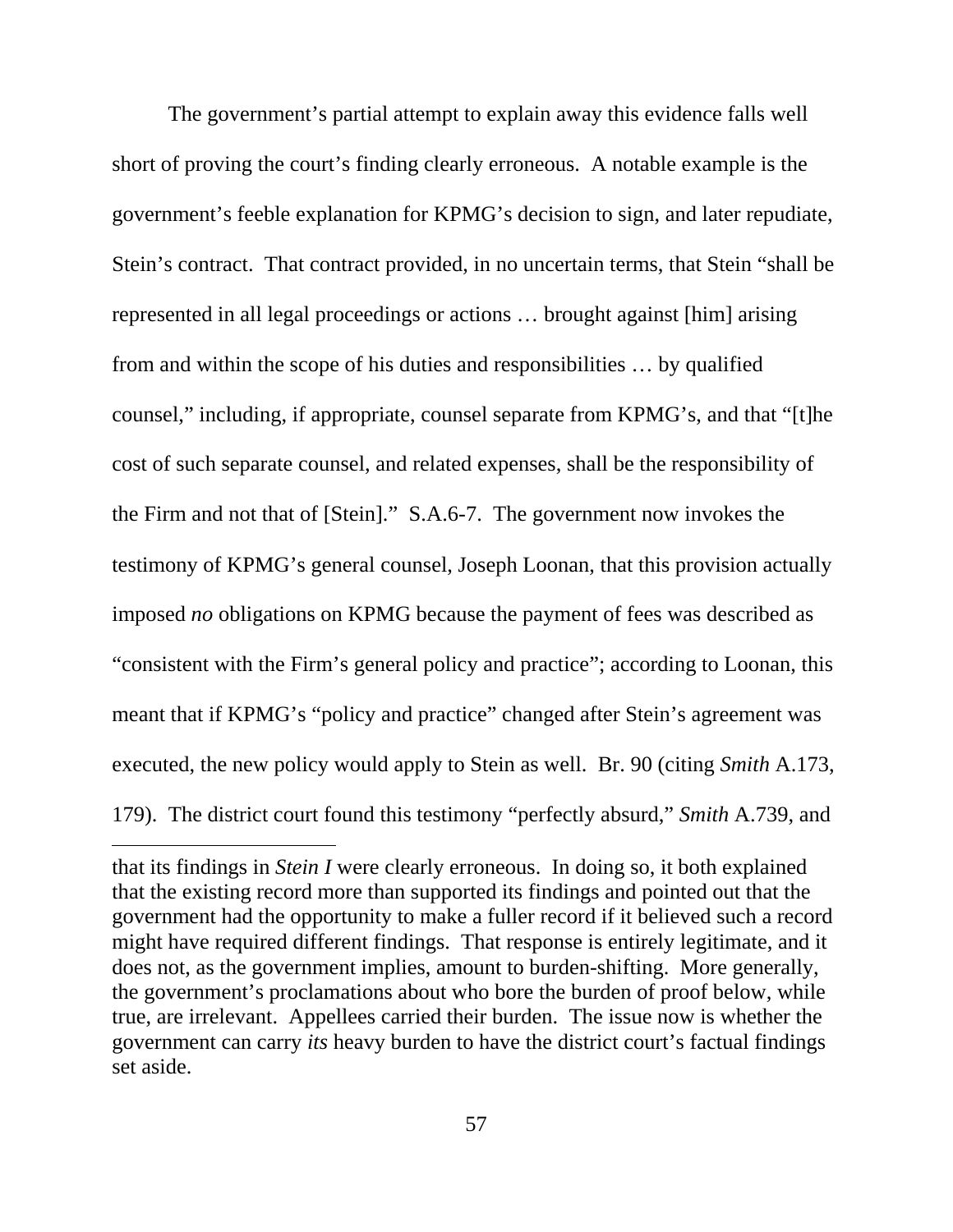The government's partial attempt to explain away this evidence falls well short of proving the court's finding clearly erroneous. A notable example is the government's feeble explanation for KPMG's decision to sign, and later repudiate, Stein's contract. That contract provided, in no uncertain terms, that Stein "shall be represented in all legal proceedings or actions … brought against [him] arising from and within the scope of his duties and responsibilities … by qualified counsel," including, if appropriate, counsel separate from KPMG's, and that "[t]he cost of such separate counsel, and related expenses, shall be the responsibility of the Firm and not that of [Stein]." S.A.6-7. The government now invokes the testimony of KPMG's general counsel, Joseph Loonan, that this provision actually imposed *no* obligations on KPMG because the payment of fees was described as "consistent with the Firm's general policy and practice"; according to Loonan, this meant that if KPMG's "policy and practice" changed after Stein's agreement was executed, the new policy would apply to Stein as well. Br. 90 (citing *Smith* A.173, 179). The district court found this testimony "perfectly absurd," *Smith* A.739, and

---

that its findings in *Stein I* were clearly erroneous. In doing so, it both explained that the existing record more than supported its findings and pointed out that the government had the opportunity to make a fuller record if it believed such a record might have required different findings. That response is entirely legitimate, and it does not, as the government implies, amount to burden-shifting. More generally, the government's proclamations about who bore the burden of proof below, while true, are irrelevant. Appellees carried their burden. The issue now is whether the government can carry *its* heavy burden to have the district court's factual findings set aside.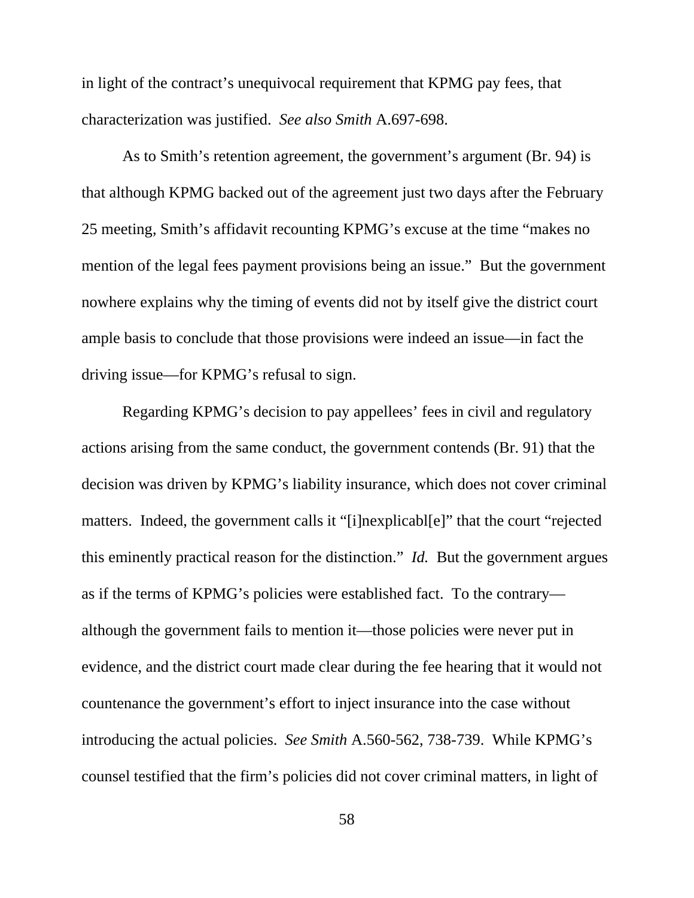in light of the contract's unequivocal requirement that KPMG pay fees, that characterization was justified. *See also Smith* A.697-698.

As to Smith's retention agreement, the government's argument (Br. 94) is that although KPMG backed out of the agreement just two days after the February 25 meeting, Smith's affidavit recounting KPMG's excuse at the time "makes no mention of the legal fees payment provisions being an issue." But the government nowhere explains why the timing of events did not by itself give the district court ample basis to conclude that those provisions were indeed an issue—in fact the driving issue—for KPMG's refusal to sign.

Regarding KPMG's decision to pay appellees' fees in civil and regulatory actions arising from the same conduct, the government contends (Br. 91) that the decision was driven by KPMG's liability insurance, which does not cover criminal matters. Indeed, the government calls it "[i]nexplicabl[e]" that the court "rejected this eminently practical reason for the distinction." *Id.* But the government argues as if the terms of KPMG's policies were established fact. To the contrary—although the government fails to mention it—those policies were never put in evidence, and the district court made clear during the fee hearing that it would not countenance the government's effort to inject insurance into the case without introducing the actual policies. *See Smith* A.560-562, 738-739. While KPMG's counsel testified that the firm's policies did not cover criminal matters, in light of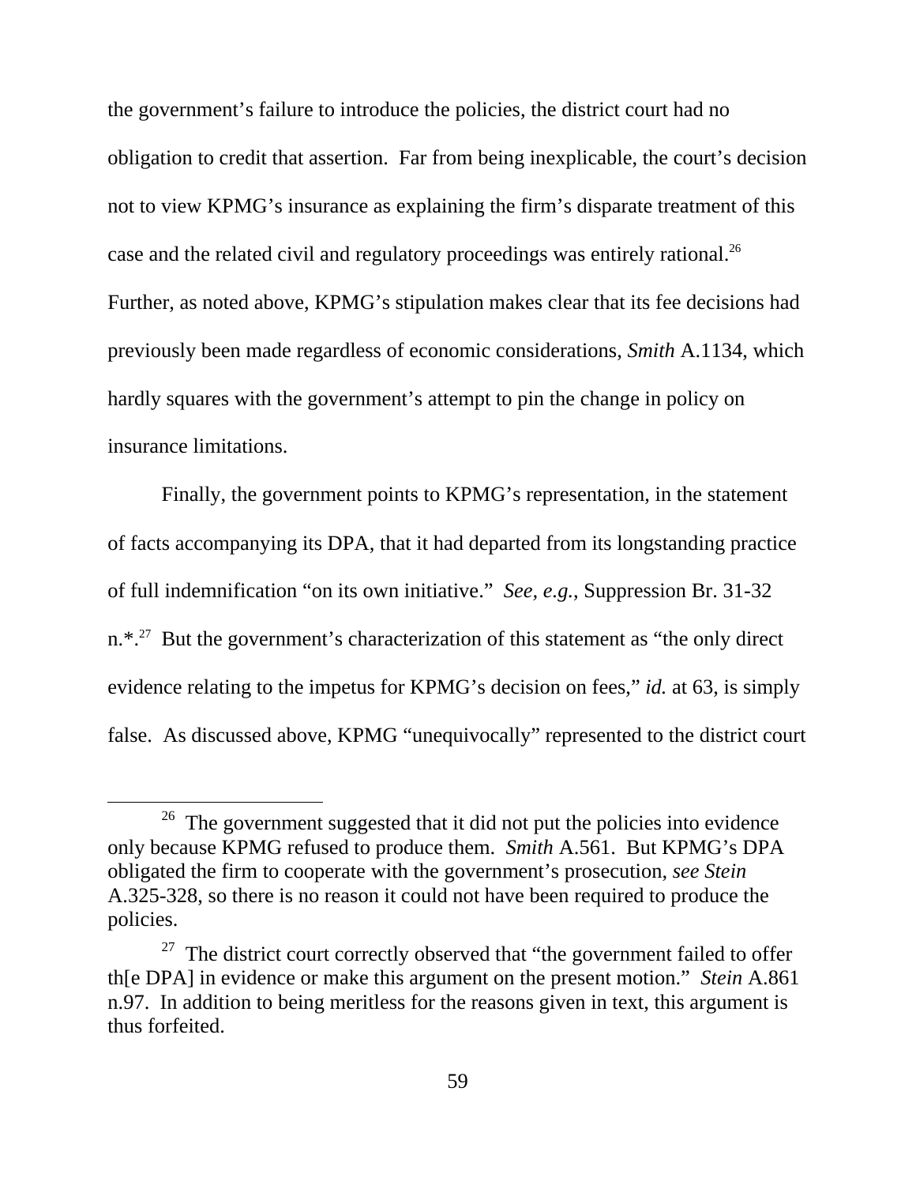the government's failure to introduce the policies, the district court had no obligation to credit that assertion. Far from being inexplicable, the court's decision not to view KPMG's insurance as explaining the firm's disparate treatment of this case and the related civil and regulatory proceedings was entirely rational.[26] Further, as noted above, KPMG's stipulation makes clear that its fee decisions had previously been made regardless of economic considerations, *Smith* A.1134, which hardly squares with the government's attempt to pin the change in policy on insurance limitations.

Finally, the government points to KPMG's representation, in the statement of facts accompanying its DPA, that it had departed from its longstanding practice of full indemnification "on its own initiative." *See, e.g.*, Suppression Br. 31-32 n.*.[27] But the government's characterization of this statement as "the only direct evidence relating to the impetus for KPMG's decision on fees," *id.* at 63, is simply false. As discussed above, KPMG "unequivocally" represented to the district court

---

[26] The government suggested that it did not put the policies into evidence only because KPMG refused to produce them. *Smith* A.561. But KPMG's DPA obligated the firm to cooperate with the government's prosecution, *see Stein* A.325-328, so there is no reason it could not have been required to produce the policies.

[27] The district court correctly observed that "the government failed to offer th[e DPA] in evidence or make this argument on the present motion." *Stein* A.861 n.97. In addition to being meritless for the reasons given in text, this argument is thus forfeited.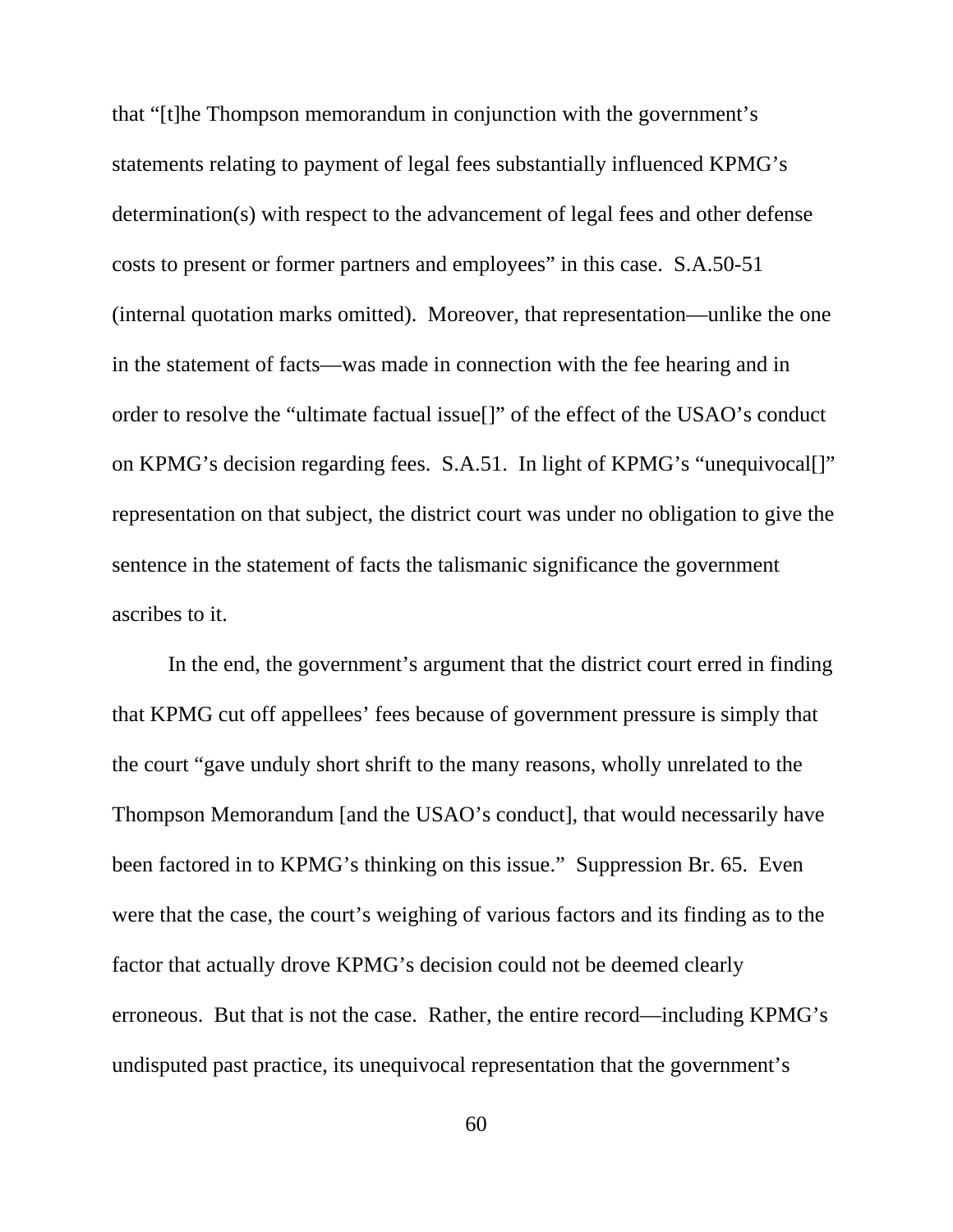that "[t]he Thompson memorandum in conjunction with the government's statements relating to payment of legal fees substantially influenced KPMG's determination(s) with respect to the advancement of legal fees and other defense costs to present or former partners and employees" in this case. S.A.50-51 (internal quotation marks omitted). Moreover, that representation—unlike the one in the statement of facts—was made in connection with the fee hearing and in order to resolve the "ultimate factual issue[]" of the effect of the USAO's conduct on KPMG's decision regarding fees. S.A.51. In light of KPMG's "unequivocal[]" representation on that subject, the district court was under no obligation to give the sentence in the statement of facts the talismanic significance the government ascribes to it.

In the end, the government's argument that the district court erred in finding that KPMG cut off appellees' fees because of government pressure is simply that the court "gave unduly short shrift to the many reasons, wholly unrelated to the Thompson Memorandum [and the USAO's conduct], that would necessarily have been factored in to KPMG's thinking on this issue." Suppression Br. 65. Even were that the case, the court's weighing of various factors and its finding as to the factor that actually drove KPMG's decision could not be deemed clearly erroneous. But that is not the case. Rather, the entire record—including KPMG's undisputed past practice, its unequivocal representation that the government's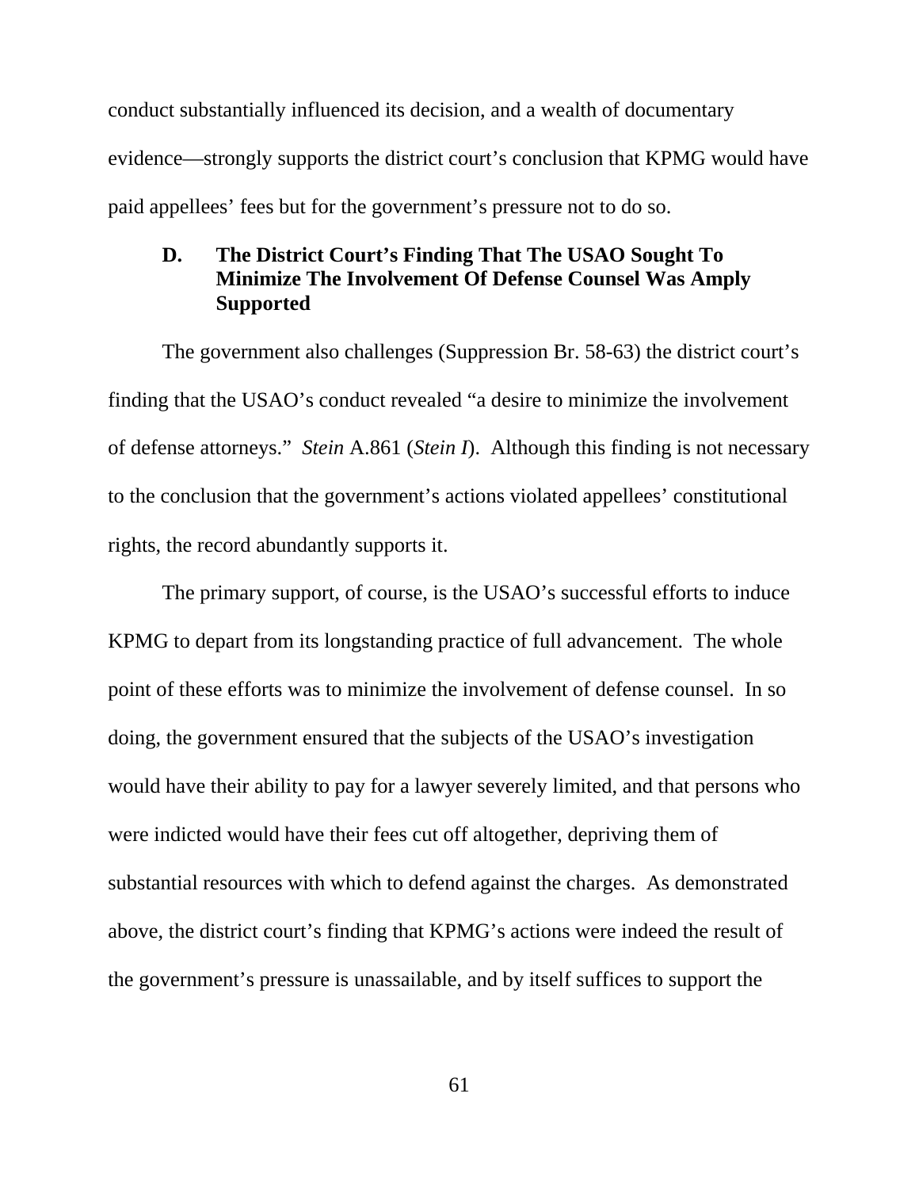conduct substantially influenced its decision, and a wealth of documentary evidence—strongly supports the district court's conclusion that KPMG would have paid appellees' fees but for the government's pressure not to do so.

### D. The District Court's Finding That The USAO Sought To Minimize The Involvement Of Defense Counsel Was Amply Supported

The government also challenges (Suppression Br. 58-63) the district court's finding that the USAO's conduct revealed "a desire to minimize the involvement of defense attorneys." *Stein* A.861 (*Stein I*). Although this finding is not necessary to the conclusion that the government's actions violated appellees' constitutional rights, the record abundantly supports it.

The primary support, of course, is the USAO's successful efforts to induce KPMG to depart from its longstanding practice of full advancement. The whole point of these efforts was to minimize the involvement of defense counsel. In so doing, the government ensured that the subjects of the USAO's investigation would have their ability to pay for a lawyer severely limited, and that persons who were indicted would have their fees cut off altogether, depriving them of substantial resources with which to defend against the charges. As demonstrated above, the district court's finding that KPMG's actions were indeed the result of the government's pressure is unassailable, and by itself suffices to support the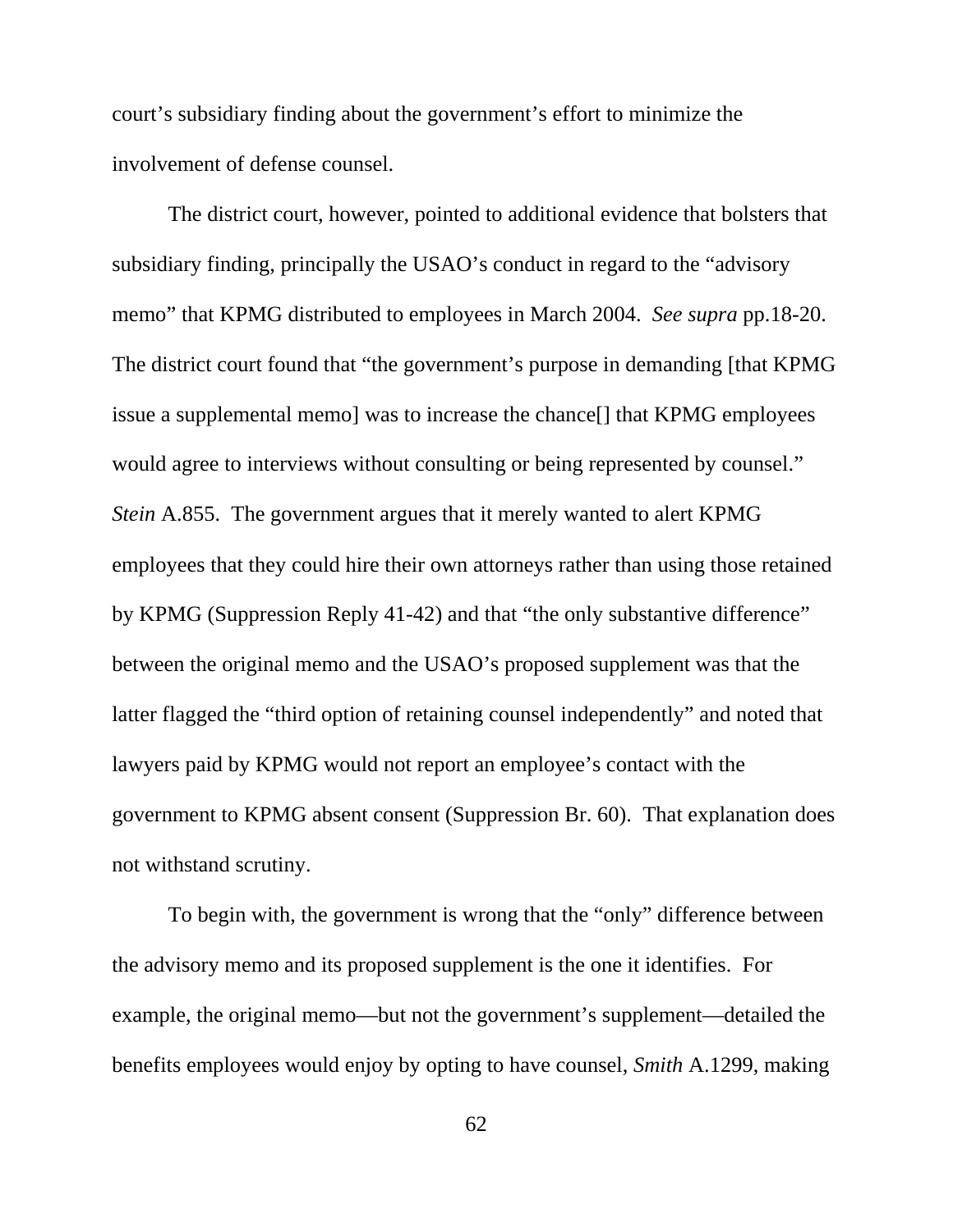court's subsidiary finding about the government's effort to minimize the involvement of defense counsel.

The district court, however, pointed to additional evidence that bolsters that subsidiary finding, principally the USAO's conduct in regard to the "advisory memo" that KPMG distributed to employees in March 2004. *See supra* pp.18-20. The district court found that "the government's purpose in demanding [that KPMG issue a supplemental memo] was to increase the chance[] that KPMG employees would agree to interviews without consulting or being represented by counsel." *Stein* A.855. The government argues that it merely wanted to alert KPMG employees that they could hire their own attorneys rather than using those retained by KPMG (Suppression Reply 41-42) and that "the only substantive difference" between the original memo and the USAO's proposed supplement was that the latter flagged the "third option of retaining counsel independently" and noted that lawyers paid by KPMG would not report an employee's contact with the government to KPMG absent consent (Suppression Br. 60). That explanation does not withstand scrutiny.

To begin with, the government is wrong that the "only" difference between the advisory memo and its proposed supplement is the one it identifies. For example, the original memo—but not the government's supplement—detailed the benefits employees would enjoy by opting to have counsel, *Smith* A.1299, making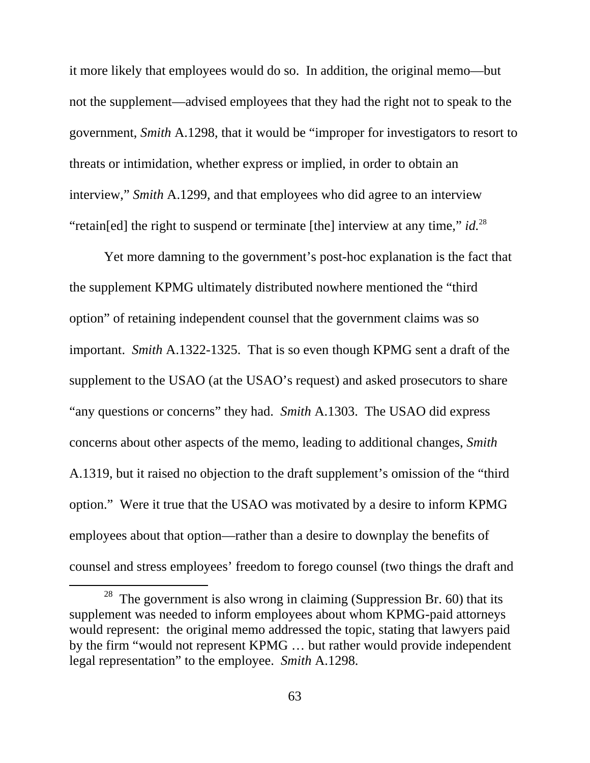it more likely that employees would do so. In addition, the original memo—but not the supplement—advised employees that they had the right not to speak to the government, *Smith* A.1298, that it would be "improper for investigators to resort to threats or intimidation, whether express or implied, in order to obtain an interview," *Smith* A.1299, and that employees who did agree to an interview "retain[ed] the right to suspend or terminate [the] interview at any time," *id.*[28]

Yet more damning to the government's post-hoc explanation is the fact that the supplement KPMG ultimately distributed nowhere mentioned the "third option" of retaining independent counsel that the government claims was so important. *Smith* A.1322-1325. That is so even though KPMG sent a draft of the supplement to the USAO (at the USAO's request) and asked prosecutors to share "any questions or concerns" they had. *Smith* A.1303. The USAO did express concerns about other aspects of the memo, leading to additional changes, *Smith* A.1319, but it raised no objection to the draft supplement's omission of the "third option." Were it true that the USAO was motivated by a desire to inform KPMG employees about that option—rather than a desire to downplay the benefits of counsel and stress employees' freedom to forego counsel (two things the draft and

[28] The government is also wrong in claiming (Suppression Br. 60) that its supplement was needed to inform employees about whom KPMG-paid attorneys would represent: the original memo addressed the topic, stating that lawyers paid by the firm "would not represent KPMG … but rather would provide independent legal representation" to the employee. *Smith* A.1298.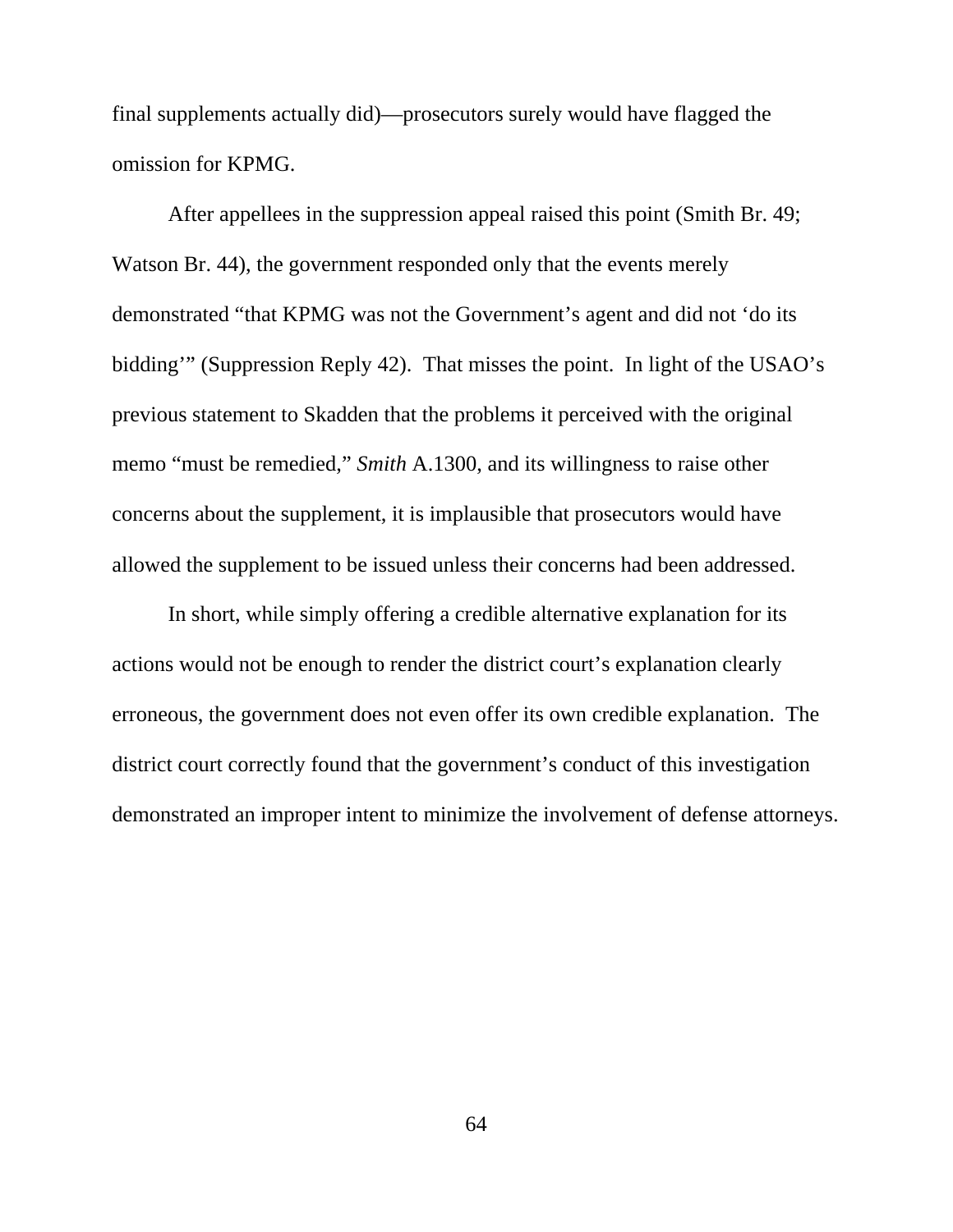final supplements actually did)—prosecutors surely would have flagged the omission for KPMG.

After appellees in the suppression appeal raised this point (Smith Br. 49; Watson Br. 44), the government responded only that the events merely demonstrated "that KPMG was not the Government's agent and did not 'do its bidding'" (Suppression Reply 42). That misses the point. In light of the USAO's previous statement to Skadden that the problems it perceived with the original memo "must be remedied," *Smith* A.1300, and its willingness to raise other concerns about the supplement, it is implausible that prosecutors would have allowed the supplement to be issued unless their concerns had been addressed.

In short, while simply offering a credible alternative explanation for its actions would not be enough to render the district court's explanation clearly erroneous, the government does not even offer its own credible explanation. The district court correctly found that the government's conduct of this investigation demonstrated an improper intent to minimize the involvement of defense attorneys.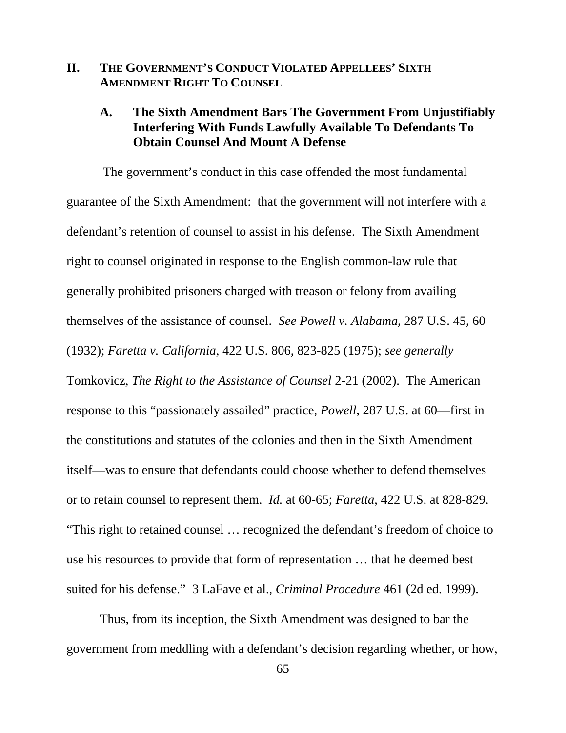## II. THE GOVERNMENT'S CONDUCT VIOLATED APPELLEES' SIXTH AMENDMENT RIGHT TO COUNSEL

### A. The Sixth Amendment Bars The Government From Unjustifiably Interfering With Funds Lawfully Available To Defendants To Obtain Counsel And Mount A Defense

The government's conduct in this case offended the most fundamental guarantee of the Sixth Amendment: that the government will not interfere with a defendant's retention of counsel to assist in his defense. The Sixth Amendment right to counsel originated in response to the English common-law rule that generally prohibited prisoners charged with treason or felony from availing themselves of the assistance of counsel. *See Powell v. Alabama*, 287 U.S. 45, 60 (1932); *Faretta v. California*, 422 U.S. 806, 823-825 (1975); *see generally* Tomkovicz, *The Right to the Assistance of Counsel* 2-21 (2002). The American response to this "passionately assailed" practice, *Powell*, 287 U.S. at 60—first in the constitutions and statutes of the colonies and then in the Sixth Amendment itself—was to ensure that defendants could choose whether to defend themselves or to retain counsel to represent them. *Id.* at 60-65; *Faretta*, 422 U.S. at 828-829. "This right to retained counsel … recognized the defendant's freedom of choice to use his resources to provide that form of representation … that he deemed best suited for his defense." 3 LaFave et al., *Criminal Procedure* 461 (2d ed. 1999).

Thus, from its inception, the Sixth Amendment was designed to bar the government from meddling with a defendant's decision regarding whether, or how,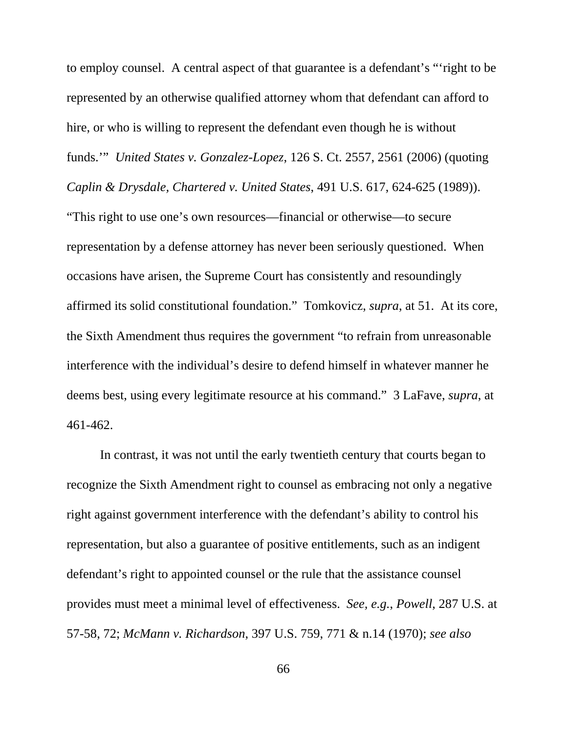to employ counsel. A central aspect of that guarantee is a defendant's "'right to be represented by an otherwise qualified attorney whom that defendant can afford to hire, or who is willing to represent the defendant even though he is without funds.'" *United States v. Gonzalez-Lopez*, 126 S. Ct. 2557, 2561 (2006) (quoting *Caplin & Drysdale, Chartered v. United States*, 491 U.S. 617, 624-625 (1989)). "This right to use one's own resources—financial or otherwise—to secure representation by a defense attorney has never been seriously questioned. When occasions have arisen, the Supreme Court has consistently and resoundingly affirmed its solid constitutional foundation." Tomkovicz, *supra*, at 51. At its core, the Sixth Amendment thus requires the government "to refrain from unreasonable interference with the individual's desire to defend himself in whatever manner he deems best, using every legitimate resource at his command." 3 LaFave, *supra*, at 461-462.

In contrast, it was not until the early twentieth century that courts began to recognize the Sixth Amendment right to counsel as embracing not only a negative right against government interference with the defendant's ability to control his representation, but also a guarantee of positive entitlements, such as an indigent defendant's right to appointed counsel or the rule that the assistance counsel provides must meet a minimal level of effectiveness. *See, e.g.*, *Powell*, 287 U.S. at 57-58, 72; *McMann v. Richardson*, 397 U.S. 759, 771 & n.14 (1970); *see also*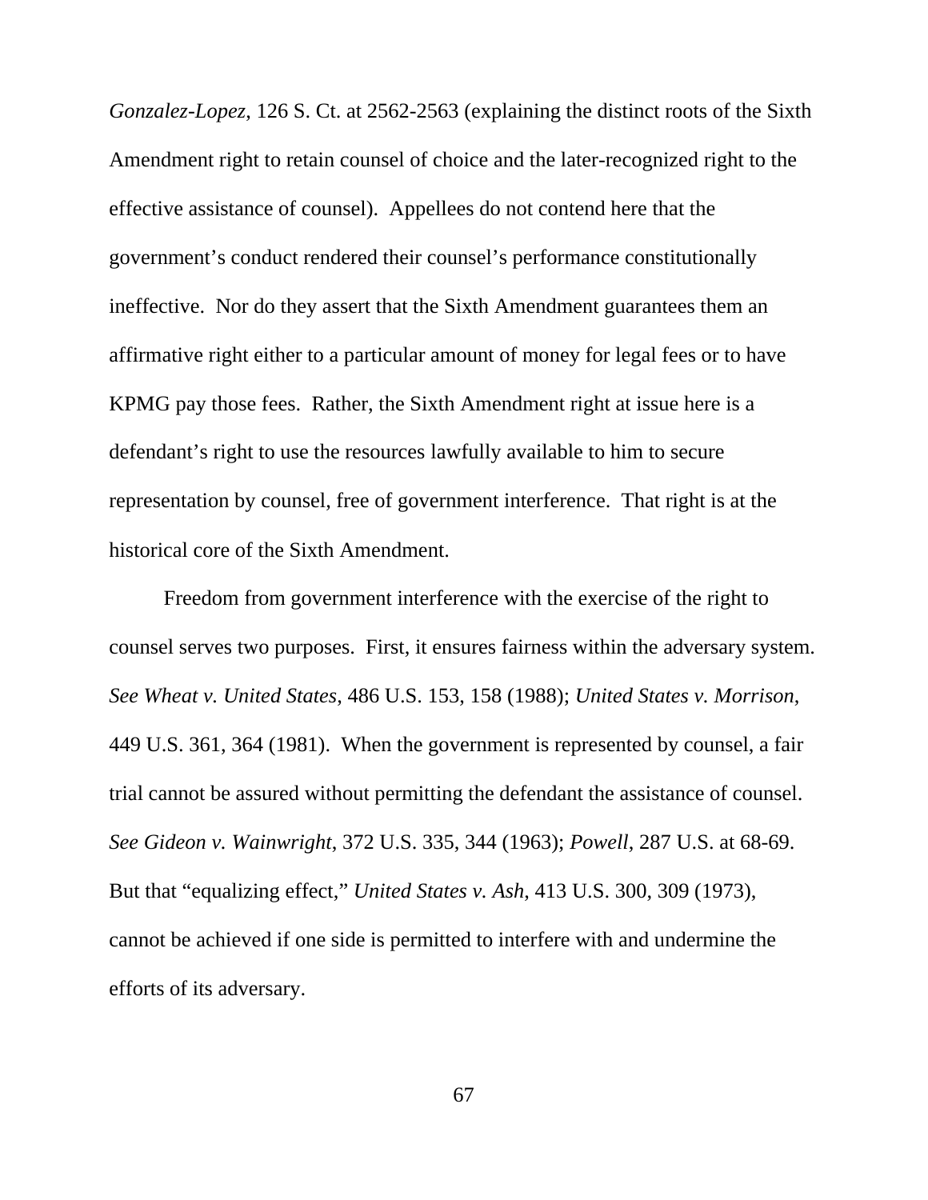*Gonzalez-Lopez*, 126 S. Ct. at 2562-2563 (explaining the distinct roots of the Sixth Amendment right to retain counsel of choice and the later-recognized right to the effective assistance of counsel). Appellees do not contend here that the government's conduct rendered their counsel's performance constitutionally ineffective. Nor do they assert that the Sixth Amendment guarantees them an affirmative right either to a particular amount of money for legal fees or to have KPMG pay those fees. Rather, the Sixth Amendment right at issue here is a defendant's right to use the resources lawfully available to him to secure representation by counsel, free of government interference. That right is at the historical core of the Sixth Amendment.

Freedom from government interference with the exercise of the right to counsel serves two purposes. First, it ensures fairness within the adversary system. *See Wheat v. United States*, 486 U.S. 153, 158 (1988); *United States v. Morrison*, 449 U.S. 361, 364 (1981). When the government is represented by counsel, a fair trial cannot be assured without permitting the defendant the assistance of counsel. *See Gideon v. Wainwright*, 372 U.S. 335, 344 (1963); *Powell*, 287 U.S. at 68-69. But that "equalizing effect," *United States v. Ash*, 413 U.S. 300, 309 (1973), cannot be achieved if one side is permitted to interfere with and undermine the efforts of its adversary.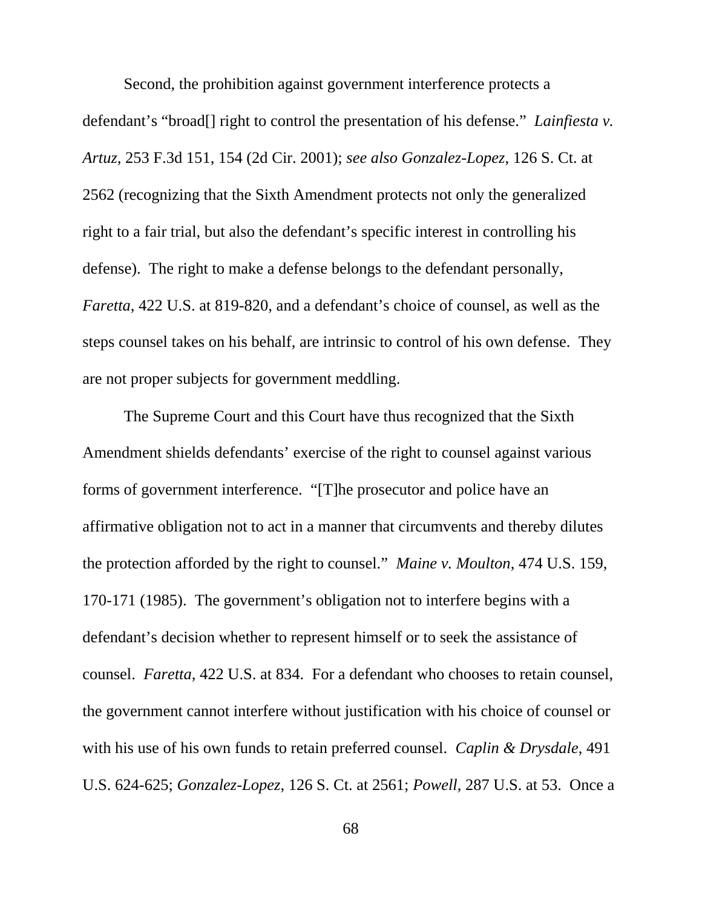Second, the prohibition against government interference protects a defendant's "broad[] right to control the presentation of his defense." *Lainfiesta v. Artuz*, 253 F.3d 151, 154 (2d Cir. 2001); *see also Gonzalez-Lopez*, 126 S. Ct. at 2562 (recognizing that the Sixth Amendment protects not only the generalized right to a fair trial, but also the defendant's specific interest in controlling his defense). The right to make a defense belongs to the defendant personally, *Faretta*, 422 U.S. at 819-820, and a defendant's choice of counsel, as well as the steps counsel takes on his behalf, are intrinsic to control of his own defense. They are not proper subjects for government meddling.

The Supreme Court and this Court have thus recognized that the Sixth Amendment shields defendants' exercise of the right to counsel against various forms of government interference. "[T]he prosecutor and police have an affirmative obligation not to act in a manner that circumvents and thereby dilutes the protection afforded by the right to counsel." *Maine v. Moulton*, 474 U.S. 159, 170-171 (1985). The government's obligation not to interfere begins with a defendant's decision whether to represent himself or to seek the assistance of counsel. *Faretta*, 422 U.S. at 834. For a defendant who chooses to retain counsel, the government cannot interfere without justification with his choice of counsel or with his use of his own funds to retain preferred counsel. *Caplin & Drysdale*, 491 U.S. 624-625; *Gonzalez-Lopez*, 126 S. Ct. at 2561; *Powell*, 287 U.S. at 53. Once a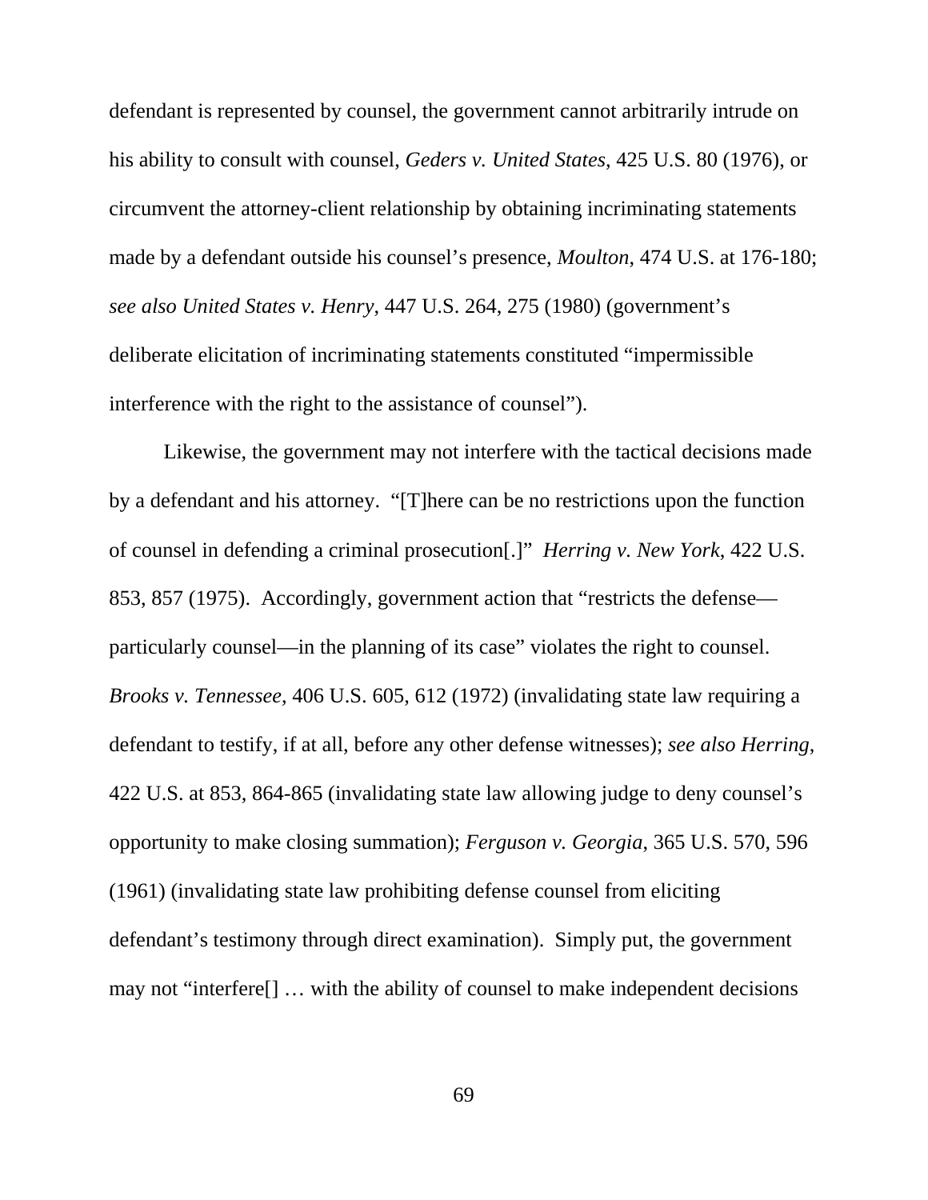defendant is represented by counsel, the government cannot arbitrarily intrude on his ability to consult with counsel, *Geders v. United States*, 425 U.S. 80 (1976), or circumvent the attorney-client relationship by obtaining incriminating statements made by a defendant outside his counsel's presence, *Moulton*, 474 U.S. at 176-180; *see also United States v. Henry*, 447 U.S. 264, 275 (1980) (government's deliberate elicitation of incriminating statements constituted "impermissible interference with the right to the assistance of counsel").

Likewise, the government may not interfere with the tactical decisions made by a defendant and his attorney. "[T]here can be no restrictions upon the function of counsel in defending a criminal prosecution[.]" *Herring v. New York*, 422 U.S. 853, 857 (1975). Accordingly, government action that "restricts the defense—particularly counsel—in the planning of its case" violates the right to counsel. *Brooks v. Tennessee*, 406 U.S. 605, 612 (1972) (invalidating state law requiring a defendant to testify, if at all, before any other defense witnesses); *see also Herring*, 422 U.S. at 853, 864-865 (invalidating state law allowing judge to deny counsel's opportunity to make closing summation); *Ferguson v. Georgia*, 365 U.S. 570, 596 (1961) (invalidating state law prohibiting defense counsel from eliciting defendant's testimony through direct examination). Simply put, the government may not "interfere[] … with the ability of counsel to make independent decisions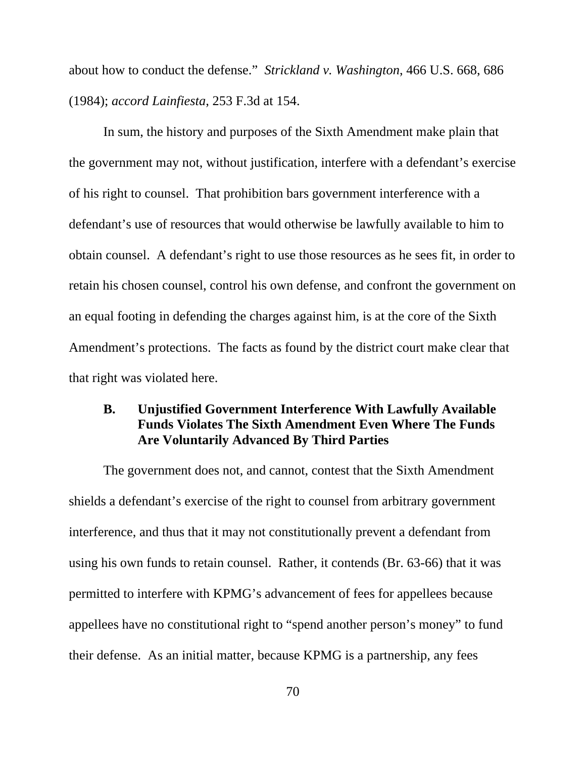about how to conduct the defense." *Strickland v. Washington*, 466 U.S. 668, 686 (1984); *accord Lainfiesta*, 253 F.3d at 154.

In sum, the history and purposes of the Sixth Amendment make plain that the government may not, without justification, interfere with a defendant's exercise of his right to counsel. That prohibition bars government interference with a defendant's use of resources that would otherwise be lawfully available to him to obtain counsel. A defendant's right to use those resources as he sees fit, in order to retain his chosen counsel, control his own defense, and confront the government on an equal footing in defending the charges against him, is at the core of the Sixth Amendment's protections. The facts as found by the district court make clear that that right was violated here.

### B. Unjustified Government Interference With Lawfully Available Funds Violates The Sixth Amendment Even Where The Funds Are Voluntarily Advanced By Third Parties

The government does not, and cannot, contest that the Sixth Amendment shields a defendant's exercise of the right to counsel from arbitrary government interference, and thus that it may not constitutionally prevent a defendant from using his own funds to retain counsel. Rather, it contends (Br. 63-66) that it was permitted to interfere with KPMG's advancement of fees for appellees because appellees have no constitutional right to "spend another person's money" to fund their defense. As an initial matter, because KPMG is a partnership, any fees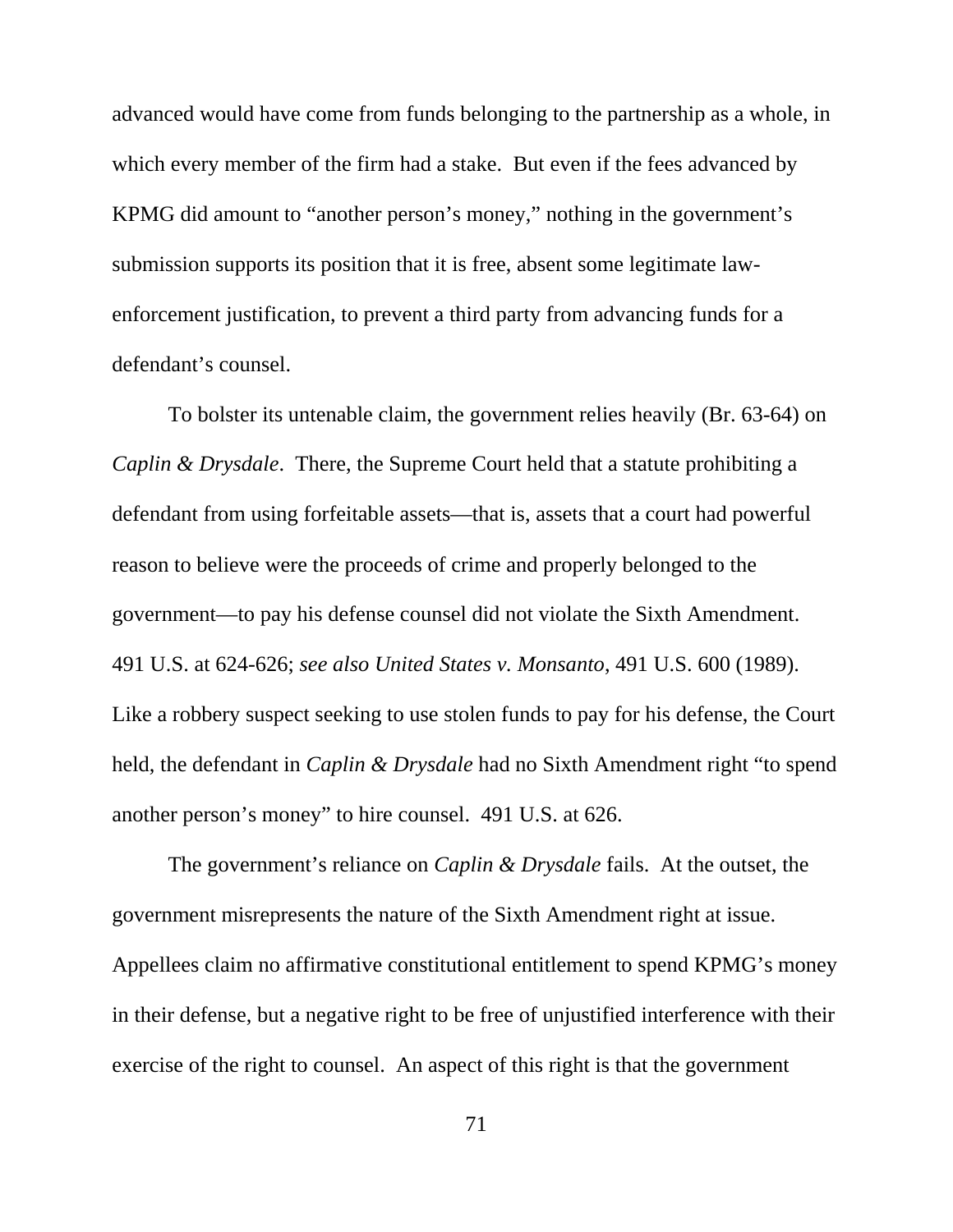advanced would have come from funds belonging to the partnership as a whole, in which every member of the firm had a stake. But even if the fees advanced by KPMG did amount to "another person's money," nothing in the government's submission supports its position that it is free, absent some legitimate law-enforcement justification, to prevent a third party from advancing funds for a defendant's counsel.

To bolster its untenable claim, the government relies heavily (Br. 63-64) on *Caplin & Drysdale*. There, the Supreme Court held that a statute prohibiting a defendant from using forfeitable assets—that is, assets that a court had powerful reason to believe were the proceeds of crime and properly belonged to the government—to pay his defense counsel did not violate the Sixth Amendment. 491 U.S. at 624-626; *see also United States v. Monsanto*, 491 U.S. 600 (1989). Like a robbery suspect seeking to use stolen funds to pay for his defense, the Court held, the defendant in *Caplin & Drysdale* had no Sixth Amendment right "to spend another person's money" to hire counsel. 491 U.S. at 626.

The government's reliance on *Caplin & Drysdale* fails. At the outset, the government misrepresents the nature of the Sixth Amendment right at issue. Appellees claim no affirmative constitutional entitlement to spend KPMG's money in their defense, but a negative right to be free of unjustified interference with their exercise of the right to counsel. An aspect of this right is that the government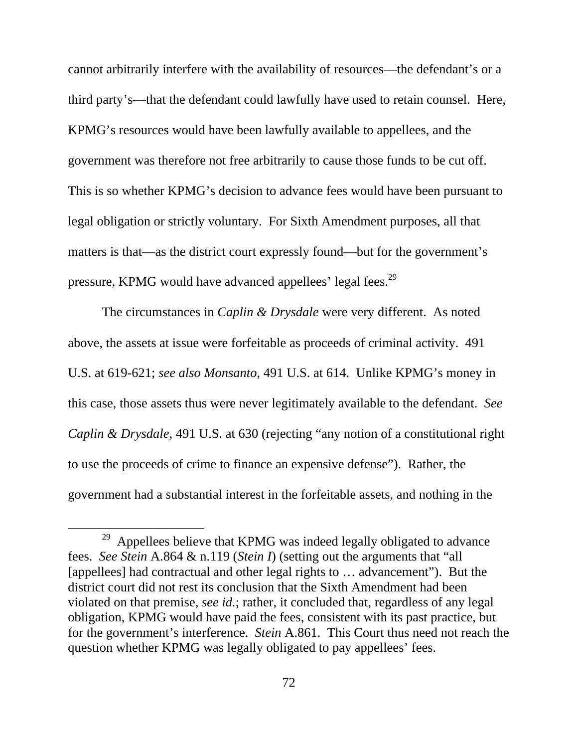cannot arbitrarily interfere with the availability of resources—the defendant's or a third party's—that the defendant could lawfully have used to retain counsel. Here, KPMG's resources would have been lawfully available to appellees, and the government was therefore not free arbitrarily to cause those funds to be cut off. This is so whether KPMG's decision to advance fees would have been pursuant to legal obligation or strictly voluntary. For Sixth Amendment purposes, all that matters is that—as the district court expressly found—but for the government's pressure, KPMG would have advanced appellees' legal fees.[29]

The circumstances in *Caplin & Drysdale* were very different. As noted above, the assets at issue were forfeitable as proceeds of criminal activity. 491 U.S. at 619-621; *see also Monsanto*, 491 U.S. at 614. Unlike KPMG's money in this case, those assets thus were never legitimately available to the defendant. *See Caplin & Drysdale*, 491 U.S. at 630 (rejecting "any notion of a constitutional right to use the proceeds of crime to finance an expensive defense"). Rather, the government had a substantial interest in the forfeitable assets, and nothing in the

---

[29] Appellees believe that KPMG was indeed legally obligated to advance fees. *See Stein* A.864 & n.119 (*Stein I*) (setting out the arguments that "all [appellees] had contractual and other legal rights to … advancement"). But the district court did not rest its conclusion that the Sixth Amendment had been violated on that premise, *see id.*; rather, it concluded that, regardless of any legal obligation, KPMG would have paid the fees, consistent with its past practice, but for the government's interference. *Stein* A.861. This Court thus need not reach the question whether KPMG was legally obligated to pay appellees' fees.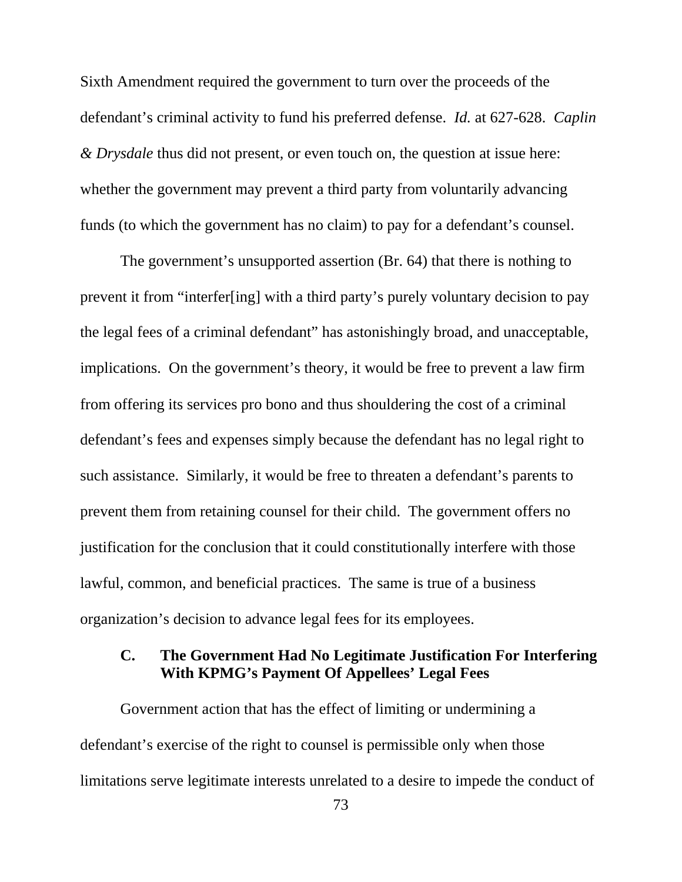Sixth Amendment required the government to turn over the proceeds of the defendant's criminal activity to fund his preferred defense. *Id.* at 627-628. *Caplin & Drysdale* thus did not present, or even touch on, the question at issue here: whether the government may prevent a third party from voluntarily advancing funds (to which the government has no claim) to pay for a defendant's counsel.

The government's unsupported assertion (Br. 64) that there is nothing to prevent it from "interfer[ing] with a third party's purely voluntary decision to pay the legal fees of a criminal defendant" has astonishingly broad, and unacceptable, implications. On the government's theory, it would be free to prevent a law firm from offering its services pro bono and thus shouldering the cost of a criminal defendant's fees and expenses simply because the defendant has no legal right to such assistance. Similarly, it would be free to threaten a defendant's parents to prevent them from retaining counsel for their child. The government offers no justification for the conclusion that it could constitutionally interfere with those lawful, common, and beneficial practices. The same is true of a business organization's decision to advance legal fees for its employees.

### C. The Government Had No Legitimate Justification For Interfering With KPMG's Payment Of Appellees' Legal Fees

Government action that has the effect of limiting or undermining a defendant's exercise of the right to counsel is permissible only when those limitations serve legitimate interests unrelated to a desire to impede the conduct of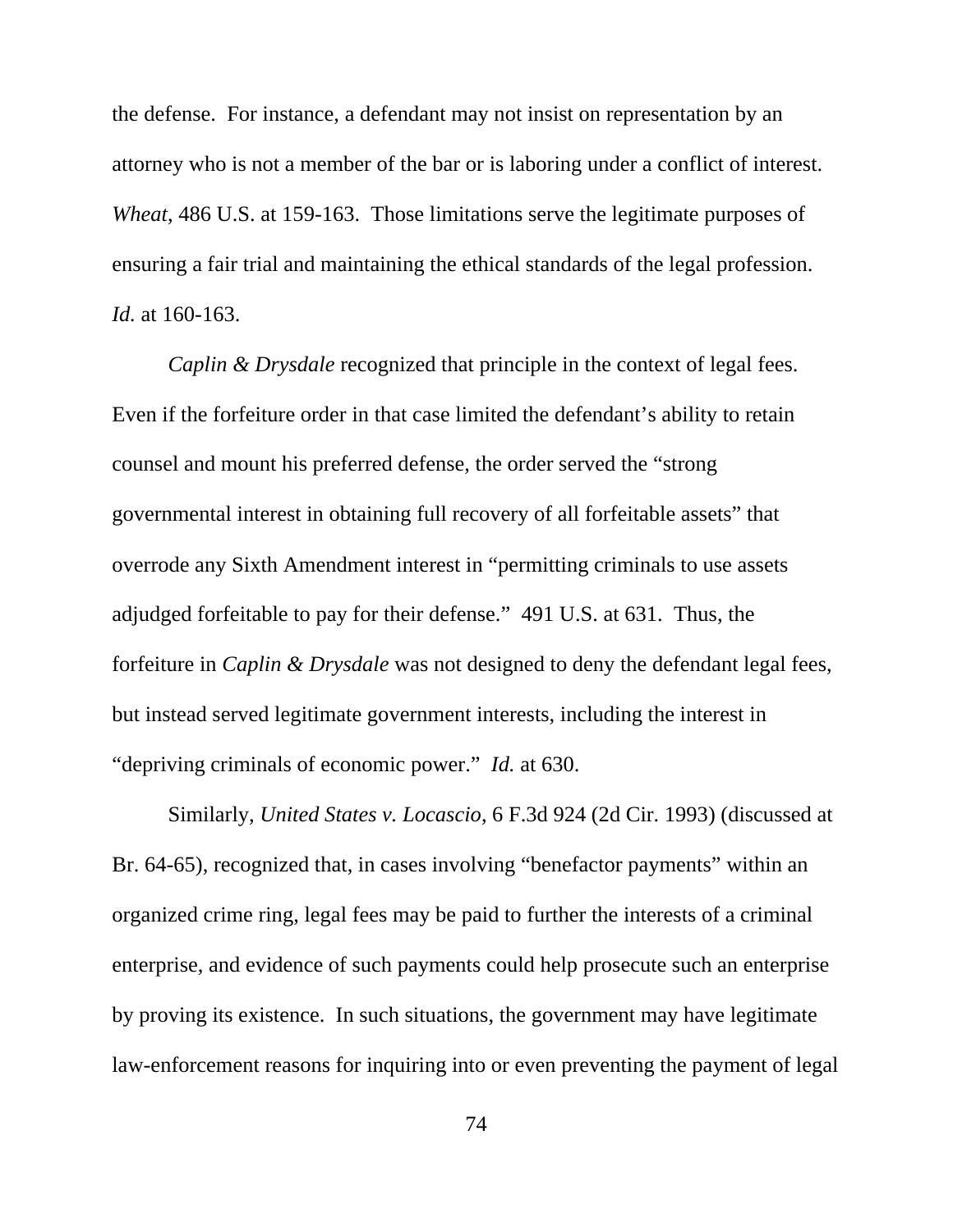the defense. For instance, a defendant may not insist on representation by an attorney who is not a member of the bar or is laboring under a conflict of interest. *Wheat*, 486 U.S. at 159-163. Those limitations serve the legitimate purposes of ensuring a fair trial and maintaining the ethical standards of the legal profession. *Id.* at 160-163.

*Caplin & Drysdale* recognized that principle in the context of legal fees. Even if the forfeiture order in that case limited the defendant's ability to retain counsel and mount his preferred defense, the order served the "strong governmental interest in obtaining full recovery of all forfeitable assets" that overrode any Sixth Amendment interest in "permitting criminals to use assets adjudged forfeitable to pay for their defense." 491 U.S. at 631. Thus, the forfeiture in *Caplin & Drysdale* was not designed to deny the defendant legal fees, but instead served legitimate government interests, including the interest in "depriving criminals of economic power." *Id.* at 630.

Similarly, *United States v. Locascio*, 6 F.3d 924 (2d Cir. 1993) (discussed at Br. 64-65), recognized that, in cases involving "benefactor payments" within an organized crime ring, legal fees may be paid to further the interests of a criminal enterprise, and evidence of such payments could help prosecute such an enterprise by proving its existence. In such situations, the government may have legitimate law-enforcement reasons for inquiring into or even preventing the payment of legal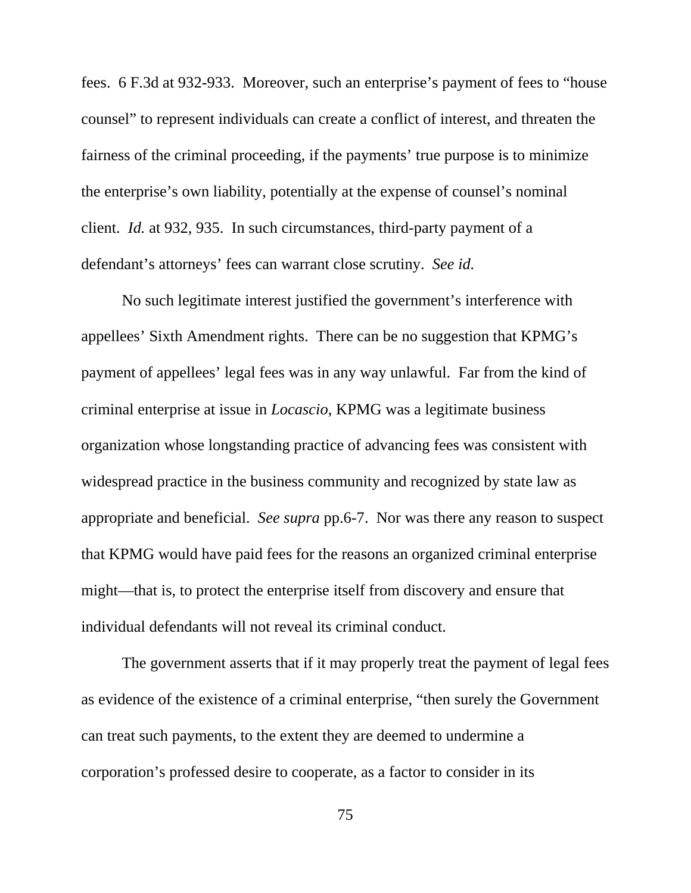fees. 6 F.3d at 932-933. Moreover, such an enterprise's payment of fees to "house counsel" to represent individuals can create a conflict of interest, and threaten the fairness of the criminal proceeding, if the payments' true purpose is to minimize the enterprise's own liability, potentially at the expense of counsel's nominal client. *Id.* at 932, 935. In such circumstances, third-party payment of a defendant's attorneys' fees can warrant close scrutiny. *See id.*

No such legitimate interest justified the government's interference with appellees' Sixth Amendment rights. There can be no suggestion that KPMG's payment of appellees' legal fees was in any way unlawful. Far from the kind of criminal enterprise at issue in *Locascio*, KPMG was a legitimate business organization whose longstanding practice of advancing fees was consistent with widespread practice in the business community and recognized by state law as appropriate and beneficial. *See supra* pp.6-7. Nor was there any reason to suspect that KPMG would have paid fees for the reasons an organized criminal enterprise might—that is, to protect the enterprise itself from discovery and ensure that individual defendants will not reveal its criminal conduct.

The government asserts that if it may properly treat the payment of legal fees as evidence of the existence of a criminal enterprise, "then surely the Government can treat such payments, to the extent they are deemed to undermine a corporation's professed desire to cooperate, as a factor to consider in its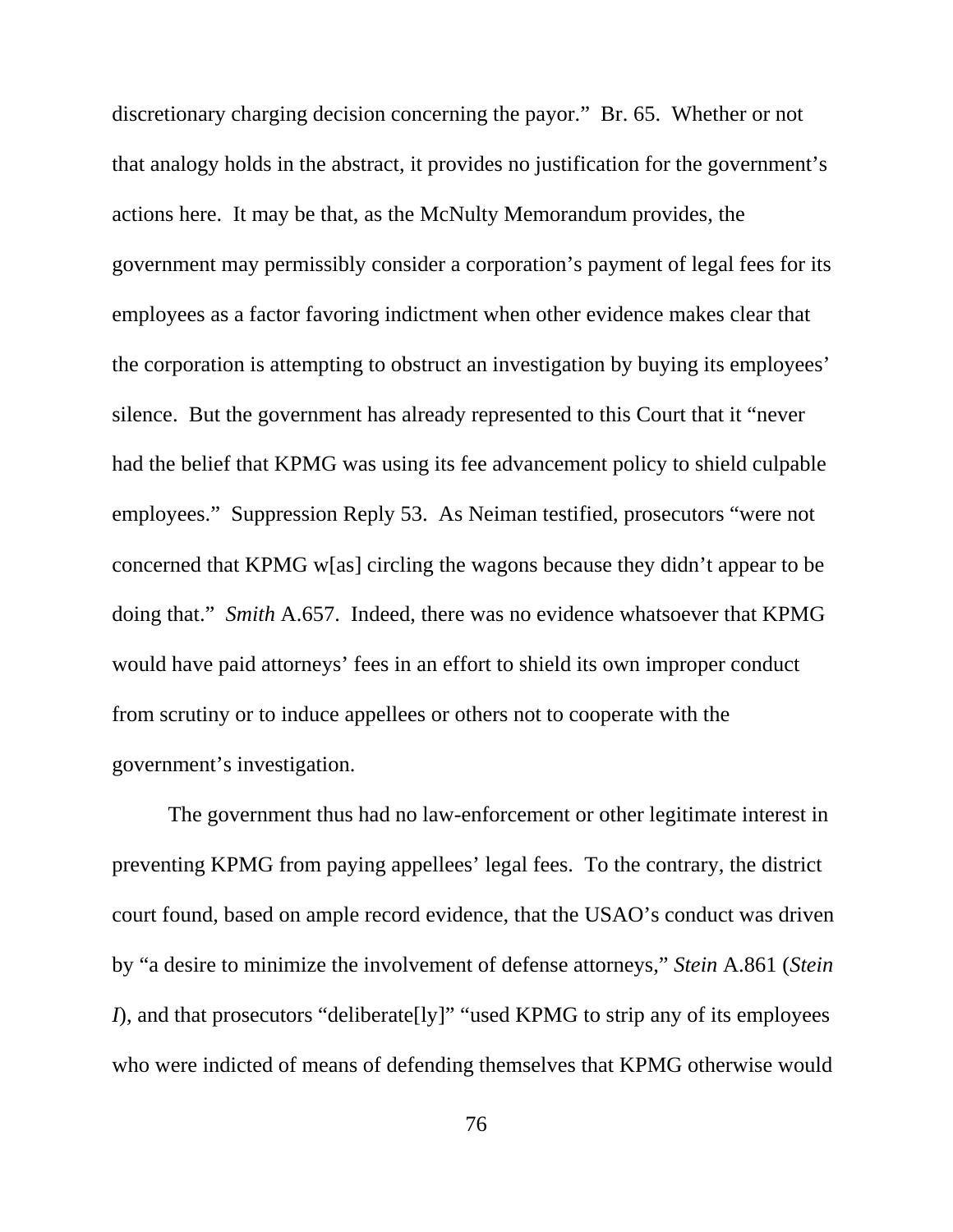discretionary charging decision concerning the payor." Br. 65. Whether or not that analogy holds in the abstract, it provides no justification for the government's actions here. It may be that, as the McNulty Memorandum provides, the government may permissibly consider a corporation's payment of legal fees for its employees as a factor favoring indictment when other evidence makes clear that the corporation is attempting to obstruct an investigation by buying its employees' silence. But the government has already represented to this Court that it "never had the belief that KPMG was using its fee advancement policy to shield culpable employees." Suppression Reply 53. As Neiman testified, prosecutors "were not concerned that KPMG w[as] circling the wagons because they didn't appear to be doing that." *Smith* A.657. Indeed, there was no evidence whatsoever that KPMG would have paid attorneys' fees in an effort to shield its own improper conduct from scrutiny or to induce appellees or others not to cooperate with the government's investigation.

The government thus had no law-enforcement or other legitimate interest in preventing KPMG from paying appellees' legal fees. To the contrary, the district court found, based on ample record evidence, that the USAO's conduct was driven by "a desire to minimize the involvement of defense attorneys," *Stein* A.861 (*Stein I*), and that prosecutors "deliberate[ly]" "used KPMG to strip any of its employees who were indicted of means of defending themselves that KPMG otherwise would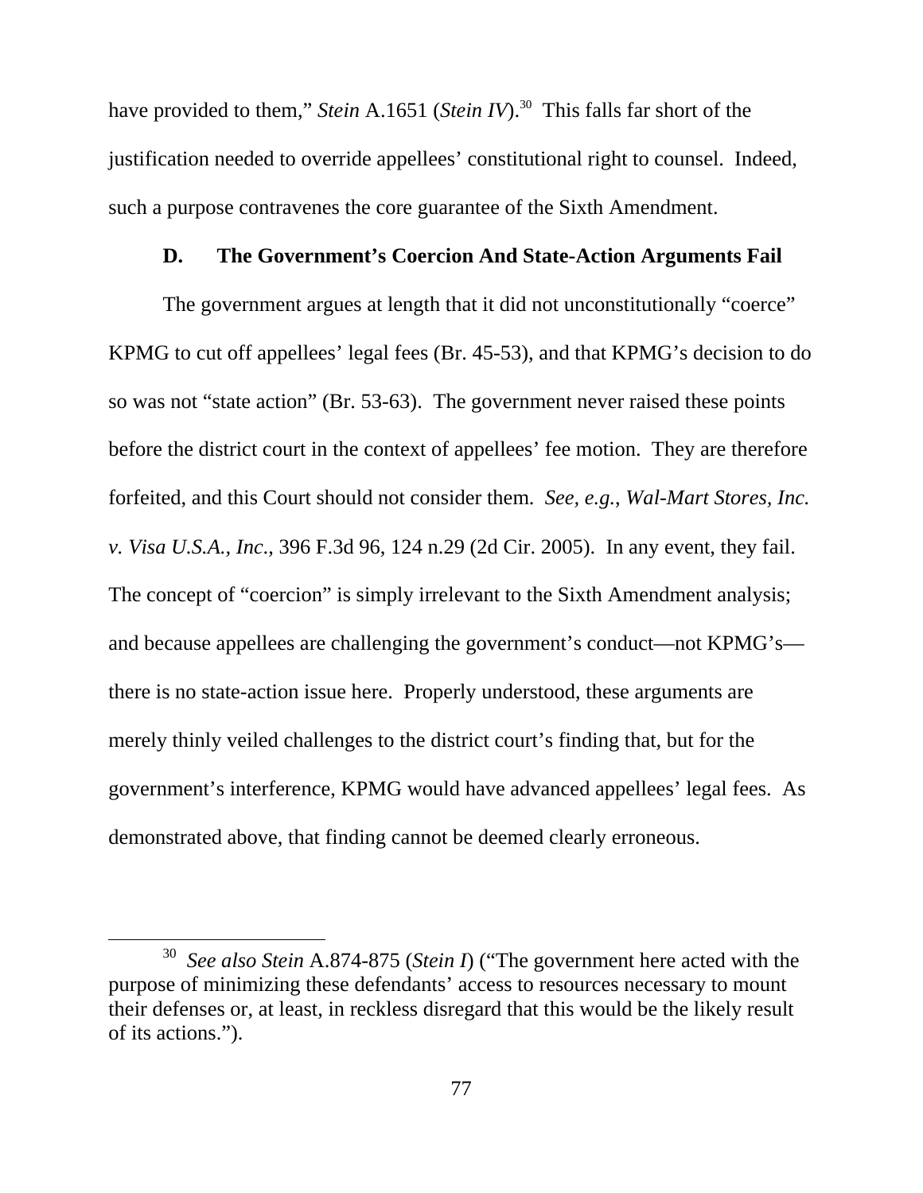have provided to them," *Stein* A.1651 (*Stein IV*).[30] This falls far short of the justification needed to override appellees' constitutional right to counsel. Indeed, such a purpose contravenes the core guarantee of the Sixth Amendment.

### D. The Government's Coercion And State-Action Arguments Fail

The government argues at length that it did not unconstitutionally "coerce" KPMG to cut off appellees' legal fees (Br. 45-53), and that KPMG's decision to do so was not "state action" (Br. 53-63). The government never raised these points before the district court in the context of appellees' fee motion. They are therefore forfeited, and this Court should not consider them. *See, e.g.*, *Wal-Mart Stores, Inc. v. Visa U.S.A., Inc*., 396 F.3d 96, 124 n.29 (2d Cir. 2005). In any event, they fail. The concept of "coercion" is simply irrelevant to the Sixth Amendment analysis; and because appellees are challenging the government's conduct—not KPMG's—there is no state-action issue here. Properly understood, these arguments are merely thinly veiled challenges to the district court's finding that, but for the government's interference, KPMG would have advanced appellees' legal fees. As demonstrated above, that finding cannot be deemed clearly erroneous.

---

[30] *See also Stein* A.874-875 (*Stein I*) ("The government here acted with the purpose of minimizing these defendants' access to resources necessary to mount their defenses or, at least, in reckless disregard that this would be the likely result of its actions.").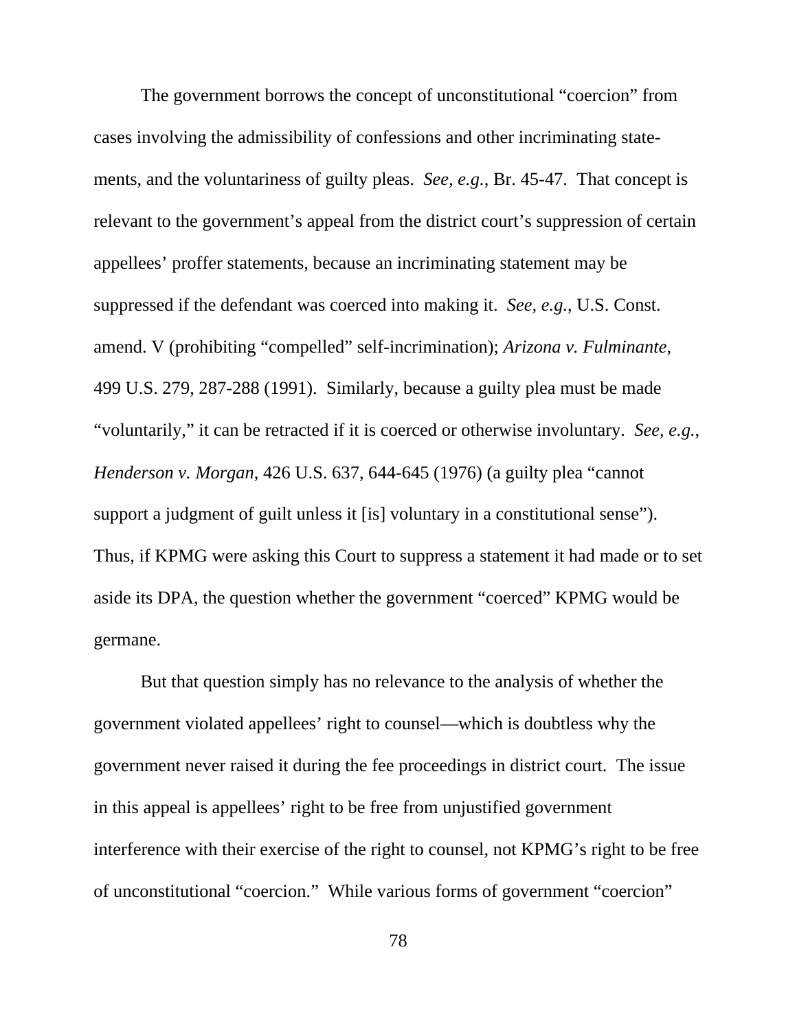The government borrows the concept of unconstitutional "coercion" from cases involving the admissibility of confessions and other incriminating statements, and the voluntariness of guilty pleas. *See, e.g.*, Br. 45-47. That concept is relevant to the government's appeal from the district court's suppression of certain appellees' proffer statements, because an incriminating statement may be suppressed if the defendant was coerced into making it. *See, e.g.*, U.S. Const. amend. V (prohibiting "compelled" self-incrimination); *Arizona v. Fulminante*, 499 U.S. 279, 287-288 (1991). Similarly, because a guilty plea must be made "voluntarily," it can be retracted if it is coerced or otherwise involuntary. *See, e.g.*, *Henderson v. Morgan*, 426 U.S. 637, 644-645 (1976) (a guilty plea "cannot support a judgment of guilt unless it [is] voluntary in a constitutional sense"). Thus, if KPMG were asking this Court to suppress a statement it had made or to set aside its DPA, the question whether the government "coerced" KPMG would be germane.

But that question simply has no relevance to the analysis of whether the government violated appellees' right to counsel—which is doubtless why the government never raised it during the fee proceedings in district court. The issue in this appeal is appellees' right to be free from unjustified government interference with their exercise of the right to counsel, not KPMG's right to be free of unconstitutional "coercion." While various forms of government "coercion"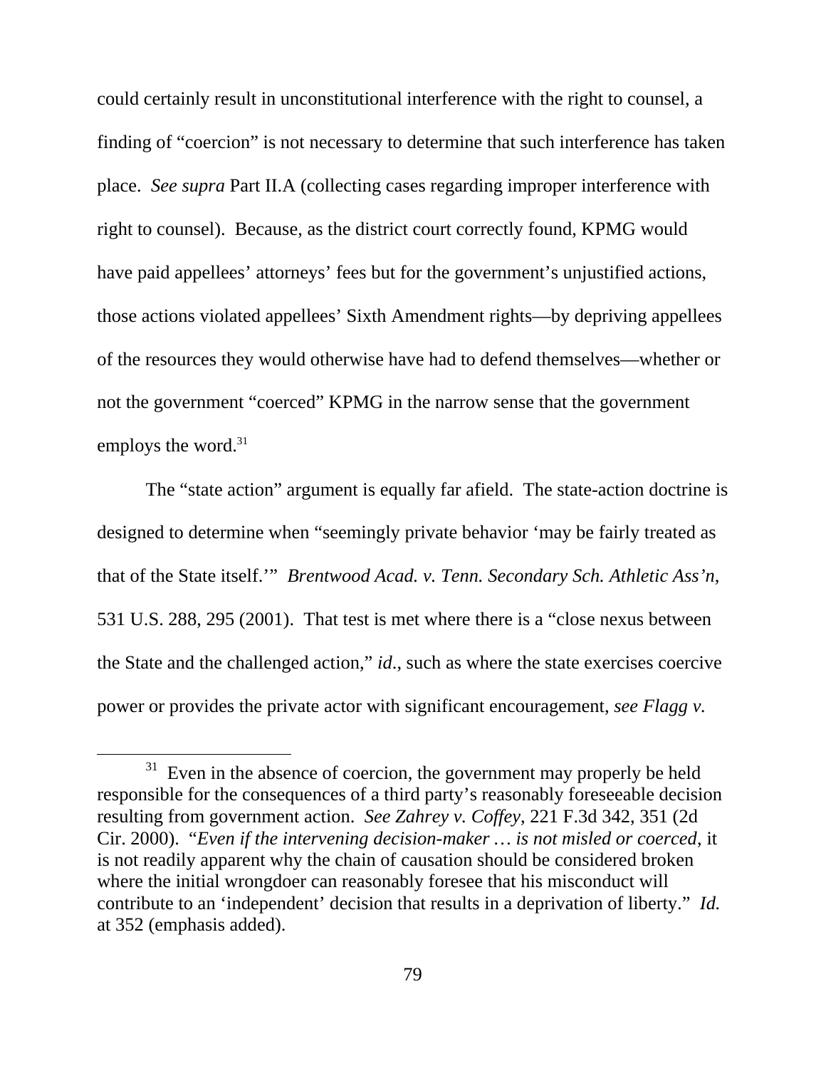could certainly result in unconstitutional interference with the right to counsel, a finding of "coercion" is not necessary to determine that such interference has taken place. *See supra* Part II.A (collecting cases regarding improper interference with right to counsel). Because, as the district court correctly found, KPMG would have paid appellees' attorneys' fees but for the government's unjustified actions, those actions violated appellees' Sixth Amendment rights—by depriving appellees of the resources they would otherwise have had to defend themselves—whether or not the government "coerced" KPMG in the narrow sense that the government employs the word.[31]

The "state action" argument is equally far afield. The state-action doctrine is designed to determine when "seemingly private behavior 'may be fairly treated as that of the State itself.'" *Brentwood Acad. v. Tenn. Secondary Sch. Athletic Ass'n*, 531 U.S. 288, 295 (2001). That test is met where there is a "close nexus between the State and the challenged action," *id*., such as where the state exercises coercive power or provides the private actor with significant encouragement, *see Flagg v.*

---

[31] Even in the absence of coercion, the government may properly be held responsible for the consequences of a third party's reasonably foreseeable decision resulting from government action. *See Zahrey v. Coffey*, 221 F.3d 342, 351 (2d Cir. 2000). "*Even if the intervening decision-maker … is not misled or coerced*, it is not readily apparent why the chain of causation should be considered broken where the initial wrongdoer can reasonably foresee that his misconduct will contribute to an 'independent' decision that results in a deprivation of liberty." *Id.* at 352 (emphasis added).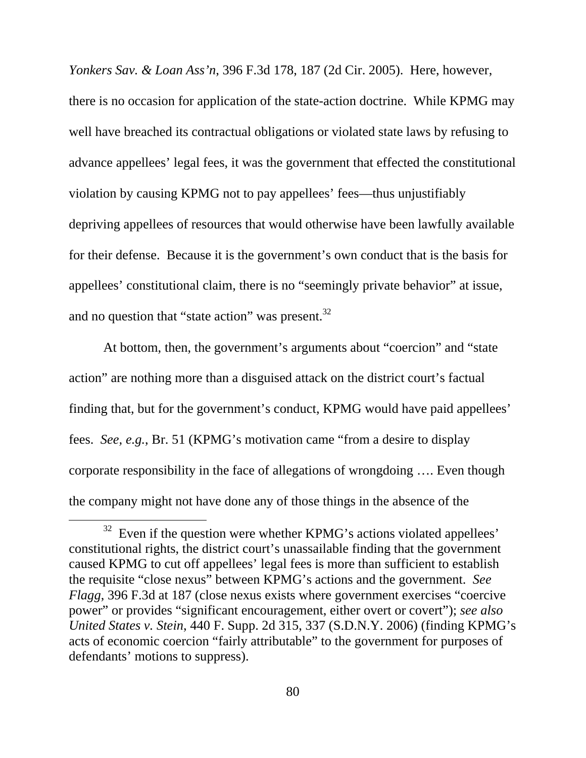*Yonkers Sav. & Loan Ass'n*, 396 F.3d 178, 187 (2d Cir. 2005). Here, however, there is no occasion for application of the state-action doctrine. While KPMG may well have breached its contractual obligations or violated state laws by refusing to advance appellees' legal fees, it was the government that effected the constitutional violation by causing KPMG not to pay appellees' fees—thus unjustifiably depriving appellees of resources that would otherwise have been lawfully available for their defense. Because it is the government's own conduct that is the basis for appellees' constitutional claim, there is no "seemingly private behavior" at issue, and no question that "state action" was present.[32]

At bottom, then, the government's arguments about "coercion" and "state action" are nothing more than a disguised attack on the district court's factual finding that, but for the government's conduct, KPMG would have paid appellees' fees. *See, e.g.*, Br. 51 (KPMG's motivation came "from a desire to display corporate responsibility in the face of allegations of wrongdoing …. Even though the company might not have done any of those things in the absence of the

---

[32] Even if the question were whether KPMG's actions violated appellees' constitutional rights, the district court's unassailable finding that the government caused KPMG to cut off appellees' legal fees is more than sufficient to establish the requisite "close nexus" between KPMG's actions and the government. *See Flagg*, 396 F.3d at 187 (close nexus exists where government exercises "coercive power" or provides "significant encouragement, either overt or covert"); *see also United States v. Stein*, 440 F. Supp. 2d 315, 337 (S.D.N.Y. 2006) (finding KPMG's acts of economic coercion "fairly attributable" to the government for purposes of defendants' motions to suppress).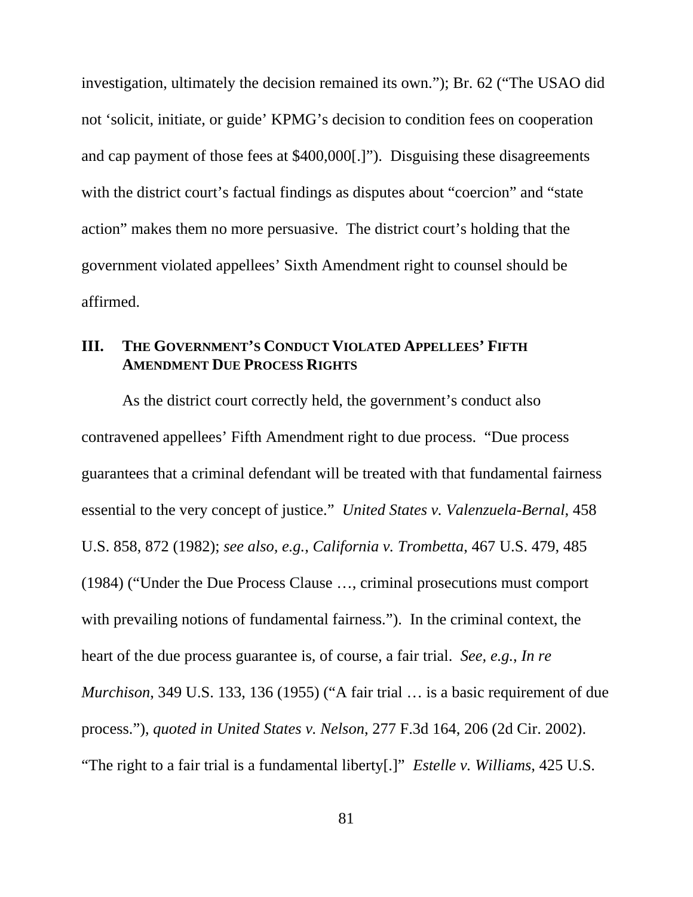investigation, ultimately the decision remained its own."); Br. 62 ("The USAO did not 'solicit, initiate, or guide' KPMG's decision to condition fees on cooperation and cap payment of those fees at $400,000[.]"). Disguising these disagreements with the district court's factual findings as disputes about "coercion" and "state action" makes them no more persuasive. The district court's holding that the government violated appellees' Sixth Amendment right to counsel should be affirmed.

## III. THE GOVERNMENT'S CONDUCT VIOLATED APPELLEES' FIFTH AMENDMENT DUE PROCESS RIGHTS

As the district court correctly held, the government's conduct also contravened appellees' Fifth Amendment right to due process. "Due process guarantees that a criminal defendant will be treated with that fundamental fairness essential to the very concept of justice." *United States v. Valenzuela-Bernal*, 458 U.S. 858, 872 (1982); *see also, e.g.*, *California v. Trombetta*, 467 U.S. 479, 485 (1984) ("Under the Due Process Clause …, criminal prosecutions must comport with prevailing notions of fundamental fairness."). In the criminal context, the heart of the due process guarantee is, of course, a fair trial. *See, e.g.*, *In re Murchison*, 349 U.S. 133, 136 (1955) ("A fair trial … is a basic requirement of due process."), *quoted in United States v. Nelson*, 277 F.3d 164, 206 (2d Cir. 2002). "The right to a fair trial is a fundamental liberty[.]" *Estelle v. Williams*, 425 U.S.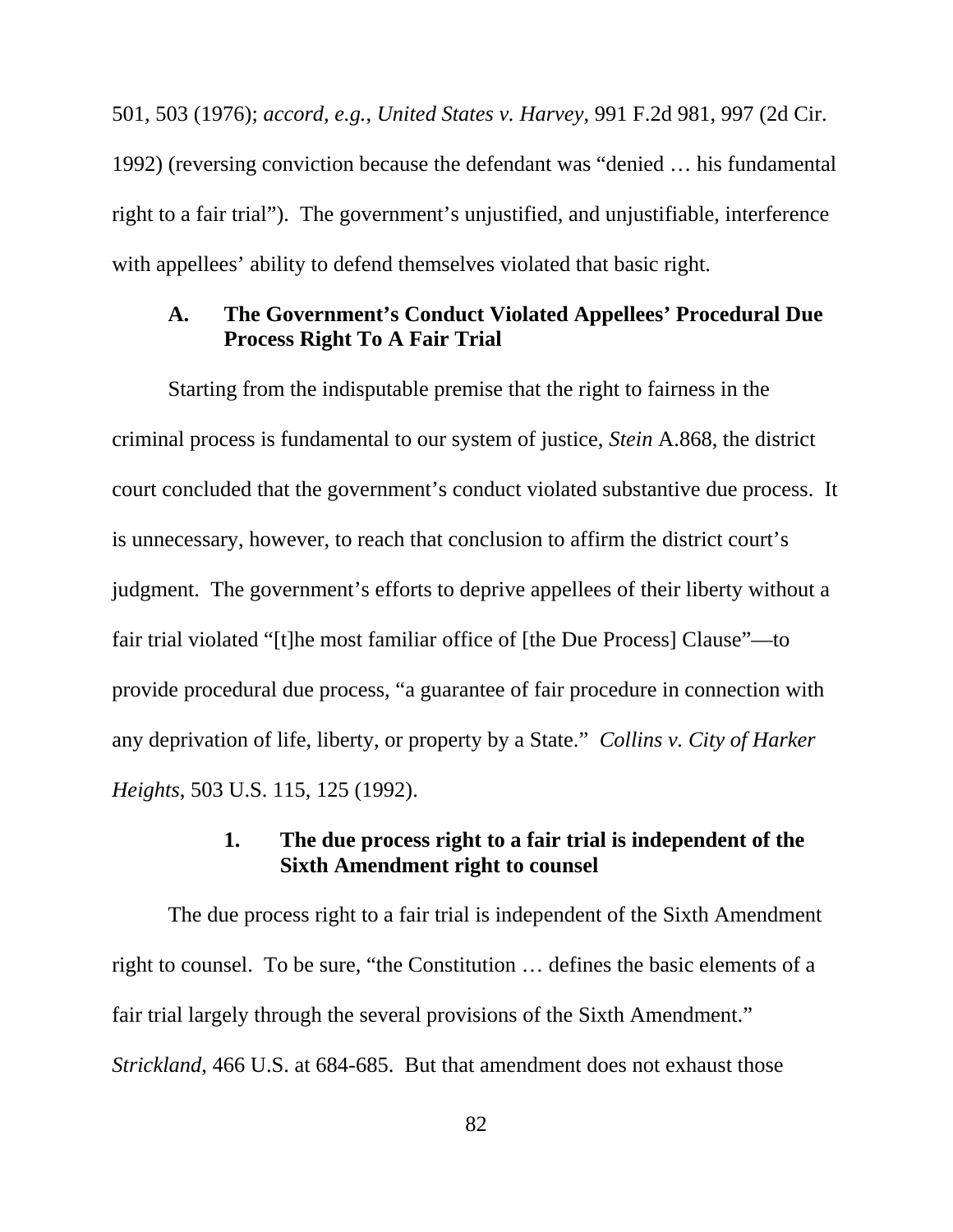501, 503 (1976); *accord, e.g.*, *United States v. Harvey*, 991 F.2d 981, 997 (2d Cir. 1992) (reversing conviction because the defendant was "denied … his fundamental right to a fair trial"). The government's unjustified, and unjustifiable, interference with appellees' ability to defend themselves violated that basic right.

## A. The Government's Conduct Violated Appellees' Procedural Due Process Right To A Fair Trial

Starting from the indisputable premise that the right to fairness in the criminal process is fundamental to our system of justice, *Stein* A.868, the district court concluded that the government's conduct violated substantive due process. It is unnecessary, however, to reach that conclusion to affirm the district court's judgment. The government's efforts to deprive appellees of their liberty without a fair trial violated "[t]he most familiar office of [the Due Process] Clause"—to provide procedural due process, "a guarantee of fair procedure in connection with any deprivation of life, liberty, or property by a State." *Collins v. City of Harker Heights*, 503 U.S. 115, 125 (1992).

### 1. The due process right to a fair trial is independent of the Sixth Amendment right to counsel

The due process right to a fair trial is independent of the Sixth Amendment right to counsel. To be sure, "the Constitution … defines the basic elements of a fair trial largely through the several provisions of the Sixth Amendment." *Strickland*, 466 U.S. at 684-685. But that amendment does not exhaust those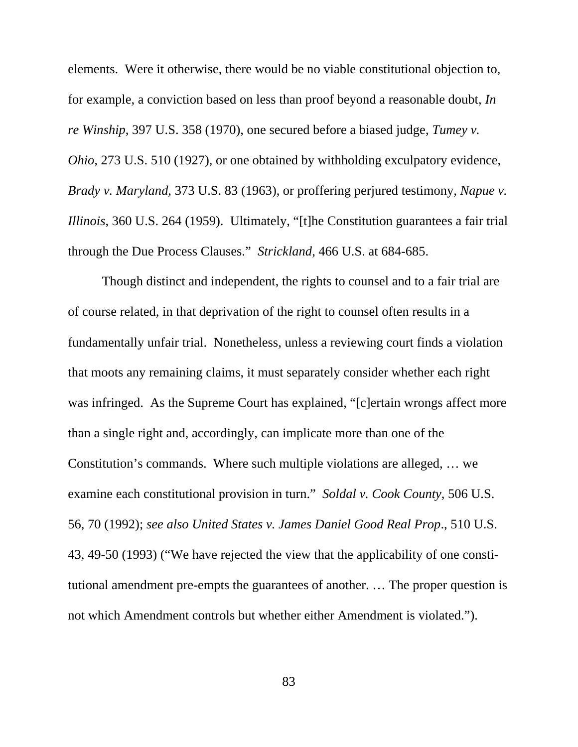elements. Were it otherwise, there would be no viable constitutional objection to, for example, a conviction based on less than proof beyond a reasonable doubt, *In re Winship*, 397 U.S. 358 (1970), one secured before a biased judge, *Tumey v. Ohio*, 273 U.S. 510 (1927), or one obtained by withholding exculpatory evidence, *Brady v. Maryland*, 373 U.S. 83 (1963), or proffering perjured testimony, *Napue v. Illinois*, 360 U.S. 264 (1959). Ultimately, "[t]he Constitution guarantees a fair trial through the Due Process Clauses." *Strickland*, 466 U.S. at 684-685.

Though distinct and independent, the rights to counsel and to a fair trial are of course related, in that deprivation of the right to counsel often results in a fundamentally unfair trial. Nonetheless, unless a reviewing court finds a violation that moots any remaining claims, it must separately consider whether each right was infringed. As the Supreme Court has explained, "[c]ertain wrongs affect more than a single right and, accordingly, can implicate more than one of the Constitution's commands. Where such multiple violations are alleged, … we examine each constitutional provision in turn." *Soldal v. Cook County*, 506 U.S. 56, 70 (1992); *see also United States v. James Daniel Good Real Prop*., 510 U.S. 43, 49-50 (1993) ("We have rejected the view that the applicability of one constitutional amendment pre-empts the guarantees of another. … The proper question is not which Amendment controls but whether either Amendment is violated.").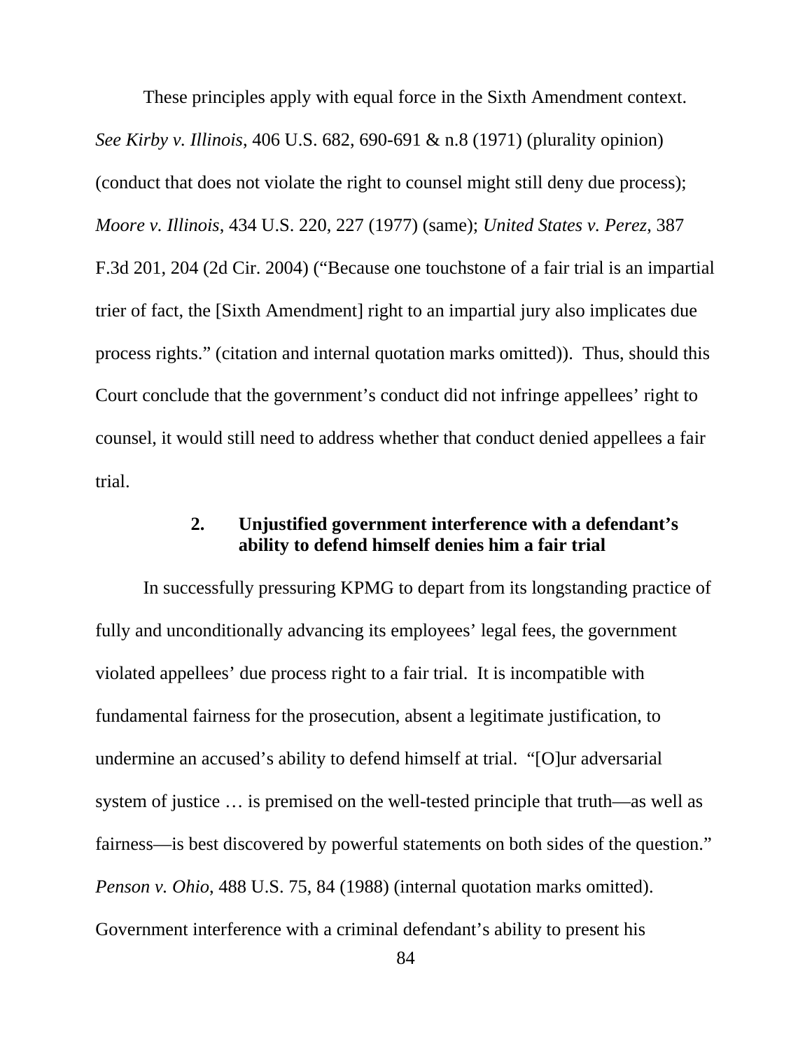These principles apply with equal force in the Sixth Amendment context. *See Kirby v. Illinois*, 406 U.S. 682, 690-691 & n.8 (1971) (plurality opinion) (conduct that does not violate the right to counsel might still deny due process); *Moore v. Illinois*, 434 U.S. 220, 227 (1977) (same); *United States v. Perez*, 387 F.3d 201, 204 (2d Cir. 2004) ("Because one touchstone of a fair trial is an impartial trier of fact, the [Sixth Amendment] right to an impartial jury also implicates due process rights." (citation and internal quotation marks omitted)). Thus, should this Court conclude that the government's conduct did not infringe appellees' right to counsel, it would still need to address whether that conduct denied appellees a fair trial.

### 2. Unjustified government interference with a defendant's ability to defend himself denies him a fair trial

In successfully pressuring KPMG to depart from its longstanding practice of fully and unconditionally advancing its employees' legal fees, the government violated appellees' due process right to a fair trial. It is incompatible with fundamental fairness for the prosecution, absent a legitimate justification, to undermine an accused's ability to defend himself at trial. "[O]ur adversarial system of justice … is premised on the well-tested principle that truth—as well as fairness—is best discovered by powerful statements on both sides of the question." *Penson v. Ohio*, 488 U.S. 75, 84 (1988) (internal quotation marks omitted). Government interference with a criminal defendant's ability to present his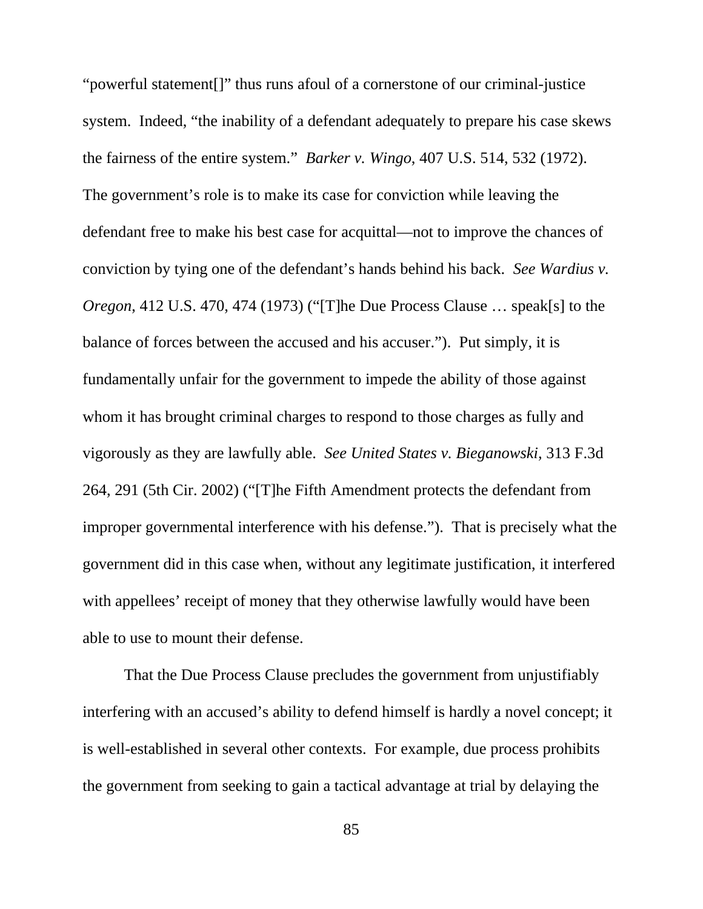"powerful statement[]" thus runs afoul of a cornerstone of our criminal-justice system. Indeed, "the inability of a defendant adequately to prepare his case skews the fairness of the entire system." *Barker v. Wingo*, 407 U.S. 514, 532 (1972). The government's role is to make its case for conviction while leaving the defendant free to make his best case for acquittal—not to improve the chances of conviction by tying one of the defendant's hands behind his back. *See Wardius v. Oregon*, 412 U.S. 470, 474 (1973) ("[T]he Due Process Clause … speak[s] to the balance of forces between the accused and his accuser."). Put simply, it is fundamentally unfair for the government to impede the ability of those against whom it has brought criminal charges to respond to those charges as fully and vigorously as they are lawfully able. *See United States v. Bieganowski*, 313 F.3d 264, 291 (5th Cir. 2002) ("[T]he Fifth Amendment protects the defendant from improper governmental interference with his defense."). That is precisely what the government did in this case when, without any legitimate justification, it interfered with appellees' receipt of money that they otherwise lawfully would have been able to use to mount their defense.

That the Due Process Clause precludes the government from unjustifiably interfering with an accused's ability to defend himself is hardly a novel concept; it is well-established in several other contexts. For example, due process prohibits the government from seeking to gain a tactical advantage at trial by delaying the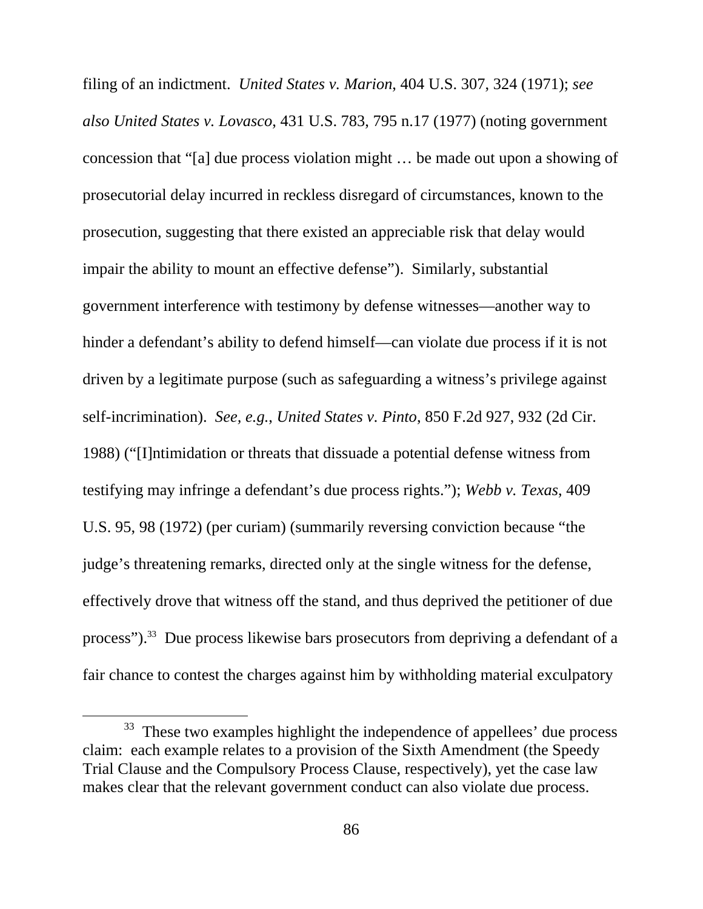filing of an indictment. *United States v. Marion*, 404 U.S. 307, 324 (1971); *see also United States v. Lovasco*, 431 U.S. 783, 795 n.17 (1977) (noting government concession that "[a] due process violation might … be made out upon a showing of prosecutorial delay incurred in reckless disregard of circumstances, known to the prosecution, suggesting that there existed an appreciable risk that delay would impair the ability to mount an effective defense"). Similarly, substantial government interference with testimony by defense witnesses—another way to hinder a defendant's ability to defend himself—can violate due process if it is not driven by a legitimate purpose (such as safeguarding a witness's privilege against self-incrimination). *See, e.g.*, *United States v. Pinto*, 850 F.2d 927, 932 (2d Cir. 1988) ("[I]ntimidation or threats that dissuade a potential defense witness from testifying may infringe a defendant's due process rights."); *Webb v. Texas*, 409 U.S. 95, 98 (1972) (per curiam) (summarily reversing conviction because "the judge's threatening remarks, directed only at the single witness for the defense, effectively drove that witness off the stand, and thus deprived the petitioner of due process").[33] Due process likewise bars prosecutors from depriving a defendant of a fair chance to contest the charges against him by withholding material exculpatory

[33] These two examples highlight the independence of appellees' due process claim: each example relates to a provision of the Sixth Amendment (the Speedy Trial Clause and the Compulsory Process Clause, respectively), yet the case law makes clear that the relevant government conduct can also violate due process.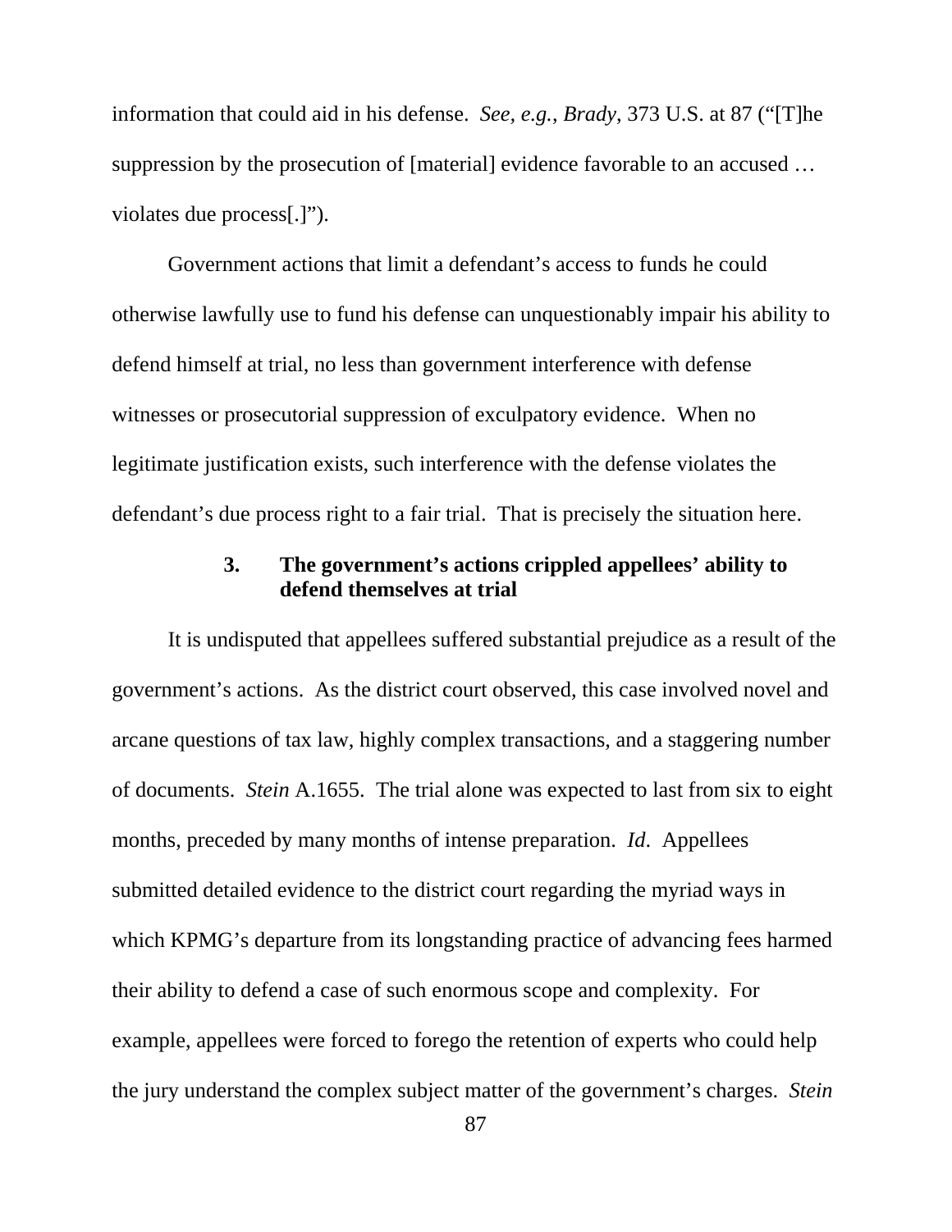information that could aid in his defense. *See, e.g.*, *Brady*, 373 U.S. at 87 ("[T]he suppression by the prosecution of [material] evidence favorable to an accused … violates due process[.]").

Government actions that limit a defendant's access to funds he could otherwise lawfully use to fund his defense can unquestionably impair his ability to defend himself at trial, no less than government interference with defense witnesses or prosecutorial suppression of exculpatory evidence. When no legitimate justification exists, such interference with the defense violates the defendant's due process right to a fair trial. That is precisely the situation here.

### 3. The government's actions crippled appellees' ability to defend themselves at trial

It is undisputed that appellees suffered substantial prejudice as a result of the government's actions. As the district court observed, this case involved novel and arcane questions of tax law, highly complex transactions, and a staggering number of documents. *Stein* A.1655. The trial alone was expected to last from six to eight months, preceded by many months of intense preparation. *Id*. Appellees submitted detailed evidence to the district court regarding the myriad ways in which KPMG's departure from its longstanding practice of advancing fees harmed their ability to defend a case of such enormous scope and complexity. For example, appellees were forced to forego the retention of experts who could help the jury understand the complex subject matter of the government's charges. *Stein*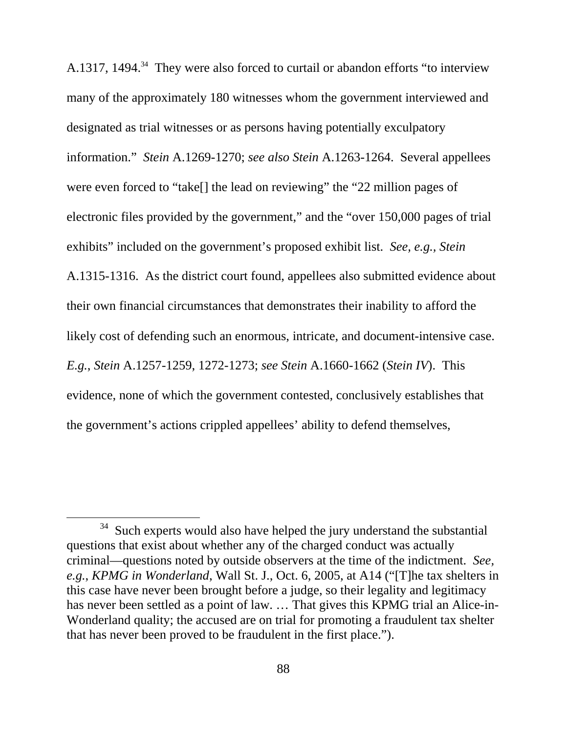A.1317, 1494.[34] They were also forced to curtail or abandon efforts "to interview many of the approximately 180 witnesses whom the government interviewed and designated as trial witnesses or as persons having potentially exculpatory information." *Stein* A.1269-1270; *see also Stein* A.1263-1264. Several appellees were even forced to "take[] the lead on reviewing" the "22 million pages of electronic files provided by the government," and the "over 150,000 pages of trial exhibits" included on the government's proposed exhibit list. *See, e.g., Stein* A.1315-1316. As the district court found, appellees also submitted evidence about their own financial circumstances that demonstrates their inability to afford the likely cost of defending such an enormous, intricate, and document-intensive case. *E.g., Stein* A.1257-1259, 1272-1273; *see Stein* A.1660-1662 (*Stein IV*). This evidence, none of which the government contested, conclusively establishes that the government's actions crippled appellees' ability to defend themselves,

---

[34] Such experts would also have helped the jury understand the substantial questions that exist about whether any of the charged conduct was actually criminal—questions noted by outside observers at the time of the indictment. *See, e.g., KPMG in Wonderland*, Wall St. J., Oct. 6, 2005, at A14 ("[T]he tax shelters in this case have never been brought before a judge, so their legality and legitimacy has never been settled as a point of law. … That gives this KPMG trial an Alice-in-Wonderland quality; the accused are on trial for promoting a fraudulent tax shelter that has never been proved to be fraudulent in the first place.").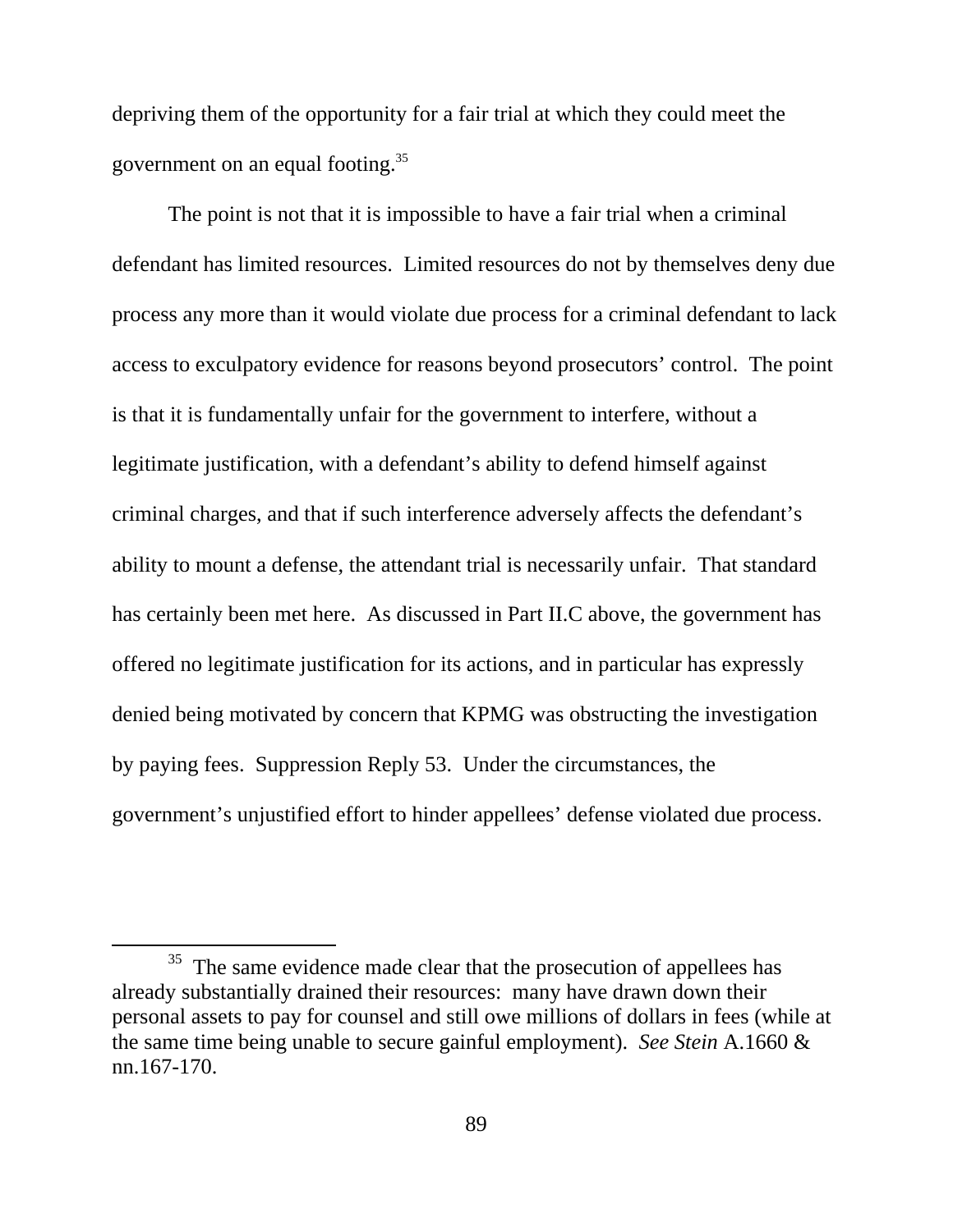depriving them of the opportunity for a fair trial at which they could meet the government on an equal footing.[35]

The point is not that it is impossible to have a fair trial when a criminal defendant has limited resources. Limited resources do not by themselves deny due process any more than it would violate due process for a criminal defendant to lack access to exculpatory evidence for reasons beyond prosecutors' control. The point is that it is fundamentally unfair for the government to interfere, without a legitimate justification, with a defendant's ability to defend himself against criminal charges, and that if such interference adversely affects the defendant's ability to mount a defense, the attendant trial is necessarily unfair. That standard has certainly been met here. As discussed in Part II.C above, the government has offered no legitimate justification for its actions, and in particular has expressly denied being motivated by concern that KPMG was obstructing the investigation by paying fees. Suppression Reply 53. Under the circumstances, the government's unjustified effort to hinder appellees' defense violated due process.

---

[35] The same evidence made clear that the prosecution of appellees has already substantially drained their resources: many have drawn down their personal assets to pay for counsel and still owe millions of dollars in fees (while at the same time being unable to secure gainful employment). *See Stein* A.1660 & nn.167-170.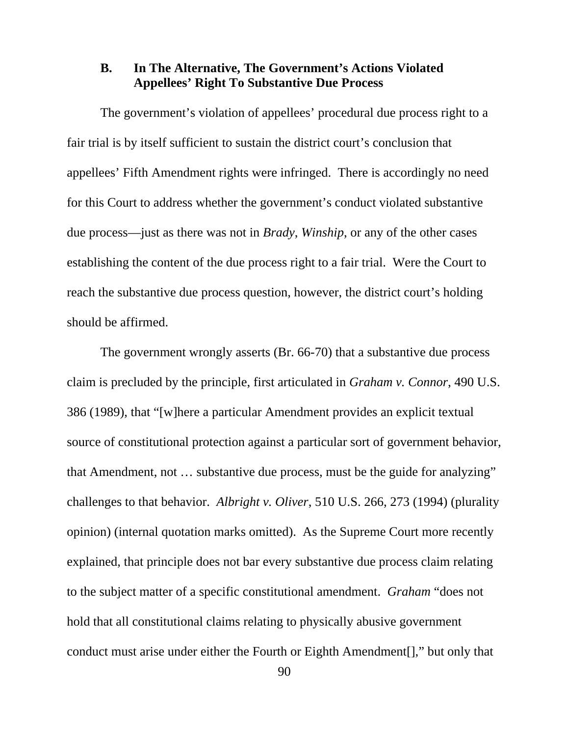### B. In The Alternative, The Government's Actions Violated Appellees' Right To Substantive Due Process

The government's violation of appellees' procedural due process right to a fair trial is by itself sufficient to sustain the district court's conclusion that appellees' Fifth Amendment rights were infringed. There is accordingly no need for this Court to address whether the government's conduct violated substantive due process—just as there was not in *Brady*, *Winship*, or any of the other cases establishing the content of the due process right to a fair trial. Were the Court to reach the substantive due process question, however, the district court's holding should be affirmed.

The government wrongly asserts (Br. 66-70) that a substantive due process claim is precluded by the principle, first articulated in *Graham v. Connor*, 490 U.S. 386 (1989), that "[w]here a particular Amendment provides an explicit textual source of constitutional protection against a particular sort of government behavior, that Amendment, not … substantive due process, must be the guide for analyzing" challenges to that behavior. *Albright v. Oliver*, 510 U.S. 266, 273 (1994) (plurality opinion) (internal quotation marks omitted). As the Supreme Court more recently explained, that principle does not bar every substantive due process claim relating to the subject matter of a specific constitutional amendment. *Graham* "does not hold that all constitutional claims relating to physically abusive government conduct must arise under either the Fourth or Eighth Amendment[]," but only that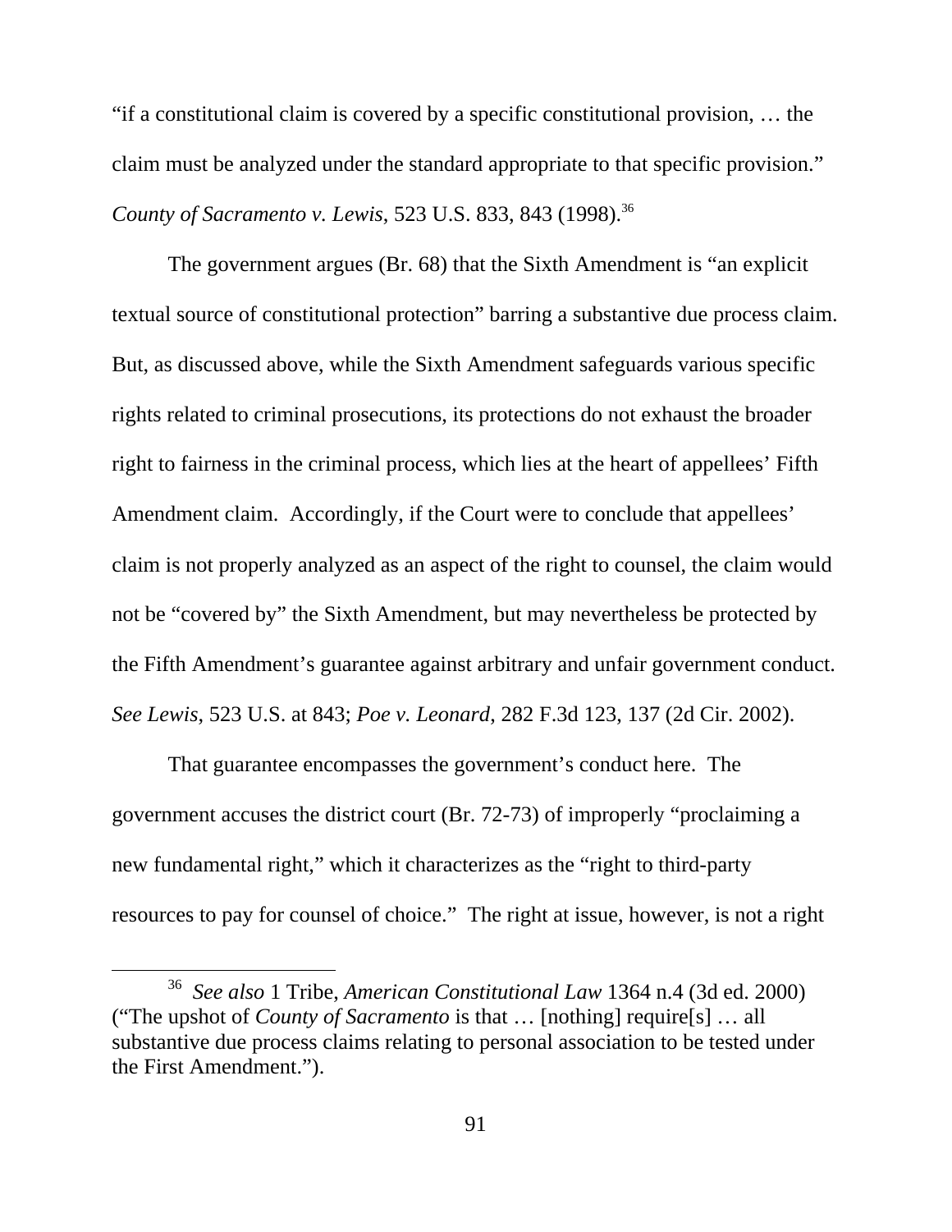"if a constitutional claim is covered by a specific constitutional provision, … the claim must be analyzed under the standard appropriate to that specific provision." *County of Sacramento v. Lewis*, 523 U.S. 833, 843 (1998).[36]

The government argues (Br. 68) that the Sixth Amendment is "an explicit textual source of constitutional protection" barring a substantive due process claim. But, as discussed above, while the Sixth Amendment safeguards various specific rights related to criminal prosecutions, its protections do not exhaust the broader right to fairness in the criminal process, which lies at the heart of appellees' Fifth Amendment claim. Accordingly, if the Court were to conclude that appellees' claim is not properly analyzed as an aspect of the right to counsel, the claim would not be "covered by" the Sixth Amendment, but may nevertheless be protected by the Fifth Amendment's guarantee against arbitrary and unfair government conduct. *See Lewis*, 523 U.S. at 843; *Poe v. Leonard*, 282 F.3d 123, 137 (2d Cir. 2002).

That guarantee encompasses the government's conduct here. The government accuses the district court (Br. 72-73) of improperly "proclaiming a new fundamental right," which it characterizes as the "right to third-party resources to pay for counsel of choice." The right at issue, however, is not a right

---

[36] *See also* 1 Tribe, *American Constitutional Law* 1364 n.4 (3d ed. 2000) ("The upshot of *County of Sacramento* is that … [nothing] require[s] … all substantive due process claims relating to personal association to be tested under the First Amendment.").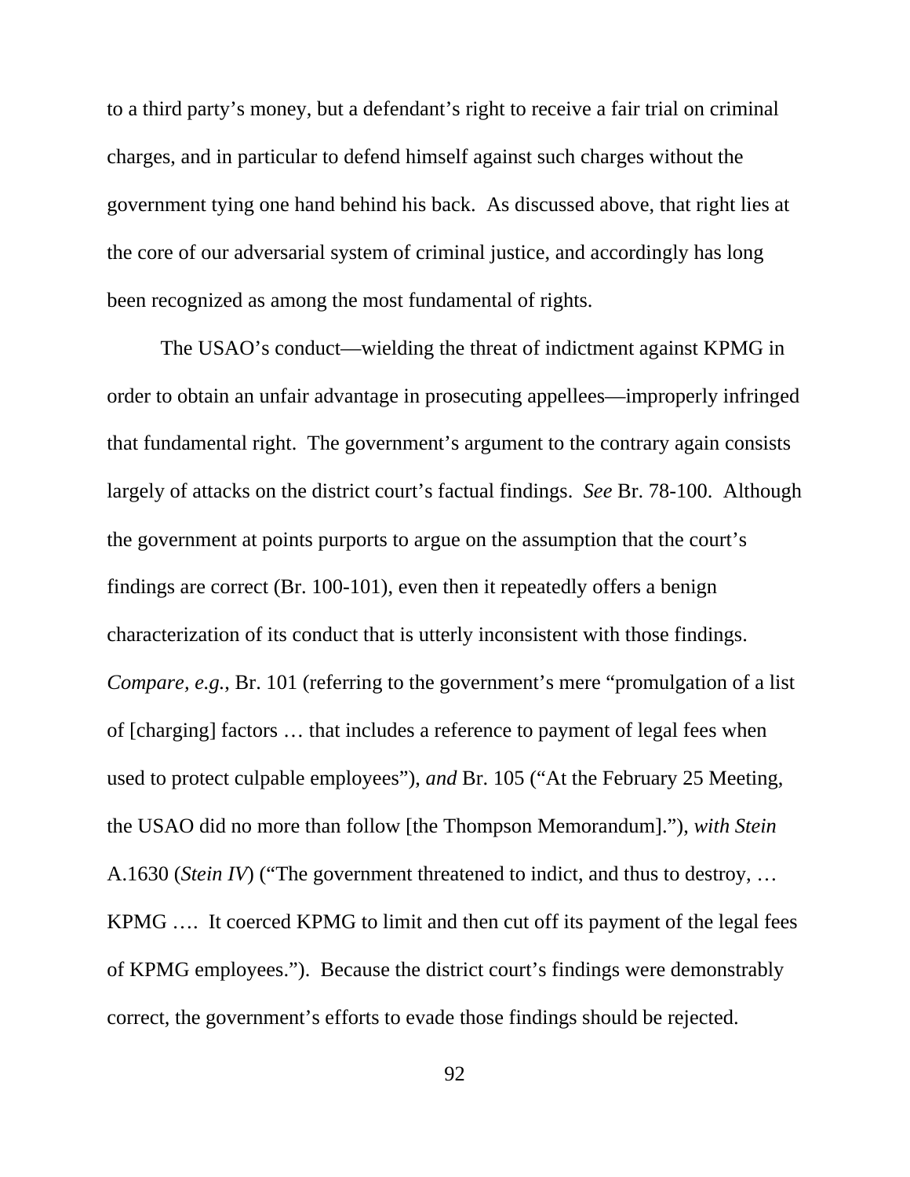to a third party's money, but a defendant's right to receive a fair trial on criminal charges, and in particular to defend himself against such charges without the government tying one hand behind his back. As discussed above, that right lies at the core of our adversarial system of criminal justice, and accordingly has long been recognized as among the most fundamental of rights.

The USAO's conduct—wielding the threat of indictment against KPMG in order to obtain an unfair advantage in prosecuting appellees—improperly infringed that fundamental right. The government's argument to the contrary again consists largely of attacks on the district court's factual findings. *See* Br. 78-100. Although the government at points purports to argue on the assumption that the court's findings are correct (Br. 100-101), even then it repeatedly offers a benign characterization of its conduct that is utterly inconsistent with those findings. *Compare, e.g.*, Br. 101 (referring to the government's mere "promulgation of a list of [charging] factors … that includes a reference to payment of legal fees when used to protect culpable employees"), *and* Br. 105 ("At the February 25 Meeting, the USAO did no more than follow [the Thompson Memorandum]."), *with Stein* A.1630 (*Stein IV*) ("The government threatened to indict, and thus to destroy, … KPMG …. It coerced KPMG to limit and then cut off its payment of the legal fees of KPMG employees."). Because the district court's findings were demonstrably correct, the government's efforts to evade those findings should be rejected.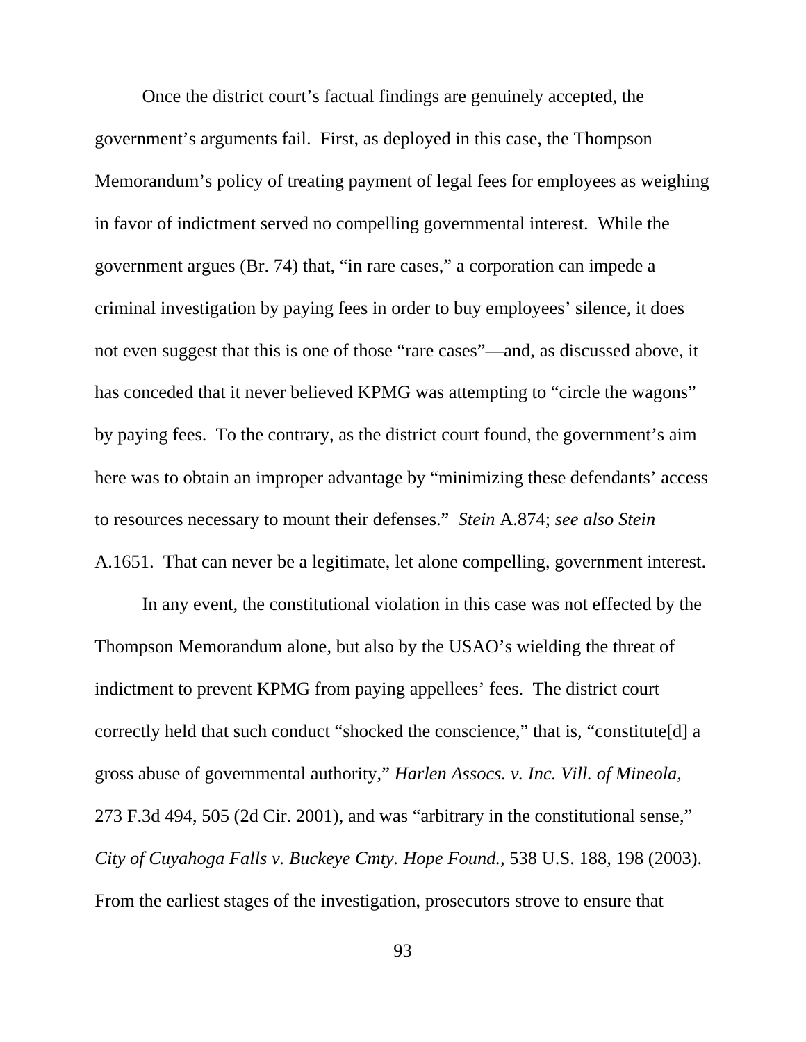Once the district court's factual findings are genuinely accepted, the government's arguments fail. First, as deployed in this case, the Thompson Memorandum's policy of treating payment of legal fees for employees as weighing in favor of indictment served no compelling governmental interest. While the government argues (Br. 74) that, "in rare cases," a corporation can impede a criminal investigation by paying fees in order to buy employees' silence, it does not even suggest that this is one of those "rare cases"—and, as discussed above, it has conceded that it never believed KPMG was attempting to "circle the wagons" by paying fees. To the contrary, as the district court found, the government's aim here was to obtain an improper advantage by "minimizing these defendants' access to resources necessary to mount their defenses." *Stein* A.874; *see also Stein* A.1651. That can never be a legitimate, let alone compelling, government interest.

In any event, the constitutional violation in this case was not effected by the Thompson Memorandum alone, but also by the USAO's wielding the threat of indictment to prevent KPMG from paying appellees' fees. The district court correctly held that such conduct "shocked the conscience," that is, "constitute[d] a gross abuse of governmental authority," *Harlen Assocs. v. Inc. Vill. of Mineola*, 273 F.3d 494, 505 (2d Cir. 2001), and was "arbitrary in the constitutional sense," *City of Cuyahoga Falls v. Buckeye Cmty. Hope Found.*, 538 U.S. 188, 198 (2003). From the earliest stages of the investigation, prosecutors strove to ensure that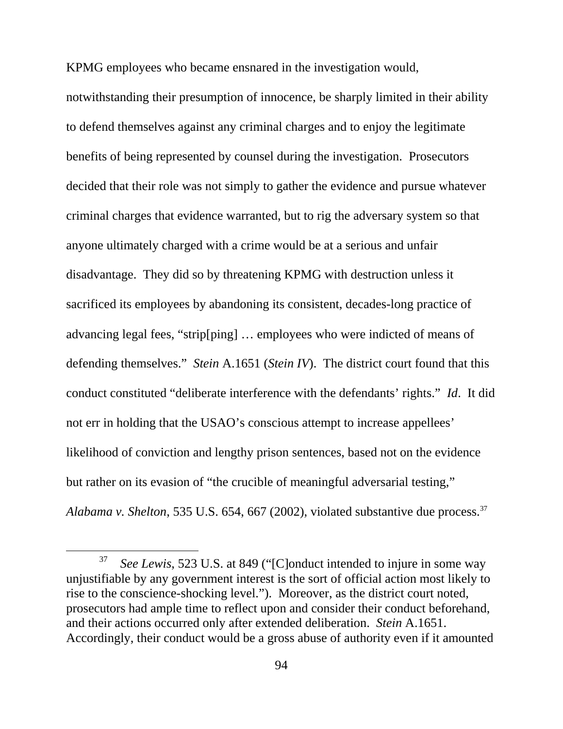KPMG employees who became ensnared in the investigation would, notwithstanding their presumption of innocence, be sharply limited in their ability to defend themselves against any criminal charges and to enjoy the legitimate benefits of being represented by counsel during the investigation. Prosecutors decided that their role was not simply to gather the evidence and pursue whatever criminal charges that evidence warranted, but to rig the adversary system so that anyone ultimately charged with a crime would be at a serious and unfair disadvantage. They did so by threatening KPMG with destruction unless it sacrificed its employees by abandoning its consistent, decades-long practice of advancing legal fees, "strip[ping] … employees who were indicted of means of defending themselves." *Stein* A.1651 (*Stein IV*). The district court found that this conduct constituted "deliberate interference with the defendants' rights." *Id*. It did not err in holding that the USAO's conscious attempt to increase appellees' likelihood of conviction and lengthy prison sentences, based not on the evidence but rather on its evasion of "the crucible of meaningful adversarial testing," *Alabama v. Shelton*, 535 U.S. 654, 667 (2002), violated substantive due process.[37]

[37] *See Lewis*, 523 U.S. at 849 ("[C]onduct intended to injure in some way unjustifiable by any government interest is the sort of official action most likely to rise to the conscience-shocking level."). Moreover, as the district court noted, prosecutors had ample time to reflect upon and consider their conduct beforehand, and their actions occurred only after extended deliberation. *Stein* A.1651. Accordingly, their conduct would be a gross abuse of authority even if it amounted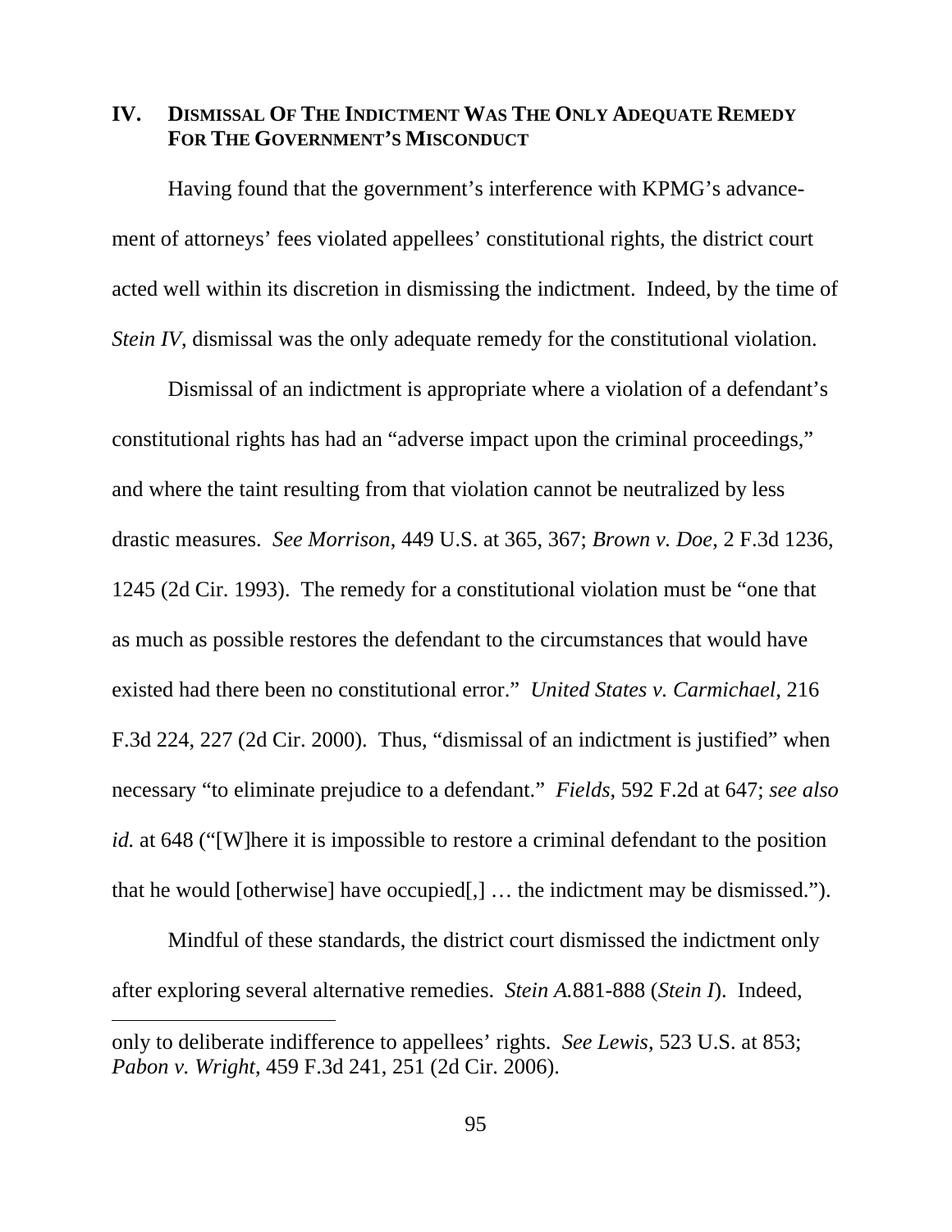## IV. DISMISSAL OF THE INDICTMENT WAS THE ONLY ADEQUATE REMEDY FOR THE GOVERNMENT'S MISCONDUCT

Having found that the government's interference with KPMG's advancement of attorneys' fees violated appellees' constitutional rights, the district court acted well within its discretion in dismissing the indictment. Indeed, by the time of *Stein IV*, dismissal was the only adequate remedy for the constitutional violation.

Dismissal of an indictment is appropriate where a violation of a defendant's constitutional rights has had an "adverse impact upon the criminal proceedings," and where the taint resulting from that violation cannot be neutralized by less drastic measures. *See Morrison*, 449 U.S. at 365, 367; *Brown v. Doe*, 2 F.3d 1236, 1245 (2d Cir. 1993). The remedy for a constitutional violation must be "one that as much as possible restores the defendant to the circumstances that would have existed had there been no constitutional error." *United States v. Carmichael*, 216 F.3d 224, 227 (2d Cir. 2000). Thus, "dismissal of an indictment is justified" when necessary "to eliminate prejudice to a defendant." *Fields*, 592 F.2d at 647; *see also id.* at 648 ("[W]here it is impossible to restore a criminal defendant to the position that he would [otherwise] have occupied[,] … the indictment may be dismissed.").

Mindful of these standards, the district court dismissed the indictment only after exploring several alternative remedies. *Stein A.*881-888 (*Stein I*). Indeed,

---

only to deliberate indifference to appellees' rights. *See Lewis*, 523 U.S. at 853; *Pabon v. Wright*, 459 F.3d 241, 251 (2d Cir. 2006).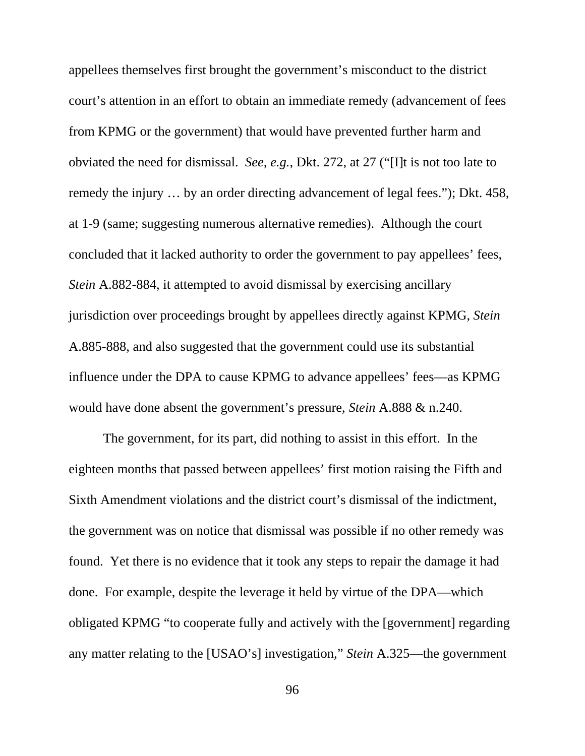appellees themselves first brought the government's misconduct to the district court's attention in an effort to obtain an immediate remedy (advancement of fees from KPMG or the government) that would have prevented further harm and obviated the need for dismissal. *See, e.g.*, Dkt. 272, at 27 ("[I]t is not too late to remedy the injury … by an order directing advancement of legal fees."); Dkt. 458, at 1-9 (same; suggesting numerous alternative remedies). Although the court concluded that it lacked authority to order the government to pay appellees' fees, *Stein* A.882-884, it attempted to avoid dismissal by exercising ancillary jurisdiction over proceedings brought by appellees directly against KPMG, *Stein* A.885-888, and also suggested that the government could use its substantial influence under the DPA to cause KPMG to advance appellees' fees—as KPMG would have done absent the government's pressure, *Stein* A.888 & n.240.

The government, for its part, did nothing to assist in this effort. In the eighteen months that passed between appellees' first motion raising the Fifth and Sixth Amendment violations and the district court's dismissal of the indictment, the government was on notice that dismissal was possible if no other remedy was found. Yet there is no evidence that it took any steps to repair the damage it had done. For example, despite the leverage it held by virtue of the DPA—which obligated KPMG "to cooperate fully and actively with the [government] regarding any matter relating to the [USAO's] investigation," *Stein* A.325—the government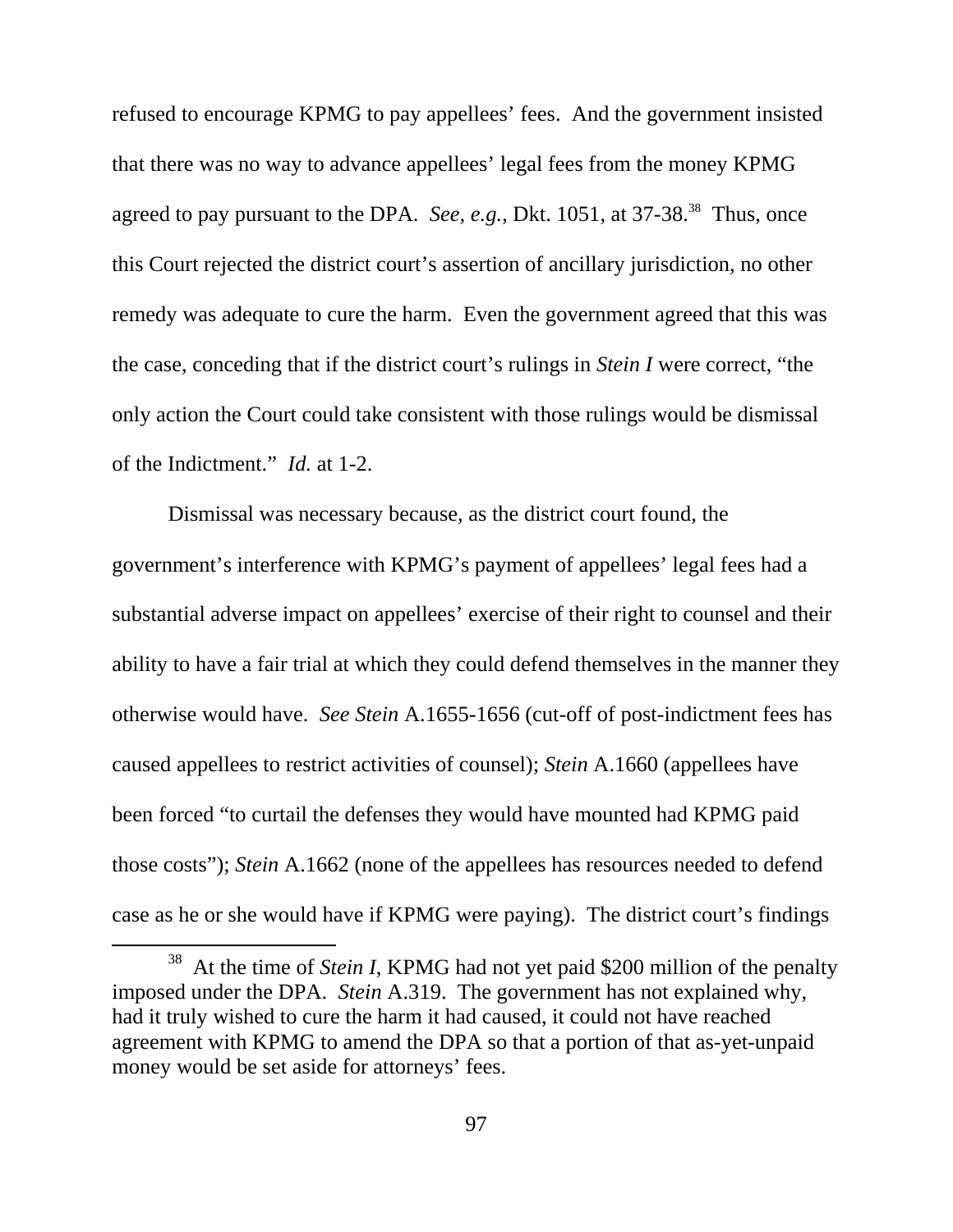refused to encourage KPMG to pay appellees' fees. And the government insisted that there was no way to advance appellees' legal fees from the money KPMG agreed to pay pursuant to the DPA. *See, e.g.*, Dkt. 1051, at 37-38.[38] Thus, once this Court rejected the district court's assertion of ancillary jurisdiction, no other remedy was adequate to cure the harm. Even the government agreed that this was the case, conceding that if the district court's rulings in *Stein I* were correct, "the only action the Court could take consistent with those rulings would be dismissal of the Indictment." *Id.* at 1-2.

Dismissal was necessary because, as the district court found, the government's interference with KPMG's payment of appellees' legal fees had a substantial adverse impact on appellees' exercise of their right to counsel and their ability to have a fair trial at which they could defend themselves in the manner they otherwise would have. *See Stein* A.1655-1656 (cut-off of post-indictment fees has caused appellees to restrict activities of counsel); *Stein* A.1660 (appellees have been forced "to curtail the defenses they would have mounted had KPMG paid those costs"); *Stein* A.1662 (none of the appellees has resources needed to defend case as he or she would have if KPMG were paying). The district court's findings

[38] At the time of *Stein I*, KPMG had not yet paid $200 million of the penalty imposed under the DPA. *Stein* A.319. The government has not explained why, had it truly wished to cure the harm it had caused, it could not have reached agreement with KPMG to amend the DPA so that a portion of that as-yet-unpaid money would be set aside for attorneys' fees.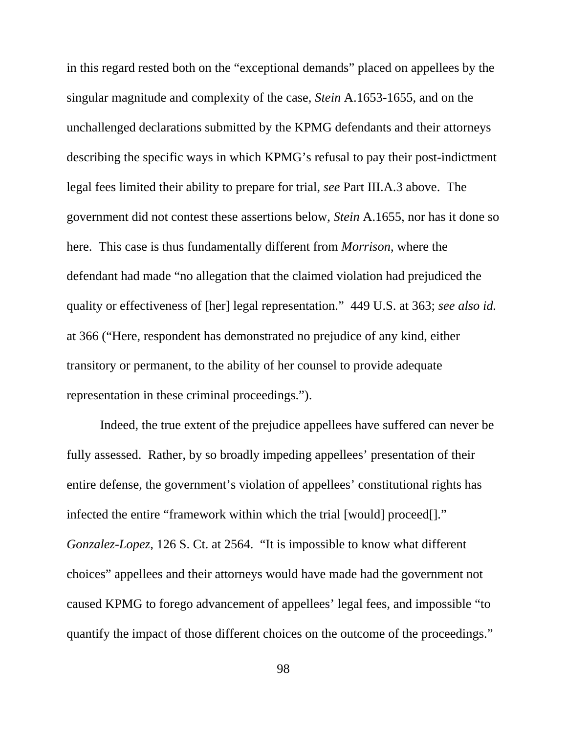in this regard rested both on the "exceptional demands" placed on appellees by the singular magnitude and complexity of the case, *Stein* A.1653-1655, and on the unchallenged declarations submitted by the KPMG defendants and their attorneys describing the specific ways in which KPMG's refusal to pay their post-indictment legal fees limited their ability to prepare for trial, *see* Part III.A.3 above. The government did not contest these assertions below, *Stein* A.1655, nor has it done so here. This case is thus fundamentally different from *Morrison*, where the defendant had made "no allegation that the claimed violation had prejudiced the quality or effectiveness of [her] legal representation." 449 U.S. at 363; *see also id.* at 366 ("Here, respondent has demonstrated no prejudice of any kind, either transitory or permanent, to the ability of her counsel to provide adequate representation in these criminal proceedings.").

Indeed, the true extent of the prejudice appellees have suffered can never be fully assessed. Rather, by so broadly impeding appellees' presentation of their entire defense, the government's violation of appellees' constitutional rights has infected the entire "framework within which the trial [would] proceed[]." *Gonzalez-Lopez*, 126 S. Ct. at 2564. "It is impossible to know what different choices" appellees and their attorneys would have made had the government not caused KPMG to forego advancement of appellees' legal fees, and impossible "to quantify the impact of those different choices on the outcome of the proceedings."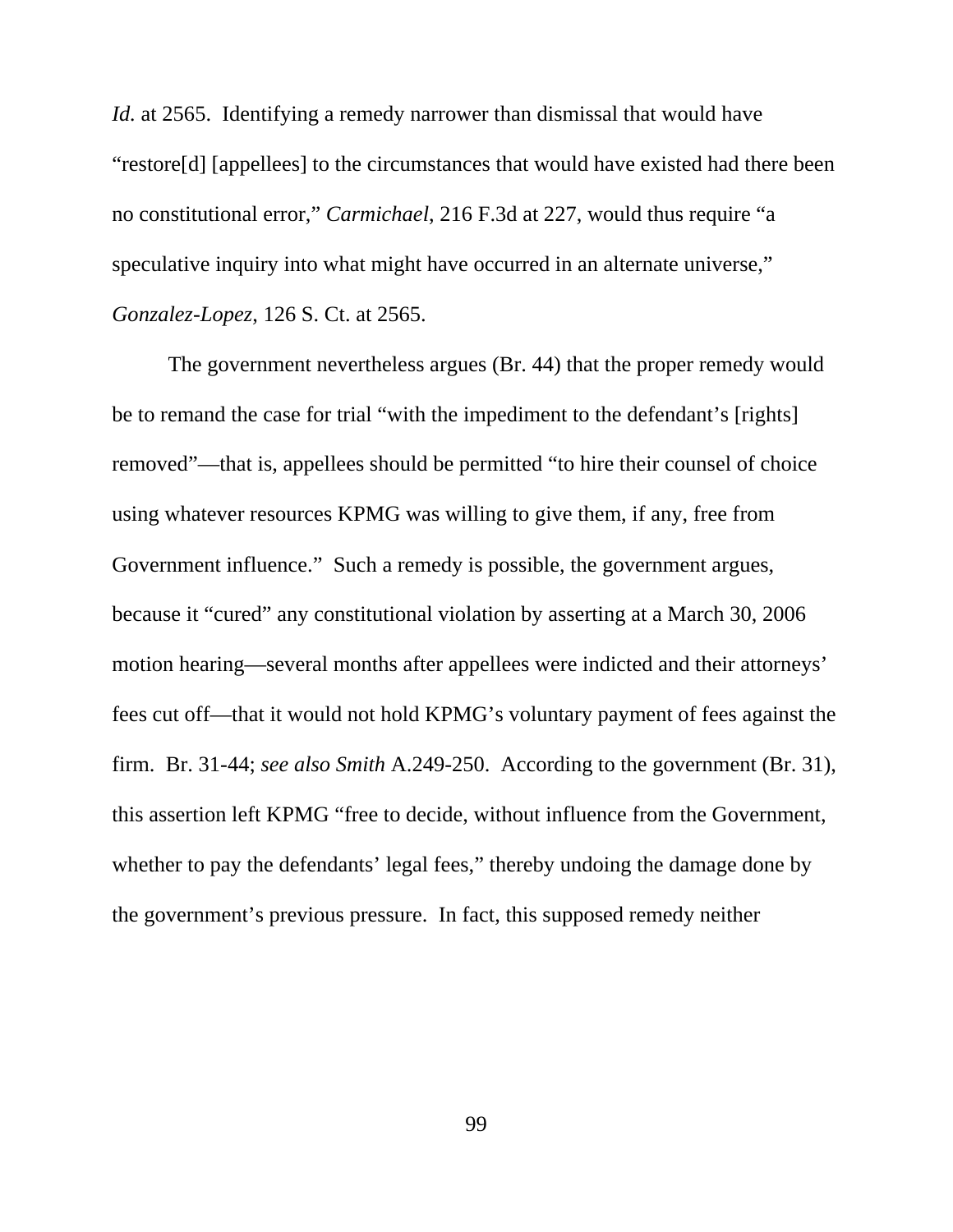*Id.* at 2565. Identifying a remedy narrower than dismissal that would have "restore[d] [appellees] to the circumstances that would have existed had there been no constitutional error," *Carmichael*, 216 F.3d at 227, would thus require "a speculative inquiry into what might have occurred in an alternate universe," *Gonzalez-Lopez*, 126 S. Ct. at 2565.

The government nevertheless argues (Br. 44) that the proper remedy would be to remand the case for trial "with the impediment to the defendant's [rights] removed"—that is, appellees should be permitted "to hire their counsel of choice using whatever resources KPMG was willing to give them, if any, free from Government influence." Such a remedy is possible, the government argues, because it "cured" any constitutional violation by asserting at a March 30, 2006 motion hearing—several months after appellees were indicted and their attorneys' fees cut off—that it would not hold KPMG's voluntary payment of fees against the firm. Br. 31-44; *see also Smith* A.249-250. According to the government (Br. 31), this assertion left KPMG "free to decide, without influence from the Government, whether to pay the defendants' legal fees," thereby undoing the damage done by the government's previous pressure. In fact, this supposed remedy neither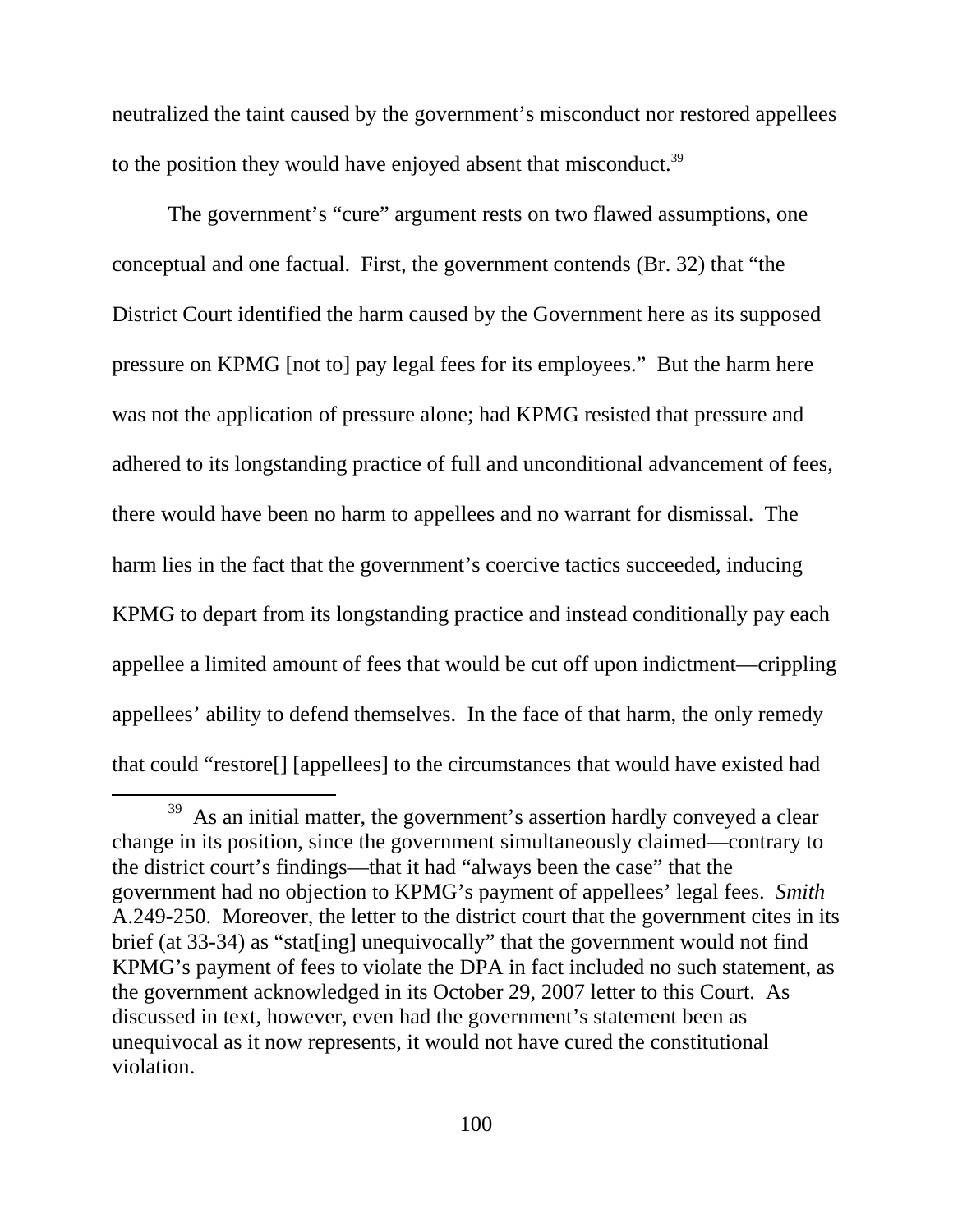neutralized the taint caused by the government's misconduct nor restored appellees to the position they would have enjoyed absent that misconduct.[39]

The government's "cure" argument rests on two flawed assumptions, one conceptual and one factual. First, the government contends (Br. 32) that "the District Court identified the harm caused by the Government here as its supposed pressure on KPMG [not to] pay legal fees for its employees." But the harm here was not the application of pressure alone; had KPMG resisted that pressure and adhered to its longstanding practice of full and unconditional advancement of fees, there would have been no harm to appellees and no warrant for dismissal. The harm lies in the fact that the government's coercive tactics succeeded, inducing KPMG to depart from its longstanding practice and instead conditionally pay each appellee a limited amount of fees that would be cut off upon indictment—crippling appellees' ability to defend themselves. In the face of that harm, the only remedy that could "restore[] [appellees] to the circumstances that would have existed had

[39] As an initial matter, the government's assertion hardly conveyed a clear change in its position, since the government simultaneously claimed—contrary to the district court's findings—that it had "always been the case" that the government had no objection to KPMG's payment of appellees' legal fees. *Smith* A.249-250. Moreover, the letter to the district court that the government cites in its brief (at 33-34) as "stat[ing] unequivocally" that the government would not find KPMG's payment of fees to violate the DPA in fact included no such statement, as the government acknowledged in its October 29, 2007 letter to this Court. As discussed in text, however, even had the government's statement been as unequivocal as it now represents, it would not have cured the constitutional violation.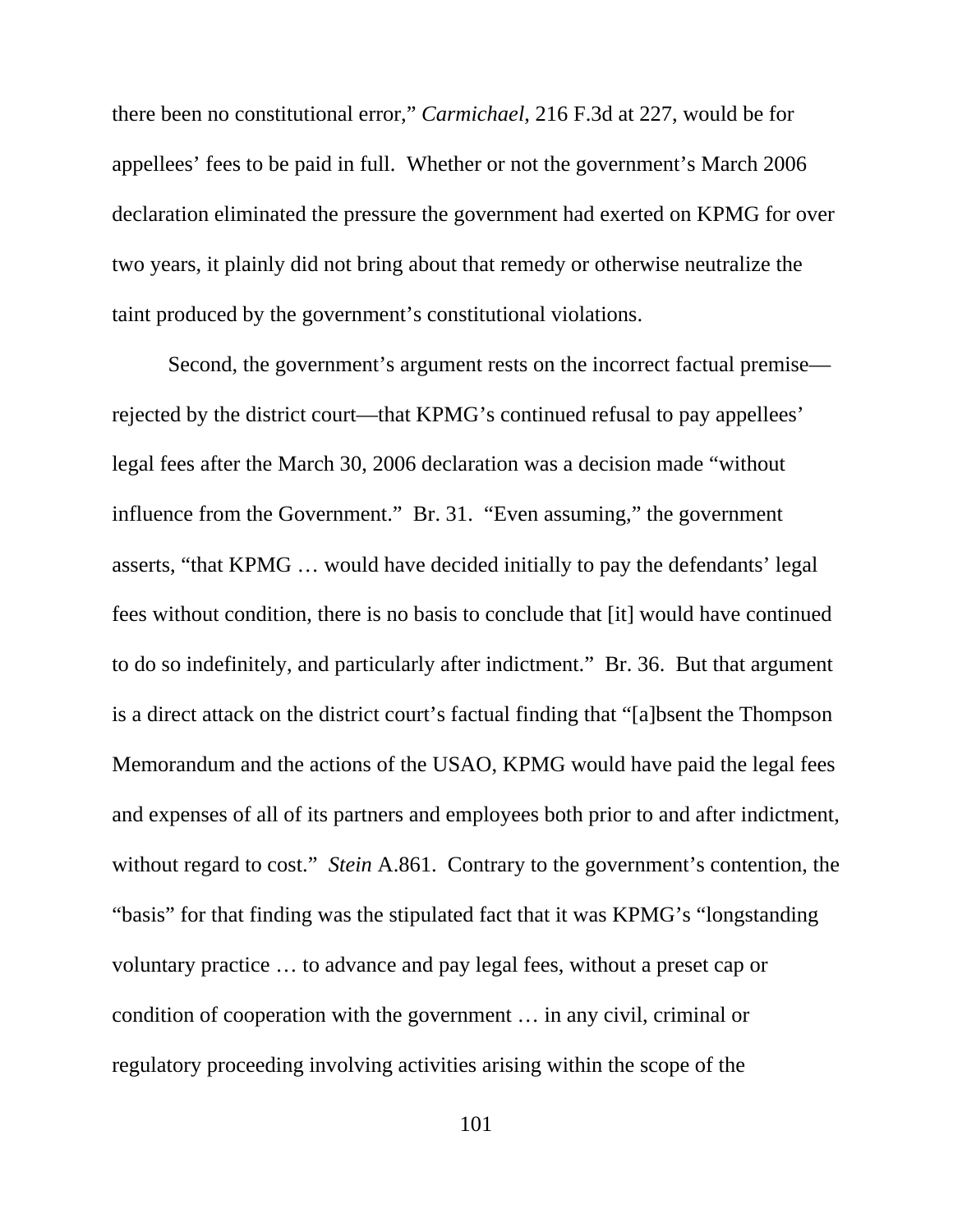there been no constitutional error," *Carmichael*, 216 F.3d at 227, would be for appellees' fees to be paid in full. Whether or not the government's March 2006 declaration eliminated the pressure the government had exerted on KPMG for over two years, it plainly did not bring about that remedy or otherwise neutralize the taint produced by the government's constitutional violations.

Second, the government's argument rests on the incorrect factual premise—rejected by the district court—that KPMG's continued refusal to pay appellees' legal fees after the March 30, 2006 declaration was a decision made "without influence from the Government." Br. 31. "Even assuming," the government asserts, "that KPMG … would have decided initially to pay the defendants' legal fees without condition, there is no basis to conclude that [it] would have continued to do so indefinitely, and particularly after indictment." Br. 36. But that argument is a direct attack on the district court's factual finding that "[a]bsent the Thompson Memorandum and the actions of the USAO, KPMG would have paid the legal fees and expenses of all of its partners and employees both prior to and after indictment, without regard to cost." *Stein* A.861. Contrary to the government's contention, the "basis" for that finding was the stipulated fact that it was KPMG's "longstanding voluntary practice … to advance and pay legal fees, without a preset cap or condition of cooperation with the government … in any civil, criminal or regulatory proceeding involving activities arising within the scope of the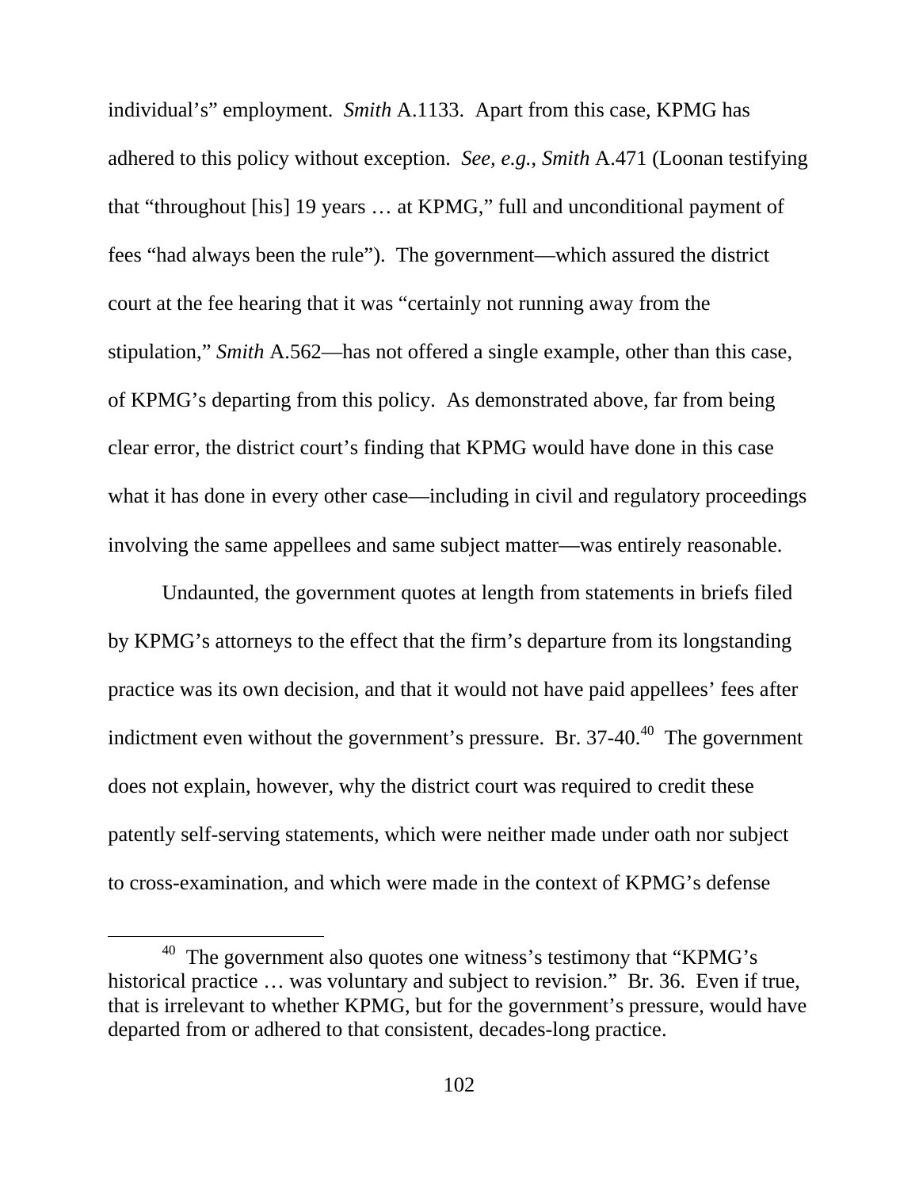individual's" employment. *Smith* A.1133. Apart from this case, KPMG has adhered to this policy without exception. *See, e.g.*, *Smith* A.471 (Loonan testifying that "throughout [his] 19 years … at KPMG," full and unconditional payment of fees "had always been the rule"). The government—which assured the district court at the fee hearing that it was "certainly not running away from the stipulation," *Smith* A.562—has not offered a single example, other than this case, of KPMG's departing from this policy. As demonstrated above, far from being clear error, the district court's finding that KPMG would have done in this case what it has done in every other case—including in civil and regulatory proceedings involving the same appellees and same subject matter—was entirely reasonable.

Undaunted, the government quotes at length from statements in briefs filed by KPMG's attorneys to the effect that the firm's departure from its longstanding practice was its own decision, and that it would not have paid appellees' fees after indictment even without the government's pressure. Br. 37-40.[40] The government does not explain, however, why the district court was required to credit these patently self-serving statements, which were neither made under oath nor subject to cross-examination, and which were made in the context of KPMG's defense

[40] The government also quotes one witness's testimony that "KPMG's historical practice … was voluntary and subject to revision." Br. 36. Even if true, that is irrelevant to whether KPMG, but for the government's pressure, would have departed from or adhered to that consistent, decades-long practice.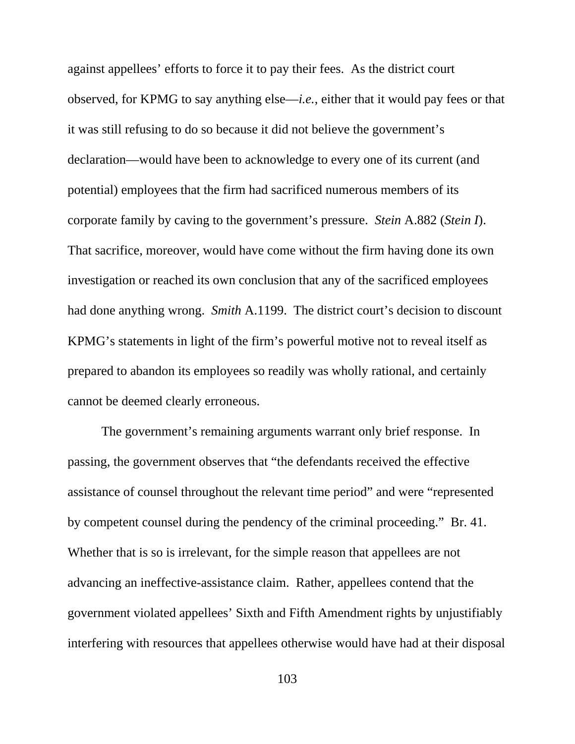against appellees' efforts to force it to pay their fees. As the district court observed, for KPMG to say anything else—*i.e.*, either that it would pay fees or that it was still refusing to do so because it did not believe the government's declaration—would have been to acknowledge to every one of its current (and potential) employees that the firm had sacrificed numerous members of its corporate family by caving to the government's pressure. *Stein* A.882 (*Stein I*). That sacrifice, moreover, would have come without the firm having done its own investigation or reached its own conclusion that any of the sacrificed employees had done anything wrong. *Smith* A.1199. The district court's decision to discount KPMG's statements in light of the firm's powerful motive not to reveal itself as prepared to abandon its employees so readily was wholly rational, and certainly cannot be deemed clearly erroneous.

The government's remaining arguments warrant only brief response. In passing, the government observes that "the defendants received the effective assistance of counsel throughout the relevant time period" and were "represented by competent counsel during the pendency of the criminal proceeding." Br. 41. Whether that is so is irrelevant, for the simple reason that appellees are not advancing an ineffective-assistance claim. Rather, appellees contend that the government violated appellees' Sixth and Fifth Amendment rights by unjustifiably interfering with resources that appellees otherwise would have had at their disposal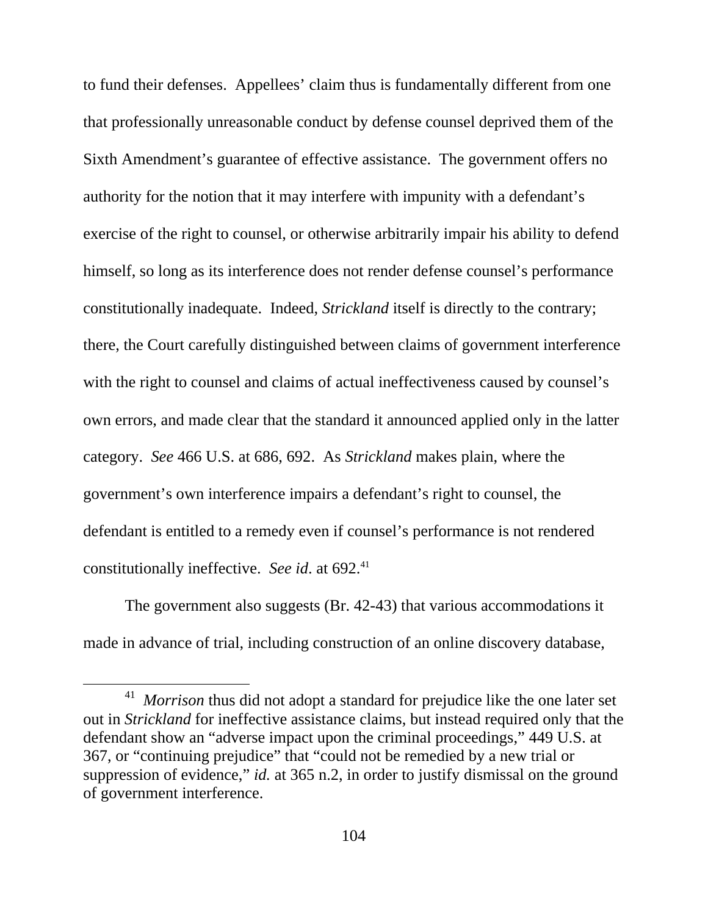to fund their defenses. Appellees' claim thus is fundamentally different from one that professionally unreasonable conduct by defense counsel deprived them of the Sixth Amendment's guarantee of effective assistance. The government offers no authority for the notion that it may interfere with impunity with a defendant's exercise of the right to counsel, or otherwise arbitrarily impair his ability to defend himself, so long as its interference does not render defense counsel's performance constitutionally inadequate. Indeed, *Strickland* itself is directly to the contrary; there, the Court carefully distinguished between claims of government interference with the right to counsel and claims of actual ineffectiveness caused by counsel's own errors, and made clear that the standard it announced applied only in the latter category. *See* 466 U.S. at 686, 692. As *Strickland* makes plain, where the government's own interference impairs a defendant's right to counsel, the defendant is entitled to a remedy even if counsel's performance is not rendered constitutionally ineffective. *See id*. at 692.[41]

The government also suggests (Br. 42-43) that various accommodations it made in advance of trial, including construction of an online discovery database,

[41] *Morrison* thus did not adopt a standard for prejudice like the one later set out in *Strickland* for ineffective assistance claims, but instead required only that the defendant show an "adverse impact upon the criminal proceedings," 449 U.S. at 367, or "continuing prejudice" that "could not be remedied by a new trial or suppression of evidence," *id.* at 365 n.2, in order to justify dismissal on the ground of government interference.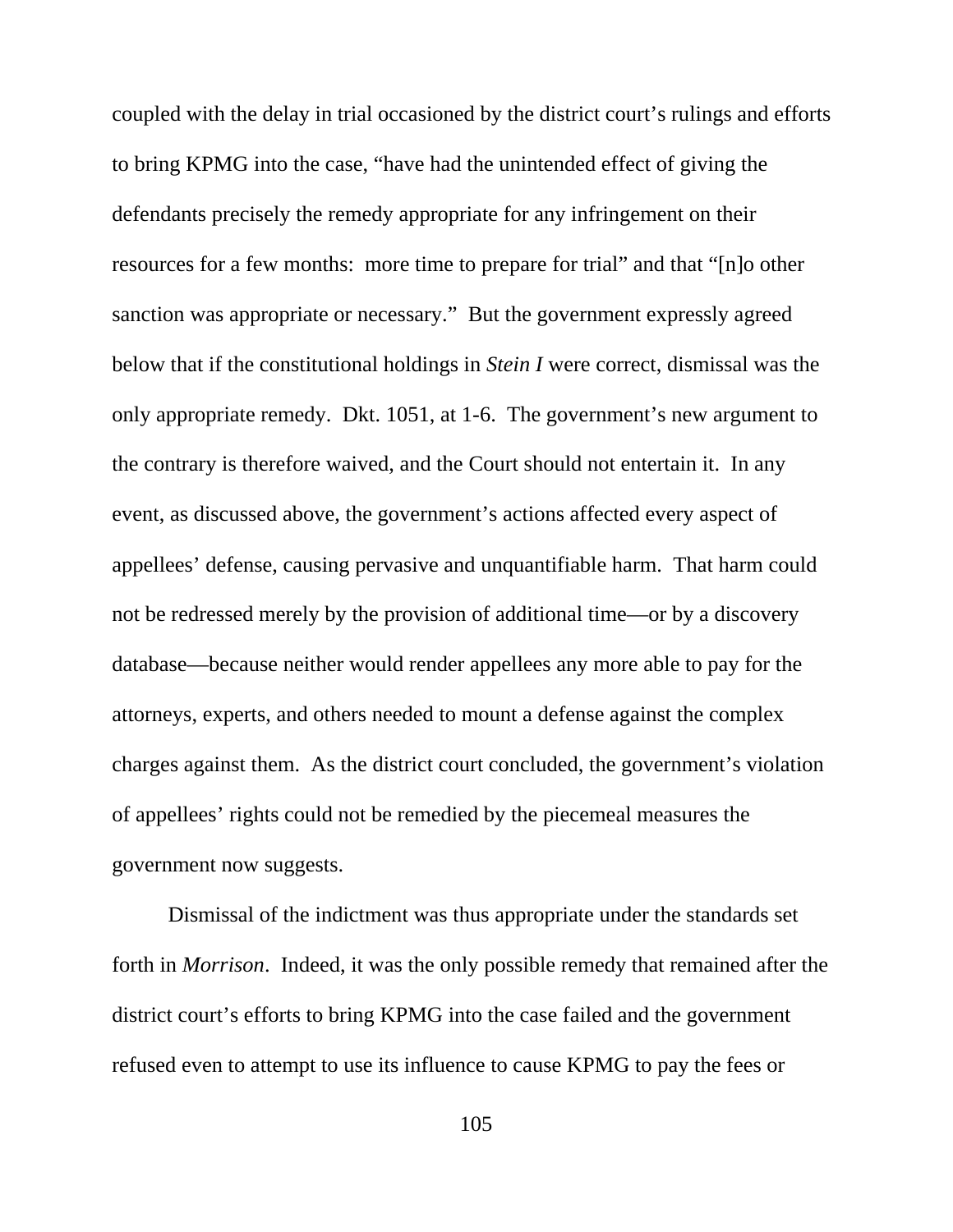coupled with the delay in trial occasioned by the district court's rulings and efforts to bring KPMG into the case, "have had the unintended effect of giving the defendants precisely the remedy appropriate for any infringement on their resources for a few months: more time to prepare for trial" and that "[n]o other sanction was appropriate or necessary." But the government expressly agreed below that if the constitutional holdings in *Stein I* were correct, dismissal was the only appropriate remedy. Dkt. 1051, at 1-6. The government's new argument to the contrary is therefore waived, and the Court should not entertain it. In any event, as discussed above, the government's actions affected every aspect of appellees' defense, causing pervasive and unquantifiable harm. That harm could not be redressed merely by the provision of additional time—or by a discovery database—because neither would render appellees any more able to pay for the attorneys, experts, and others needed to mount a defense against the complex charges against them. As the district court concluded, the government's violation of appellees' rights could not be remedied by the piecemeal measures the government now suggests.

Dismissal of the indictment was thus appropriate under the standards set forth in *Morrison*. Indeed, it was the only possible remedy that remained after the district court's efforts to bring KPMG into the case failed and the government refused even to attempt to use its influence to cause KPMG to pay the fees or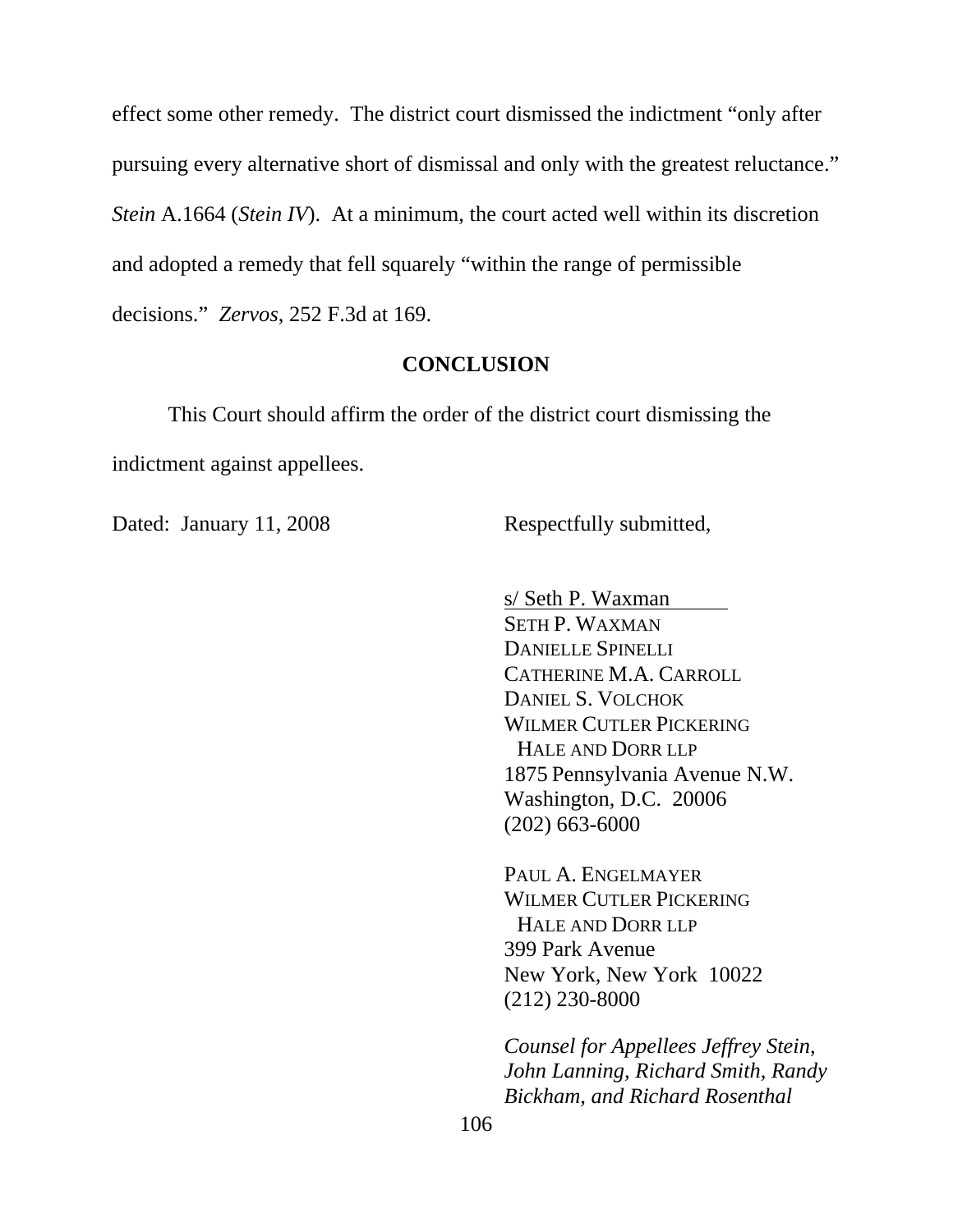effect some other remedy. The district court dismissed the indictment "only after pursuing every alternative short of dismissal and only with the greatest reluctance." *Stein* A.1664 (*Stein IV*). At a minimum, the court acted well within its discretion and adopted a remedy that fell squarely "within the range of permissible decisions." *Zervos*, 252 F.3d at 169.

## CONCLUSION

This Court should affirm the order of the district court dismissing the indictment against appellees.

Dated: January 11, 2008

Respectfully submitted,

s/ Seth P. Waxman
SETH P. WAXMAN
DANIELLE SPINELLI
CATHERINE M.A. CARROLL
DANIEL S. VOLCHOK
WILMER CUTLER PICKERING
HALE AND DORR LLP
1875 Pennsylvania Avenue N.W.
Washington, D.C. 20006
(202) 663-6000

PAUL A. ENGELMAYER
WILMER CUTLER PICKERING
HALE AND DORR LLP
399 Park Avenue
New York, New York 10022
(212) 230-8000

*Counsel for Appellees Jeffrey Stein, John Lanning, Richard Smith, Randy Bickham, and Richard Rosenthal*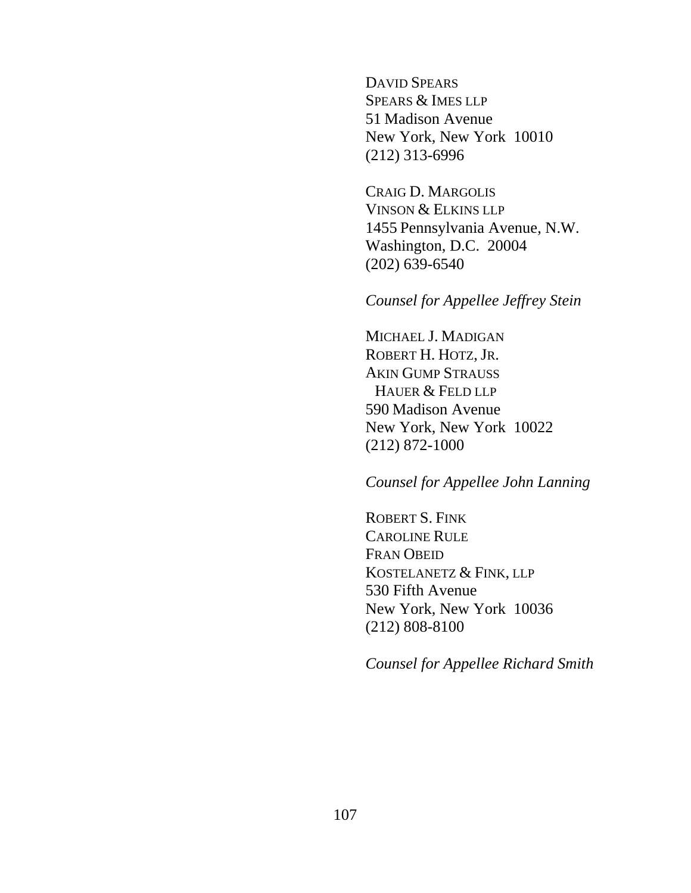DAVID SPEARS
SPEARS & IMES LLP
51 Madison Avenue
New York, New York 10010
(212) 313-6996

CRAIG D. MARGOLIS
VINSON & ELKINS LLP
1455 Pennsylvania Avenue, N.W.
Washington, D.C. 20004
(202) 639-6540

*Counsel for Appellee Jeffrey Stein*

MICHAEL J. MADIGAN
ROBERT H. HOTZ, JR.
AKIN GUMP STRAUSS
HAUER & FELD LLP
590 Madison Avenue
New York, New York 10022
(212) 872-1000

*Counsel for Appellee John Lanning*

ROBERT S. FINK
CAROLINE RULE
FRAN OBEID
KOSTELANETZ & FINK, LLP
530 Fifth Avenue
New York, New York 10036
(212) 808-8100

*Counsel for Appellee Richard Smith*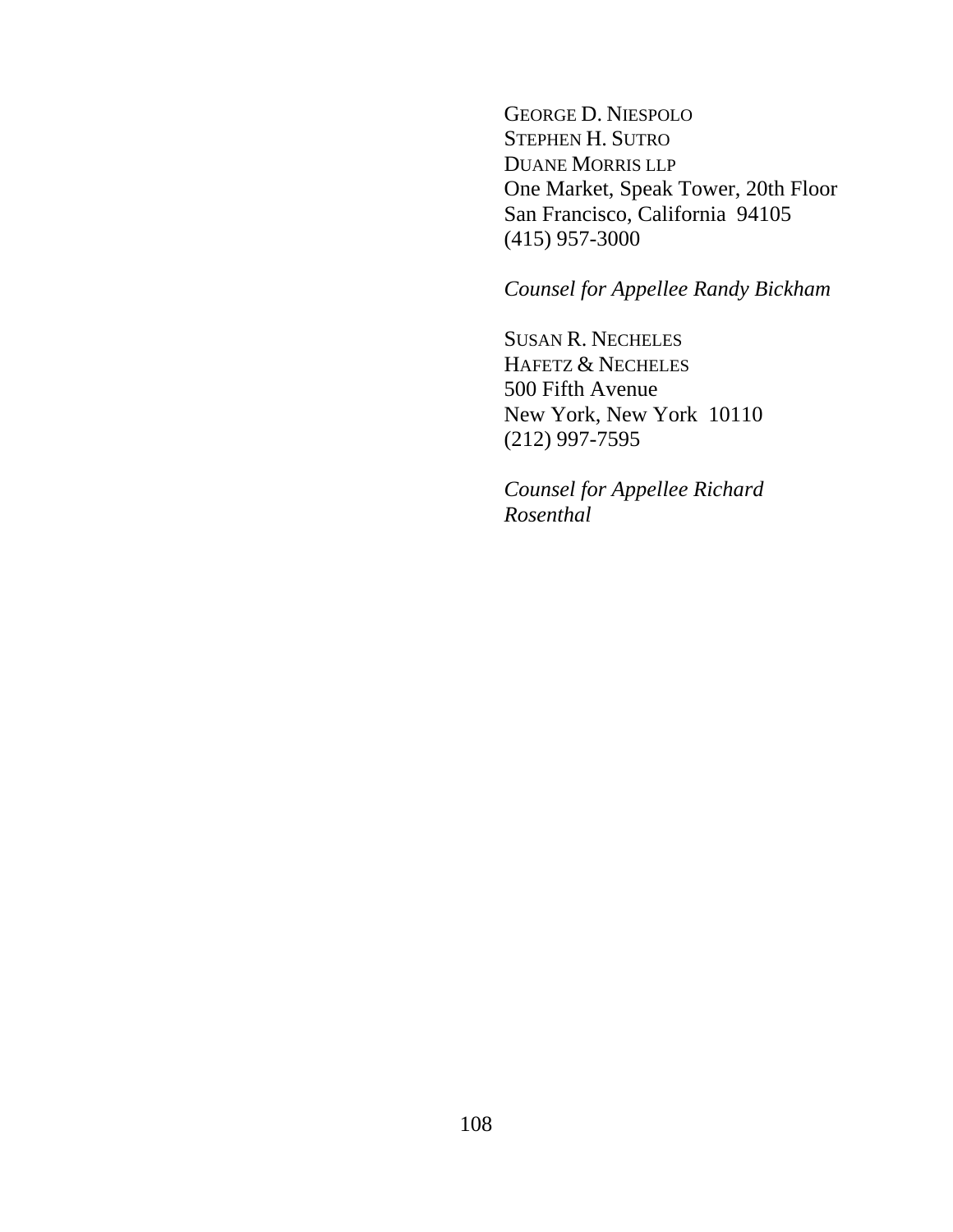GEORGE D. NIESPOLO
STEPHEN H. SUTRO
DUANE MORRIS LLP
One Market, Speak Tower, 20th Floor
San Francisco, California 94105
(415) 957-3000

*Counsel for Appellee Randy Bickham*

SUSAN R. NECHELES
HAFETZ & NECHELES
500 Fifth Avenue
New York, New York 10110
(212) 997-7595

*Counsel for Appellee Richard Rosenthal*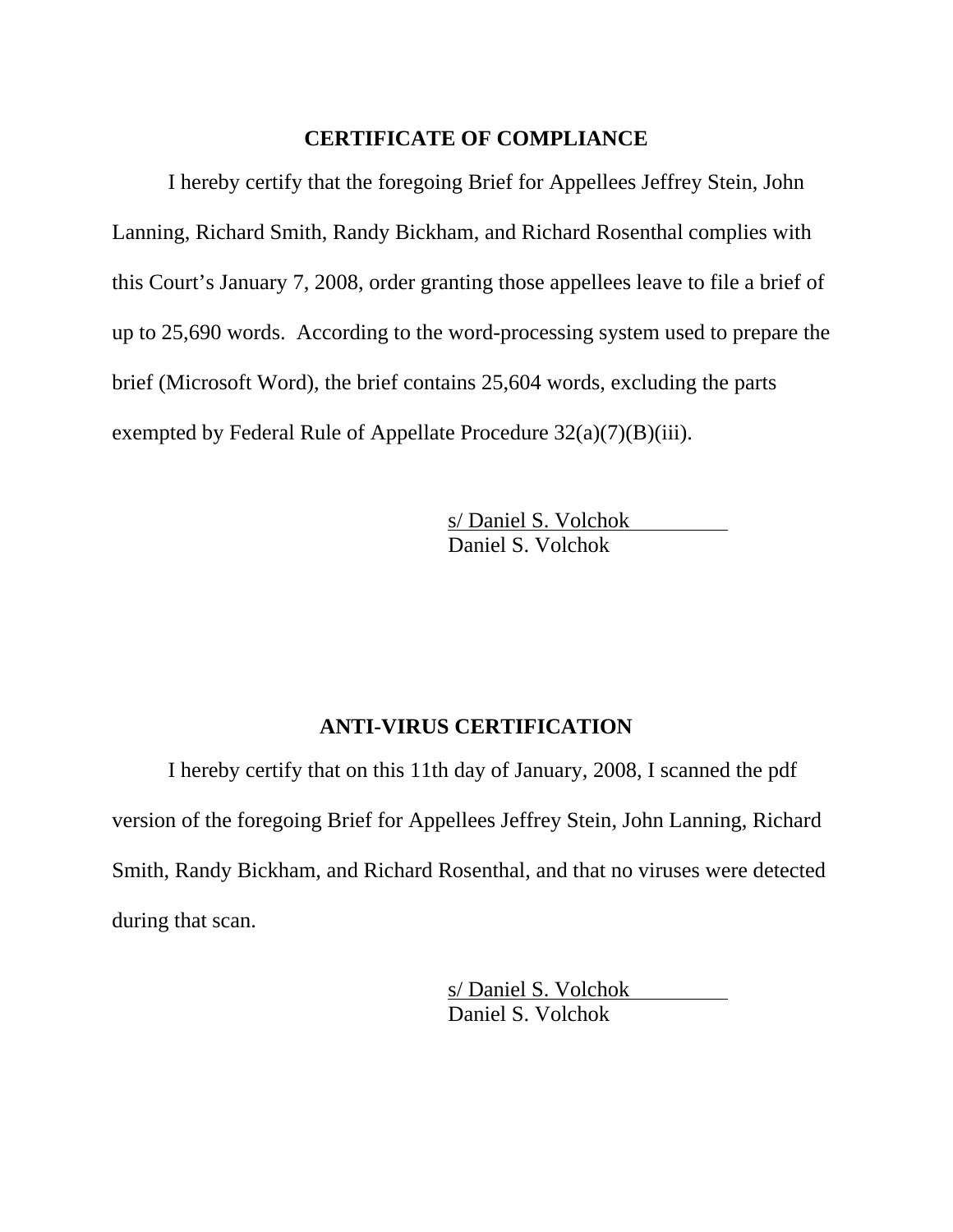## CERTIFICATE OF COMPLIANCE

I hereby certify that the foregoing Brief for Appellees Jeffrey Stein, John Lanning, Richard Smith, Randy Bickham, and Richard Rosenthal complies with this Court's January 7, 2008, order granting those appellees leave to file a brief of up to 25,690 words. According to the word-processing system used to prepare the brief (Microsoft Word), the brief contains 25,604 words, excluding the parts exempted by Federal Rule of Appellate Procedure 32(a)(7)(B)(iii).

s/ Daniel S. Volchok
Daniel S. Volchok

## ANTI-VIRUS CERTIFICATION

I hereby certify that on this 11th day of January, 2008, I scanned the pdf version of the foregoing Brief for Appellees Jeffrey Stein, John Lanning, Richard Smith, Randy Bickham, and Richard Rosenthal, and that no viruses were detected during that scan.

s/ Daniel S. Volchok
Daniel S. Volchok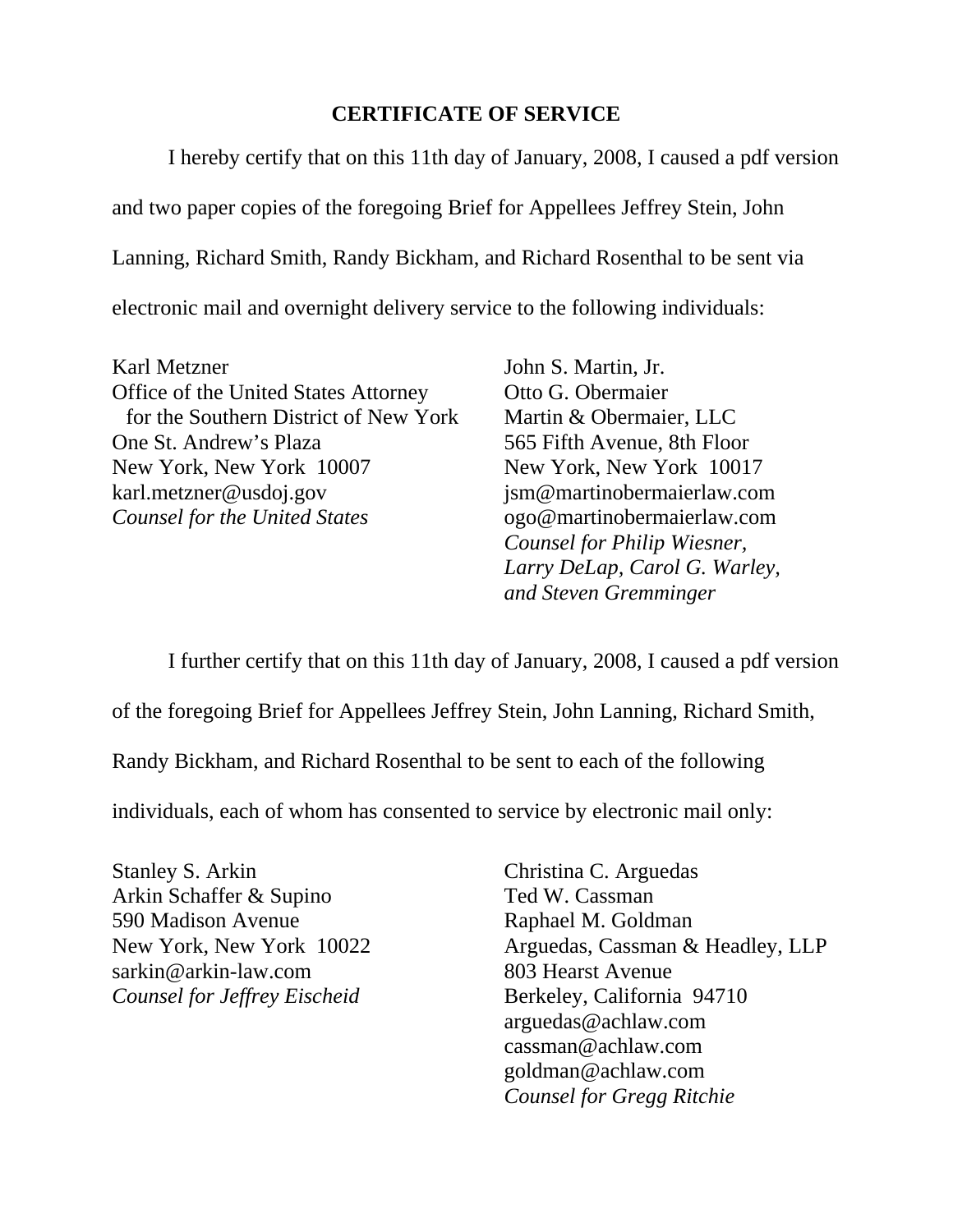## CERTIFICATE OF SERVICE

I hereby certify that on this 11th day of January, 2008, I caused a pdf version and two paper copies of the foregoing Brief for Appellees Jeffrey Stein, John Lanning, Richard Smith, Randy Bickham, and Richard Rosenthal to be sent via electronic mail and overnight delivery service to the following individuals:

Karl Metzner
Office of the United States Attorney
for the Southern District of New York
One St. Andrew's Plaza
New York, New York 10007
karl.metzner@usdoj.gov
*Counsel for the United States*

John S. Martin, Jr.
Otto G. Obermaier
Martin & Obermaier, LLC
565 Fifth Avenue, 8th Floor
New York, New York 10017
jsm@martinobermaierlaw.com
ogo@martinobermaierlaw.com
*Counsel for Philip Wiesner, Larry DeLap, Carol G. Warley, and Steven Gremminger*

I further certify that on this 11th day of January, 2008, I caused a pdf version of the foregoing Brief for Appellees Jeffrey Stein, John Lanning, Richard Smith, Randy Bickham, and Richard Rosenthal to be sent to each of the following individuals, each of whom has consented to service by electronic mail only:

Stanley S. Arkin
Arkin Schaffer & Supino
590 Madison Avenue
New York, New York 10022
sarkin@arkin-law.com
*Counsel for Jeffrey Eischeid*

Christina C. Arguedas
Ted W. Cassman
Raphael M. Goldman
Arguedas, Cassman & Headley, LLP
803 Hearst Avenue
Berkeley, California 94710
arguedas@achlaw.com
cassman@achlaw.com
goldman@achlaw.com
*Counsel for Gregg Ritchie*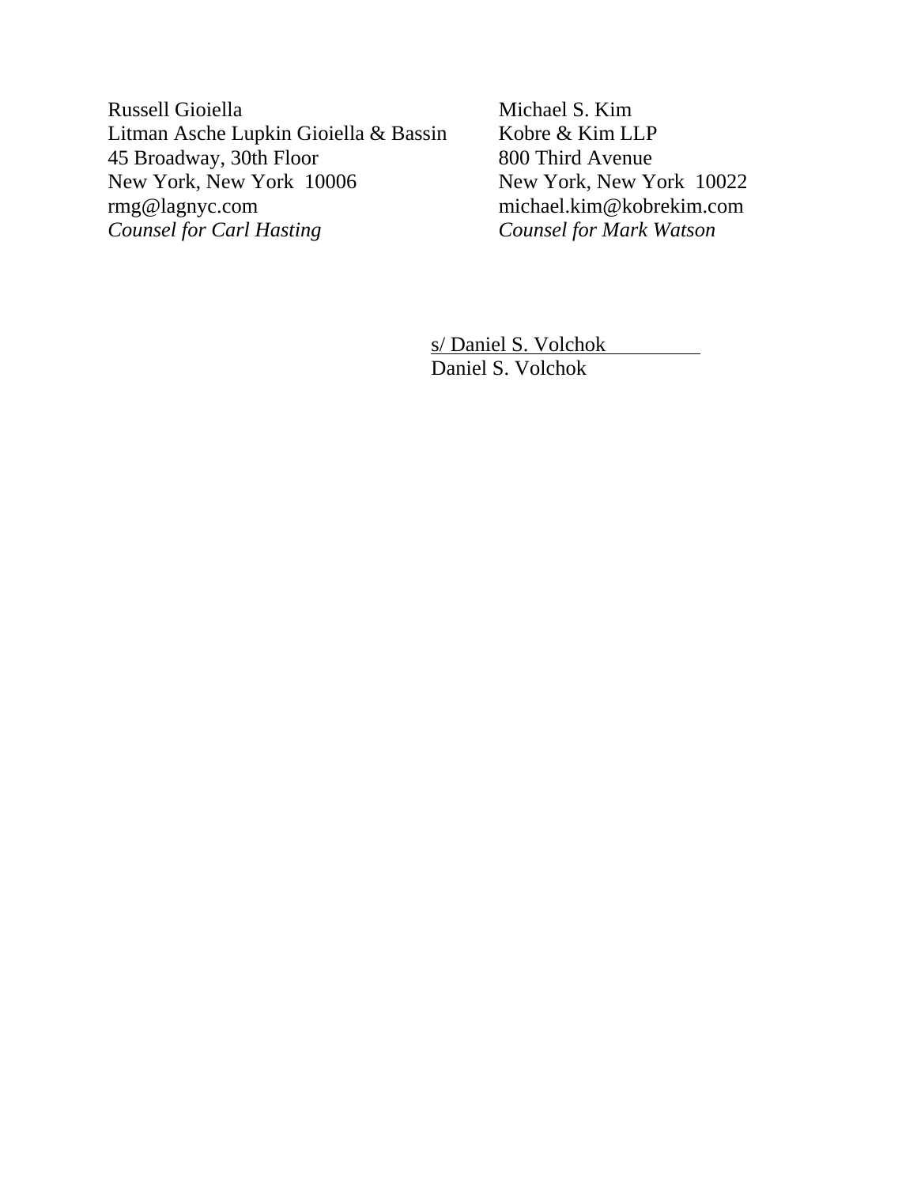Russell Gioiella
Litman Asche Lupkin Gioiella & Bassin
45 Broadway, 30th Floor
New York, New York 10006
rmg@lagnyc.com
*Counsel for Carl Hasting*

Michael S. Kim
Kobre & Kim LLP
800 Third Avenue
New York, New York 10022
michael.kim@kobrekim.com
*Counsel for Mark Watson*

s/ Daniel S. Volchok
Daniel S. Volchok